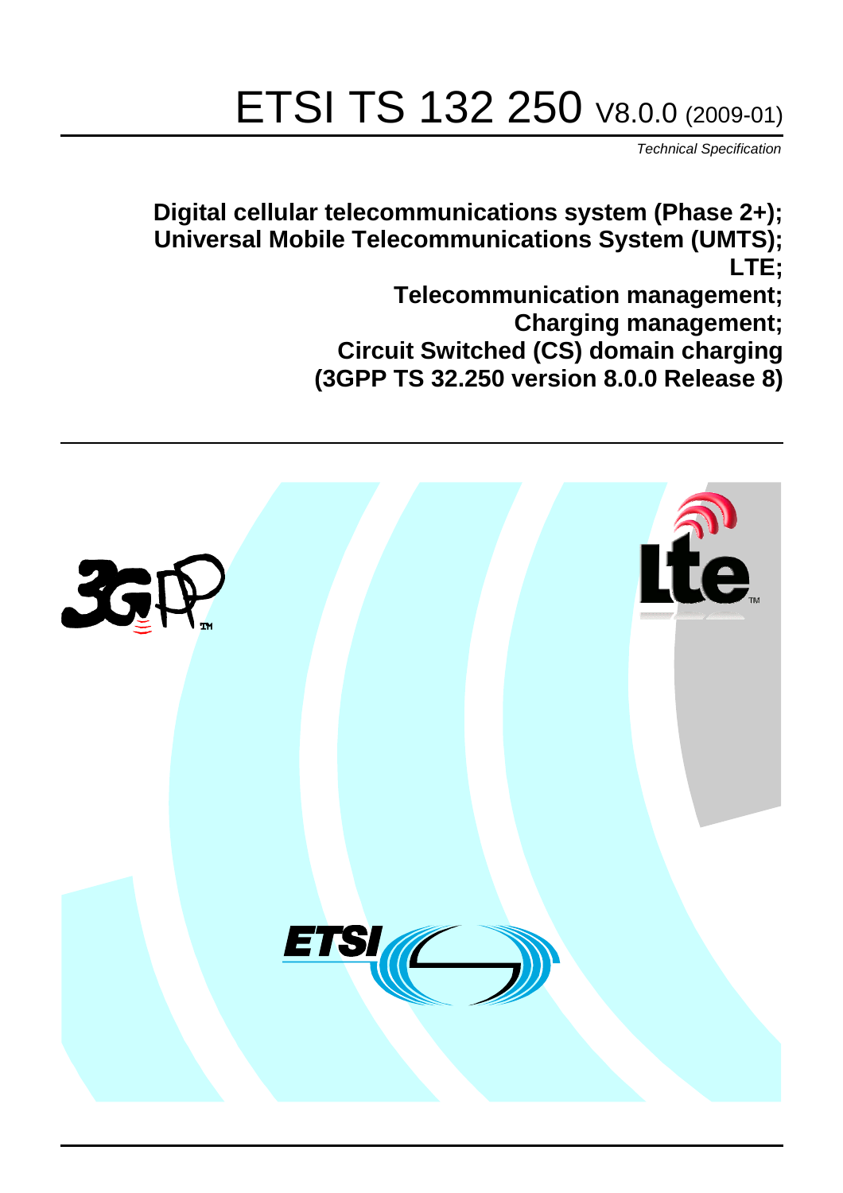# ETSI TS 132 250 V8.0.0 (2009-01)

*Technical Specification*

**Digital cellular telecommunications system (Phase 2+);**
**Universal Mobile Telecommunications System (UMTS);**
**LTE;**
**Telecommunication management;**
**Charging management;**
**Circuit Switched (CS) domain charging**
**(3GPP TS 32.250 version 8.0.0 Release 8)**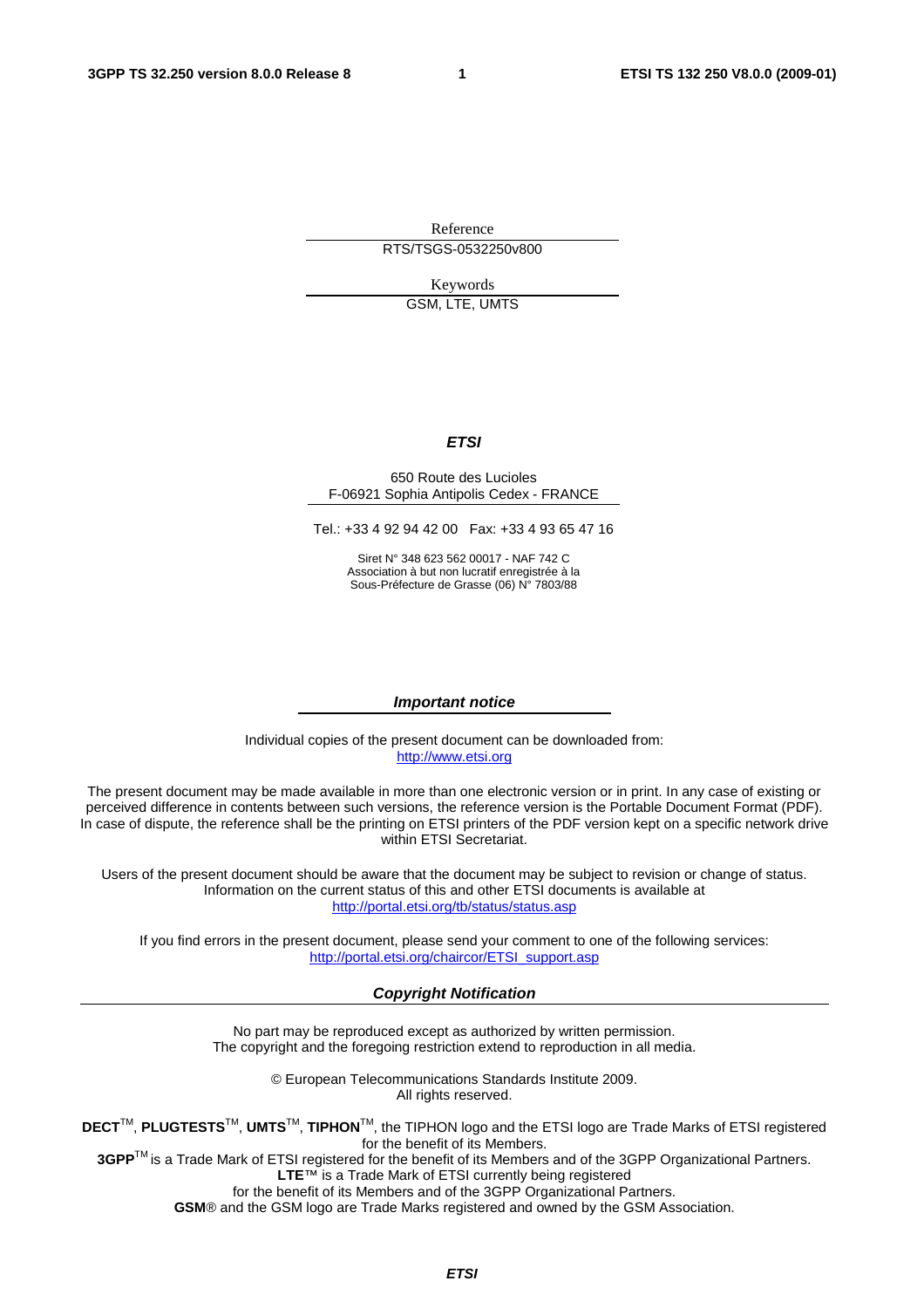Reference

RTS/TSGS-0532250v800

Keywords

GSM, LTE, UMTS

***ETSI***

650 Route des Lucioles
F-06921 Sophia Antipolis Cedex - FRANCE

Tel.: +33 4 92 94 42 00 Fax: +33 4 93 65 47 16

Siret N° 348 623 562 00017 - NAF 742 C
Association à but non lucratif enregistrée à la
Sous-Préfecture de Grasse (06) N° 7803/88

***Important notice***

Individual copies of the present document can be downloaded from:
http://www.etsi.org

The present document may be made available in more than one electronic version or in print. In any case of existing or perceived difference in contents between such versions, the reference version is the Portable Document Format (PDF). In case of dispute, the reference shall be the printing on ETSI printers of the PDF version kept on a specific network drive within ETSI Secretariat.

Users of the present document should be aware that the document may be subject to revision or change of status. Information on the current status of this and other ETSI documents is available at
http://portal.etsi.org/tb/status/status.asp

If you find errors in the present document, please send your comment to one of the following services:
http://portal.etsi.org/chaircor/ETSI_support.asp

***Copyright Notification***

No part may be reproduced except as authorized by written permission.
The copyright and the foregoing restriction extend to reproduction in all media.

© European Telecommunications Standards Institute 2009.
All rights reserved.

**DECT**™, **PLUGTESTS**™, **UMTS**™, **TIPHON**™, the TIPHON logo and the ETSI logo are Trade Marks of ETSI registered for the benefit of its Members.
**3GPP**™ is a Trade Mark of ETSI registered for the benefit of its Members and of the 3GPP Organizational Partners.
**LTE**™ is a Trade Mark of ETSI currently being registered
for the benefit of its Members and of the 3GPP Organizational Partners.
**GSM**® and the GSM logo are Trade Marks registered and owned by the GSM Association.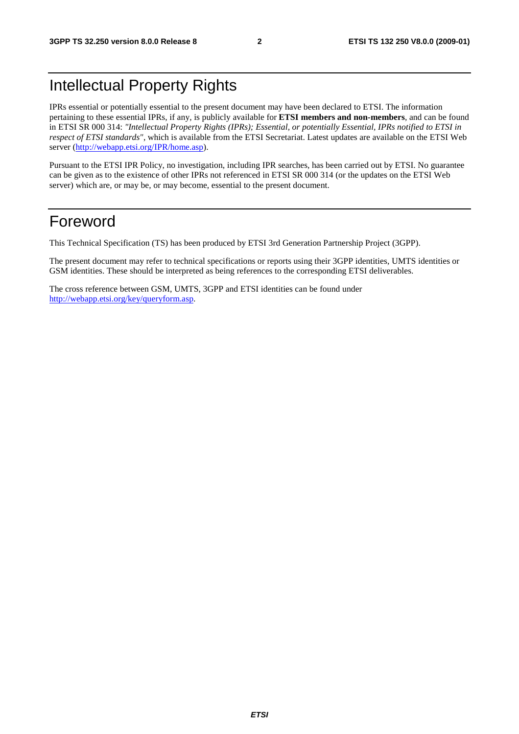# Intellectual Property Rights

IPRs essential or potentially essential to the present document may have been declared to ETSI. The information pertaining to these essential IPRs, if any, is publicly available for **ETSI members and non-members**, and can be found in ETSI SR 000 314: *"Intellectual Property Rights (IPRs); Essential, or potentially Essential, IPRs notified to ETSI in respect of ETSI standards"*, which is available from the ETSI Secretariat. Latest updates are available on the ETSI Web server (http://webapp.etsi.org/IPR/home.asp).

Pursuant to the ETSI IPR Policy, no investigation, including IPR searches, has been carried out by ETSI. No guarantee can be given as to the existence of other IPRs not referenced in ETSI SR 000 314 (or the updates on the ETSI Web server) which are, or may be, or may become, essential to the present document.

# Foreword

This Technical Specification (TS) has been produced by ETSI 3rd Generation Partnership Project (3GPP).

The present document may refer to technical specifications or reports using their 3GPP identities, UMTS identities or GSM identities. These should be interpreted as being references to the corresponding ETSI deliverables.

The cross reference between GSM, UMTS, 3GPP and ETSI identities can be found under http://webapp.etsi.org/key/queryform.asp.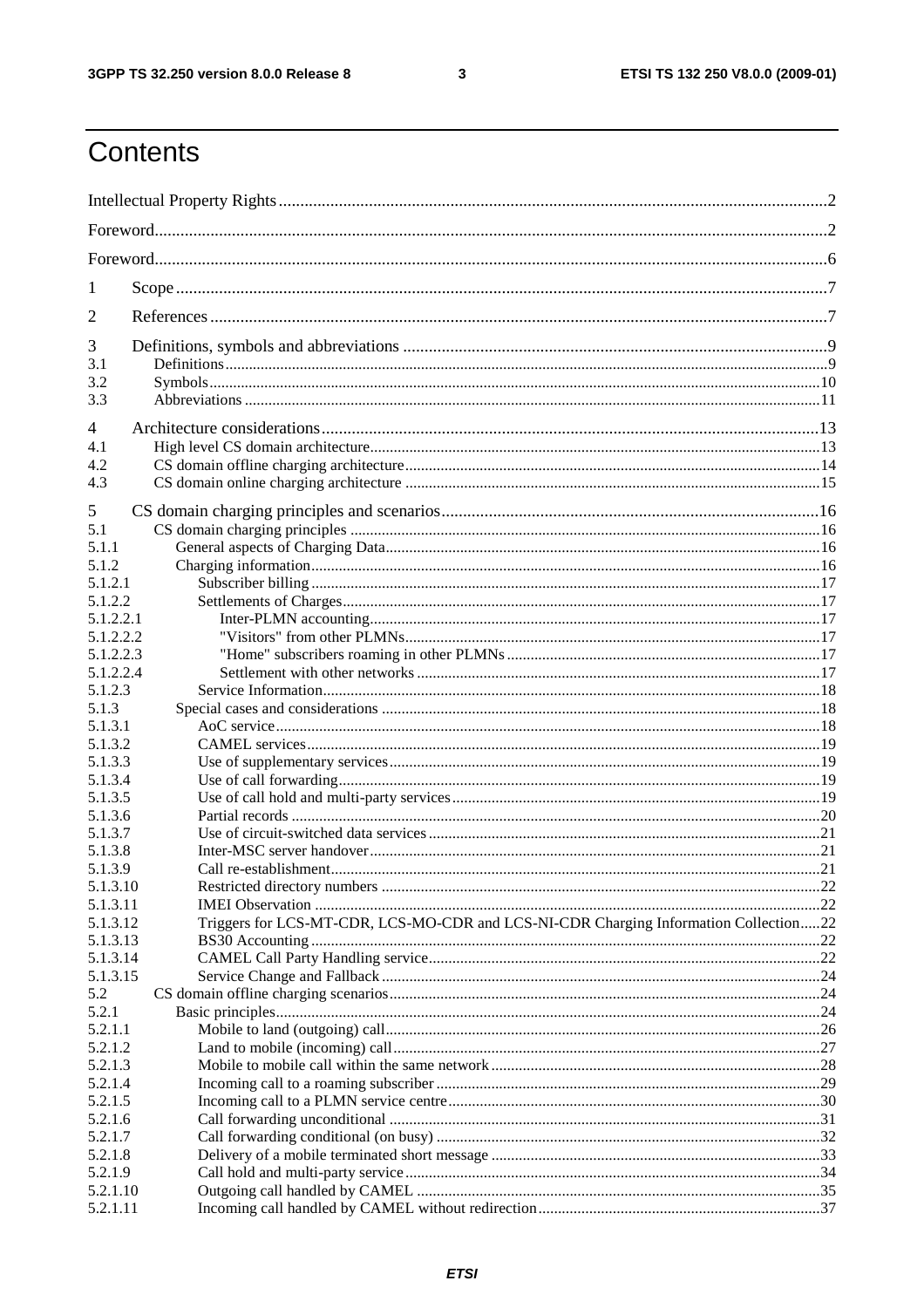# Contents

Intellectual Property Rights ....2

Foreword....2

Foreword....6

1 Scope ....7

2 References ....7

3 Definitions, symbols and abbreviations ....9

3.1 Definitions....9

3.2 Symbols....10

3.3 Abbreviations ....11

4 Architecture considerations....13

4.1 High level CS domain architecture....13

4.2 CS domain offline charging architecture....14

4.3 CS domain online charging architecture ....15

5 CS domain charging principles and scenarios....16

5.1 CS domain charging principles ....16

5.1.1 General aspects of Charging Data....16

5.1.2 Charging information....16

5.1.2.1 Subscriber billing ....17

5.1.2.2 Settlements of Charges....17

5.1.2.2.1 Inter-PLMN accounting....17

5.1.2.2.2 "Visitors" from other PLMNs....17

5.1.2.2.3 "Home" subscribers roaming in other PLMNs ....17

5.1.2.2.4 Settlement with other networks ....17

5.1.2.3 Service Information....18

5.1.3 Special cases and considerations ....18

5.1.3.1 AoC service....18

5.1.3.2 CAMEL services....19

5.1.3.3 Use of supplementary services....19

5.1.3.4 Use of call forwarding....19

5.1.3.5 Use of call hold and multi-party services....19

5.1.3.6 Partial records ....20

5.1.3.7 Use of circuit-switched data services....21

5.1.3.8 Inter-MSC server handover....21

5.1.3.9 Call re-establishment....21

5.1.3.10 Restricted directory numbers ....22

5.1.3.11 IMEI Observation ....22

5.1.3.12 Triggers for LCS-MT-CDR, LCS-MO-CDR and LCS-NI-CDR Charging Information Collection....22

5.1.3.13 BS30 Accounting ....22

5.1.3.14 CAMEL Call Party Handling service....22

5.1.3.15 Service Change and Fallback....24

5.2 CS domain offline charging scenarios....24

5.2.1 Basic principles....24

5.2.1.1 Mobile to land (outgoing) call....26

5.2.1.2 Land to mobile (incoming) call....27

5.2.1.3 Mobile to mobile call within the same network....28

5.2.1.4 Incoming call to a roaming subscriber....29

5.2.1.5 Incoming call to a PLMN service centre....30

5.2.1.6 Call forwarding unconditional ....31

5.2.1.7 Call forwarding conditional (on busy) ....32

5.2.1.8 Delivery of a mobile terminated short message ....33

5.2.1.9 Call hold and multi-party service....34

5.2.1.10 Outgoing call handled by CAMEL ....35

5.2.1.11 Incoming call handled by CAMEL without redirection....37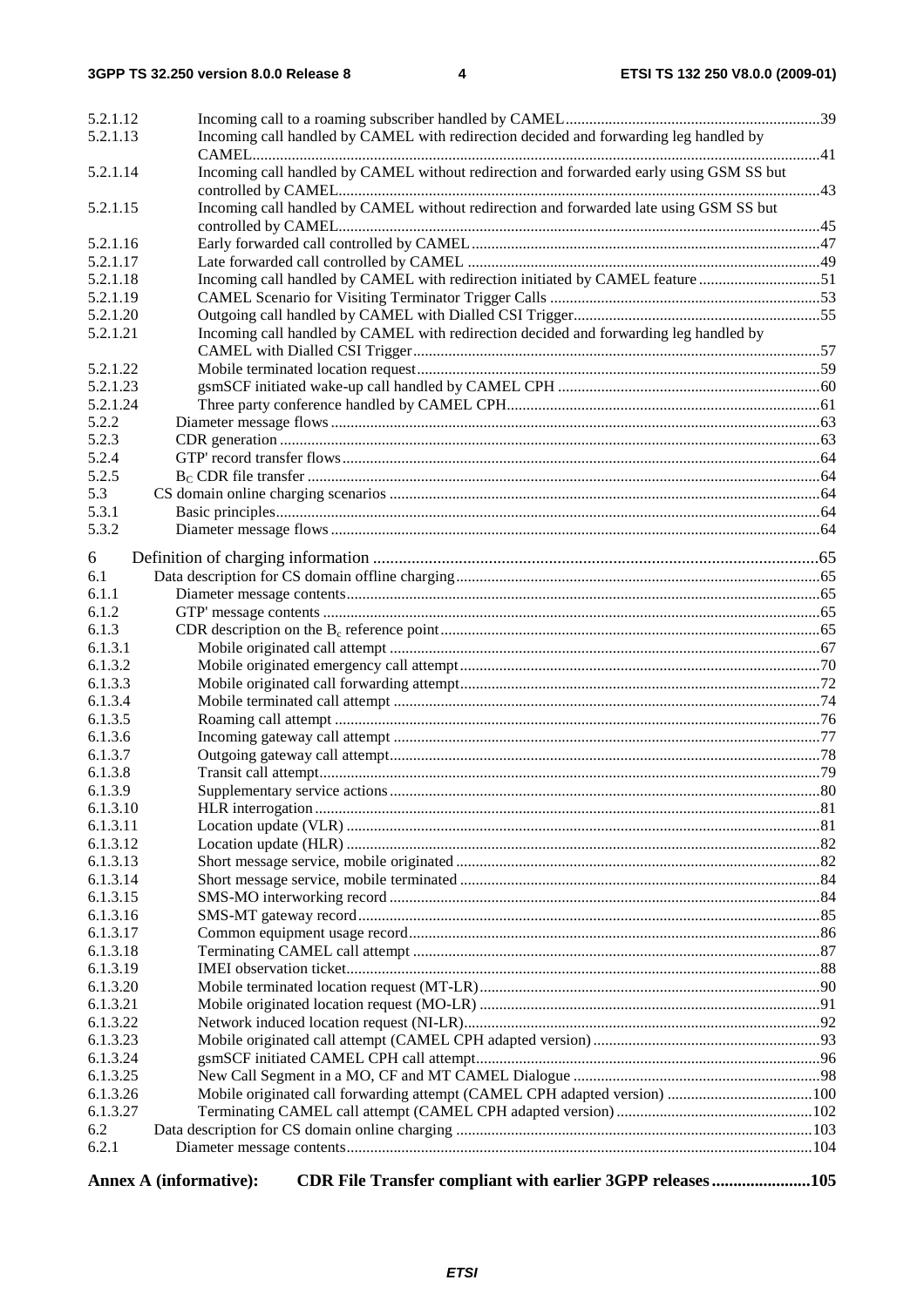5.2.1.12 Incoming call to a roaming subscriber handled by CAMEL ... 39
5.2.1.13 Incoming call handled by CAMEL with redirection decided and forwarding leg handled by CAMEL ... 41
5.2.1.14 Incoming call handled by CAMEL without redirection and forwarded early using GSM SS but controlled by CAMEL ... 43
5.2.1.15 Incoming call handled by CAMEL without redirection and forwarded late using GSM SS but controlled by CAMEL ... 45
5.2.1.16 Early forwarded call controlled by CAMEL ... 47
5.2.1.17 Late forwarded call controlled by CAMEL ... 49
5.2.1.18 Incoming call handled by CAMEL with redirection initiated by CAMEL feature ... 51
5.2.1.19 CAMEL Scenario for Visiting Terminator Trigger Calls ... 53
5.2.1.20 Outgoing call handled by CAMEL with Dialled CSI Trigger ... 55
5.2.1.21 Incoming call handled by CAMEL with redirection decided and forwarding leg handled by CAMEL with Dialled CSI Trigger ... 57
5.2.1.22 Mobile terminated location request ... 59
5.2.1.23 gsmSCF initiated wake-up call handled by CAMEL CPH ... 60
5.2.1.24 Three party conference handled by CAMEL CPH ... 61
5.2.2 Diameter message flows ... 63
5.2.3 CDR generation ... 63
5.2.4 GTP' record transfer flows ... 64
5.2.5 $B_C$ CDR file transfer ... 64
5.3 CS domain online charging scenarios ... 64
5.3.1 Basic principles ... 64
5.3.2 Diameter message flows ... 64

6 Definition of charging information ... 65
6.1 Data description for CS domain offline charging ... 65
6.1.1 Diameter message contents ... 65
6.1.2 GTP' message contents ... 65
6.1.3 CDR description on the $B_c$ reference point ... 65
6.1.3.1 Mobile originated call attempt ... 67
6.1.3.2 Mobile originated emergency call attempt ... 70
6.1.3.3 Mobile originated call forwarding attempt ... 72
6.1.3.4 Mobile terminated call attempt ... 74
6.1.3.5 Roaming call attempt ... 76
6.1.3.6 Incoming gateway call attempt ... 77
6.1.3.7 Outgoing gateway call attempt ... 78
6.1.3.8 Transit call attempt ... 79
6.1.3.9 Supplementary service actions ... 80
6.1.3.10 HLR interrogation ... 81
6.1.3.11 Location update (VLR) ... 81
6.1.3.12 Location update (HLR) ... 82
6.1.3.13 Short message service, mobile originated ... 82
6.1.3.14 Short message service, mobile terminated ... 84
6.1.3.15 SMS-MO interworking record ... 84
6.1.3.16 SMS-MT gateway record ... 85
6.1.3.17 Common equipment usage record ... 86
6.1.3.18 Terminating CAMEL call attempt ... 87
6.1.3.19 IMEI observation ticket ... 88
6.1.3.20 Mobile terminated location request (MT-LR) ... 90
6.1.3.21 Mobile originated location request (MO-LR) ... 91
6.1.3.22 Network induced location request (NI-LR) ... 92
6.1.3.23 Mobile originated call attempt (CAMEL CPH adapted version) ... 93
6.1.3.24 gsmSCF initiated CAMEL CPH call attempt ... 96
6.1.3.25 New Call Segment in a MO, CF and MT CAMEL Dialogue ... 98
6.1.3.26 Mobile originated call forwarding attempt (CAMEL CPH adapted version) ... 100
6.1.3.27 Terminating CAMEL call attempt (CAMEL CPH adapted version) ... 102
6.2 Data description for CS domain online charging ... 103
6.2.1 Diameter message contents ... 104

**Annex A (informative): CDR File Transfer compliant with earlier 3GPP releases ... 105**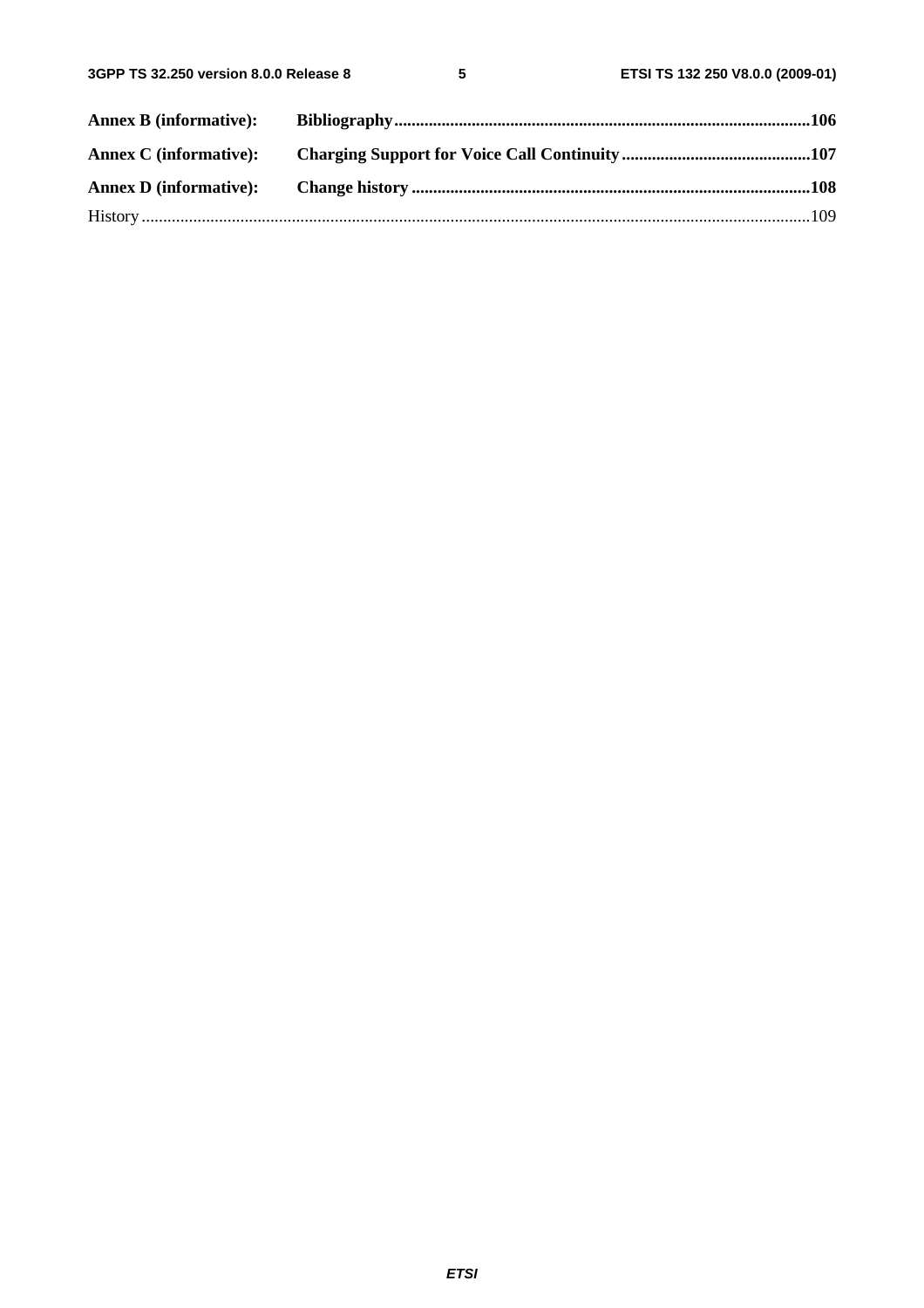**Annex B (informative): Bibliography** ... **106**

**Annex C (informative): Charging Support for Voice Call Continuity** ... **107**

**Annex D (informative): Change history** ... **108**

History ... 109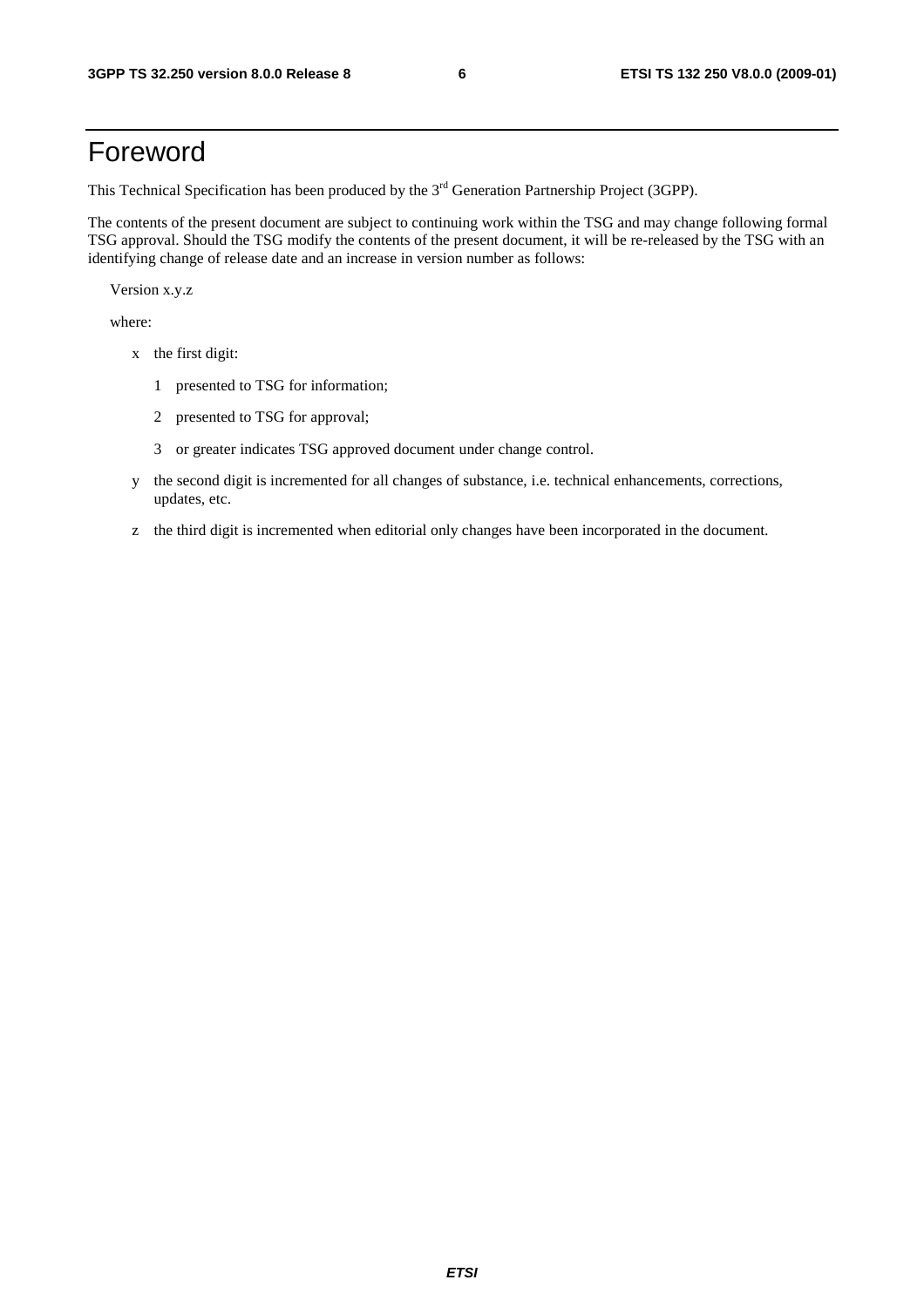# Foreword

This Technical Specification has been produced by the 3rd Generation Partnership Project (3GPP).

The contents of the present document are subject to continuing work within the TSG and may change following formal TSG approval. Should the TSG modify the contents of the present document, it will be re-released by the TSG with an identifying change of release date and an increase in version number as follows:

Version x.y.z

where:

- x the first digit:
  - 1 presented to TSG for information;
  - 2 presented to TSG for approval;
  - 3 or greater indicates TSG approved document under change control.
- y the second digit is incremented for all changes of substance, i.e. technical enhancements, corrections, updates, etc.
- z the third digit is incremented when editorial only changes have been incorporated in the document.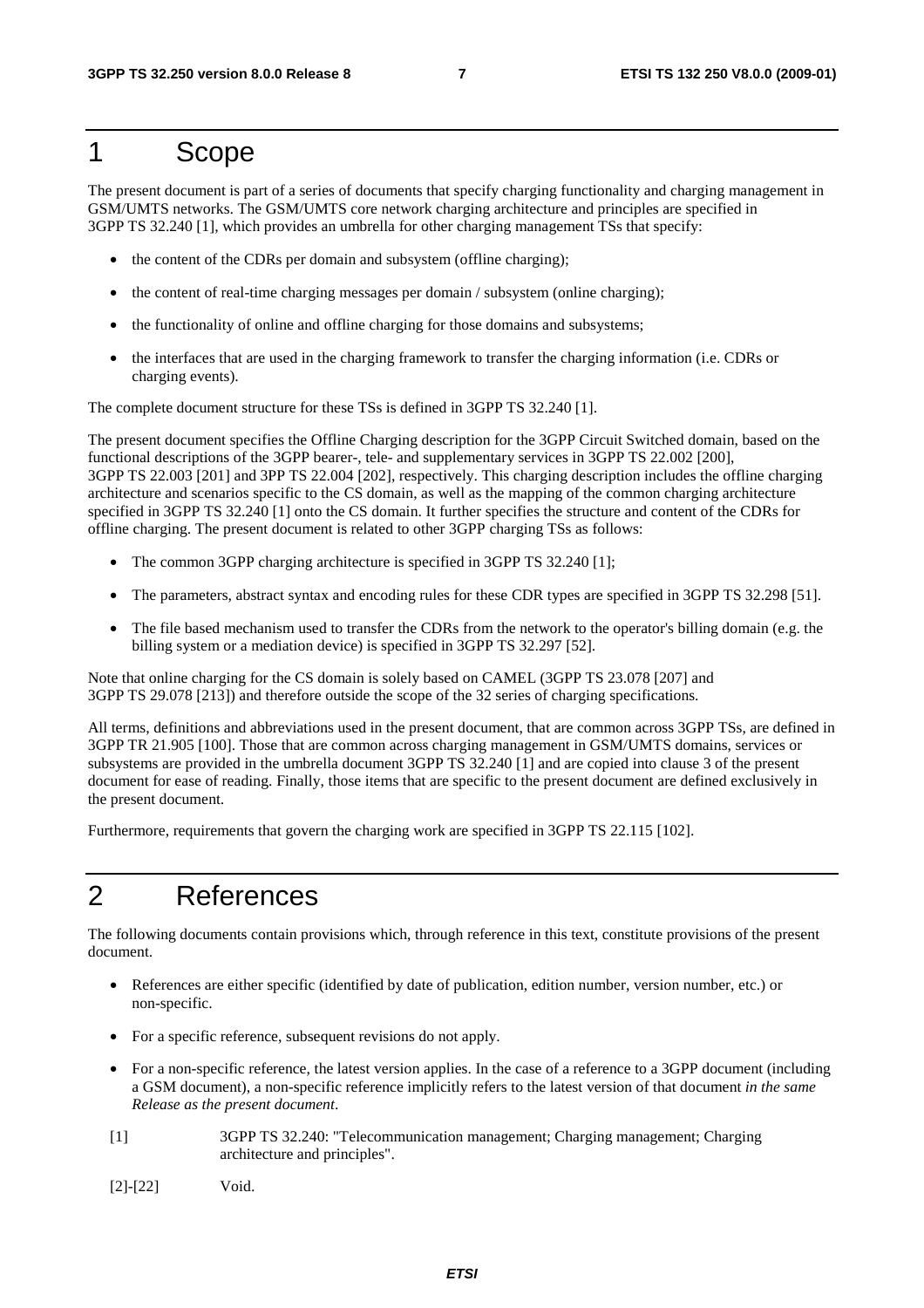# 1 Scope

The present document is part of a series of documents that specify charging functionality and charging management in GSM/UMTS networks. The GSM/UMTS core network charging architecture and principles are specified in 3GPP TS 32.240 [1], which provides an umbrella for other charging management TSs that specify:

- the content of the CDRs per domain and subsystem (offline charging);
- the content of real-time charging messages per domain / subsystem (online charging);
- the functionality of online and offline charging for those domains and subsystems;
- the interfaces that are used in the charging framework to transfer the charging information (i.e. CDRs or charging events).

The complete document structure for these TSs is defined in 3GPP TS 32.240 [1].

The present document specifies the Offline Charging description for the 3GPP Circuit Switched domain, based on the functional descriptions of the 3GPP bearer-, tele- and supplementary services in 3GPP TS 22.002 [200], 3GPP TS 22.003 [201] and 3PP TS 22.004 [202], respectively. This charging description includes the offline charging architecture and scenarios specific to the CS domain, as well as the mapping of the common charging architecture specified in 3GPP TS 32.240 [1] onto the CS domain. It further specifies the structure and content of the CDRs for offline charging. The present document is related to other 3GPP charging TSs as follows:

- The common 3GPP charging architecture is specified in 3GPP TS 32.240 [1];
- The parameters, abstract syntax and encoding rules for these CDR types are specified in 3GPP TS 32.298 [51].
- The file based mechanism used to transfer the CDRs from the network to the operator's billing domain (e.g. the billing system or a mediation device) is specified in 3GPP TS 32.297 [52].

Note that online charging for the CS domain is solely based on CAMEL (3GPP TS 23.078 [207] and 3GPP TS 29.078 [213]) and therefore outside the scope of the 32 series of charging specifications.

All terms, definitions and abbreviations used in the present document, that are common across 3GPP TSs, are defined in 3GPP TR 21.905 [100]. Those that are common across charging management in GSM/UMTS domains, services or subsystems are provided in the umbrella document 3GPP TS 32.240 [1] and are copied into clause 3 of the present document for ease of reading. Finally, those items that are specific to the present document are defined exclusively in the present document.

Furthermore, requirements that govern the charging work are specified in 3GPP TS 22.115 [102].

# 2 References

The following documents contain provisions which, through reference in this text, constitute provisions of the present document.

- References are either specific (identified by date of publication, edition number, version number, etc.) or non-specific.
- For a specific reference, subsequent revisions do not apply.
- For a non-specific reference, the latest version applies. In the case of a reference to a 3GPP document (including a GSM document), a non-specific reference implicitly refers to the latest version of that document *in the same Release as the present document*.

[1] 3GPP TS 32.240: "Telecommunication management; Charging management; Charging architecture and principles".

[2]-[22] Void.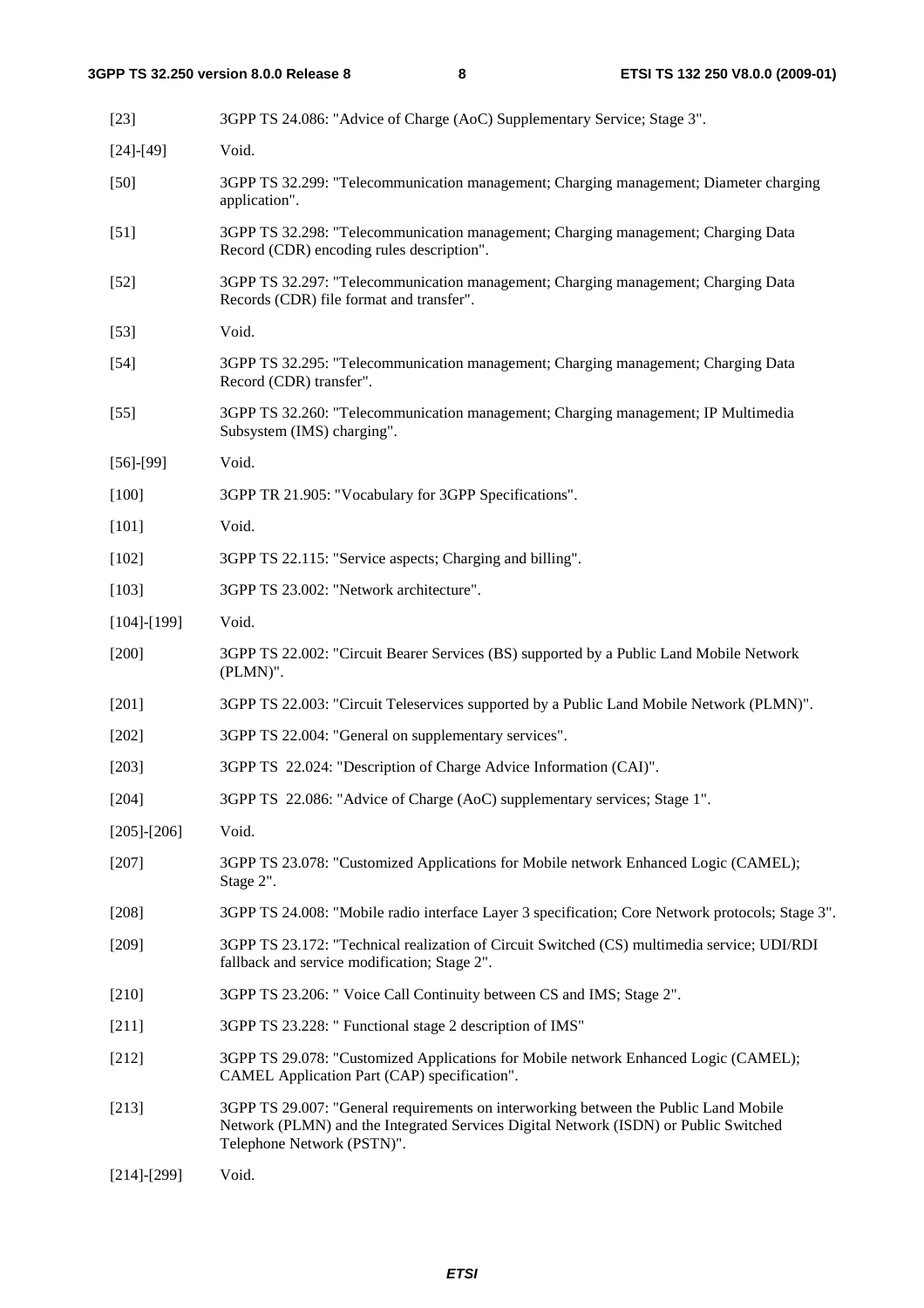[23] 3GPP TS 24.086: "Advice of Charge (AoC) Supplementary Service; Stage 3".

[24]-[49] Void.

[50] 3GPP TS 32.299: "Telecommunication management; Charging management; Diameter charging application".

[51] 3GPP TS 32.298: "Telecommunication management; Charging management; Charging Data Record (CDR) encoding rules description".

[52] 3GPP TS 32.297: "Telecommunication management; Charging management; Charging Data Records (CDR) file format and transfer".

[53] Void.

[54] 3GPP TS 32.295: "Telecommunication management; Charging management; Charging Data Record (CDR) transfer".

[55] 3GPP TS 32.260: "Telecommunication management; Charging management; IP Multimedia Subsystem (IMS) charging".

[56]-[99] Void.

[100] 3GPP TR 21.905: "Vocabulary for 3GPP Specifications".

[101] Void.

[102] 3GPP TS 22.115: "Service aspects; Charging and billing".

[103] 3GPP TS 23.002: "Network architecture".

[104]-[199] Void.

[200] 3GPP TS 22.002: "Circuit Bearer Services (BS) supported by a Public Land Mobile Network (PLMN)".

[201] 3GPP TS 22.003: "Circuit Teleservices supported by a Public Land Mobile Network (PLMN)".

[202] 3GPP TS 22.004: "General on supplementary services".

[203] 3GPP TS 22.024: "Description of Charge Advice Information (CAI)".

[204] 3GPP TS 22.086: "Advice of Charge (AoC) supplementary services; Stage 1".

[205]-[206] Void.

[207] 3GPP TS 23.078: "Customized Applications for Mobile network Enhanced Logic (CAMEL); Stage 2".

[208] 3GPP TS 24.008: "Mobile radio interface Layer 3 specification; Core Network protocols; Stage 3".

[209] 3GPP TS 23.172: "Technical realization of Circuit Switched (CS) multimedia service; UDI/RDI fallback and service modification; Stage 2".

[210] 3GPP TS 23.206: " Voice Call Continuity between CS and IMS; Stage 2".

[211] 3GPP TS 23.228: " Functional stage 2 description of IMS"

[212] 3GPP TS 29.078: "Customized Applications for Mobile network Enhanced Logic (CAMEL); CAMEL Application Part (CAP) specification".

[213] 3GPP TS 29.007: "General requirements on interworking between the Public Land Mobile Network (PLMN) and the Integrated Services Digital Network (ISDN) or Public Switched Telephone Network (PSTN)".

[214]-[299] Void.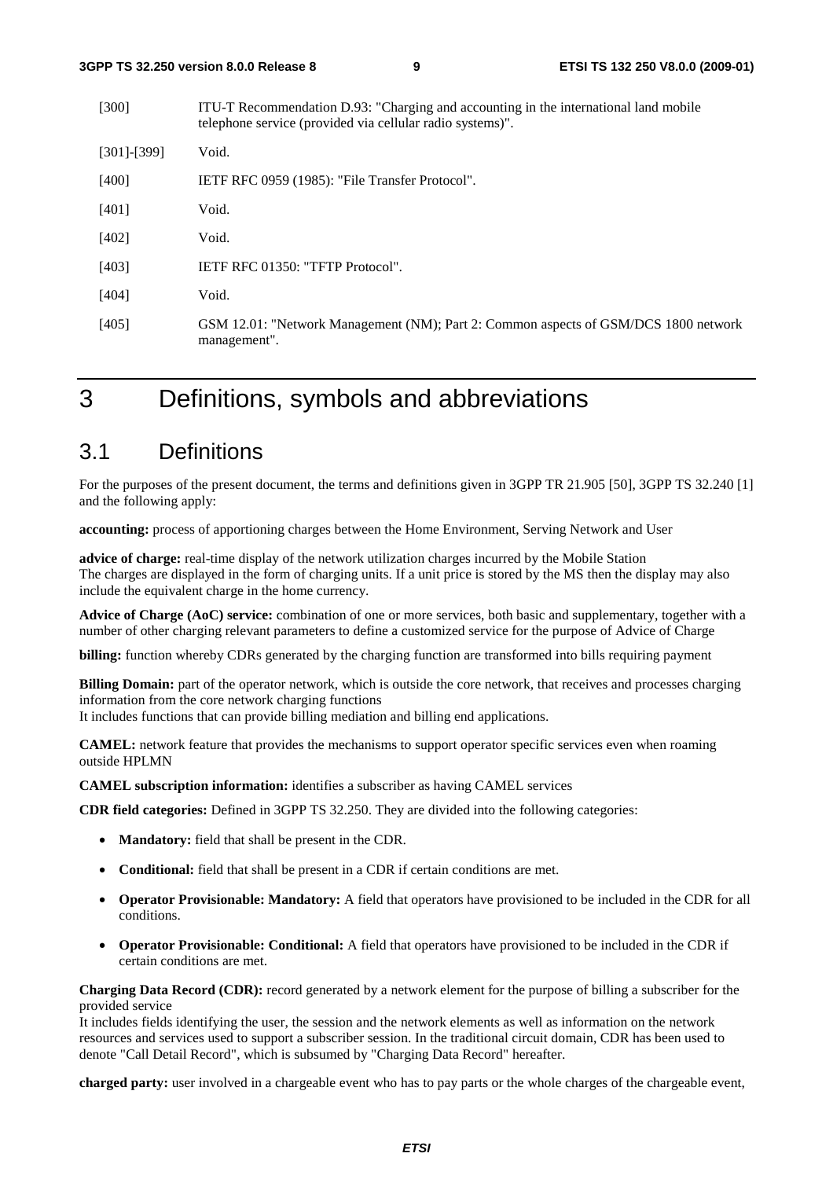[300] ITU-T Recommendation D.93: "Charging and accounting in the international land mobile telephone service (provided via cellular radio systems)".

[301]-[399] Void.

[400] IETF RFC 0959 (1985): "File Transfer Protocol".

[401] Void.

[402] Void.

[403] IETF RFC 01350: "TFTP Protocol".

[404] Void.

[405] GSM 12.01: "Network Management (NM); Part 2: Common aspects of GSM/DCS 1800 network management".

# 3 Definitions, symbols and abbreviations

## 3.1 Definitions

For the purposes of the present document, the terms and definitions given in 3GPP TR 21.905 [50], 3GPP TS 32.240 [1] and the following apply:

**accounting:** process of apportioning charges between the Home Environment, Serving Network and User

**advice of charge:** real-time display of the network utilization charges incurred by the Mobile Station
The charges are displayed in the form of charging units. If a unit price is stored by the MS then the display may also include the equivalent charge in the home currency.

**Advice of Charge (AoC) service:** combination of one or more services, both basic and supplementary, together with a number of other charging relevant parameters to define a customized service for the purpose of Advice of Charge

**billing:** function whereby CDRs generated by the charging function are transformed into bills requiring payment

**Billing Domain:** part of the operator network, which is outside the core network, that receives and processes charging information from the core network charging functions
It includes functions that can provide billing mediation and billing end applications.

**CAMEL:** network feature that provides the mechanisms to support operator specific services even when roaming outside HPLMN

**CAMEL subscription information:** identifies a subscriber as having CAMEL services

**CDR field categories:** Defined in 3GPP TS 32.250. They are divided into the following categories:

- **Mandatory:** field that shall be present in the CDR.
- **Conditional:** field that shall be present in a CDR if certain conditions are met.
- **Operator Provisionable: Mandatory:** A field that operators have provisioned to be included in the CDR for all conditions.
- **Operator Provisionable: Conditional:** A field that operators have provisioned to be included in the CDR if certain conditions are met.

**Charging Data Record (CDR):** record generated by a network element for the purpose of billing a subscriber for the provided service
It includes fields identifying the user, the session and the network elements as well as information on the network resources and services used to support a subscriber session. In the traditional circuit domain, CDR has been used to denote "Call Detail Record", which is subsumed by "Charging Data Record" hereafter.

**charged party:** user involved in a chargeable event who has to pay parts or the whole charges of the chargeable event,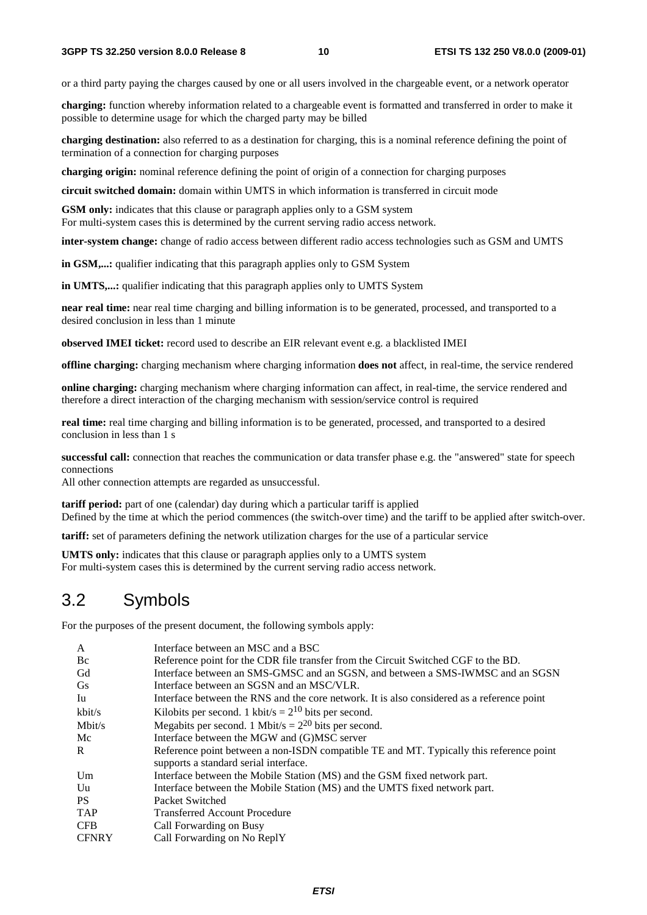or a third party paying the charges caused by one or all users involved in the chargeable event, or a network operator

**charging:** function whereby information related to a chargeable event is formatted and transferred in order to make it possible to determine usage for which the charged party may be billed

**charging destination:** also referred to as a destination for charging, this is a nominal reference defining the point of termination of a connection for charging purposes

**charging origin:** nominal reference defining the point of origin of a connection for charging purposes

**circuit switched domain:** domain within UMTS in which information is transferred in circuit mode

**GSM only:** indicates that this clause or paragraph applies only to a GSM system
For multi-system cases this is determined by the current serving radio access network.

**inter-system change:** change of radio access between different radio access technologies such as GSM and UMTS

**in GSM,...:** qualifier indicating that this paragraph applies only to GSM System

**in UMTS,...:** qualifier indicating that this paragraph applies only to UMTS System

**near real time:** near real time charging and billing information is to be generated, processed, and transported to a desired conclusion in less than 1 minute

**observed IMEI ticket:** record used to describe an EIR relevant event e.g. a blacklisted IMEI

**offline charging:** charging mechanism where charging information **does not** affect, in real-time, the service rendered

**online charging:** charging mechanism where charging information can affect, in real-time, the service rendered and therefore a direct interaction of the charging mechanism with session/service control is required

**real time:** real time charging and billing information is to be generated, processed, and transported to a desired conclusion in less than 1 s

**successful call:** connection that reaches the communication or data transfer phase e.g. the "answered" state for speech connections
All other connection attempts are regarded as unsuccessful.

**tariff period:** part of one (calendar) day during which a particular tariff is applied
Defined by the time at which the period commences (the switch-over time) and the tariff to be applied after switch-over.

**tariff:** set of parameters defining the network utilization charges for the use of a particular service

**UMTS only:** indicates that this clause or paragraph applies only to a UMTS system
For multi-system cases this is determined by the current serving radio access network.

## 3.2 Symbols

For the purposes of the present document, the following symbols apply:

| | |
|---|---|
| A | Interface between an MSC and a BSC |
| Bc | Reference point for the CDR file transfer from the Circuit Switched CGF to the BD. |
| Gd | Interface between an SMS-GMSC and an SGSN, and between a SMS-IWMSC and an SGSN |
| Gs | Interface between an SGSN and an MSC/VLR. |
| Iu | Interface between the RNS and the core network. It is also considered as a reference point |
| kbit/s | Kilobits per second. 1 kbit/s = $2^{10}$ bits per second. |
| Mbit/s | Megabits per second. 1 Mbit/s = $2^{20}$ bits per second. |
| Mc | Interface between the MGW and (G)MSC server |
| R | Reference point between a non-ISDN compatible TE and MT. Typically this reference point supports a standard serial interface. |
| Um | Interface between the Mobile Station (MS) and the GSM fixed network part. |
| Uu | Interface between the Mobile Station (MS) and the UMTS fixed network part. |
| PS | Packet Switched |
| TAP | Transferred Account Procedure |
| CFB | Call Forwarding on Busy |
| CFNRY | Call Forwarding on No ReplY |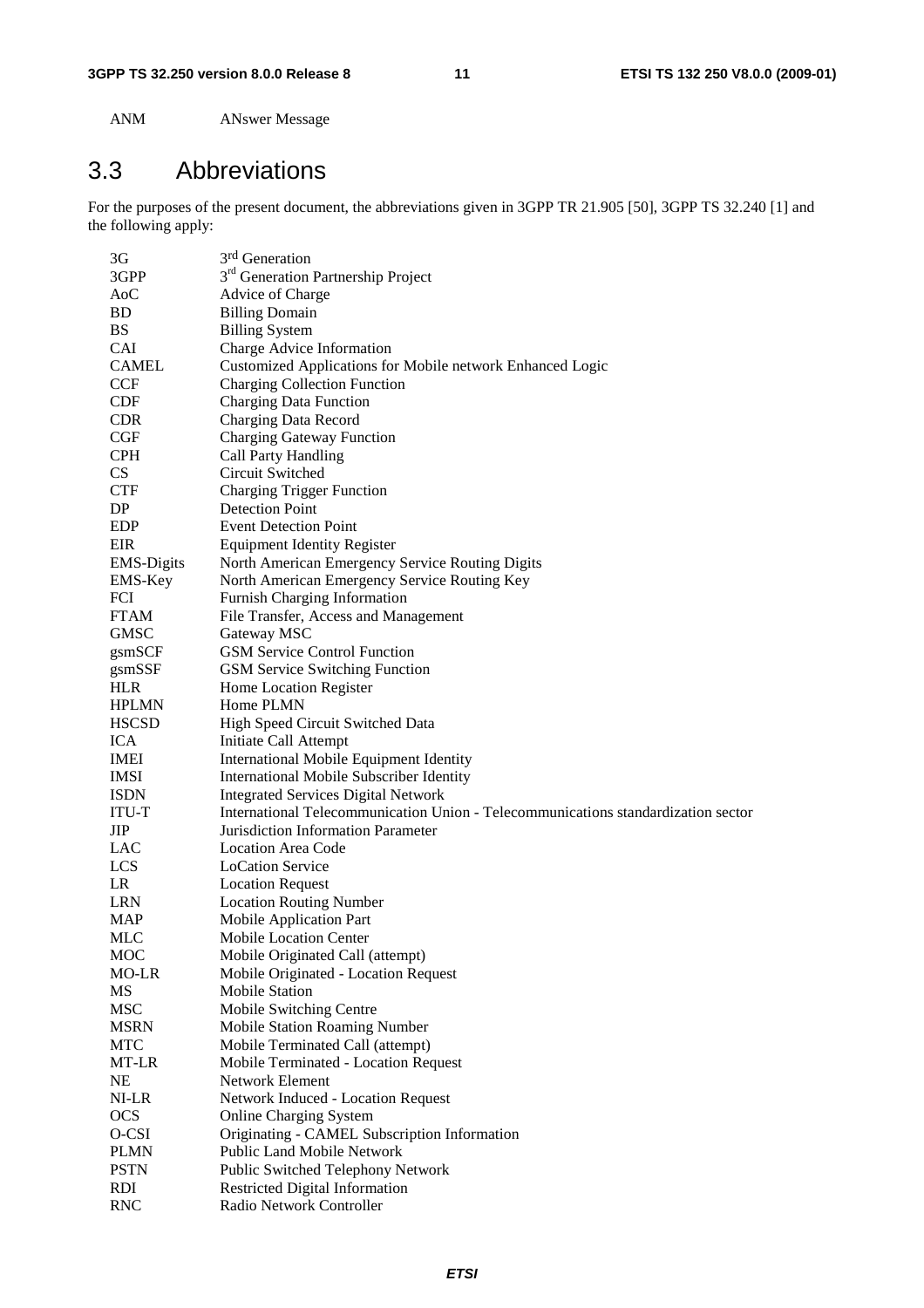ANM ANswer Message

## 3.3 Abbreviations

For the purposes of the present document, the abbreviations given in 3GPP TR 21.905 [50], 3GPP TS 32.240 [1] and the following apply:

| | |
|---|---|
| 3G | 3rd Generation |
| 3GPP | 3rd Generation Partnership Project |
| AoC | Advice of Charge |
| BD | Billing Domain |
| BS | Billing System |
| CAI | Charge Advice Information |
| CAMEL | Customized Applications for Mobile network Enhanced Logic |
| CCF | Charging Collection Function |
| CDF | Charging Data Function |
| CDR | Charging Data Record |
| CGF | Charging Gateway Function |
| CPH | Call Party Handling |
| CS | Circuit Switched |
| CTF | Charging Trigger Function |
| DP | Detection Point |
| EDP | Event Detection Point |
| EIR | Equipment Identity Register |
| EMS-Digits | North American Emergency Service Routing Digits |
| EMS-Key | North American Emergency Service Routing Key |
| FCI | Furnish Charging Information |
| FTAM | File Transfer, Access and Management |
| GMSC | Gateway MSC |
| gsmSCF | GSM Service Control Function |
| gsmSSF | GSM Service Switching Function |
| HLR | Home Location Register |
| HPLMN | Home PLMN |
| HSCSD | High Speed Circuit Switched Data |
| ICA | Initiate Call Attempt |
| IMEI | International Mobile Equipment Identity |
| IMSI | International Mobile Subscriber Identity |
| ISDN | Integrated Services Digital Network |
| ITU-T | International Telecommunication Union - Telecommunications standardization sector |
| JIP | Jurisdiction Information Parameter |
| LAC | Location Area Code |
| LCS | LoCation Service |
| LR | Location Request |
| LRN | Location Routing Number |
| MAP | Mobile Application Part |
| MLC | Mobile Location Center |
| MOC | Mobile Originated Call (attempt) |
| MO-LR | Mobile Originated - Location Request |
| MS | Mobile Station |
| MSC | Mobile Switching Centre |
| MSRN | Mobile Station Roaming Number |
| MTC | Mobile Terminated Call (attempt) |
| MT-LR | Mobile Terminated - Location Request |
| NE | Network Element |
| NI-LR | Network Induced - Location Request |
| OCS | Online Charging System |
| O-CSI | Originating - CAMEL Subscription Information |
| PLMN | Public Land Mobile Network |
| PSTN | Public Switched Telephony Network |
| RDI | Restricted Digital Information |
| RNC | Radio Network Controller |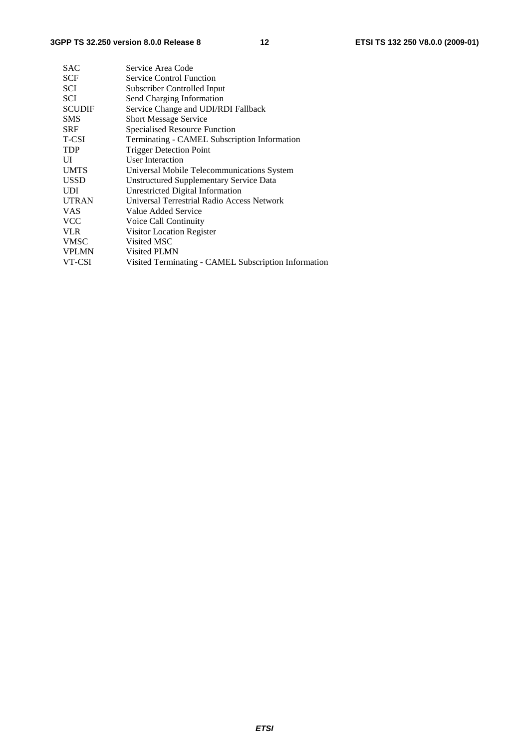SAC Service Area Code
SCF Service Control Function
SCI Subscriber Controlled Input
SCI Send Charging Information
SCUDIF Service Change and UDI/RDI Fallback
SMS Short Message Service
SRF Specialised Resource Function
T-CSI Terminating - CAMEL Subscription Information
TDP Trigger Detection Point
UI User Interaction
UMTS Universal Mobile Telecommunications System
USSD Unstructured Supplementary Service Data
UDI Unrestricted Digital Information
UTRAN Universal Terrestrial Radio Access Network
VAS Value Added Service
VCC Voice Call Continuity
VLR Visitor Location Register
VMSC Visited MSC
VPLMN Visited PLMN
VT-CSI Visited Terminating - CAMEL Subscription Information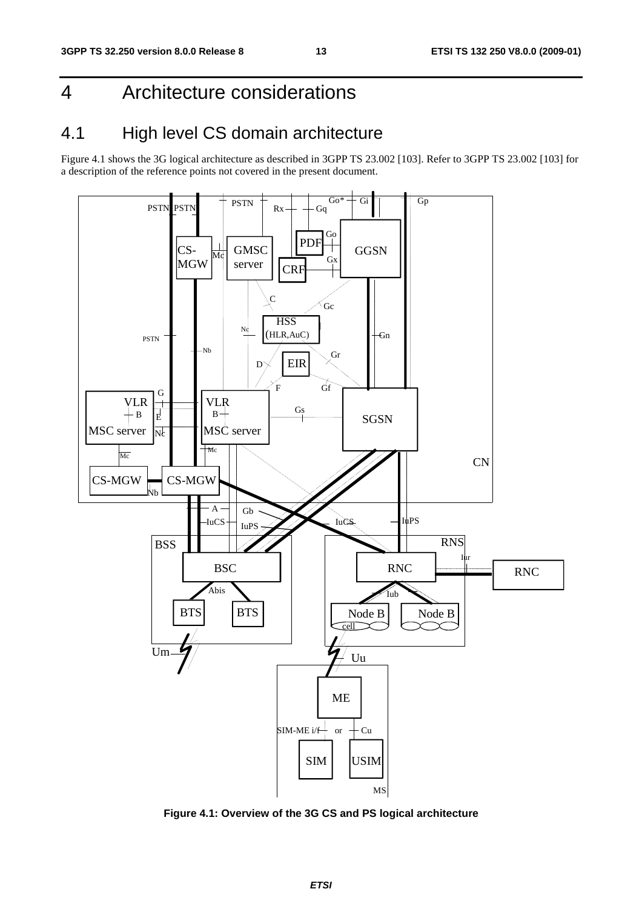# 4 Architecture considerations

## 4.1 High level CS domain architecture

Figure 4.1 shows the 3G logical architecture as described in 3GPP TS 23.002 [103]. Refer to 3GPP TS 23.002 [103] for a description of the reference points not covered in the present document.

**Figure 4.1: Overview of the 3G CS and PS logical architecture**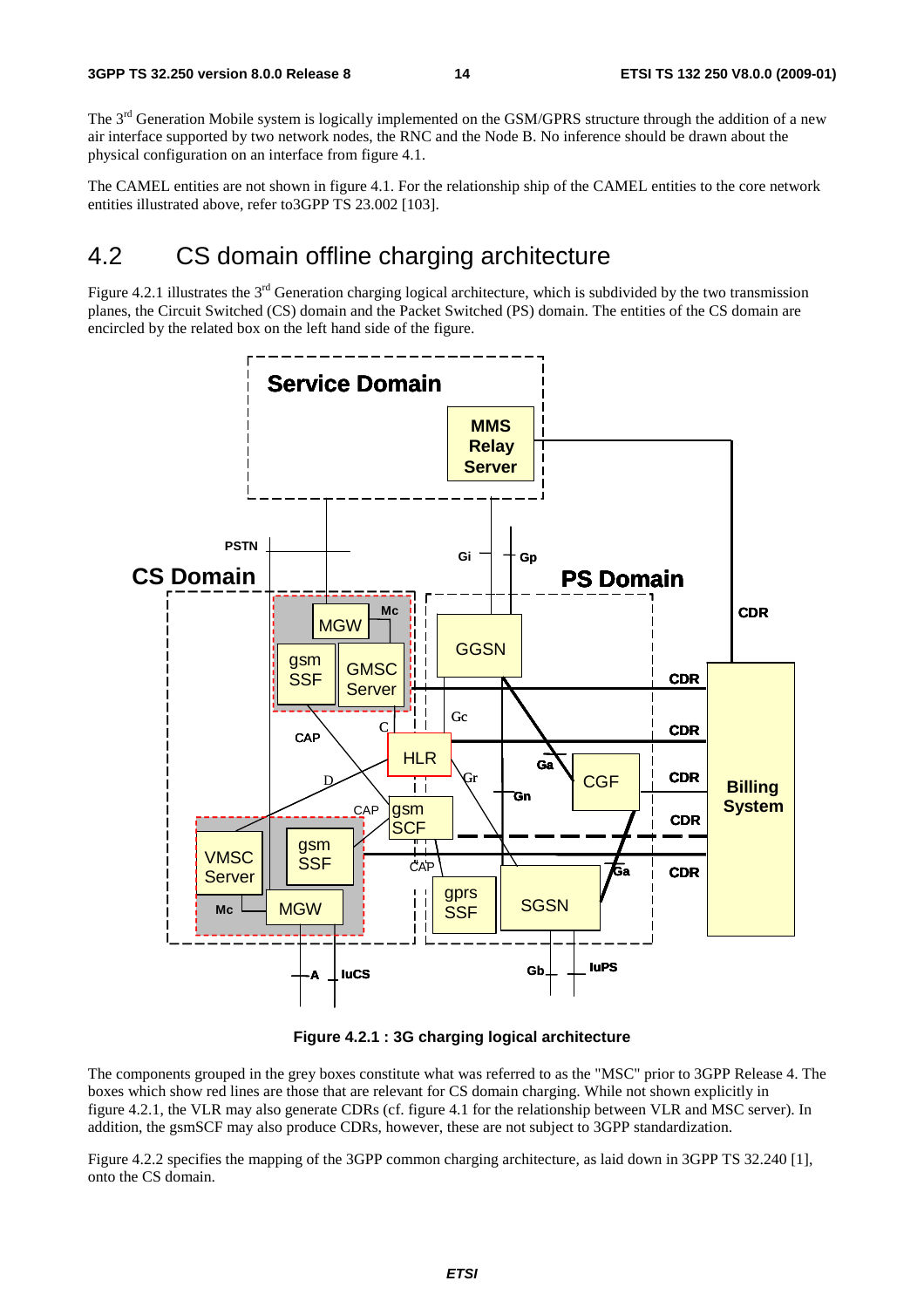The 3rd Generation Mobile system is logically implemented on the GSM/GPRS structure through the addition of a new air interface supported by two network nodes, the RNC and the Node B. No inference should be drawn about the physical configuration on an interface from figure 4.1.

The CAMEL entities are not shown in figure 4.1. For the relationship ship of the CAMEL entities to the core network entities illustrated above, refer to3GPP TS 23.002 [103].

## 4.2 CS domain offline charging architecture

Figure 4.2.1 illustrates the 3rd Generation charging logical architecture, which is subdivided by the two transmission planes, the Circuit Switched (CS) domain and the Packet Switched (PS) domain. The entities of the CS domain are encircled by the related box on the left hand side of the figure.

**Figure 4.2.1 : 3G charging logical architecture**

The components grouped in the grey boxes constitute what was referred to as the "MSC" prior to 3GPP Release 4. The boxes which show red lines are those that are relevant for CS domain charging. While not shown explicitly in figure 4.2.1, the VLR may also generate CDRs (cf. figure 4.1 for the relationship between VLR and MSC server). In addition, the gsmSCF may also produce CDRs, however, these are not subject to 3GPP standardization.

Figure 4.2.2 specifies the mapping of the 3GPP common charging architecture, as laid down in 3GPP TS 32.240 [1], onto the CS domain.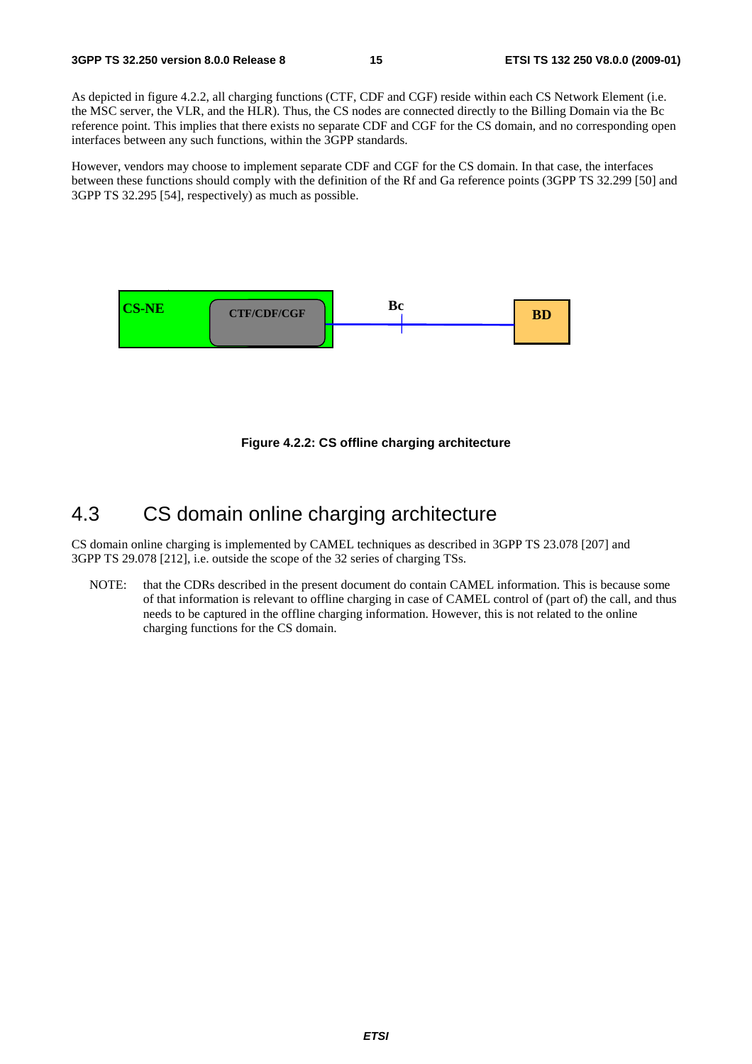As depicted in figure 4.2.2, all charging functions (CTF, CDF and CGF) reside within each CS Network Element (i.e. the MSC server, the VLR, and the HLR). Thus, the CS nodes are connected directly to the Billing Domain via the Bc reference point. This implies that there exists no separate CDF and CGF for the CS domain, and no corresponding open interfaces between any such functions, within the 3GPP standards.

However, vendors may choose to implement separate CDF and CGF for the CS domain. In that case, the interfaces between these functions should comply with the definition of the Rf and Ga reference points (3GPP TS 32.299 [50] and 3GPP TS 32.295 [54], respectively) as much as possible.

CS-NE | CTF/CDF/CGF | Bc | BD

**Figure 4.2.2: CS offline charging architecture**

## 4.3 CS domain online charging architecture

CS domain online charging is implemented by CAMEL techniques as described in 3GPP TS 23.078 [207] and 3GPP TS 29.078 [212], i.e. outside the scope of the 32 series of charging TSs.

NOTE: that the CDRs described in the present document do contain CAMEL information. This is because some of that information is relevant to offline charging in case of CAMEL control of (part of) the call, and thus needs to be captured in the offline charging information. However, this is not related to the online charging functions for the CS domain.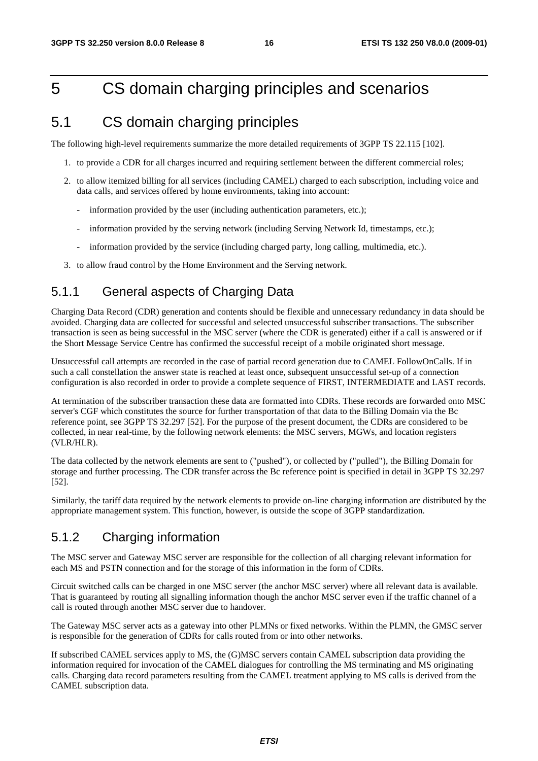# 5 CS domain charging principles and scenarios

## 5.1 CS domain charging principles

The following high-level requirements summarize the more detailed requirements of 3GPP TS 22.115 [102].

1. to provide a CDR for all charges incurred and requiring settlement between the different commercial roles;
2. to allow itemized billing for all services (including CAMEL) charged to each subscription, including voice and data calls, and services offered by home environments, taking into account:
   - information provided by the user (including authentication parameters, etc.);
   - information provided by the serving network (including Serving Network Id, timestamps, etc.);
   - information provided by the service (including charged party, long calling, multimedia, etc.).
3. to allow fraud control by the Home Environment and the Serving network.

### 5.1.1 General aspects of Charging Data

Charging Data Record (CDR) generation and contents should be flexible and unnecessary redundancy in data should be avoided. Charging data are collected for successful and selected unsuccessful subscriber transactions. The subscriber transaction is seen as being successful in the MSC server (where the CDR is generated) either if a call is answered or if the Short Message Service Centre has confirmed the successful receipt of a mobile originated short message.

Unsuccessful call attempts are recorded in the case of partial record generation due to CAMEL FollowOnCalls. If in such a call constellation the answer state is reached at least once, subsequent unsuccessful set-up of a connection configuration is also recorded in order to provide a complete sequence of FIRST, INTERMEDIATE and LAST records.

At termination of the subscriber transaction these data are formatted into CDRs. These records are forwarded onto MSC server's CGF which constitutes the source for further transportation of that data to the Billing Domain via the Bc reference point, see 3GPP TS 32.297 [52]. For the purpose of the present document, the CDRs are considered to be collected, in near real-time, by the following network elements: the MSC servers, MGWs, and location registers (VLR/HLR).

The data collected by the network elements are sent to ("pushed"), or collected by ("pulled"), the Billing Domain for storage and further processing. The CDR transfer across the Bc reference point is specified in detail in 3GPP TS 32.297 [52].

Similarly, the tariff data required by the network elements to provide on-line charging information are distributed by the appropriate management system. This function, however, is outside the scope of 3GPP standardization.

### 5.1.2 Charging information

The MSC server and Gateway MSC server are responsible for the collection of all charging relevant information for each MS and PSTN connection and for the storage of this information in the form of CDRs.

Circuit switched calls can be charged in one MSC server (the anchor MSC server) where all relevant data is available. That is guaranteed by routing all signalling information though the anchor MSC server even if the traffic channel of a call is routed through another MSC server due to handover.

The Gateway MSC server acts as a gateway into other PLMNs or fixed networks. Within the PLMN, the GMSC server is responsible for the generation of CDRs for calls routed from or into other networks.

If subscribed CAMEL services apply to MS, the (G)MSC servers contain CAMEL subscription data providing the information required for invocation of the CAMEL dialogues for controlling the MS terminating and MS originating calls. Charging data record parameters resulting from the CAMEL treatment applying to MS calls is derived from the CAMEL subscription data.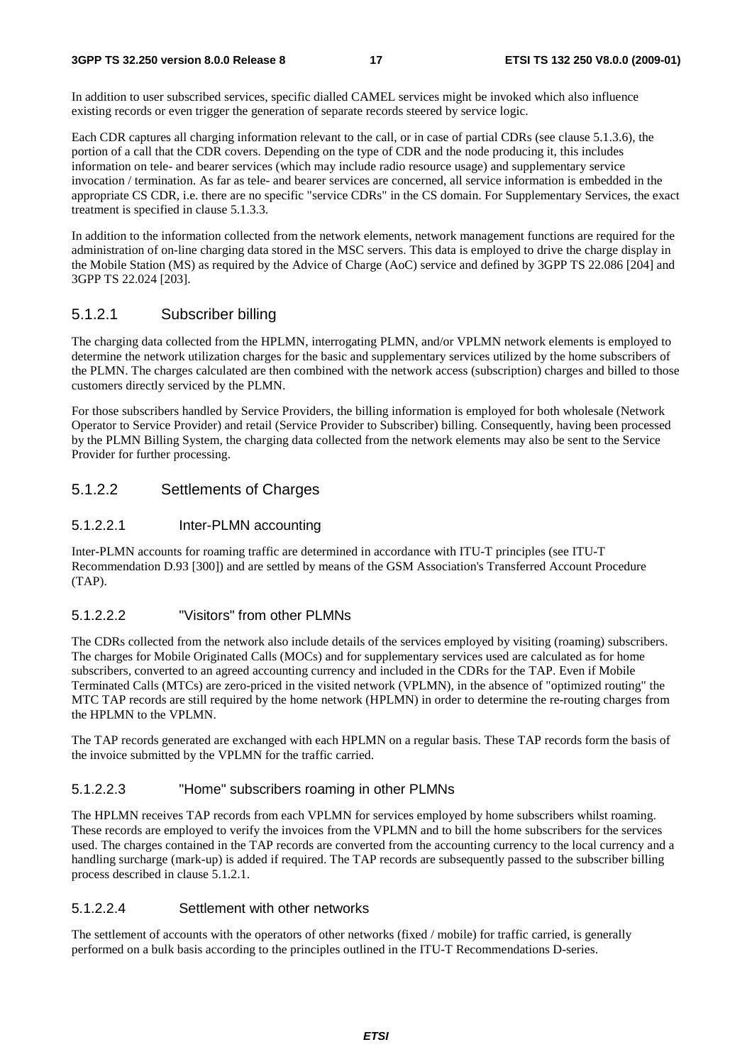In addition to user subscribed services, specific dialled CAMEL services might be invoked which also influence existing records or even trigger the generation of separate records steered by service logic.

Each CDR captures all charging information relevant to the call, or in case of partial CDRs (see clause 5.1.3.6), the portion of a call that the CDR covers. Depending on the type of CDR and the node producing it, this includes information on tele- and bearer services (which may include radio resource usage) and supplementary service invocation / termination. As far as tele- and bearer services are concerned, all service information is embedded in the appropriate CS CDR, i.e. there are no specific "service CDRs" in the CS domain. For Supplementary Services, the exact treatment is specified in clause 5.1.3.3.

In addition to the information collected from the network elements, network management functions are required for the administration of on-line charging data stored in the MSC servers. This data is employed to drive the charge display in the Mobile Station (MS) as required by the Advice of Charge (AoC) service and defined by 3GPP TS 22.086 [204] and 3GPP TS 22.024 [203].

#### 5.1.2.1 Subscriber billing

The charging data collected from the HPLMN, interrogating PLMN, and/or VPLMN network elements is employed to determine the network utilization charges for the basic and supplementary services utilized by the home subscribers of the PLMN. The charges calculated are then combined with the network access (subscription) charges and billed to those customers directly serviced by the PLMN.

For those subscribers handled by Service Providers, the billing information is employed for both wholesale (Network Operator to Service Provider) and retail (Service Provider to Subscriber) billing. Consequently, having been processed by the PLMN Billing System, the charging data collected from the network elements may also be sent to the Service Provider for further processing.

#### 5.1.2.2 Settlements of Charges

##### 5.1.2.2.1 Inter-PLMN accounting

Inter-PLMN accounts for roaming traffic are determined in accordance with ITU-T principles (see ITU-T Recommendation D.93 [300]) and are settled by means of the GSM Association's Transferred Account Procedure (TAP).

##### 5.1.2.2.2 "Visitors" from other PLMNs

The CDRs collected from the network also include details of the services employed by visiting (roaming) subscribers. The charges for Mobile Originated Calls (MOCs) and for supplementary services used are calculated as for home subscribers, converted to an agreed accounting currency and included in the CDRs for the TAP. Even if Mobile Terminated Calls (MTCs) are zero-priced in the visited network (VPLMN), in the absence of "optimized routing" the MTC TAP records are still required by the home network (HPLMN) in order to determine the re-routing charges from the HPLMN to the VPLMN.

The TAP records generated are exchanged with each HPLMN on a regular basis. These TAP records form the basis of the invoice submitted by the VPLMN for the traffic carried.

##### 5.1.2.2.3 "Home" subscribers roaming in other PLMNs

The HPLMN receives TAP records from each VPLMN for services employed by home subscribers whilst roaming. These records are employed to verify the invoices from the VPLMN and to bill the home subscribers for the services used. The charges contained in the TAP records are converted from the accounting currency to the local currency and a handling surcharge (mark-up) is added if required. The TAP records are subsequently passed to the subscriber billing process described in clause 5.1.2.1.

##### 5.1.2.2.4 Settlement with other networks

The settlement of accounts with the operators of other networks (fixed / mobile) for traffic carried, is generally performed on a bulk basis according to the principles outlined in the ITU-T Recommendations D-series.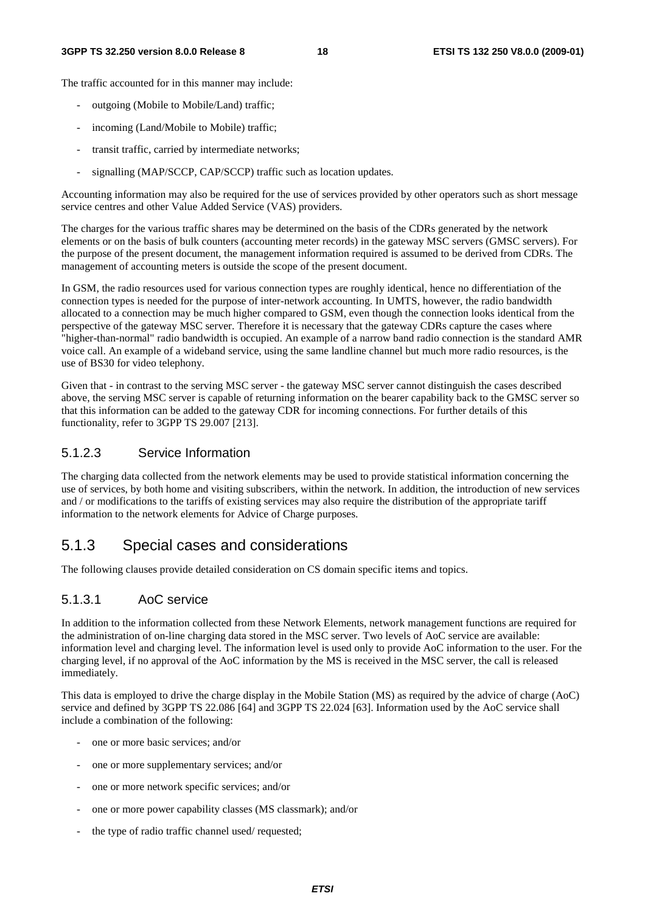The traffic accounted for in this manner may include:

- outgoing (Mobile to Mobile/Land) traffic;
- incoming (Land/Mobile to Mobile) traffic;
- transit traffic, carried by intermediate networks;
- signalling (MAP/SCCP, CAP/SCCP) traffic such as location updates.

Accounting information may also be required for the use of services provided by other operators such as short message service centres and other Value Added Service (VAS) providers.

The charges for the various traffic shares may be determined on the basis of the CDRs generated by the network elements or on the basis of bulk counters (accounting meter records) in the gateway MSC servers (GMSC servers). For the purpose of the present document, the management information required is assumed to be derived from CDRs. The management of accounting meters is outside the scope of the present document.

In GSM, the radio resources used for various connection types are roughly identical, hence no differentiation of the connection types is needed for the purpose of inter-network accounting. In UMTS, however, the radio bandwidth allocated to a connection may be much higher compared to GSM, even though the connection looks identical from the perspective of the gateway MSC server. Therefore it is necessary that the gateway CDRs capture the cases where "higher-than-normal" radio bandwidth is occupied. An example of a narrow band radio connection is the standard AMR voice call. An example of a wideband service, using the same landline channel but much more radio resources, is the use of BS30 for video telephony.

Given that - in contrast to the serving MSC server - the gateway MSC server cannot distinguish the cases described above, the serving MSC server is capable of returning information on the bearer capability back to the GMSC server so that this information can be added to the gateway CDR for incoming connections. For further details of this functionality, refer to 3GPP TS 29.007 [213].

#### 5.1.2.3 Service Information

The charging data collected from the network elements may be used to provide statistical information concerning the use of services, by both home and visiting subscribers, within the network. In addition, the introduction of new services and / or modifications to the tariffs of existing services may also require the distribution of the appropriate tariff information to the network elements for Advice of Charge purposes.

### 5.1.3 Special cases and considerations

The following clauses provide detailed consideration on CS domain specific items and topics.

#### 5.1.3.1 AoC service

In addition to the information collected from these Network Elements, network management functions are required for the administration of on-line charging data stored in the MSC server. Two levels of AoC service are available: information level and charging level. The information level is used only to provide AoC information to the user. For the charging level, if no approval of the AoC information by the MS is received in the MSC server, the call is released immediately.

This data is employed to drive the charge display in the Mobile Station (MS) as required by the advice of charge (AoC) service and defined by 3GPP TS 22.086 [64] and 3GPP TS 22.024 [63]. Information used by the AoC service shall include a combination of the following:

- one or more basic services; and/or
- one or more supplementary services; and/or
- one or more network specific services; and/or
- one or more power capability classes (MS classmark); and/or
- the type of radio traffic channel used/ requested;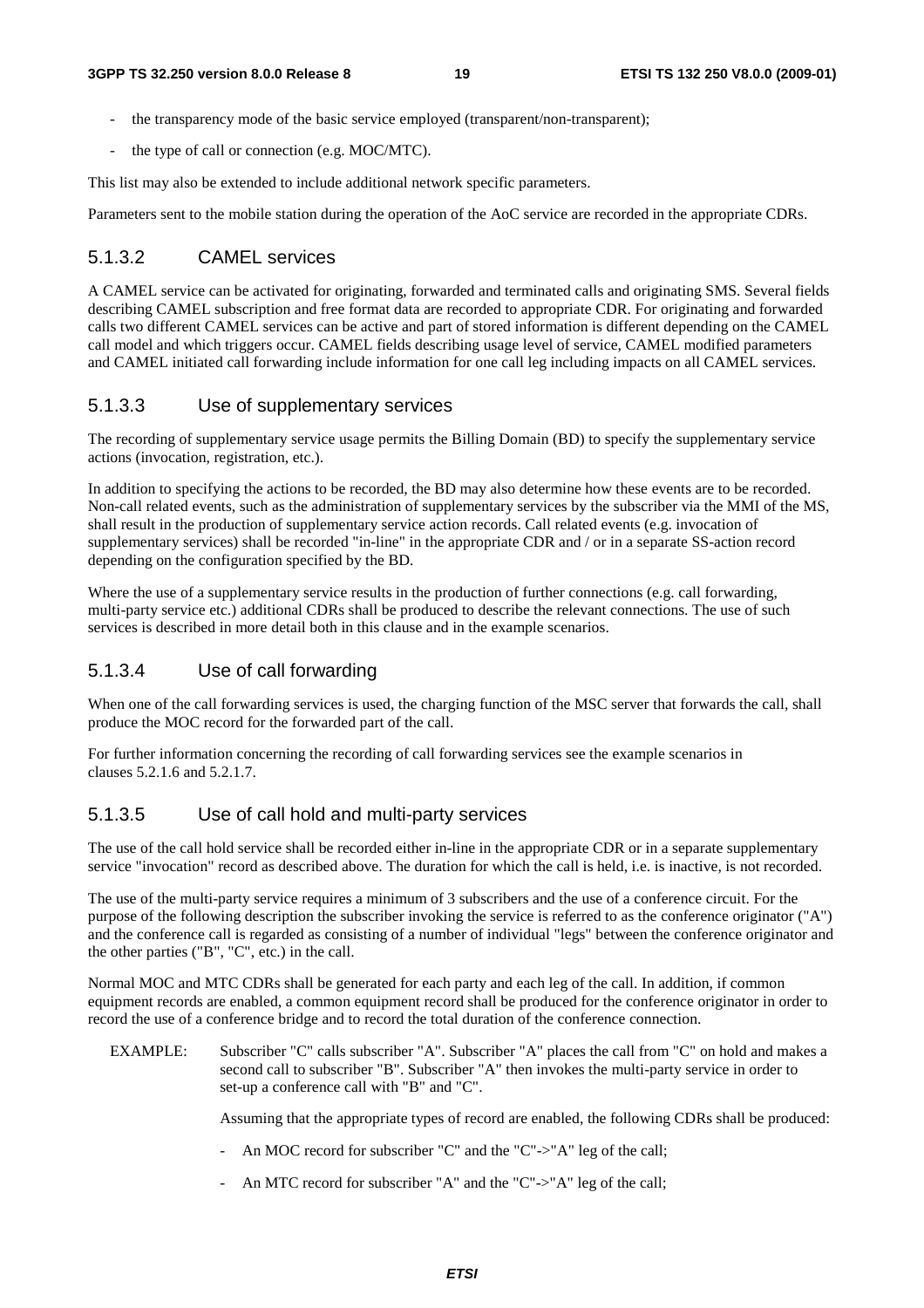- the transparency mode of the basic service employed (transparent/non-transparent);
- the type of call or connection (e.g. MOC/MTC).

This list may also be extended to include additional network specific parameters.

Parameters sent to the mobile station during the operation of the AoC service are recorded in the appropriate CDRs.

#### 5.1.3.2 CAMEL services

A CAMEL service can be activated for originating, forwarded and terminated calls and originating SMS. Several fields describing CAMEL subscription and free format data are recorded to appropriate CDR. For originating and forwarded calls two different CAMEL services can be active and part of stored information is different depending on the CAMEL call model and which triggers occur. CAMEL fields describing usage level of service, CAMEL modified parameters and CAMEL initiated call forwarding include information for one call leg including impacts on all CAMEL services.

#### 5.1.3.3 Use of supplementary services

The recording of supplementary service usage permits the Billing Domain (BD) to specify the supplementary service actions (invocation, registration, etc.).

In addition to specifying the actions to be recorded, the BD may also determine how these events are to be recorded. Non-call related events, such as the administration of supplementary services by the subscriber via the MMI of the MS, shall result in the production of supplementary service action records. Call related events (e.g. invocation of supplementary services) shall be recorded "in-line" in the appropriate CDR and / or in a separate SS-action record depending on the configuration specified by the BD.

Where the use of a supplementary service results in the production of further connections (e.g. call forwarding, multi-party service etc.) additional CDRs shall be produced to describe the relevant connections. The use of such services is described in more detail both in this clause and in the example scenarios.

#### 5.1.3.4 Use of call forwarding

When one of the call forwarding services is used, the charging function of the MSC server that forwards the call, shall produce the MOC record for the forwarded part of the call.

For further information concerning the recording of call forwarding services see the example scenarios in clauses 5.2.1.6 and 5.2.1.7.

#### 5.1.3.5 Use of call hold and multi-party services

The use of the call hold service shall be recorded either in-line in the appropriate CDR or in a separate supplementary service "invocation" record as described above. The duration for which the call is held, i.e. is inactive, is not recorded.

The use of the multi-party service requires a minimum of 3 subscribers and the use of a conference circuit. For the purpose of the following description the subscriber invoking the service is referred to as the conference originator ("A") and the conference call is regarded as consisting of a number of individual "legs" between the conference originator and the other parties ("B", "C", etc.) in the call.

Normal MOC and MTC CDRs shall be generated for each party and each leg of the call. In addition, if common equipment records are enabled, a common equipment record shall be produced for the conference originator in order to record the use of a conference bridge and to record the total duration of the conference connection.

EXAMPLE: Subscriber "C" calls subscriber "A". Subscriber "A" places the call from "C" on hold and makes a second call to subscriber "B". Subscriber "A" then invokes the multi-party service in order to set-up a conference call with "B" and "C".

Assuming that the appropriate types of record are enabled, the following CDRs shall be produced:

- An MOC record for subscriber "C" and the "C"->"A" leg of the call;
- An MTC record for subscriber "A" and the "C"->"A" leg of the call;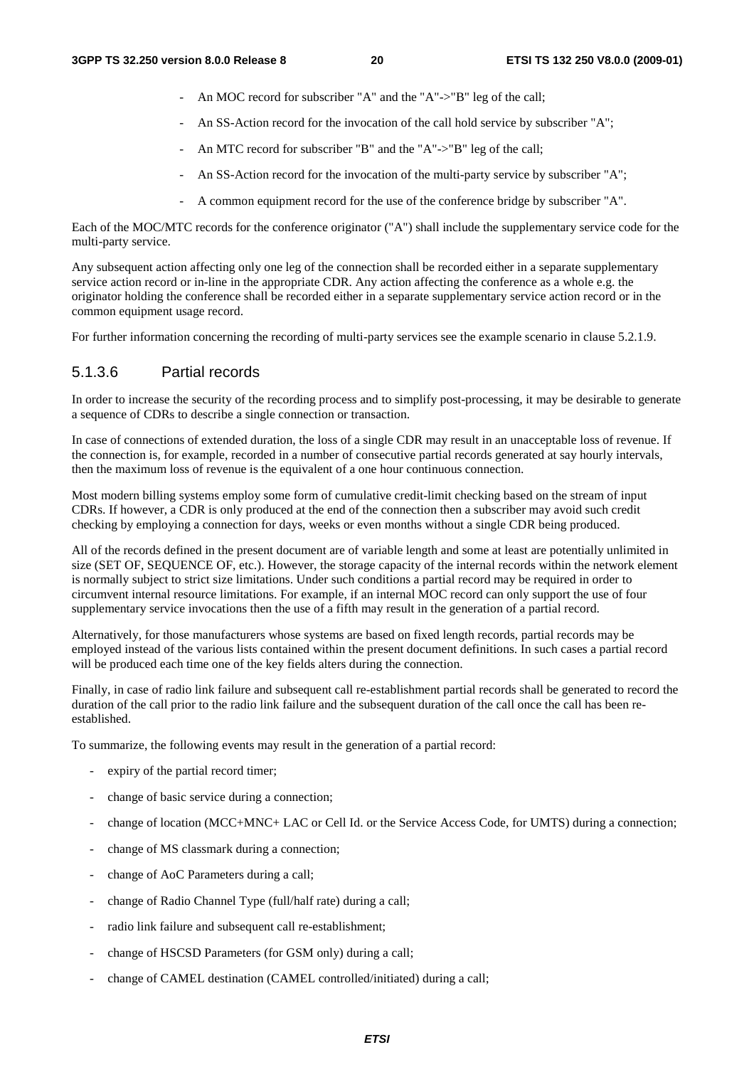- An MOC record for subscriber "A" and the "A"->"B" leg of the call;
- An SS-Action record for the invocation of the call hold service by subscriber "A";
- An MTC record for subscriber "B" and the "A"->"B" leg of the call;
- An SS-Action record for the invocation of the multi-party service by subscriber "A";
- A common equipment record for the use of the conference bridge by subscriber "A".

Each of the MOC/MTC records for the conference originator ("A") shall include the supplementary service code for the multi-party service.

Any subsequent action affecting only one leg of the connection shall be recorded either in a separate supplementary service action record or in-line in the appropriate CDR. Any action affecting the conference as a whole e.g. the originator holding the conference shall be recorded either in a separate supplementary service action record or in the common equipment usage record.

For further information concerning the recording of multi-party services see the example scenario in clause 5.2.1.9.

### 5.1.3.6 Partial records

In order to increase the security of the recording process and to simplify post-processing, it may be desirable to generate a sequence of CDRs to describe a single connection or transaction.

In case of connections of extended duration, the loss of a single CDR may result in an unacceptable loss of revenue. If the connection is, for example, recorded in a number of consecutive partial records generated at say hourly intervals, then the maximum loss of revenue is the equivalent of a one hour continuous connection.

Most modern billing systems employ some form of cumulative credit-limit checking based on the stream of input CDRs. If however, a CDR is only produced at the end of the connection then a subscriber may avoid such credit checking by employing a connection for days, weeks or even months without a single CDR being produced.

All of the records defined in the present document are of variable length and some at least are potentially unlimited in size (SET OF, SEQUENCE OF, etc.). However, the storage capacity of the internal records within the network element is normally subject to strict size limitations. Under such conditions a partial record may be required in order to circumvent internal resource limitations. For example, if an internal MOC record can only support the use of four supplementary service invocations then the use of a fifth may result in the generation of a partial record.

Alternatively, for those manufacturers whose systems are based on fixed length records, partial records may be employed instead of the various lists contained within the present document definitions. In such cases a partial record will be produced each time one of the key fields alters during the connection.

Finally, in case of radio link failure and subsequent call re-establishment partial records shall be generated to record the duration of the call prior to the radio link failure and the subsequent duration of the call once the call has been re-established.

To summarize, the following events may result in the generation of a partial record:

- expiry of the partial record timer;
- change of basic service during a connection;
- change of location (MCC+MNC+ LAC or Cell Id. or the Service Access Code, for UMTS) during a connection;
- change of MS classmark during a connection;
- change of AoC Parameters during a call;
- change of Radio Channel Type (full/half rate) during a call;
- radio link failure and subsequent call re-establishment;
- change of HSCSD Parameters (for GSM only) during a call;
- change of CAMEL destination (CAMEL controlled/initiated) during a call;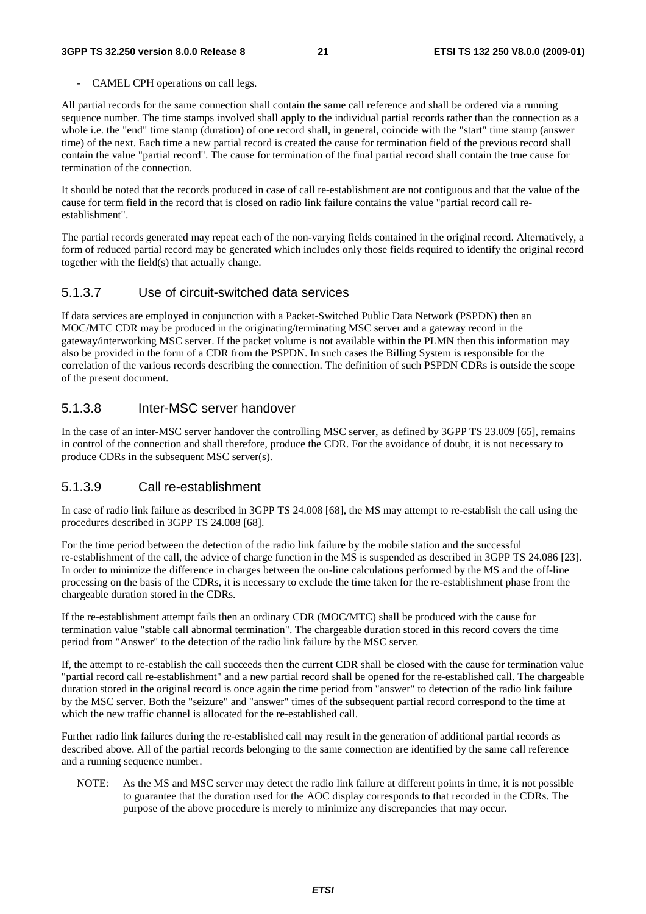- CAMEL CPH operations on call legs.

All partial records for the same connection shall contain the same call reference and shall be ordered via a running sequence number. The time stamps involved shall apply to the individual partial records rather than the connection as a whole i.e. the "end" time stamp (duration) of one record shall, in general, coincide with the "start" time stamp (answer time) of the next. Each time a new partial record is created the cause for termination field of the previous record shall contain the value "partial record". The cause for termination of the final partial record shall contain the true cause for termination of the connection.

It should be noted that the records produced in case of call re-establishment are not contiguous and that the value of the cause for term field in the record that is closed on radio link failure contains the value "partial record call re-establishment".

The partial records generated may repeat each of the non-varying fields contained in the original record. Alternatively, a form of reduced partial record may be generated which includes only those fields required to identify the original record together with the field(s) that actually change.

### 5.1.3.7 Use of circuit-switched data services

If data services are employed in conjunction with a Packet-Switched Public Data Network (PSPDN) then an MOC/MTC CDR may be produced in the originating/terminating MSC server and a gateway record in the gateway/interworking MSC server. If the packet volume is not available within the PLMN then this information may also be provided in the form of a CDR from the PSPDN. In such cases the Billing System is responsible for the correlation of the various records describing the connection. The definition of such PSPDN CDRs is outside the scope of the present document.

### 5.1.3.8 Inter-MSC server handover

In the case of an inter-MSC server handover the controlling MSC server, as defined by 3GPP TS 23.009 [65], remains in control of the connection and shall therefore, produce the CDR. For the avoidance of doubt, it is not necessary to produce CDRs in the subsequent MSC server(s).

### 5.1.3.9 Call re-establishment

In case of radio link failure as described in 3GPP TS 24.008 [68], the MS may attempt to re-establish the call using the procedures described in 3GPP TS 24.008 [68].

For the time period between the detection of the radio link failure by the mobile station and the successful re-establishment of the call, the advice of charge function in the MS is suspended as described in 3GPP TS 24.086 [23]. In order to minimize the difference in charges between the on-line calculations performed by the MS and the off-line processing on the basis of the CDRs, it is necessary to exclude the time taken for the re-establishment phase from the chargeable duration stored in the CDRs.

If the re-establishment attempt fails then an ordinary CDR (MOC/MTC) shall be produced with the cause for termination value "stable call abnormal termination". The chargeable duration stored in this record covers the time period from "Answer" to the detection of the radio link failure by the MSC server.

If, the attempt to re-establish the call succeeds then the current CDR shall be closed with the cause for termination value "partial record call re-establishment" and a new partial record shall be opened for the re-established call. The chargeable duration stored in the original record is once again the time period from "answer" to detection of the radio link failure by the MSC server. Both the "seizure" and "answer" times of the subsequent partial record correspond to the time at which the new traffic channel is allocated for the re-established call.

Further radio link failures during the re-established call may result in the generation of additional partial records as described above. All of the partial records belonging to the same connection are identified by the same call reference and a running sequence number.

NOTE: As the MS and MSC server may detect the radio link failure at different points in time, it is not possible to guarantee that the duration used for the AOC display corresponds to that recorded in the CDRs. The purpose of the above procedure is merely to minimize any discrepancies that may occur.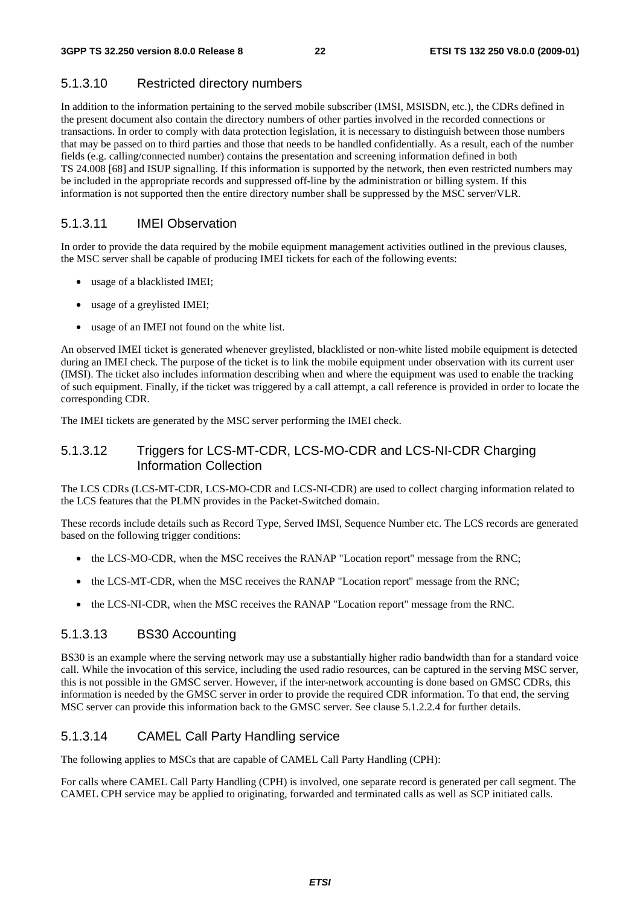#### 5.1.3.10 Restricted directory numbers

In addition to the information pertaining to the served mobile subscriber (IMSI, MSISDN, etc.), the CDRs defined in the present document also contain the directory numbers of other parties involved in the recorded connections or transactions. In order to comply with data protection legislation, it is necessary to distinguish between those numbers that may be passed on to third parties and those that needs to be handled confidentially. As a result, each of the number fields (e.g. calling/connected number) contains the presentation and screening information defined in both TS 24.008 [68] and ISUP signalling. If this information is supported by the network, then even restricted numbers may be included in the appropriate records and suppressed off-line by the administration or billing system. If this information is not supported then the entire directory number shall be suppressed by the MSC server/VLR.

#### 5.1.3.11 IMEI Observation

In order to provide the data required by the mobile equipment management activities outlined in the previous clauses, the MSC server shall be capable of producing IMEI tickets for each of the following events:

- usage of a blacklisted IMEI;
- usage of a greylisted IMEI;
- usage of an IMEI not found on the white list.

An observed IMEI ticket is generated whenever greylisted, blacklisted or non-white listed mobile equipment is detected during an IMEI check. The purpose of the ticket is to link the mobile equipment under observation with its current user (IMSI). The ticket also includes information describing when and where the equipment was used to enable the tracking of such equipment. Finally, if the ticket was triggered by a call attempt, a call reference is provided in order to locate the corresponding CDR.

The IMEI tickets are generated by the MSC server performing the IMEI check.

#### 5.1.3.12 Triggers for LCS-MT-CDR, LCS-MO-CDR and LCS-NI-CDR Charging Information Collection

The LCS CDRs (LCS-MT-CDR, LCS-MO-CDR and LCS-NI-CDR) are used to collect charging information related to the LCS features that the PLMN provides in the Packet-Switched domain.

These records include details such as Record Type, Served IMSI, Sequence Number etc. The LCS records are generated based on the following trigger conditions:

- the LCS-MO-CDR, when the MSC receives the RANAP "Location report" message from the RNC;
- the LCS-MT-CDR, when the MSC receives the RANAP "Location report" message from the RNC;
- the LCS-NI-CDR, when the MSC receives the RANAP "Location report" message from the RNC.

#### 5.1.3.13 BS30 Accounting

BS30 is an example where the serving network may use a substantially higher radio bandwidth than for a standard voice call. While the invocation of this service, including the used radio resources, can be captured in the serving MSC server, this is not possible in the GMSC server. However, if the inter-network accounting is done based on GMSC CDRs, this information is needed by the GMSC server in order to provide the required CDR information. To that end, the serving MSC server can provide this information back to the GMSC server. See clause 5.1.2.2.4 for further details.

#### 5.1.3.14 CAMEL Call Party Handling service

The following applies to MSCs that are capable of CAMEL Call Party Handling (CPH):

For calls where CAMEL Call Party Handling (CPH) is involved, one separate record is generated per call segment. The CAMEL CPH service may be applied to originating, forwarded and terminated calls as well as SCP initiated calls.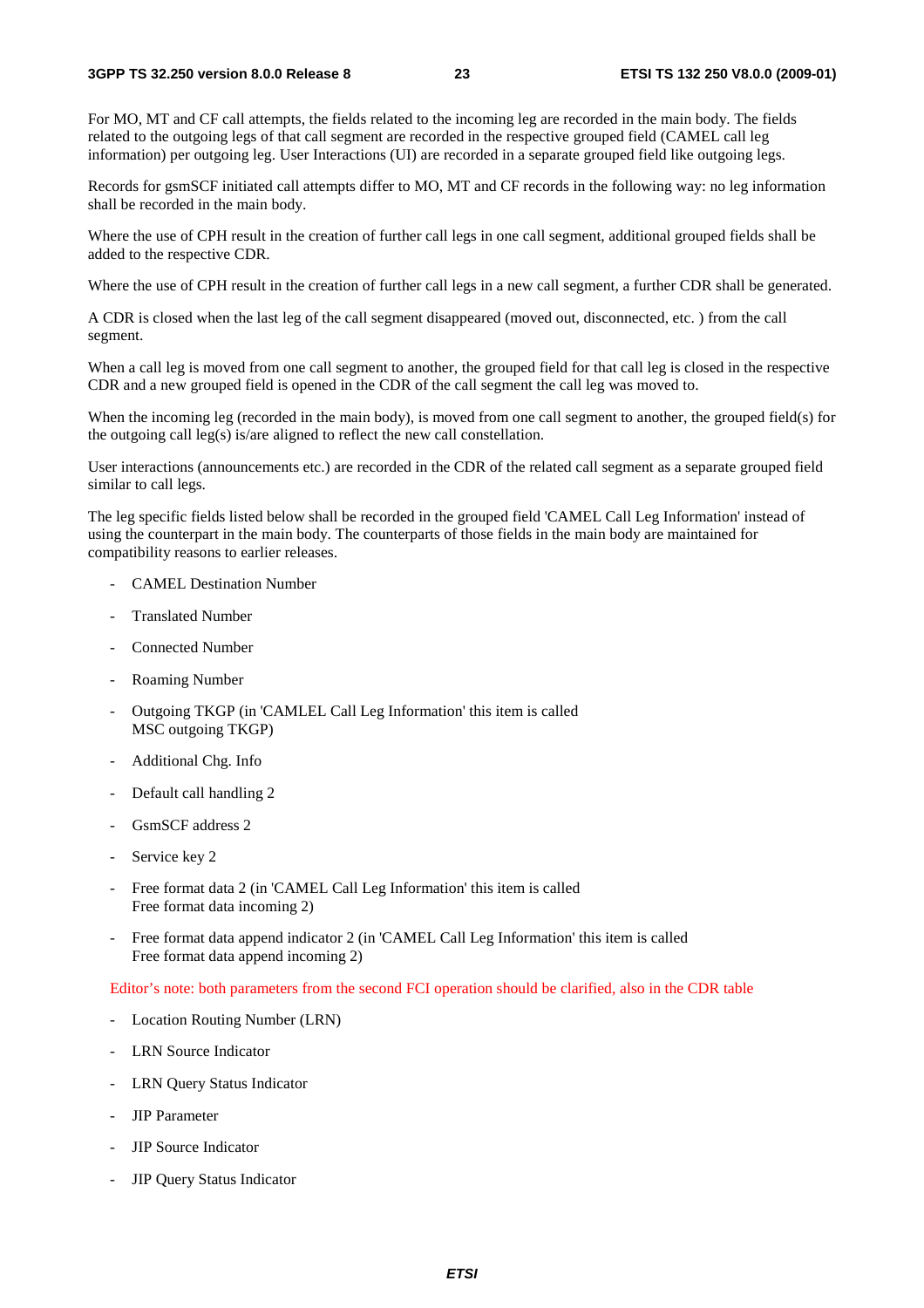For MO, MT and CF call attempts, the fields related to the incoming leg are recorded in the main body. The fields related to the outgoing legs of that call segment are recorded in the respective grouped field (CAMEL call leg information) per outgoing leg. User Interactions (UI) are recorded in a separate grouped field like outgoing legs.

Records for gsmSCF initiated call attempts differ to MO, MT and CF records in the following way: no leg information shall be recorded in the main body.

Where the use of CPH result in the creation of further call legs in one call segment, additional grouped fields shall be added to the respective CDR.

Where the use of CPH result in the creation of further call legs in a new call segment, a further CDR shall be generated.

A CDR is closed when the last leg of the call segment disappeared (moved out, disconnected, etc. ) from the call segment.

When a call leg is moved from one call segment to another, the grouped field for that call leg is closed in the respective CDR and a new grouped field is opened in the CDR of the call segment the call leg was moved to.

When the incoming leg (recorded in the main body), is moved from one call segment to another, the grouped field(s) for the outgoing call leg(s) is/are aligned to reflect the new call constellation.

User interactions (announcements etc.) are recorded in the CDR of the related call segment as a separate grouped field similar to call legs.

The leg specific fields listed below shall be recorded in the grouped field 'CAMEL Call Leg Information' instead of using the counterpart in the main body. The counterparts of those fields in the main body are maintained for compatibility reasons to earlier releases.

- CAMEL Destination Number
- Translated Number
- Connected Number
- Roaming Number
- Outgoing TKGP (in 'CAMLEL Call Leg Information' this item is called MSC outgoing TKGP)
- Additional Chg. Info
- Default call handling 2
- GsmSCF address 2
- Service key 2
- Free format data 2 (in 'CAMEL Call Leg Information' this item is called Free format data incoming 2)
- Free format data append indicator 2 (in 'CAMEL Call Leg Information' this item is called Free format data append incoming 2)

Editor's note: both parameters from the second FCI operation should be clarified, also in the CDR table

- Location Routing Number (LRN)
- LRN Source Indicator
- LRN Query Status Indicator
- JIP Parameter
- JIP Source Indicator
- JIP Query Status Indicator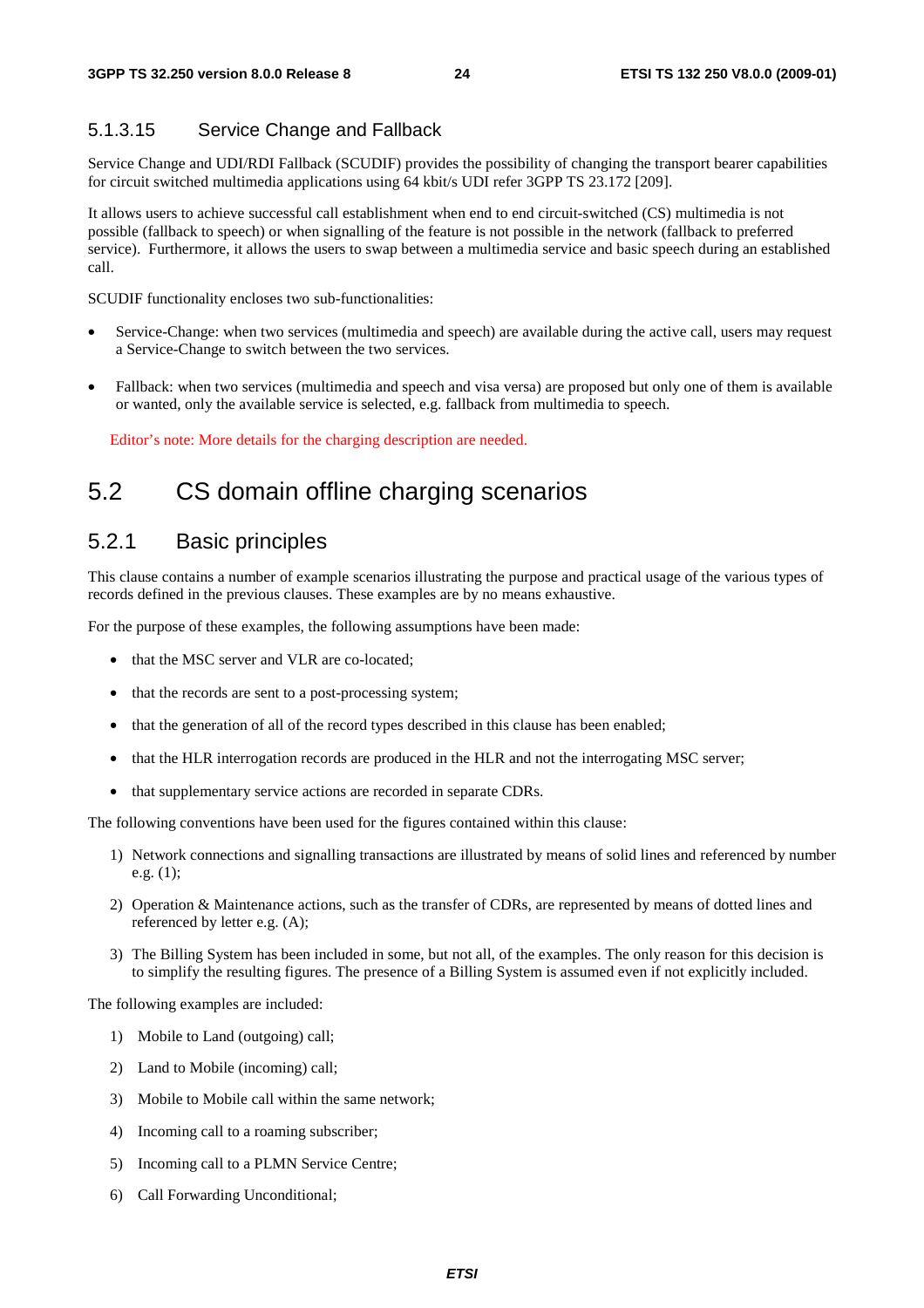#### 5.1.3.15 Service Change and Fallback

Service Change and UDI/RDI Fallback (SCUDIF) provides the possibility of changing the transport bearer capabilities for circuit switched multimedia applications using 64 kbit/s UDI refer 3GPP TS 23.172 [209].

It allows users to achieve successful call establishment when end to end circuit-switched (CS) multimedia is not possible (fallback to speech) or when signalling of the feature is not possible in the network (fallback to preferred service). Furthermore, it allows the users to swap between a multimedia service and basic speech during an established call.

SCUDIF functionality encloses two sub-functionalities:

- Service-Change: when two services (multimedia and speech) are available during the active call, users may request a Service-Change to switch between the two services.
- Fallback: when two services (multimedia and speech and visa versa) are proposed but only one of them is available or wanted, only the available service is selected, e.g. fallback from multimedia to speech.

Editor's note: More details for the charging description are needed.

## 5.2 CS domain offline charging scenarios

### 5.2.1 Basic principles

This clause contains a number of example scenarios illustrating the purpose and practical usage of the various types of records defined in the previous clauses. These examples are by no means exhaustive.

For the purpose of these examples, the following assumptions have been made:

- that the MSC server and VLR are co-located;
- that the records are sent to a post-processing system;
- that the generation of all of the record types described in this clause has been enabled;
- that the HLR interrogation records are produced in the HLR and not the interrogating MSC server;
- that supplementary service actions are recorded in separate CDRs.

The following conventions have been used for the figures contained within this clause:

1) Network connections and signalling transactions are illustrated by means of solid lines and referenced by number e.g. (1);
2) Operation & Maintenance actions, such as the transfer of CDRs, are represented by means of dotted lines and referenced by letter e.g. (A);
3) The Billing System has been included in some, but not all, of the examples. The only reason for this decision is to simplify the resulting figures. The presence of a Billing System is assumed even if not explicitly included.

The following examples are included:

1) Mobile to Land (outgoing) call;
2) Land to Mobile (incoming) call;
3) Mobile to Mobile call within the same network;
4) Incoming call to a roaming subscriber;
5) Incoming call to a PLMN Service Centre;
6) Call Forwarding Unconditional;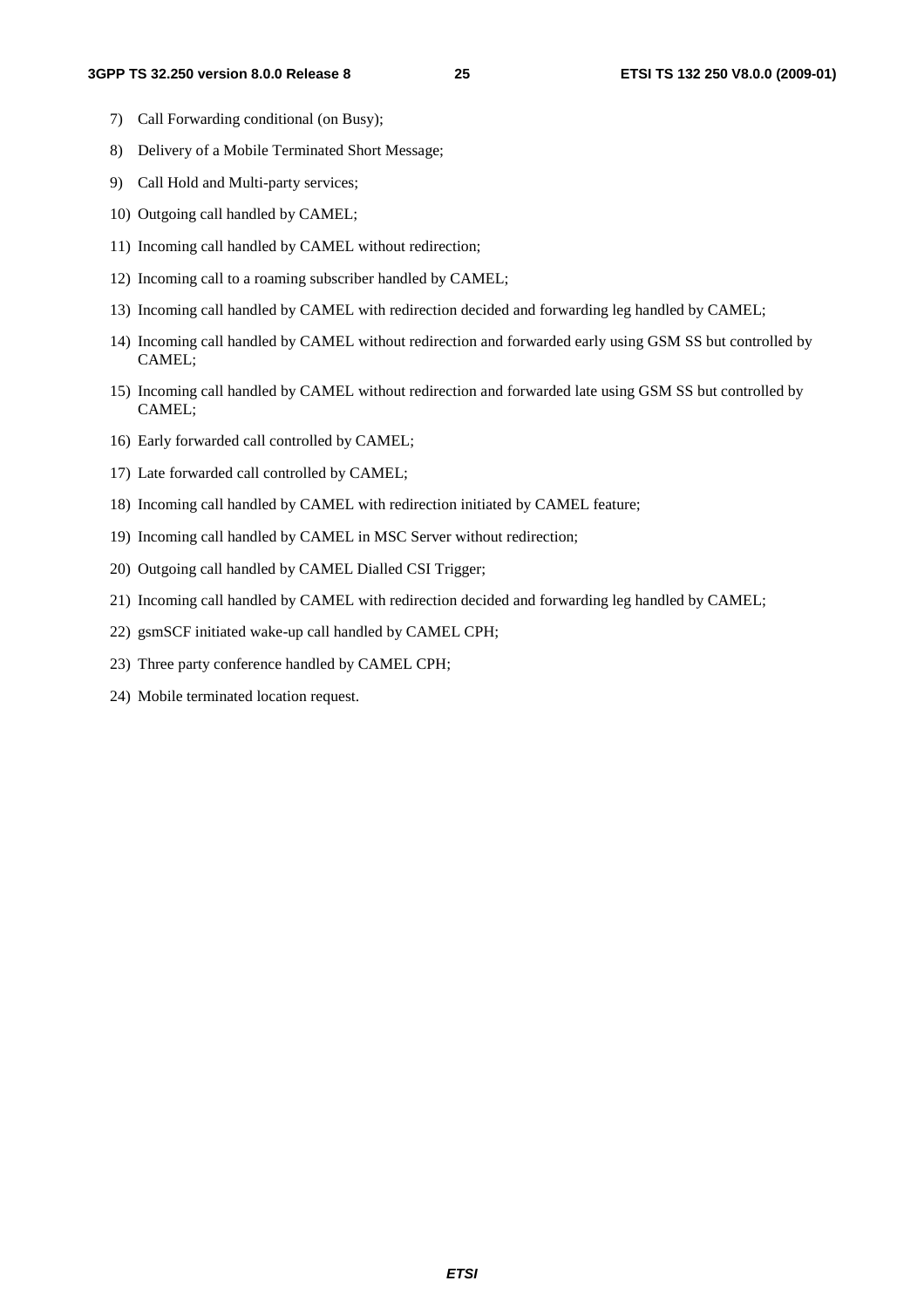7) Call Forwarding conditional (on Busy);

8) Delivery of a Mobile Terminated Short Message;

9) Call Hold and Multi-party services;

10) Outgoing call handled by CAMEL;

11) Incoming call handled by CAMEL without redirection;

12) Incoming call to a roaming subscriber handled by CAMEL;

13) Incoming call handled by CAMEL with redirection decided and forwarding leg handled by CAMEL;

14) Incoming call handled by CAMEL without redirection and forwarded early using GSM SS but controlled by CAMEL;

15) Incoming call handled by CAMEL without redirection and forwarded late using GSM SS but controlled by CAMEL;

16) Early forwarded call controlled by CAMEL;

17) Late forwarded call controlled by CAMEL;

18) Incoming call handled by CAMEL with redirection initiated by CAMEL feature;

19) Incoming call handled by CAMEL in MSC Server without redirection;

20) Outgoing call handled by CAMEL Dialled CSI Trigger;

21) Incoming call handled by CAMEL with redirection decided and forwarding leg handled by CAMEL;

22) gsmSCF initiated wake-up call handled by CAMEL CPH;

23) Three party conference handled by CAMEL CPH;

24) Mobile terminated location request.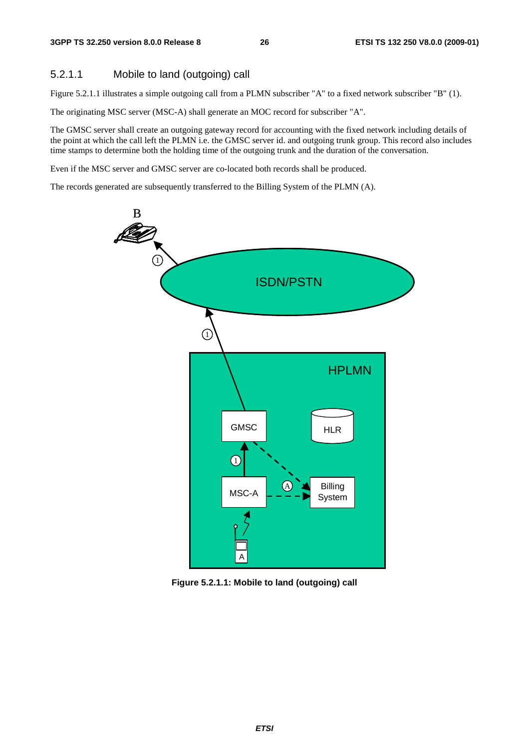### 5.2.1.1 Mobile to land (outgoing) call

Figure 5.2.1.1 illustrates a simple outgoing call from a PLMN subscriber "A" to a fixed network subscriber "B" (1).

The originating MSC server (MSC-A) shall generate an MOC record for subscriber "A".

The GMSC server shall create an outgoing gateway record for accounting with the fixed network including details of the point at which the call left the PLMN i.e. the GMSC server id. and outgoing trunk group. This record also includes time stamps to determine both the holding time of the outgoing trunk and the duration of the conversation.

Even if the MSC server and GMSC server are co-located both records shall be produced.

The records generated are subsequently transferred to the Billing System of the PLMN (A).

**Figure 5.2.1.1: Mobile to land (outgoing) call**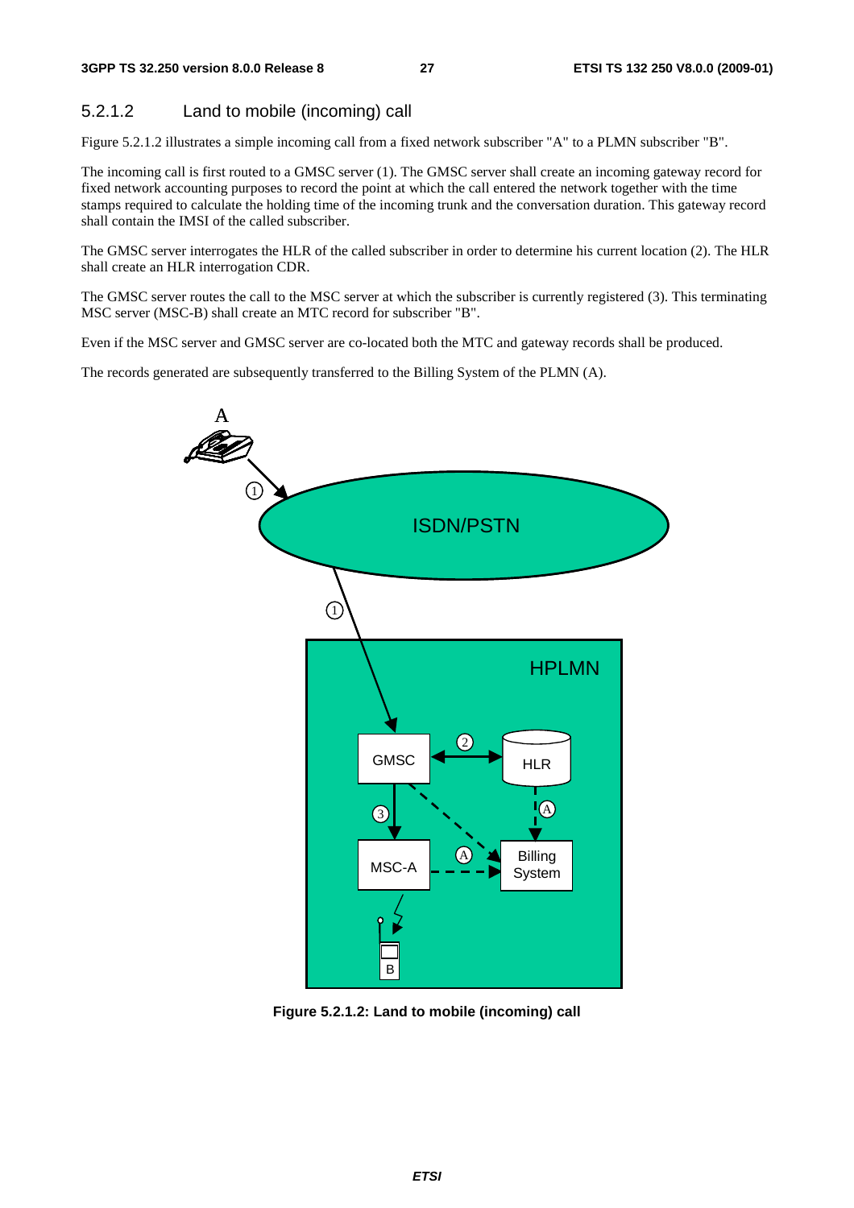### 5.2.1.2 Land to mobile (incoming) call

Figure 5.2.1.2 illustrates a simple incoming call from a fixed network subscriber "A" to a PLMN subscriber "B".

The incoming call is first routed to a GMSC server (1). The GMSC server shall create an incoming gateway record for fixed network accounting purposes to record the point at which the call entered the network together with the time stamps required to calculate the holding time of the incoming trunk and the conversation duration. This gateway record shall contain the IMSI of the called subscriber.

The GMSC server interrogates the HLR of the called subscriber in order to determine his current location (2). The HLR shall create an HLR interrogation CDR.

The GMSC server routes the call to the MSC server at which the subscriber is currently registered (3). This terminating MSC server (MSC-B) shall create an MTC record for subscriber "B".

Even if the MSC server and GMSC server are co-located both the MTC and gateway records shall be produced.

The records generated are subsequently transferred to the Billing System of the PLMN (A).

**Figure 5.2.1.2: Land to mobile (incoming) call**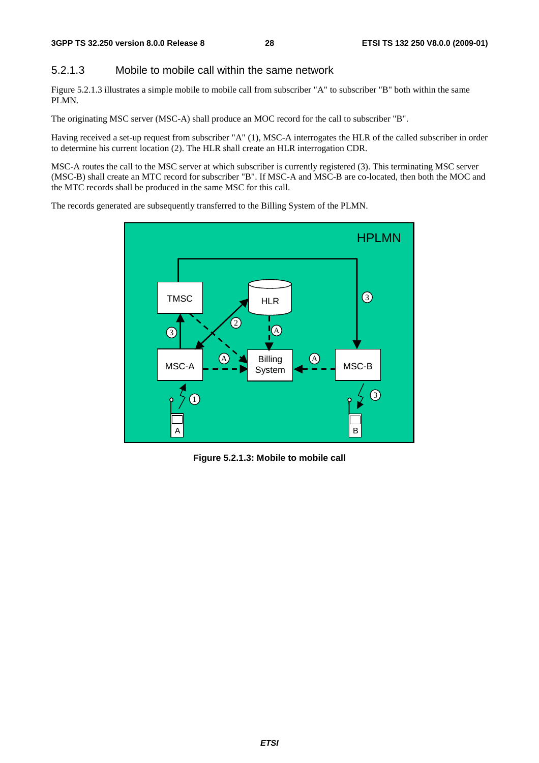### 5.2.1.3 Mobile to mobile call within the same network

Figure 5.2.1.3 illustrates a simple mobile to mobile call from subscriber "A" to subscriber "B" both within the same PLMN.

The originating MSC server (MSC-A) shall produce an MOC record for the call to subscriber "B".

Having received a set-up request from subscriber "A" (1), MSC-A interrogates the HLR of the called subscriber in order to determine his current location (2). The HLR shall create an HLR interrogation CDR.

MSC-A routes the call to the MSC server at which subscriber is currently registered (3). This terminating MSC server (MSC-B) shall create an MTC record for subscriber "B". If MSC-A and MSC-B are co-located, then both the MOC and the MTC records shall be produced in the same MSC for this call.

The records generated are subsequently transferred to the Billing System of the PLMN.

**Figure 5.2.1.3: Mobile to mobile call**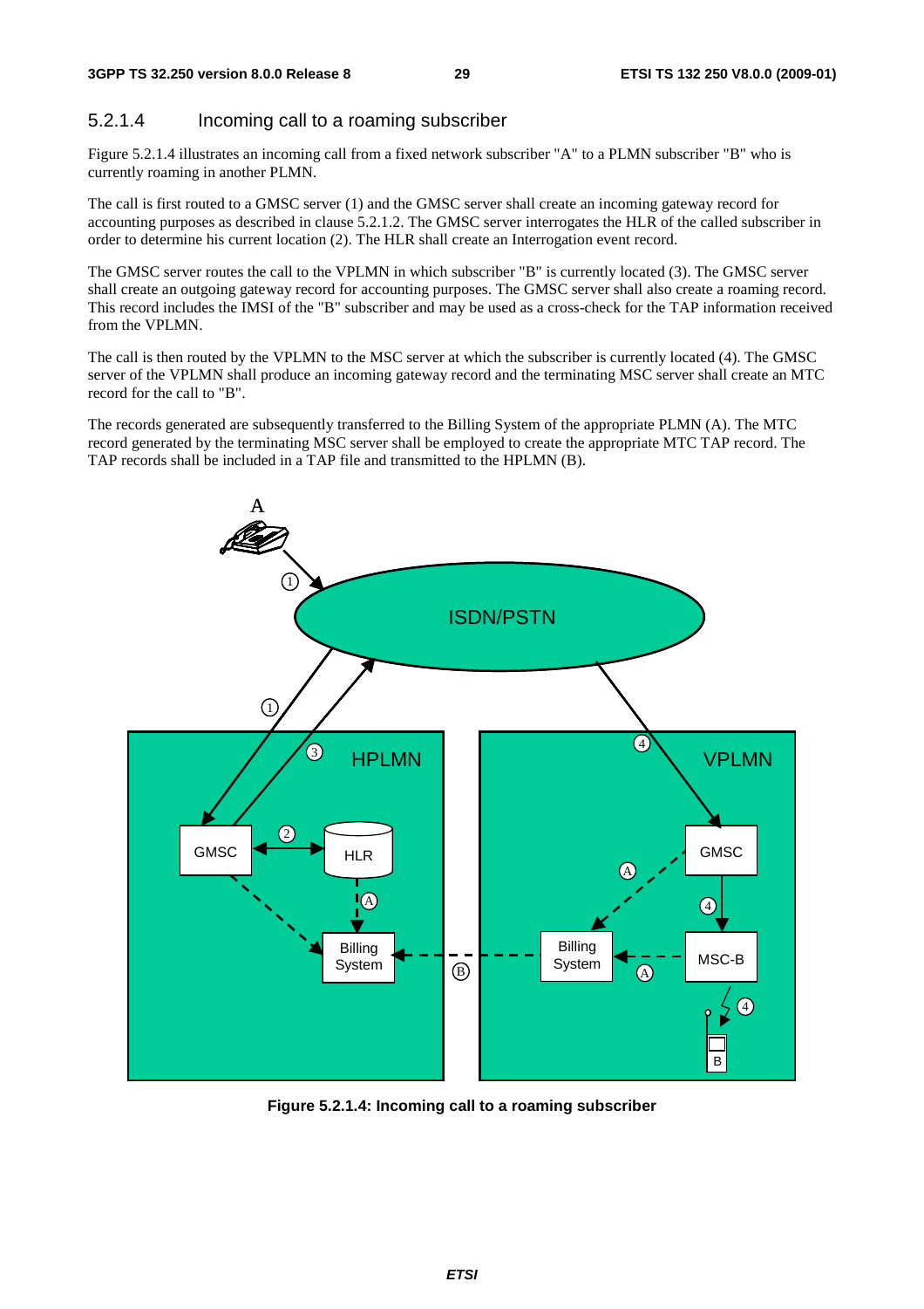### 5.2.1.4 Incoming call to a roaming subscriber

Figure 5.2.1.4 illustrates an incoming call from a fixed network subscriber "A" to a PLMN subscriber "B" who is currently roaming in another PLMN.

The call is first routed to a GMSC server (1) and the GMSC server shall create an incoming gateway record for accounting purposes as described in clause 5.2.1.2. The GMSC server interrogates the HLR of the called subscriber in order to determine his current location (2). The HLR shall create an Interrogation event record.

The GMSC server routes the call to the VPLMN in which subscriber "B" is currently located (3). The GMSC server shall create an outgoing gateway record for accounting purposes. The GMSC server shall also create a roaming record. This record includes the IMSI of the "B" subscriber and may be used as a cross-check for the TAP information received from the VPLMN.

The call is then routed by the VPLMN to the MSC server at which the subscriber is currently located (4). The GMSC server of the VPLMN shall produce an incoming gateway record and the terminating MSC server shall create an MTC record for the call to "B".

The records generated are subsequently transferred to the Billing System of the appropriate PLMN (A). The MTC record generated by the terminating MSC server shall be employed to create the appropriate MTC TAP record. The TAP records shall be included in a TAP file and transmitted to the HPLMN (B).

**Figure 5.2.1.4: Incoming call to a roaming subscriber**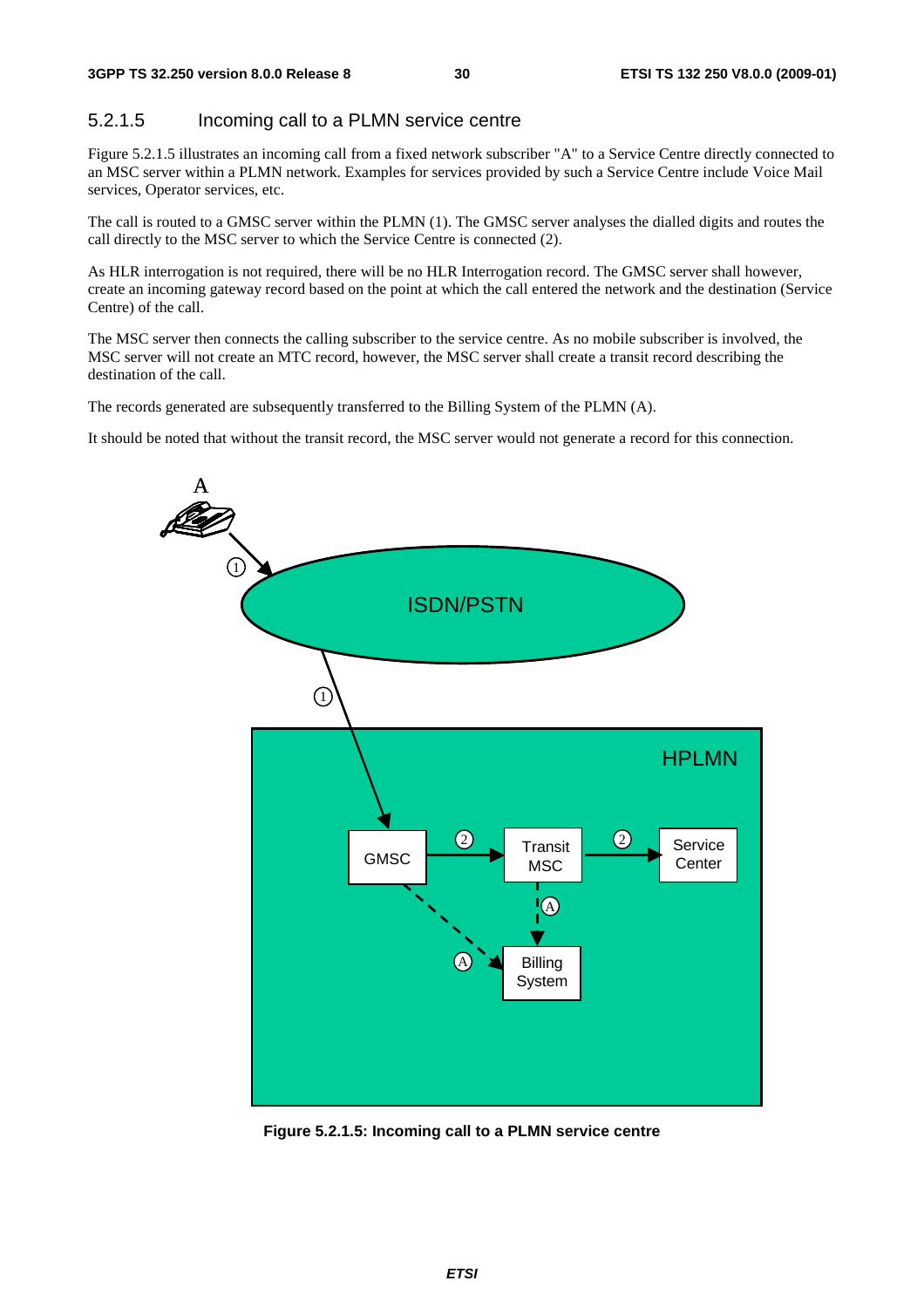### 5.2.1.5 Incoming call to a PLMN service centre

Figure 5.2.1.5 illustrates an incoming call from a fixed network subscriber "A" to a Service Centre directly connected to an MSC server within a PLMN network. Examples for services provided by such a Service Centre include Voice Mail services, Operator services, etc.

The call is routed to a GMSC server within the PLMN (1). The GMSC server analyses the dialled digits and routes the call directly to the MSC server to which the Service Centre is connected (2).

As HLR interrogation is not required, there will be no HLR Interrogation record. The GMSC server shall however, create an incoming gateway record based on the point at which the call entered the network and the destination (Service Centre) of the call.

The MSC server then connects the calling subscriber to the service centre. As no mobile subscriber is involved, the MSC server will not create an MTC record, however, the MSC server shall create a transit record describing the destination of the call.

The records generated are subsequently transferred to the Billing System of the PLMN (A).

It should be noted that without the transit record, the MSC server would not generate a record for this connection.

**Figure 5.2.1.5: Incoming call to a PLMN service centre**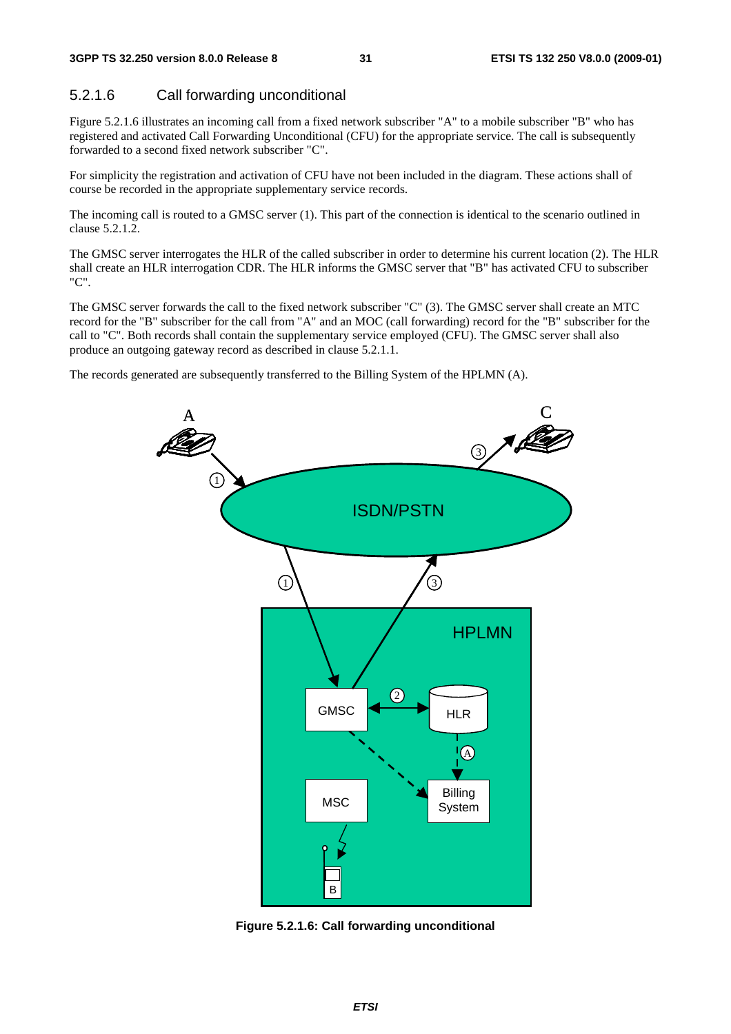### 5.2.1.6 Call forwarding unconditional

Figure 5.2.1.6 illustrates an incoming call from a fixed network subscriber "A" to a mobile subscriber "B" who has registered and activated Call Forwarding Unconditional (CFU) for the appropriate service. The call is subsequently forwarded to a second fixed network subscriber "C".

For simplicity the registration and activation of CFU have not been included in the diagram. These actions shall of course be recorded in the appropriate supplementary service records.

The incoming call is routed to a GMSC server (1). This part of the connection is identical to the scenario outlined in clause 5.2.1.2.

The GMSC server interrogates the HLR of the called subscriber in order to determine his current location (2). The HLR shall create an HLR interrogation CDR. The HLR informs the GMSC server that "B" has activated CFU to subscriber "C".

The GMSC server forwards the call to the fixed network subscriber "C" (3). The GMSC server shall create an MTC record for the "B" subscriber for the call from "A" and an MOC (call forwarding) record for the "B" subscriber for the call to "C". Both records shall contain the supplementary service employed (CFU). The GMSC server shall also produce an outgoing gateway record as described in clause 5.2.1.1.

The records generated are subsequently transferred to the Billing System of the HPLMN (A).

**Figure 5.2.1.6: Call forwarding unconditional**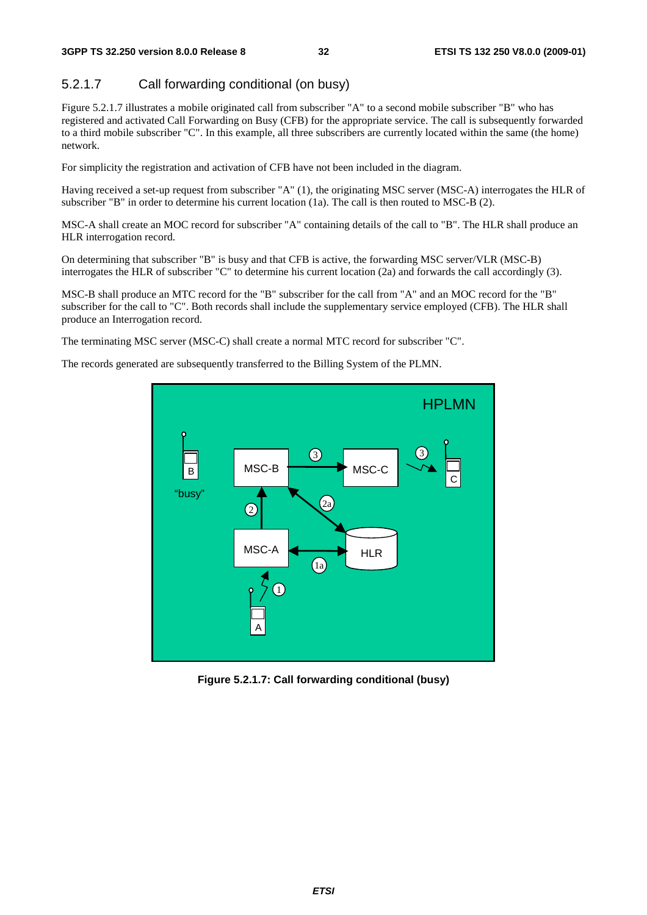### 5.2.1.7 Call forwarding conditional (on busy)

Figure 5.2.1.7 illustrates a mobile originated call from subscriber "A" to a second mobile subscriber "B" who has registered and activated Call Forwarding on Busy (CFB) for the appropriate service. The call is subsequently forwarded to a third mobile subscriber "C". In this example, all three subscribers are currently located within the same (the home) network.

For simplicity the registration and activation of CFB have not been included in the diagram.

Having received a set-up request from subscriber "A" (1), the originating MSC server (MSC-A) interrogates the HLR of subscriber "B" in order to determine his current location (1a). The call is then routed to MSC-B (2).

MSC-A shall create an MOC record for subscriber "A" containing details of the call to "B". The HLR shall produce an HLR interrogation record.

On determining that subscriber "B" is busy and that CFB is active, the forwarding MSC server/VLR (MSC-B) interrogates the HLR of subscriber "C" to determine his current location (2a) and forwards the call accordingly (3).

MSC-B shall produce an MTC record for the "B" subscriber for the call from "A" and an MOC record for the "B" subscriber for the call to "C". Both records shall include the supplementary service employed (CFB). The HLR shall produce an Interrogation record.

The terminating MSC server (MSC-C) shall create a normal MTC record for subscriber "C".

The records generated are subsequently transferred to the Billing System of the PLMN.

**Figure 5.2.1.7: Call forwarding conditional (busy)**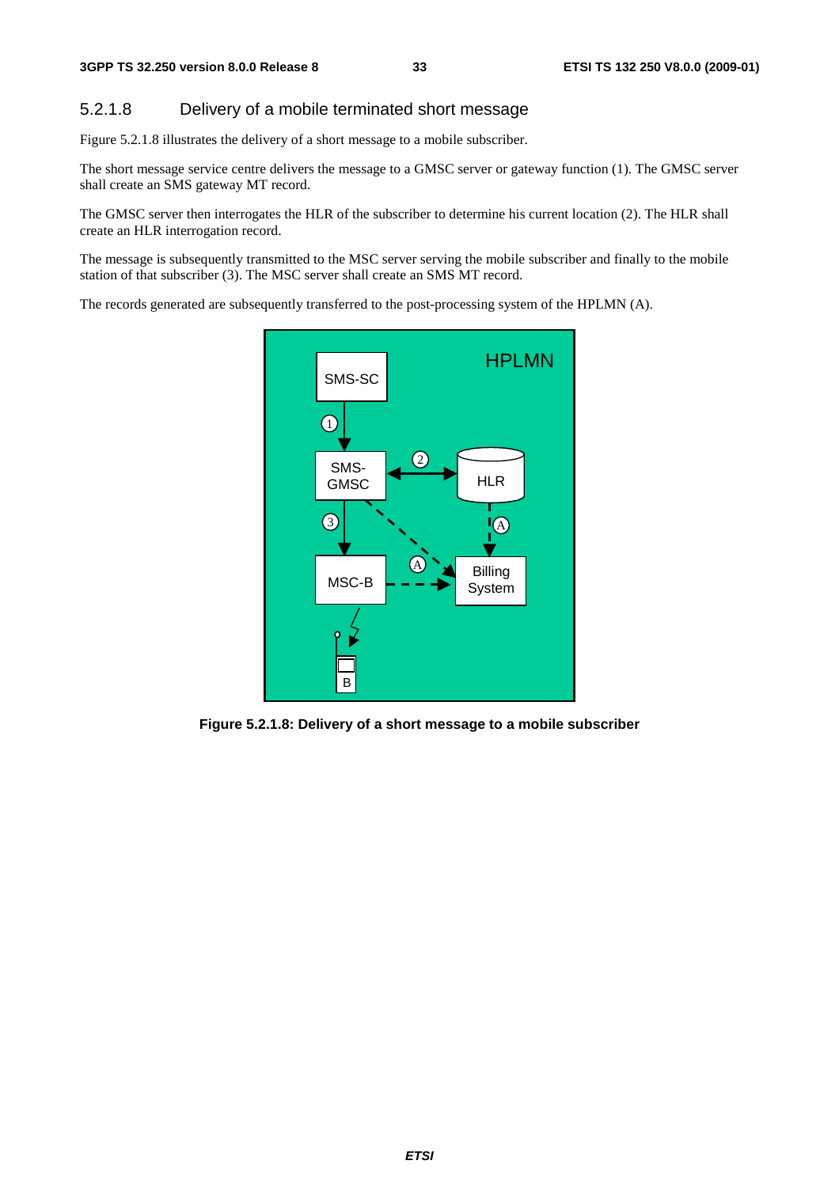### 5.2.1.8 Delivery of a mobile terminated short message

Figure 5.2.1.8 illustrates the delivery of a short message to a mobile subscriber.

The short message service centre delivers the message to a GMSC server or gateway function (1). The GMSC server shall create an SMS gateway MT record.

The GMSC server then interrogates the HLR of the subscriber to determine his current location (2). The HLR shall create an HLR interrogation record.

The message is subsequently transmitted to the MSC server serving the mobile subscriber and finally to the mobile station of that subscriber (3). The MSC server shall create an SMS MT record.

The records generated are subsequently transferred to the post-processing system of the HPLMN (A).

**Figure 5.2.1.8: Delivery of a short message to a mobile subscriber**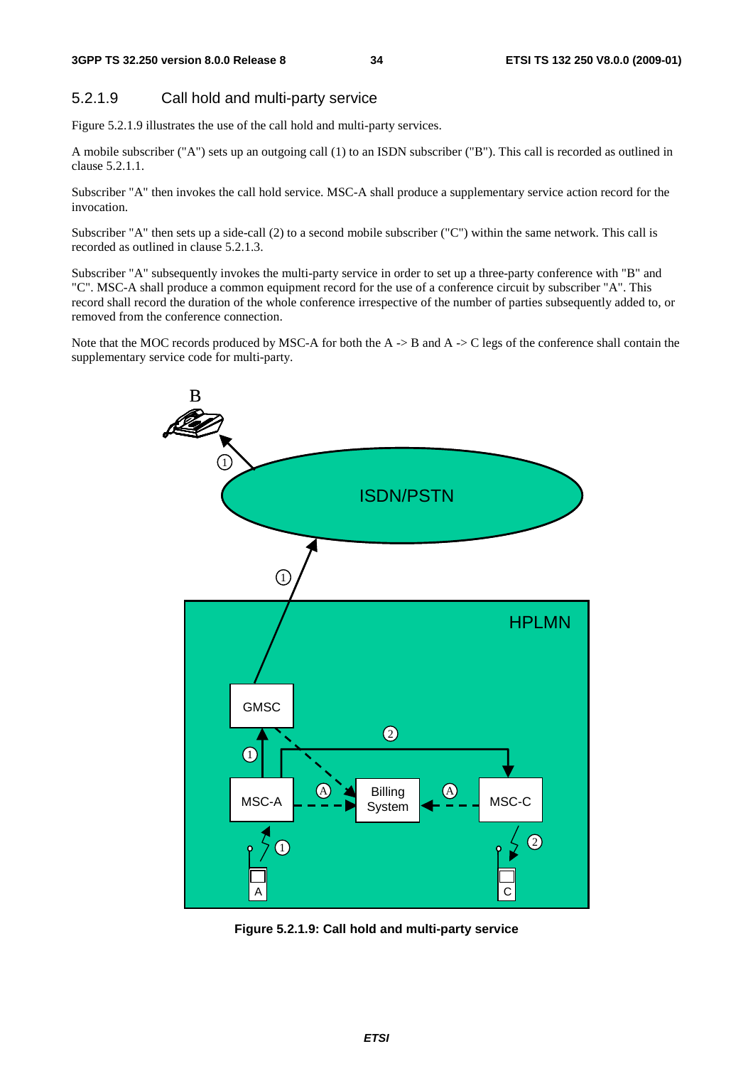### 5.2.1.9 Call hold and multi-party service

Figure 5.2.1.9 illustrates the use of the call hold and multi-party services.

A mobile subscriber ("A") sets up an outgoing call (1) to an ISDN subscriber ("B"). This call is recorded as outlined in clause 5.2.1.1.

Subscriber "A" then invokes the call hold service. MSC-A shall produce a supplementary service action record for the invocation.

Subscriber "A" then sets up a side-call (2) to a second mobile subscriber ("C") within the same network. This call is recorded as outlined in clause 5.2.1.3.

Subscriber "A" subsequently invokes the multi-party service in order to set up a three-party conference with "B" and "C". MSC-A shall produce a common equipment record for the use of a conference circuit by subscriber "A". This record shall record the duration of the whole conference irrespective of the number of parties subsequently added to, or removed from the conference connection.

Note that the MOC records produced by MSC-A for both the A -> B and A -> C legs of the conference shall contain the supplementary service code for multi-party.

**Figure 5.2.1.9: Call hold and multi-party service**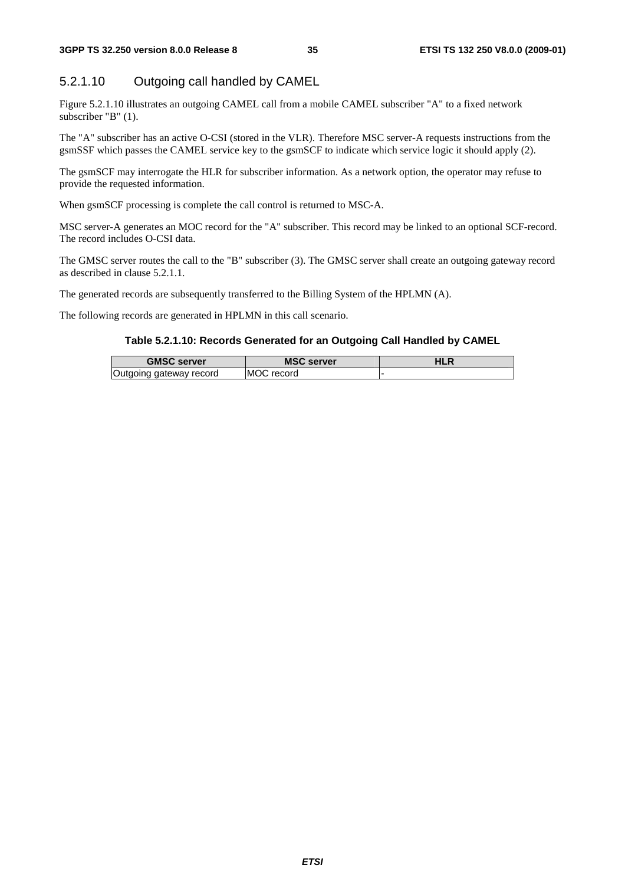### 5.2.1.10 Outgoing call handled by CAMEL

Figure 5.2.1.10 illustrates an outgoing CAMEL call from a mobile CAMEL subscriber "A" to a fixed network subscriber "B" (1).

The "A" subscriber has an active O-CSI (stored in the VLR). Therefore MSC server-A requests instructions from the gsmSSF which passes the CAMEL service key to the gsmSCF to indicate which service logic it should apply (2).

The gsmSCF may interrogate the HLR for subscriber information. As a network option, the operator may refuse to provide the requested information.

When gsmSCF processing is complete the call control is returned to MSC-A.

MSC server-A generates an MOC record for the "A" subscriber. This record may be linked to an optional SCF-record. The record includes O-CSI data.

The GMSC server routes the call to the "B" subscriber (3). The GMSC server shall create an outgoing gateway record as described in clause 5.2.1.1.

The generated records are subsequently transferred to the Billing System of the HPLMN (A).

The following records are generated in HPLMN in this call scenario.

**Table 5.2.1.10: Records Generated for an Outgoing Call Handled by CAMEL**

| GMSC server | MSC server | HLR |
| --- | --- | --- |
| Outgoing gateway record | MOC record | - |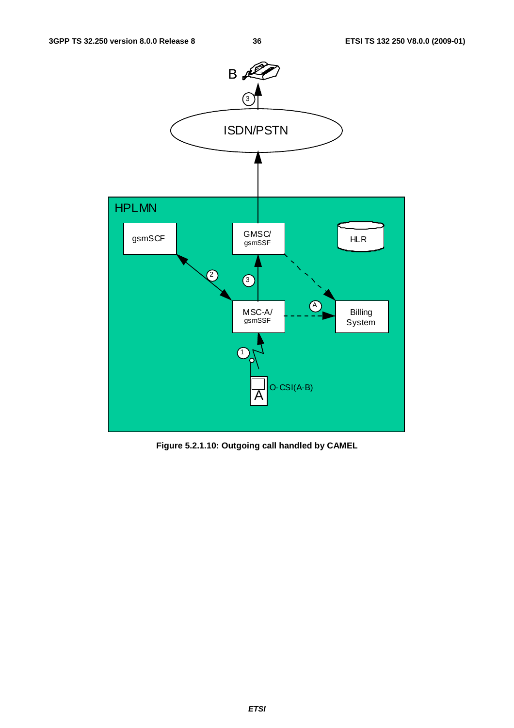**Figure 5.2.1.10: Outgoing call handled by CAMEL**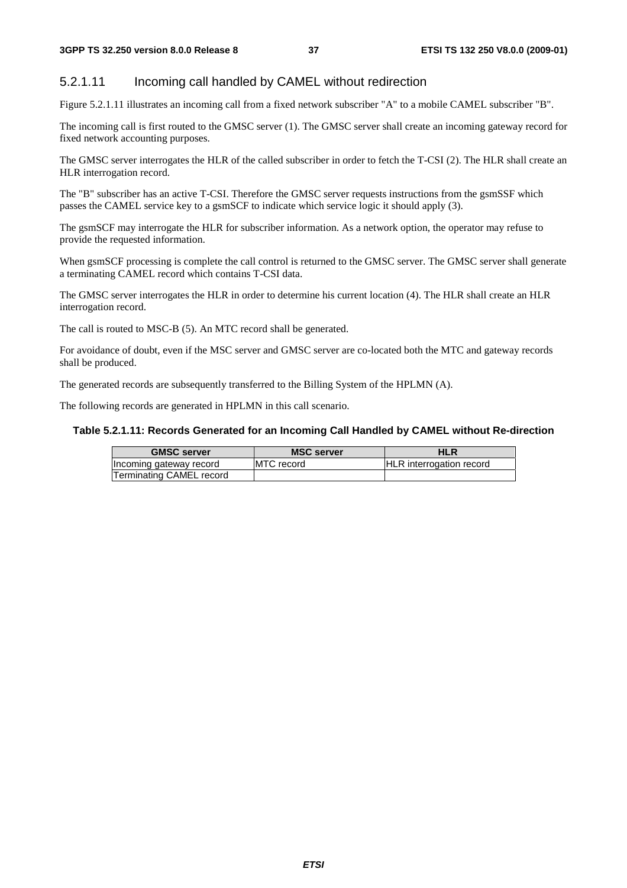#### 5.2.1.11 Incoming call handled by CAMEL without redirection

Figure 5.2.1.11 illustrates an incoming call from a fixed network subscriber "A" to a mobile CAMEL subscriber "B".

The incoming call is first routed to the GMSC server (1). The GMSC server shall create an incoming gateway record for fixed network accounting purposes.

The GMSC server interrogates the HLR of the called subscriber in order to fetch the T-CSI (2). The HLR shall create an HLR interrogation record.

The "B" subscriber has an active T-CSI. Therefore the GMSC server requests instructions from the gsmSSF which passes the CAMEL service key to a gsmSCF to indicate which service logic it should apply (3).

The gsmSCF may interrogate the HLR for subscriber information. As a network option, the operator may refuse to provide the requested information.

When gsmSCF processing is complete the call control is returned to the GMSC server. The GMSC server shall generate a terminating CAMEL record which contains T-CSI data.

The GMSC server interrogates the HLR in order to determine his current location (4). The HLR shall create an HLR interrogation record.

The call is routed to MSC-B (5). An MTC record shall be generated.

For avoidance of doubt, even if the MSC server and GMSC server are co-located both the MTC and gateway records shall be produced.

The generated records are subsequently transferred to the Billing System of the HPLMN (A).

The following records are generated in HPLMN in this call scenario.

**Table 5.2.1.11: Records Generated for an Incoming Call Handled by CAMEL without Re-direction**

| GMSC server | MSC server | HLR |
|---|---|---|
| Incoming gateway record | MTC record | HLR interrogation record |
| Terminating CAMEL record | | |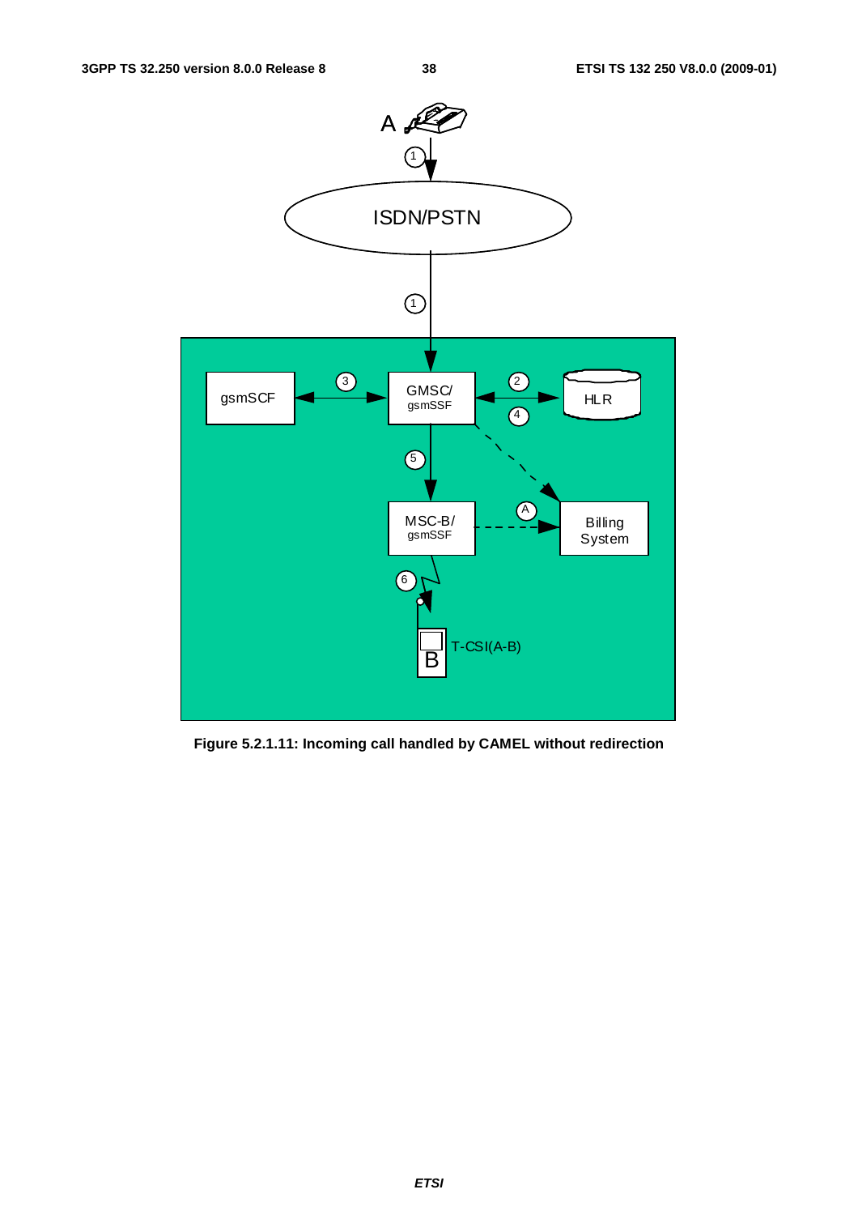Figure 5.2.1.11: Incoming call handled by CAMEL without redirection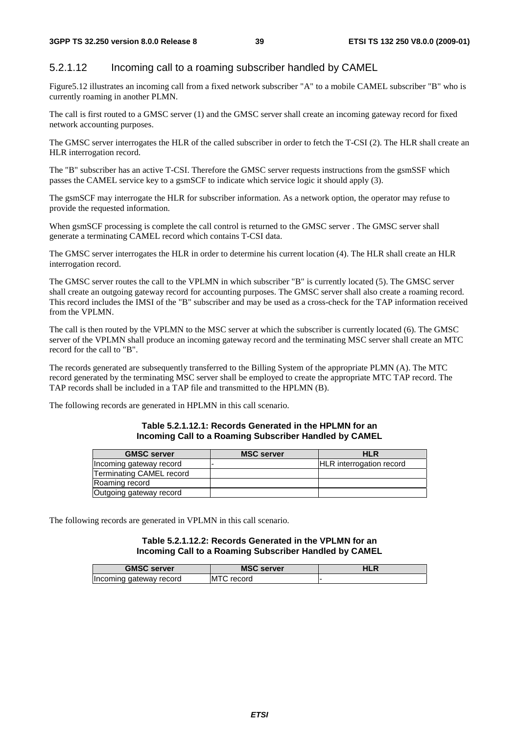#### 5.2.1.12 Incoming call to a roaming subscriber handled by CAMEL

Figure5.12 illustrates an incoming call from a fixed network subscriber "A" to a mobile CAMEL subscriber "B" who is currently roaming in another PLMN.

The call is first routed to a GMSC server (1) and the GMSC server shall create an incoming gateway record for fixed network accounting purposes.

The GMSC server interrogates the HLR of the called subscriber in order to fetch the T-CSI (2). The HLR shall create an HLR interrogation record.

The "B" subscriber has an active T-CSI. Therefore the GMSC server requests instructions from the gsmSSF which passes the CAMEL service key to a gsmSCF to indicate which service logic it should apply (3).

The gsmSCF may interrogate the HLR for subscriber information. As a network option, the operator may refuse to provide the requested information.

When gsmSCF processing is complete the call control is returned to the GMSC server . The GMSC server shall generate a terminating CAMEL record which contains T-CSI data.

The GMSC server interrogates the HLR in order to determine his current location (4). The HLR shall create an HLR interrogation record.

The GMSC server routes the call to the VPLMN in which subscriber "B" is currently located (5). The GMSC server shall create an outgoing gateway record for accounting purposes. The GMSC server shall also create a roaming record. This record includes the IMSI of the "B" subscriber and may be used as a cross-check for the TAP information received from the VPLMN.

The call is then routed by the VPLMN to the MSC server at which the subscriber is currently located (6). The GMSC server of the VPLMN shall produce an incoming gateway record and the terminating MSC server shall create an MTC record for the call to "B".

The records generated are subsequently transferred to the Billing System of the appropriate PLMN (A). The MTC record generated by the terminating MSC server shall be employed to create the appropriate MTC TAP record. The TAP records shall be included in a TAP file and transmitted to the HPLMN (B).

The following records are generated in HPLMN in this call scenario.

**Table 5.2.1.12.1: Records Generated in the HPLMN for an Incoming Call to a Roaming Subscriber Handled by CAMEL**

| GMSC server | MSC server | HLR |
|---|---|---|
| Incoming gateway record | - | HLR interrogation record |
| Terminating CAMEL record | | |
| Roaming record | | |
| Outgoing gateway record | | |

The following records are generated in VPLMN in this call scenario.

**Table 5.2.1.12.2: Records Generated in the VPLMN for an Incoming Call to a Roaming Subscriber Handled by CAMEL**

| GMSC server | MSC server | HLR |
|---|---|---|
| Incoming gateway record | MTC record | - |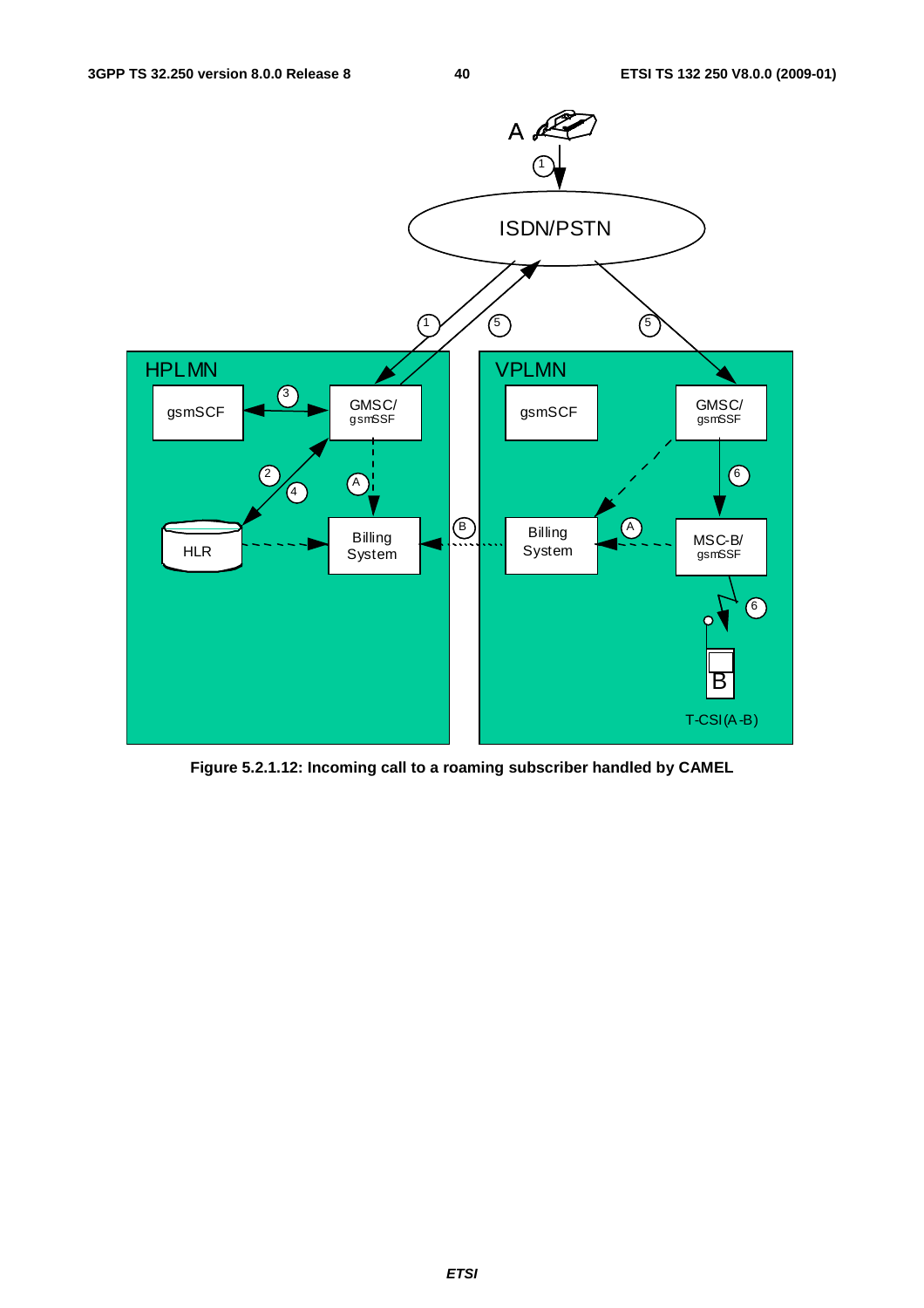**Figure 5.2.1.12: Incoming call to a roaming subscriber handled by CAMEL**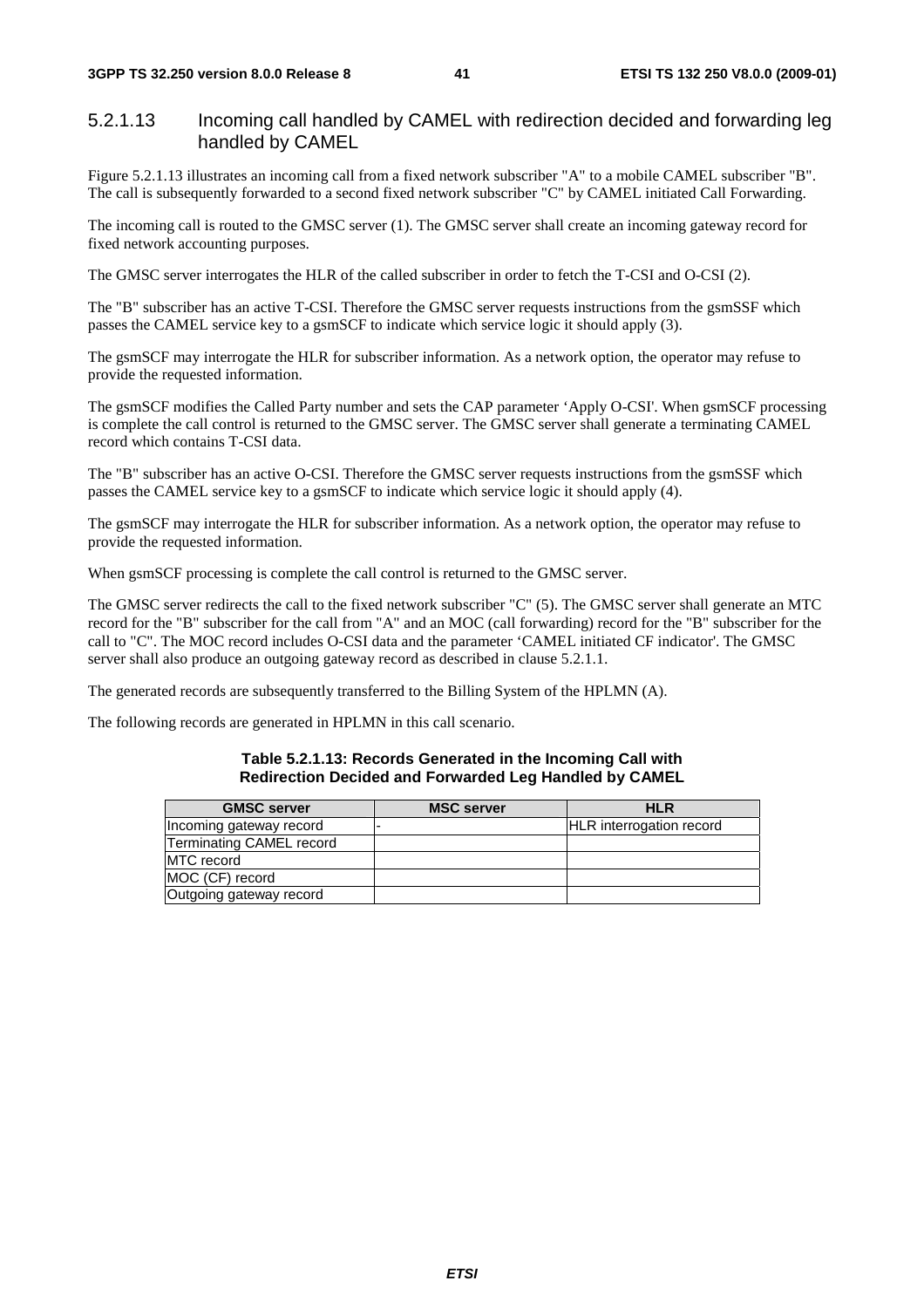### 5.2.1.13 Incoming call handled by CAMEL with redirection decided and forwarding leg handled by CAMEL

Figure 5.2.1.13 illustrates an incoming call from a fixed network subscriber "A" to a mobile CAMEL subscriber "B". The call is subsequently forwarded to a second fixed network subscriber "C" by CAMEL initiated Call Forwarding.

The incoming call is routed to the GMSC server (1). The GMSC server shall create an incoming gateway record for fixed network accounting purposes.

The GMSC server interrogates the HLR of the called subscriber in order to fetch the T-CSI and O-CSI (2).

The "B" subscriber has an active T-CSI. Therefore the GMSC server requests instructions from the gsmSSF which passes the CAMEL service key to a gsmSCF to indicate which service logic it should apply (3).

The gsmSCF may interrogate the HLR for subscriber information. As a network option, the operator may refuse to provide the requested information.

The gsmSCF modifies the Called Party number and sets the CAP parameter 'Apply O-CSI'. When gsmSCF processing is complete the call control is returned to the GMSC server. The GMSC server shall generate a terminating CAMEL record which contains T-CSI data.

The "B" subscriber has an active O-CSI. Therefore the GMSC server requests instructions from the gsmSSF which passes the CAMEL service key to a gsmSCF to indicate which service logic it should apply (4).

The gsmSCF may interrogate the HLR for subscriber information. As a network option, the operator may refuse to provide the requested information.

When gsmSCF processing is complete the call control is returned to the GMSC server.

The GMSC server redirects the call to the fixed network subscriber "C" (5). The GMSC server shall generate an MTC record for the "B" subscriber for the call from "A" and an MOC (call forwarding) record for the "B" subscriber for the call to "C". The MOC record includes O-CSI data and the parameter 'CAMEL initiated CF indicator'. The GMSC server shall also produce an outgoing gateway record as described in clause 5.2.1.1.

The generated records are subsequently transferred to the Billing System of the HPLMN (A).

The following records are generated in HPLMN in this call scenario.

**Table 5.2.1.13: Records Generated in the Incoming Call with Redirection Decided and Forwarded Leg Handled by CAMEL**

| GMSC server | MSC server | HLR |
|---|---|---|
| Incoming gateway record | - | HLR interrogation record |
| Terminating CAMEL record | | |
| MTC record | | |
| MOC (CF) record | | |
| Outgoing gateway record | | |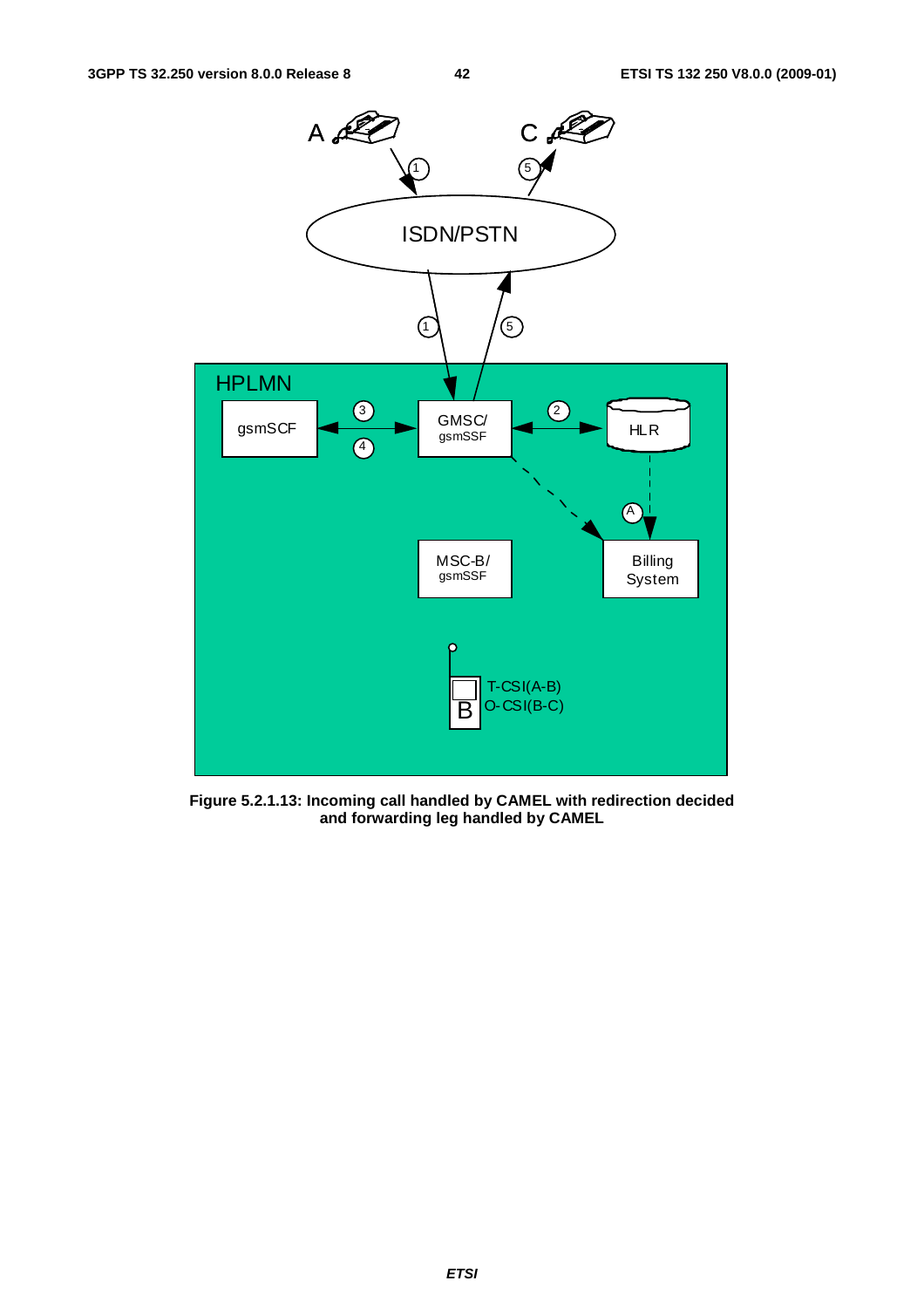**Figure 5.2.1.13: Incoming call handled by CAMEL with redirection decided and forwarding leg handled by CAMEL**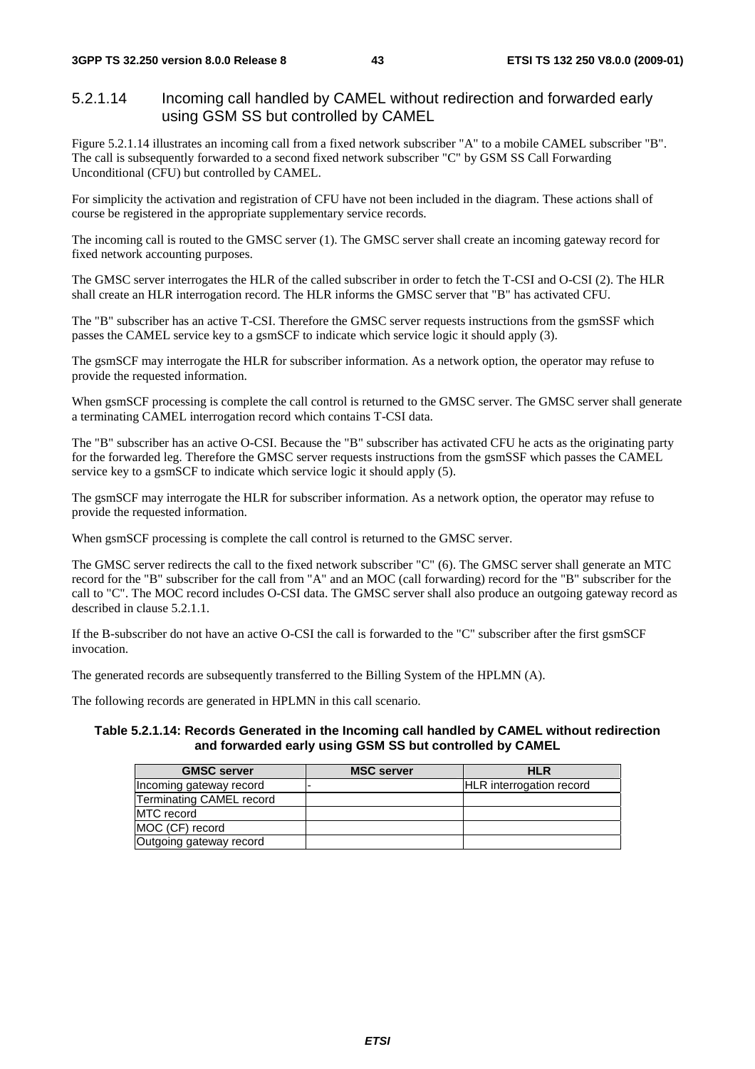#### 5.2.1.14 Incoming call handled by CAMEL without redirection and forwarded early using GSM SS but controlled by CAMEL

Figure 5.2.1.14 illustrates an incoming call from a fixed network subscriber "A" to a mobile CAMEL subscriber "B". The call is subsequently forwarded to a second fixed network subscriber "C" by GSM SS Call Forwarding Unconditional (CFU) but controlled by CAMEL.

For simplicity the activation and registration of CFU have not been included in the diagram. These actions shall of course be registered in the appropriate supplementary service records.

The incoming call is routed to the GMSC server (1). The GMSC server shall create an incoming gateway record for fixed network accounting purposes.

The GMSC server interrogates the HLR of the called subscriber in order to fetch the T-CSI and O-CSI (2). The HLR shall create an HLR interrogation record. The HLR informs the GMSC server that "B" has activated CFU.

The "B" subscriber has an active T-CSI. Therefore the GMSC server requests instructions from the gsmSSF which passes the CAMEL service key to a gsmSCF to indicate which service logic it should apply (3).

The gsmSCF may interrogate the HLR for subscriber information. As a network option, the operator may refuse to provide the requested information.

When gsmSCF processing is complete the call control is returned to the GMSC server. The GMSC server shall generate a terminating CAMEL interrogation record which contains T-CSI data.

The "B" subscriber has an active O-CSI. Because the "B" subscriber has activated CFU he acts as the originating party for the forwarded leg. Therefore the GMSC server requests instructions from the gsmSSF which passes the CAMEL service key to a gsmSCF to indicate which service logic it should apply (5).

The gsmSCF may interrogate the HLR for subscriber information. As a network option, the operator may refuse to provide the requested information.

When gsmSCF processing is complete the call control is returned to the GMSC server.

The GMSC server redirects the call to the fixed network subscriber "C" (6). The GMSC server shall generate an MTC record for the "B" subscriber for the call from "A" and an MOC (call forwarding) record for the "B" subscriber for the call to "C". The MOC record includes O-CSI data. The GMSC server shall also produce an outgoing gateway record as described in clause 5.2.1.1.

If the B-subscriber do not have an active O-CSI the call is forwarded to the "C" subscriber after the first gsmSCF invocation.

The generated records are subsequently transferred to the Billing System of the HPLMN (A).

The following records are generated in HPLMN in this call scenario.

**Table 5.2.1.14: Records Generated in the Incoming call handled by CAMEL without redirection and forwarded early using GSM SS but controlled by CAMEL**

| GMSC server | MSC server | HLR |
|---|---|---|
| Incoming gateway record | - | HLR interrogation record |
| Terminating CAMEL record | | |
| MTC record | | |
| MOC (CF) record | | |
| Outgoing gateway record | | |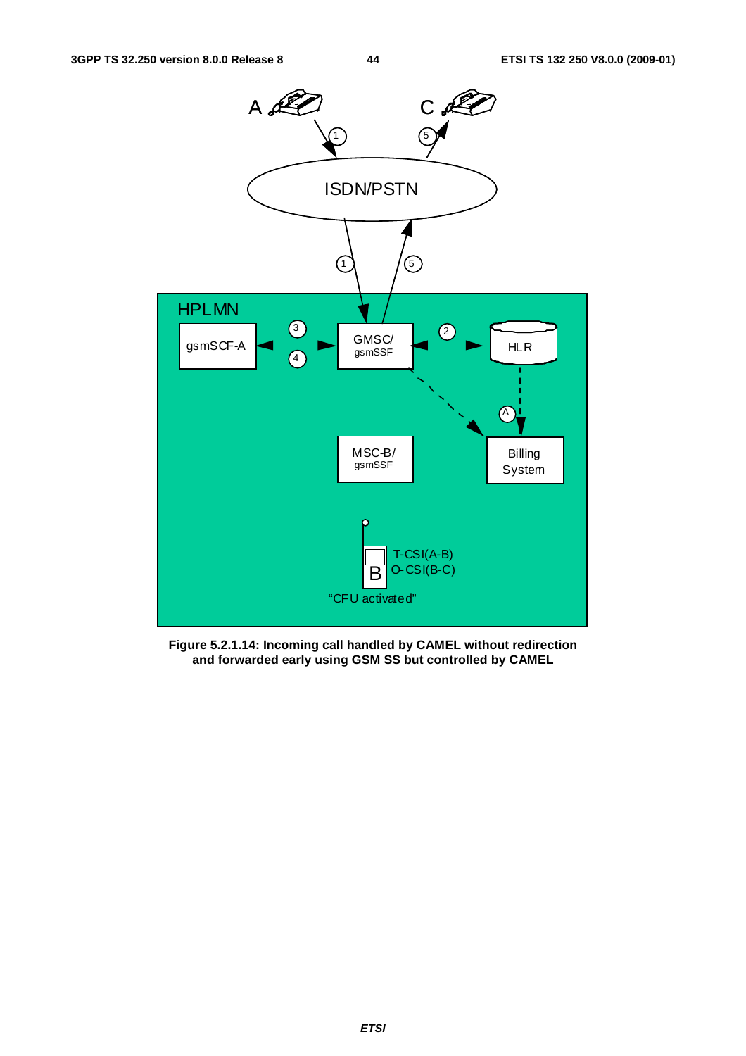**Figure 5.2.1.14: Incoming call handled by CAMEL without redirection and forwarded early using GSM SS but controlled by CAMEL**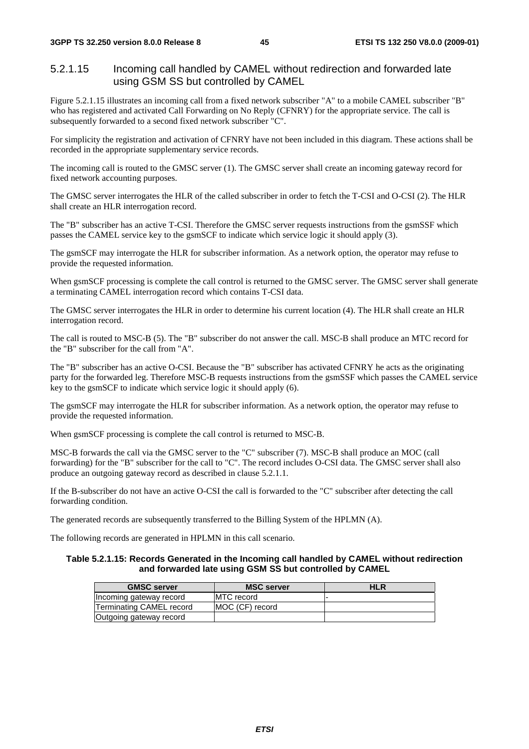#### 5.2.1.15 Incoming call handled by CAMEL without redirection and forwarded late using GSM SS but controlled by CAMEL

Figure 5.2.1.15 illustrates an incoming call from a fixed network subscriber "A" to a mobile CAMEL subscriber "B" who has registered and activated Call Forwarding on No Reply (CFNRY) for the appropriate service. The call is subsequently forwarded to a second fixed network subscriber "C".

For simplicity the registration and activation of CFNRY have not been included in this diagram. These actions shall be recorded in the appropriate supplementary service records.

The incoming call is routed to the GMSC server (1). The GMSC server shall create an incoming gateway record for fixed network accounting purposes.

The GMSC server interrogates the HLR of the called subscriber in order to fetch the T-CSI and O-CSI (2). The HLR shall create an HLR interrogation record.

The "B" subscriber has an active T-CSI. Therefore the GMSC server requests instructions from the gsmSSF which passes the CAMEL service key to the gsmSCF to indicate which service logic it should apply (3).

The gsmSCF may interrogate the HLR for subscriber information. As a network option, the operator may refuse to provide the requested information.

When gsmSCF processing is complete the call control is returned to the GMSC server. The GMSC server shall generate a terminating CAMEL interrogation record which contains T-CSI data.

The GMSC server interrogates the HLR in order to determine his current location (4). The HLR shall create an HLR interrogation record.

The call is routed to MSC-B (5). The "B" subscriber do not answer the call. MSC-B shall produce an MTC record for the "B" subscriber for the call from "A".

The "B" subscriber has an active O-CSI. Because the "B" subscriber has activated CFNRY he acts as the originating party for the forwarded leg. Therefore MSC-B requests instructions from the gsmSSF which passes the CAMEL service key to the gsmSCF to indicate which service logic it should apply (6).

The gsmSCF may interrogate the HLR for subscriber information. As a network option, the operator may refuse to provide the requested information.

When gsmSCF processing is complete the call control is returned to MSC-B.

MSC-B forwards the call via the GMSC server to the "C" subscriber (7). MSC-B shall produce an MOC (call forwarding) for the "B" subscriber for the call to "C". The record includes O-CSI data. The GMSC server shall also produce an outgoing gateway record as described in clause 5.2.1.1.

If the B-subscriber do not have an active O-CSI the call is forwarded to the "C" subscriber after detecting the call forwarding condition.

The generated records are subsequently transferred to the Billing System of the HPLMN (A).

The following records are generated in HPLMN in this call scenario.

**Table 5.2.1.15: Records Generated in the Incoming call handled by CAMEL without redirection and forwarded late using GSM SS but controlled by CAMEL**

| GMSC server | MSC server | HLR |
|---|---|---|
| Incoming gateway record | MTC record | - |
| Terminating CAMEL record | MOC (CF) record | |
| Outgoing gateway record | | |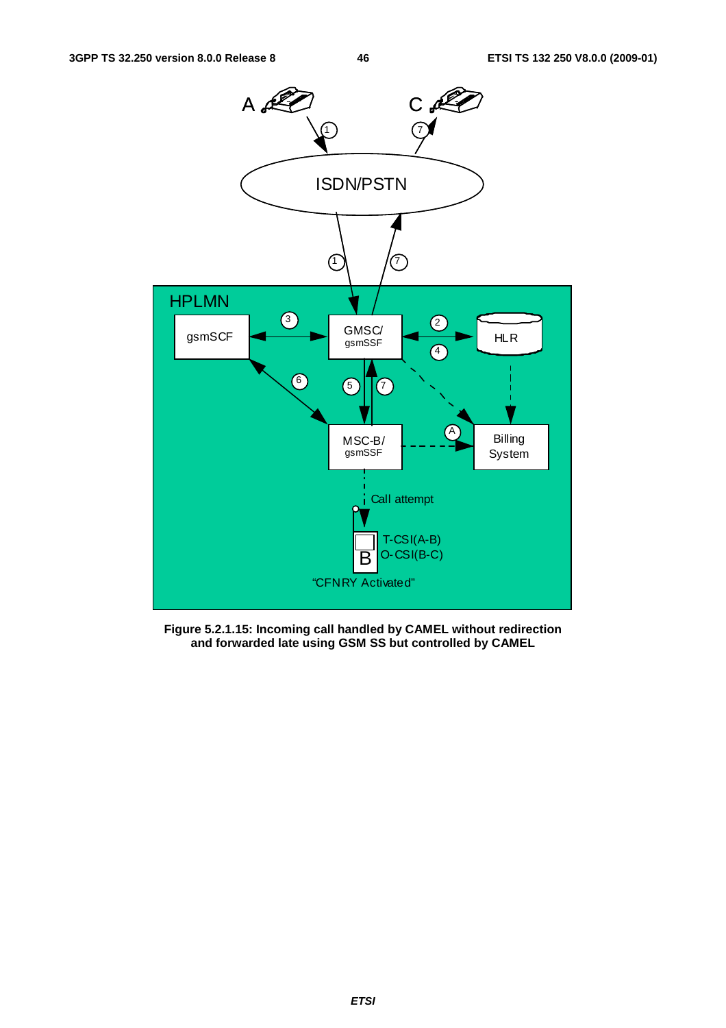**Figure 5.2.1.15: Incoming call handled by CAMEL without redirection and forwarded late using GSM SS but controlled by CAMEL**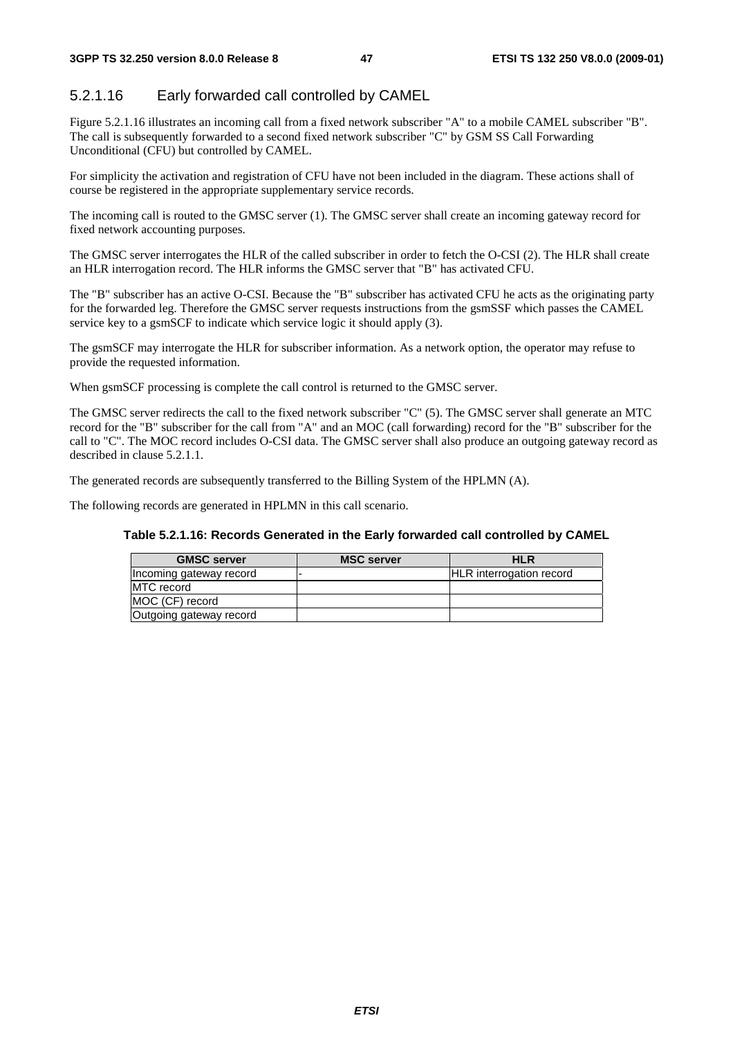### 5.2.1.16 Early forwarded call controlled by CAMEL

Figure 5.2.1.16 illustrates an incoming call from a fixed network subscriber "A" to a mobile CAMEL subscriber "B". The call is subsequently forwarded to a second fixed network subscriber "C" by GSM SS Call Forwarding Unconditional (CFU) but controlled by CAMEL.

For simplicity the activation and registration of CFU have not been included in the diagram. These actions shall of course be registered in the appropriate supplementary service records.

The incoming call is routed to the GMSC server (1). The GMSC server shall create an incoming gateway record for fixed network accounting purposes.

The GMSC server interrogates the HLR of the called subscriber in order to fetch the O-CSI (2). The HLR shall create an HLR interrogation record. The HLR informs the GMSC server that "B" has activated CFU.

The "B" subscriber has an active O-CSI. Because the "B" subscriber has activated CFU he acts as the originating party for the forwarded leg. Therefore the GMSC server requests instructions from the gsmSSF which passes the CAMEL service key to a gsmSCF to indicate which service logic it should apply (3).

The gsmSCF may interrogate the HLR for subscriber information. As a network option, the operator may refuse to provide the requested information.

When gsmSCF processing is complete the call control is returned to the GMSC server.

The GMSC server redirects the call to the fixed network subscriber "C" (5). The GMSC server shall generate an MTC record for the "B" subscriber for the call from "A" and an MOC (call forwarding) record for the "B" subscriber for the call to "C". The MOC record includes O-CSI data. The GMSC server shall also produce an outgoing gateway record as described in clause 5.2.1.1.

The generated records are subsequently transferred to the Billing System of the HPLMN (A).

The following records are generated in HPLMN in this call scenario.

**Table 5.2.1.16: Records Generated in the Early forwarded call controlled by CAMEL**

| GMSC server | MSC server | HLR |
|---|---|---|
| Incoming gateway record | - | HLR interrogation record |
| MTC record | | |
| MOC (CF) record | | |
| Outgoing gateway record | | |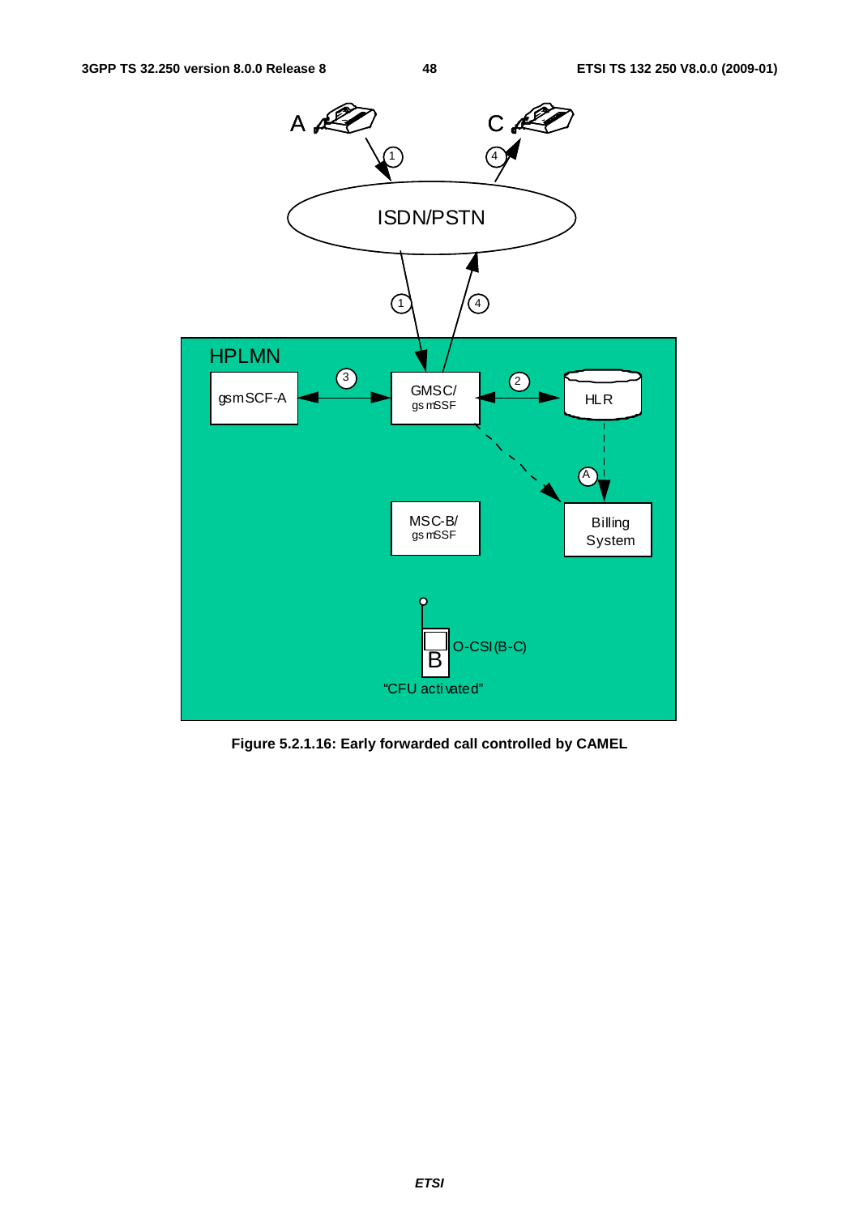**Figure 5.2.1.16: Early forwarded call controlled by CAMEL**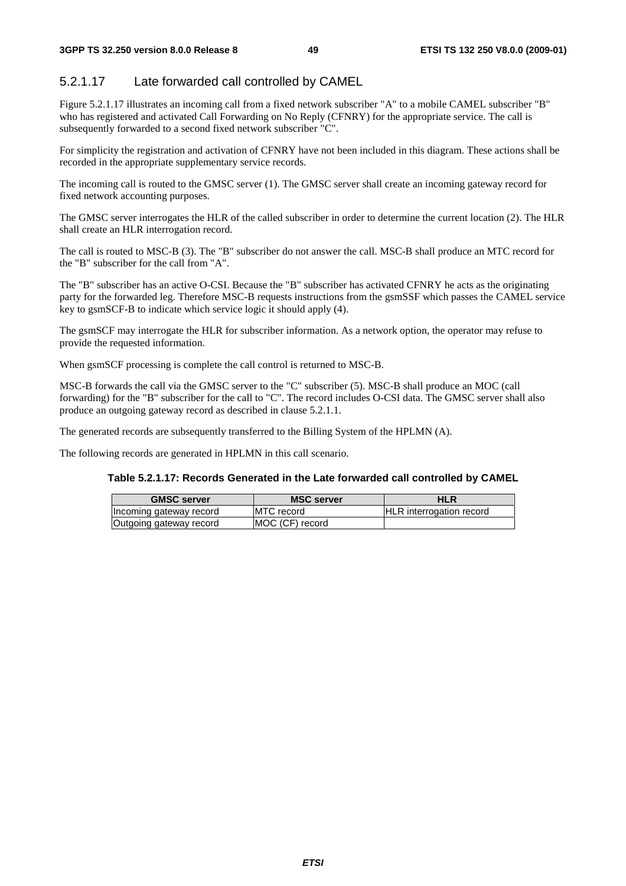### 5.2.1.17 Late forwarded call controlled by CAMEL

Figure 5.2.1.17 illustrates an incoming call from a fixed network subscriber "A" to a mobile CAMEL subscriber "B" who has registered and activated Call Forwarding on No Reply (CFNRY) for the appropriate service. The call is subsequently forwarded to a second fixed network subscriber "C".

For simplicity the registration and activation of CFNRY have not been included in this diagram. These actions shall be recorded in the appropriate supplementary service records.

The incoming call is routed to the GMSC server (1). The GMSC server shall create an incoming gateway record for fixed network accounting purposes.

The GMSC server interrogates the HLR of the called subscriber in order to determine the current location (2). The HLR shall create an HLR interrogation record.

The call is routed to MSC-B (3). The "B" subscriber do not answer the call. MSC-B shall produce an MTC record for the "B" subscriber for the call from "A".

The "B" subscriber has an active O-CSI. Because the "B" subscriber has activated CFNRY he acts as the originating party for the forwarded leg. Therefore MSC-B requests instructions from the gsmSSF which passes the CAMEL service key to gsmSCF-B to indicate which service logic it should apply (4).

The gsmSCF may interrogate the HLR for subscriber information. As a network option, the operator may refuse to provide the requested information.

When gsmSCF processing is complete the call control is returned to MSC-B.

MSC-B forwards the call via the GMSC server to the "C" subscriber (5). MSC-B shall produce an MOC (call forwarding) for the "B" subscriber for the call to "C". The record includes O-CSI data. The GMSC server shall also produce an outgoing gateway record as described in clause 5.2.1.1.

The generated records are subsequently transferred to the Billing System of the HPLMN (A).

The following records are generated in HPLMN in this call scenario.

**Table 5.2.1.17: Records Generated in the Late forwarded call controlled by CAMEL**

| GMSC server | MSC server | HLR |
|---|---|---|
| Incoming gateway record | MTC record | HLR interrogation record |
| Outgoing gateway record | MOC (CF) record | |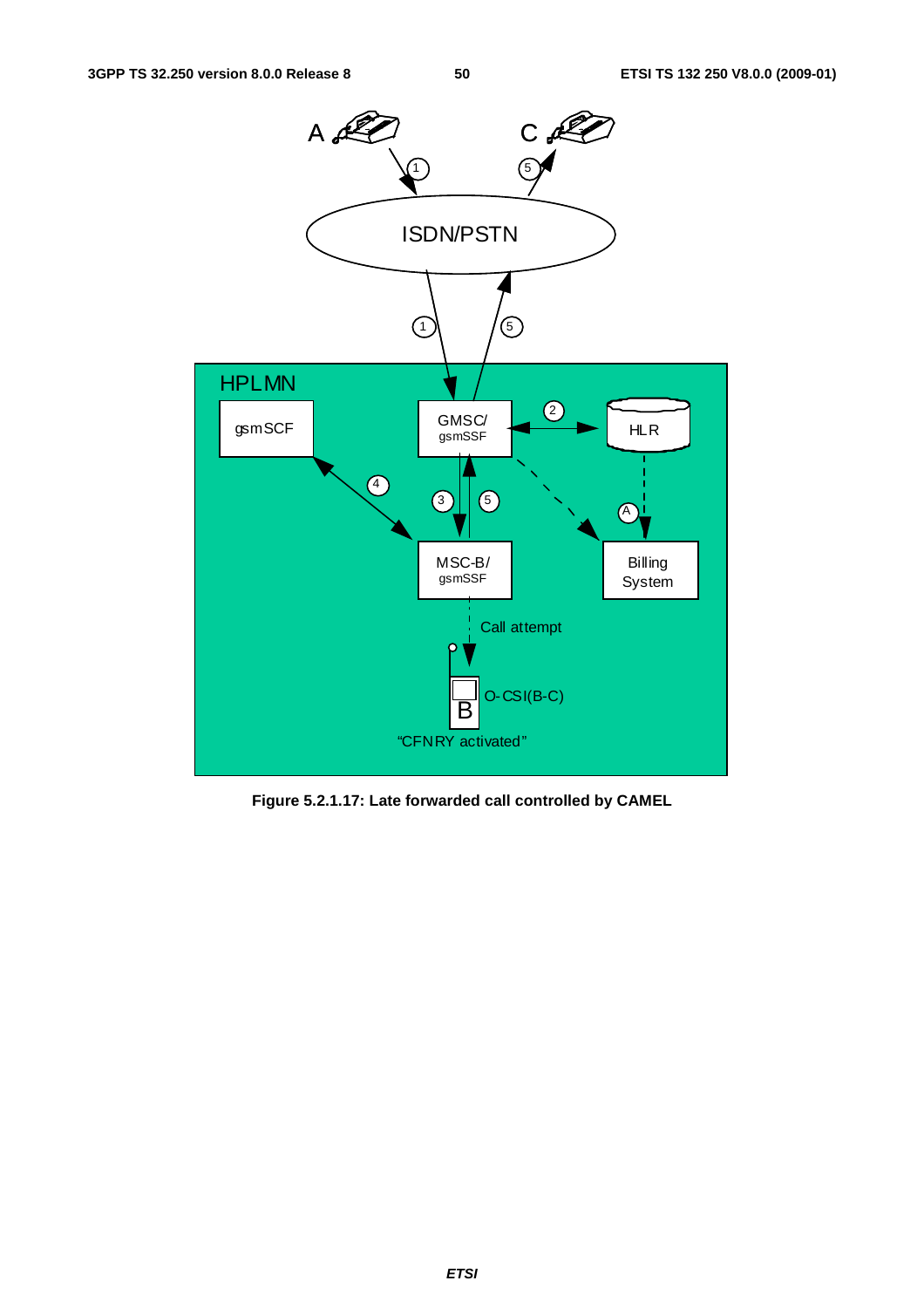**Figure 5.2.1.17: Late forwarded call controlled by CAMEL**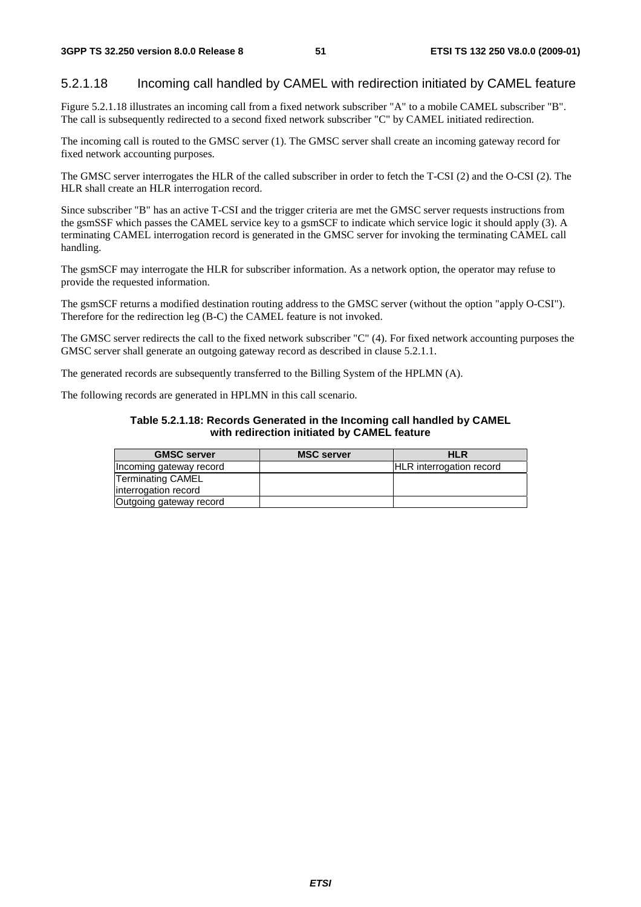#### 5.2.1.18 Incoming call handled by CAMEL with redirection initiated by CAMEL feature

Figure 5.2.1.18 illustrates an incoming call from a fixed network subscriber "A" to a mobile CAMEL subscriber "B". The call is subsequently redirected to a second fixed network subscriber "C" by CAMEL initiated redirection.

The incoming call is routed to the GMSC server (1). The GMSC server shall create an incoming gateway record for fixed network accounting purposes.

The GMSC server interrogates the HLR of the called subscriber in order to fetch the T-CSI (2) and the O-CSI (2). The HLR shall create an HLR interrogation record.

Since subscriber "B" has an active T-CSI and the trigger criteria are met the GMSC server requests instructions from the gsmSSF which passes the CAMEL service key to a gsmSCF to indicate which service logic it should apply (3). A terminating CAMEL interrogation record is generated in the GMSC server for invoking the terminating CAMEL call handling.

The gsmSCF may interrogate the HLR for subscriber information. As a network option, the operator may refuse to provide the requested information.

The gsmSCF returns a modified destination routing address to the GMSC server (without the option "apply O-CSI"). Therefore for the redirection leg (B-C) the CAMEL feature is not invoked.

The GMSC server redirects the call to the fixed network subscriber "C" (4). For fixed network accounting purposes the GMSC server shall generate an outgoing gateway record as described in clause 5.2.1.1.

The generated records are subsequently transferred to the Billing System of the HPLMN (A).

The following records are generated in HPLMN in this call scenario.

**Table 5.2.1.18: Records Generated in the Incoming call handled by CAMEL with redirection initiated by CAMEL feature**

| GMSC server | MSC server | HLR |
|---|---|---|
| Incoming gateway record | | HLR interrogation record |
| Terminating CAMEL interrogation record | | |
| Outgoing gateway record | | |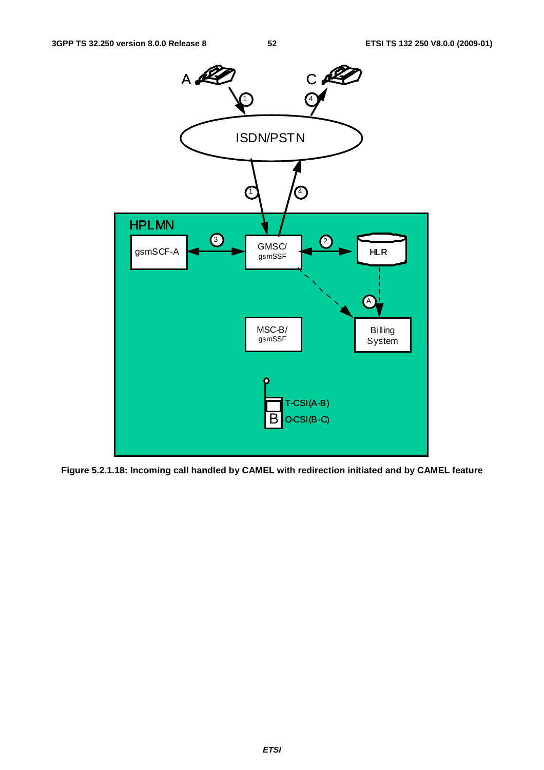Figure 5.2.1.18: Incoming call handled by CAMEL with redirection initiated and by CAMEL feature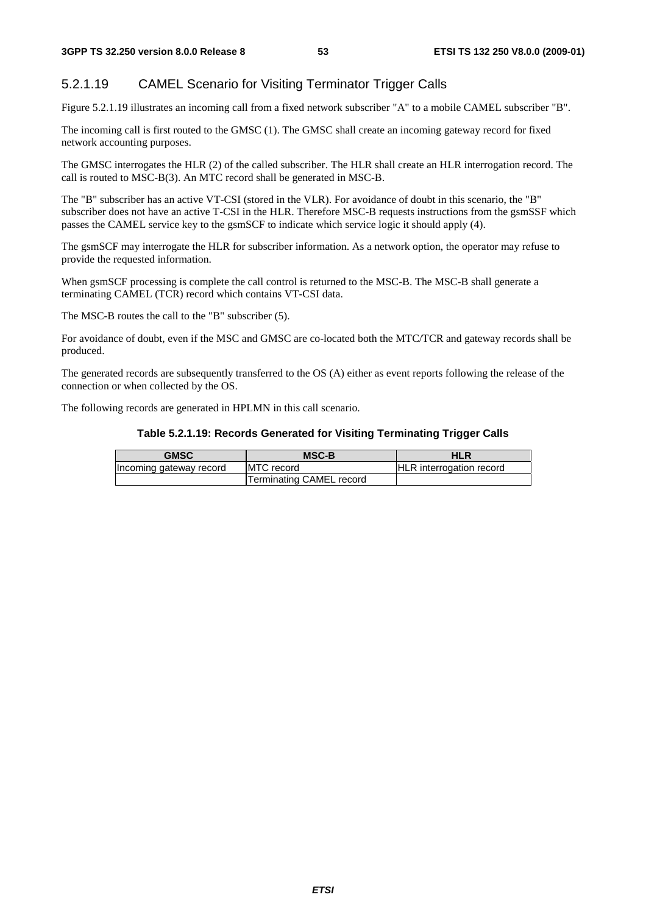### 5.2.1.19 CAMEL Scenario for Visiting Terminator Trigger Calls

Figure 5.2.1.19 illustrates an incoming call from a fixed network subscriber "A" to a mobile CAMEL subscriber "B".

The incoming call is first routed to the GMSC (1). The GMSC shall create an incoming gateway record for fixed network accounting purposes.

The GMSC interrogates the HLR (2) of the called subscriber. The HLR shall create an HLR interrogation record. The call is routed to MSC-B(3). An MTC record shall be generated in MSC-B.

The "B" subscriber has an active VT-CSI (stored in the VLR). For avoidance of doubt in this scenario, the "B" subscriber does not have an active T-CSI in the HLR. Therefore MSC-B requests instructions from the gsmSSF which passes the CAMEL service key to the gsmSCF to indicate which service logic it should apply (4).

The gsmSCF may interrogate the HLR for subscriber information. As a network option, the operator may refuse to provide the requested information.

When gsmSCF processing is complete the call control is returned to the MSC-B. The MSC-B shall generate a terminating CAMEL (TCR) record which contains VT-CSI data.

The MSC-B routes the call to the "B" subscriber (5).

For avoidance of doubt, even if the MSC and GMSC are co-located both the MTC/TCR and gateway records shall be produced.

The generated records are subsequently transferred to the OS (A) either as event reports following the release of the connection or when collected by the OS.

The following records are generated in HPLMN in this call scenario.

**Table 5.2.1.19: Records Generated for Visiting Terminating Trigger Calls**

| GMSC | MSC-B | HLR |
|---|---|---|
| Incoming gateway record | MTC record | HLR interrogation record |
| | Terminating CAMEL record | |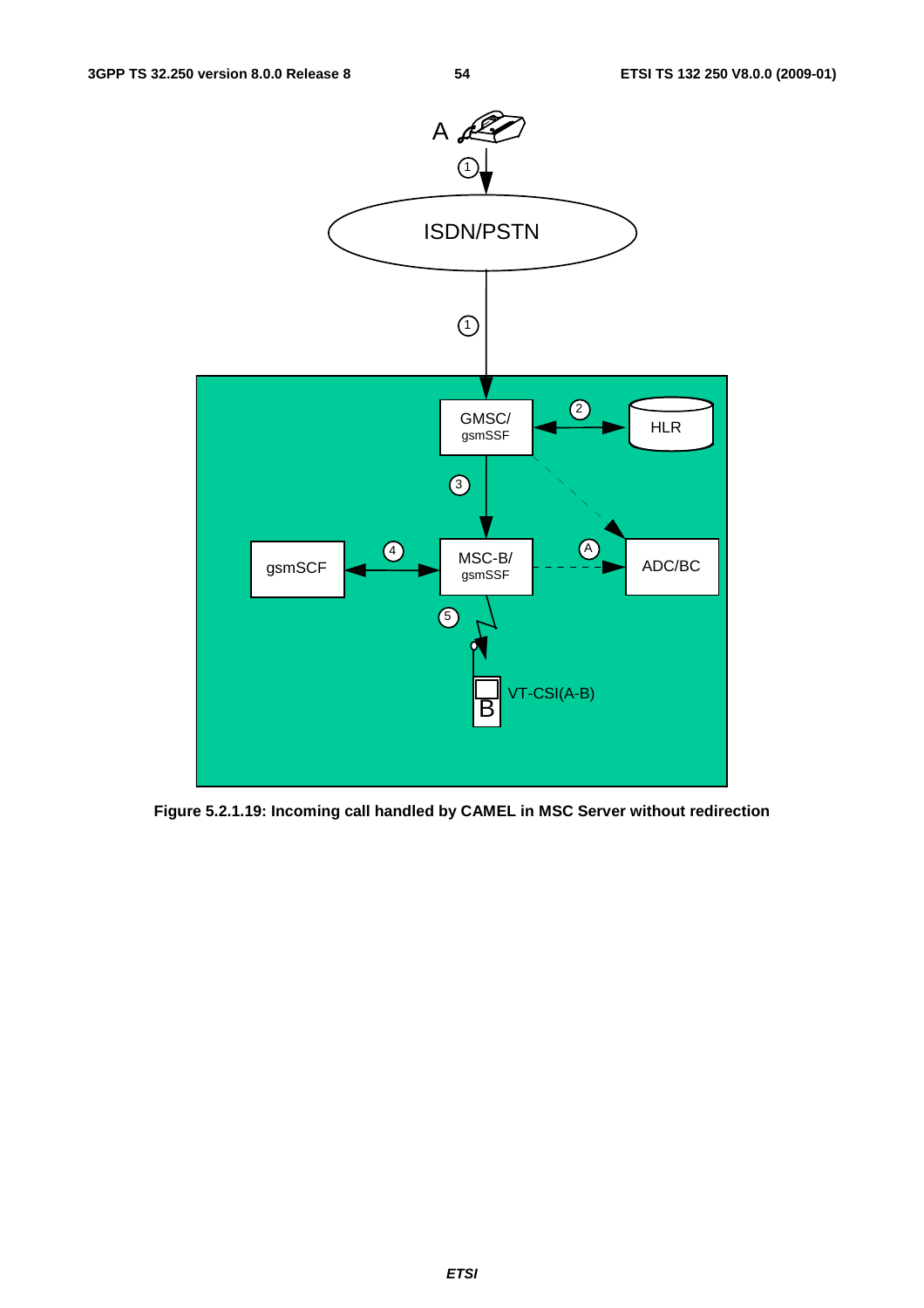**Figure 5.2.1.19: Incoming call handled by CAMEL in MSC Server without redirection**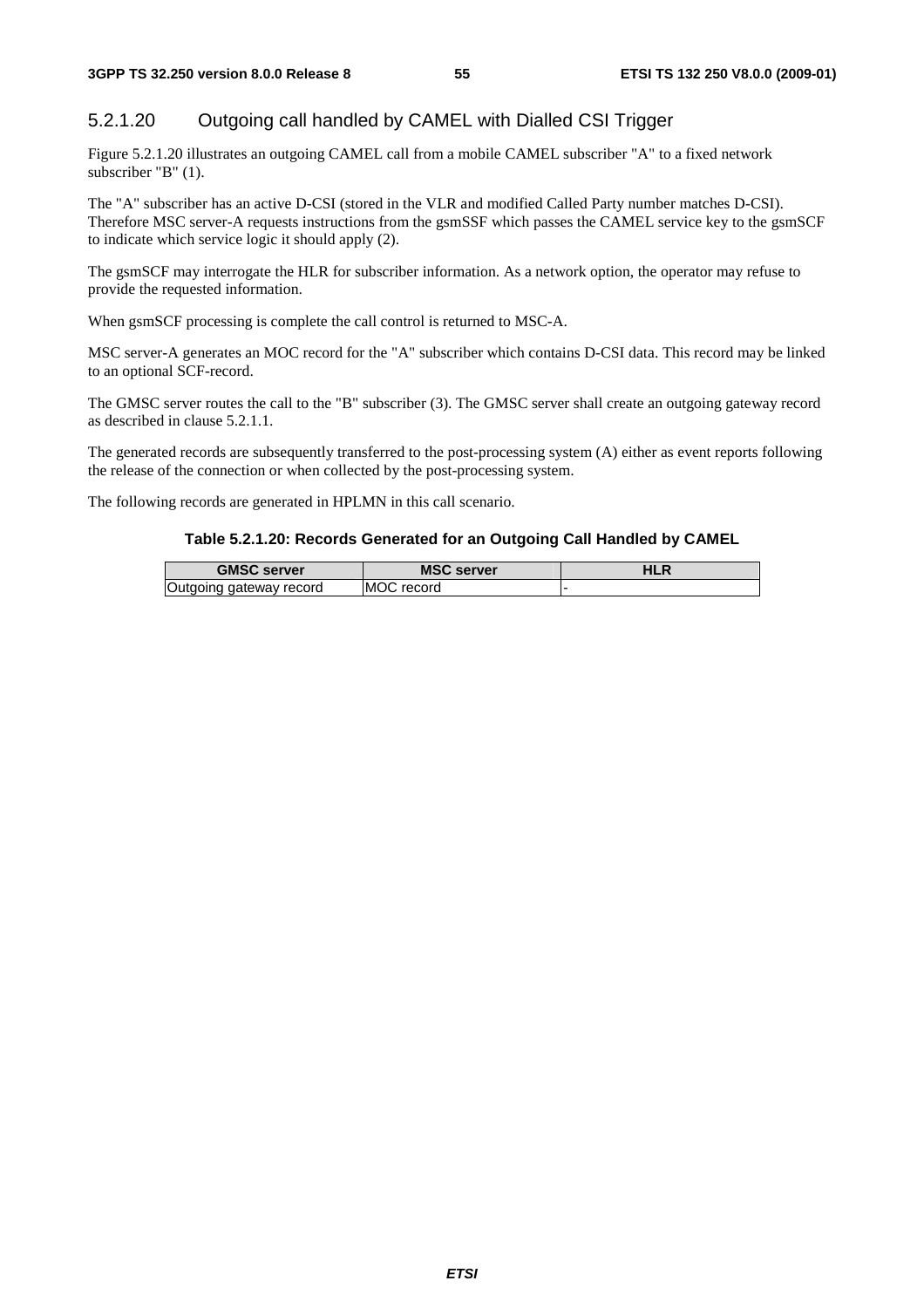### 5.2.1.20 Outgoing call handled by CAMEL with Dialled CSI Trigger

Figure 5.2.1.20 illustrates an outgoing CAMEL call from a mobile CAMEL subscriber "A" to a fixed network subscriber "B" (1).

The "A" subscriber has an active D-CSI (stored in the VLR and modified Called Party number matches D-CSI). Therefore MSC server-A requests instructions from the gsmSSF which passes the CAMEL service key to the gsmSCF to indicate which service logic it should apply (2).

The gsmSCF may interrogate the HLR for subscriber information. As a network option, the operator may refuse to provide the requested information.

When gsmSCF processing is complete the call control is returned to MSC-A.

MSC server-A generates an MOC record for the "A" subscriber which contains D-CSI data. This record may be linked to an optional SCF-record.

The GMSC server routes the call to the "B" subscriber (3). The GMSC server shall create an outgoing gateway record as described in clause 5.2.1.1.

The generated records are subsequently transferred to the post-processing system (A) either as event reports following the release of the connection or when collected by the post-processing system.

The following records are generated in HPLMN in this call scenario.

**Table 5.2.1.20: Records Generated for an Outgoing Call Handled by CAMEL**

| GMSC server | MSC server | HLR |
|---|---|---|
| Outgoing gateway record | MOC record | - |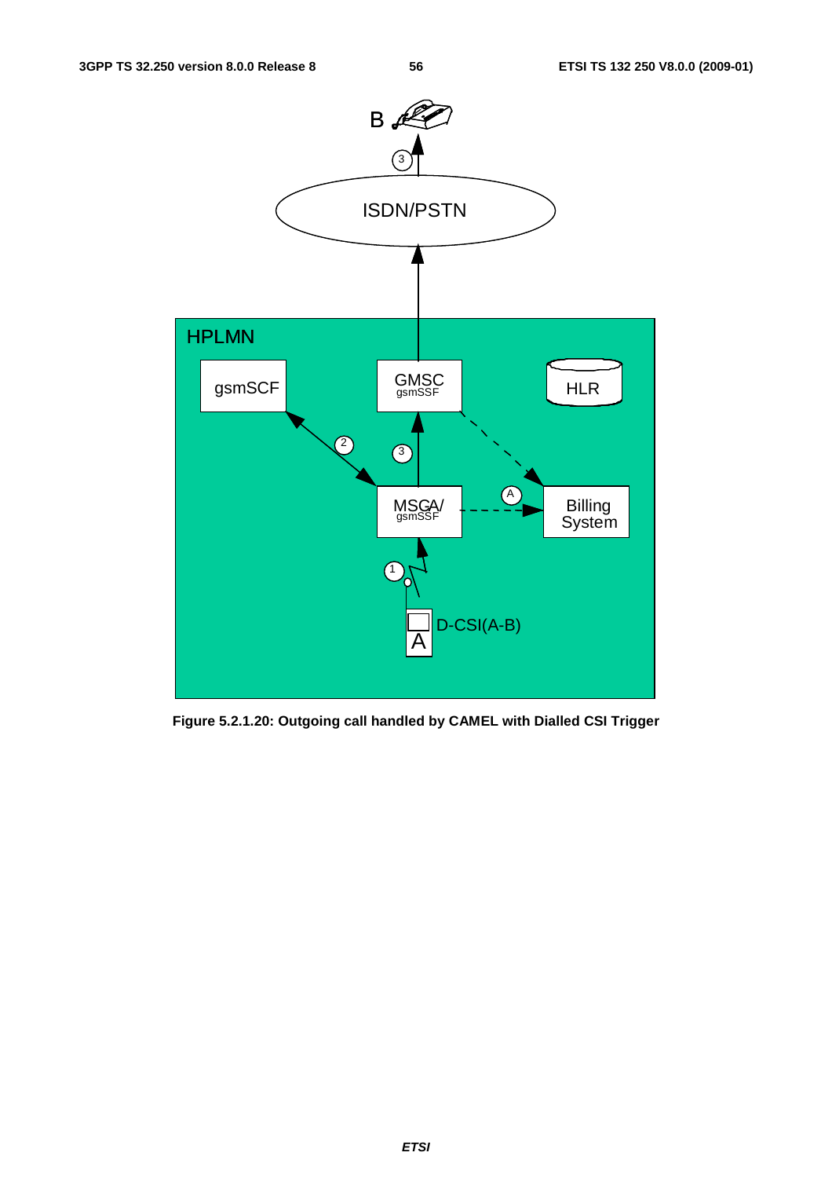**Figure 5.2.1.20: Outgoing call handled by CAMEL with Dialled CSI Trigger**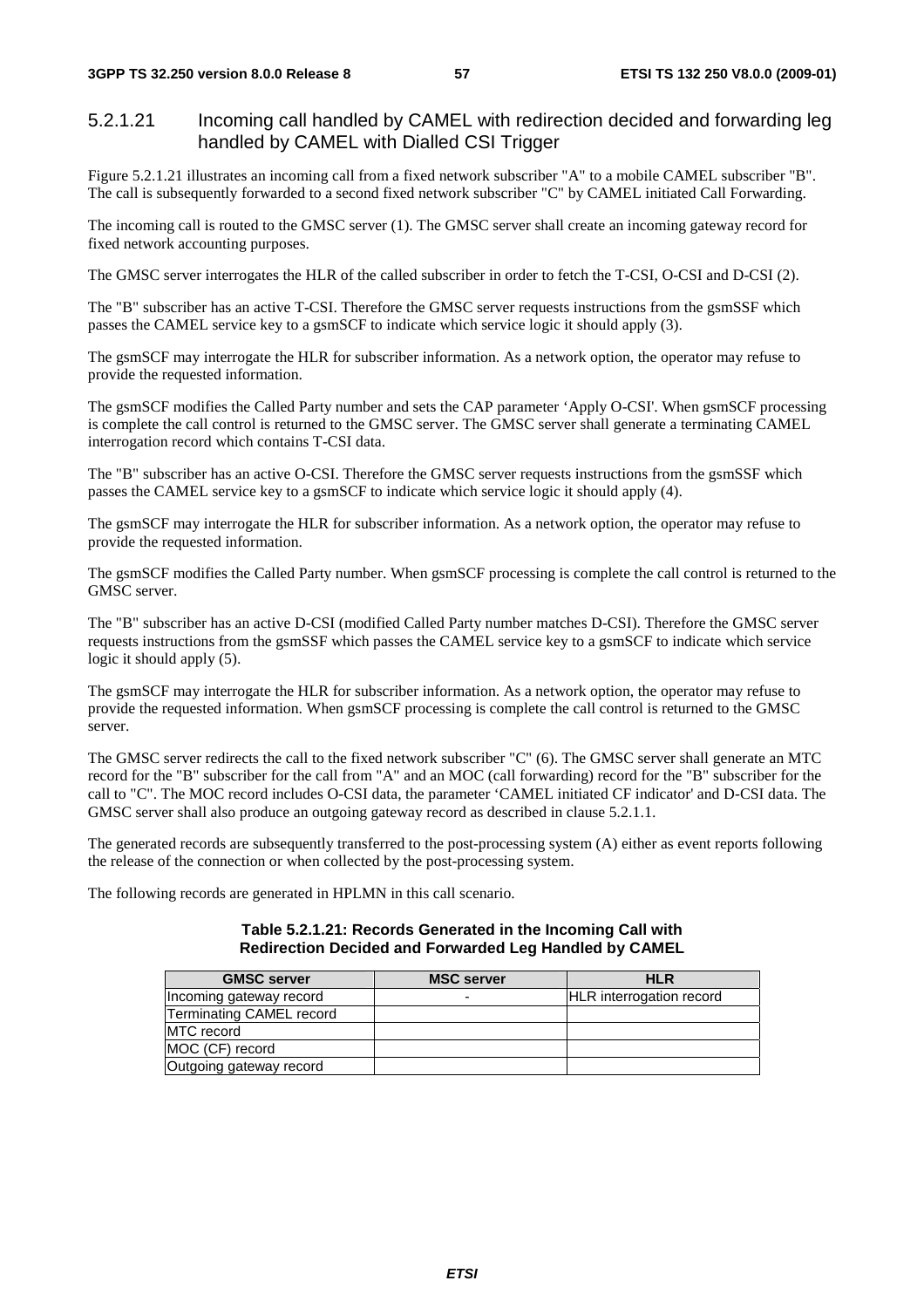#### 5.2.1.21 Incoming call handled by CAMEL with redirection decided and forwarding leg handled by CAMEL with Dialled CSI Trigger

Figure 5.2.1.21 illustrates an incoming call from a fixed network subscriber "A" to a mobile CAMEL subscriber "B". The call is subsequently forwarded to a second fixed network subscriber "C" by CAMEL initiated Call Forwarding.

The incoming call is routed to the GMSC server (1). The GMSC server shall create an incoming gateway record for fixed network accounting purposes.

The GMSC server interrogates the HLR of the called subscriber in order to fetch the T-CSI, O-CSI and D-CSI (2).

The "B" subscriber has an active T-CSI. Therefore the GMSC server requests instructions from the gsmSSF which passes the CAMEL service key to a gsmSCF to indicate which service logic it should apply (3).

The gsmSCF may interrogate the HLR for subscriber information. As a network option, the operator may refuse to provide the requested information.

The gsmSCF modifies the Called Party number and sets the CAP parameter 'Apply O-CSI'. When gsmSCF processing is complete the call control is returned to the GMSC server. The GMSC server shall generate a terminating CAMEL interrogation record which contains T-CSI data.

The "B" subscriber has an active O-CSI. Therefore the GMSC server requests instructions from the gsmSSF which passes the CAMEL service key to a gsmSCF to indicate which service logic it should apply (4).

The gsmSCF may interrogate the HLR for subscriber information. As a network option, the operator may refuse to provide the requested information.

The gsmSCF modifies the Called Party number. When gsmSCF processing is complete the call control is returned to the GMSC server.

The "B" subscriber has an active D-CSI (modified Called Party number matches D-CSI). Therefore the GMSC server requests instructions from the gsmSSF which passes the CAMEL service key to a gsmSCF to indicate which service logic it should apply (5).

The gsmSCF may interrogate the HLR for subscriber information. As a network option, the operator may refuse to provide the requested information. When gsmSCF processing is complete the call control is returned to the GMSC server.

The GMSC server redirects the call to the fixed network subscriber "C" (6). The GMSC server shall generate an MTC record for the "B" subscriber for the call from "A" and an MOC (call forwarding) record for the "B" subscriber for the call to "C". The MOC record includes O-CSI data, the parameter 'CAMEL initiated CF indicator' and D-CSI data. The GMSC server shall also produce an outgoing gateway record as described in clause 5.2.1.1.

The generated records are subsequently transferred to the post-processing system (A) either as event reports following the release of the connection or when collected by the post-processing system.

The following records are generated in HPLMN in this call scenario.

**Table 5.2.1.21: Records Generated in the Incoming Call with Redirection Decided and Forwarded Leg Handled by CAMEL**

| GMSC server | MSC server | HLR |
|---|---|---|
| Incoming gateway record | - | HLR interrogation record |
| Terminating CAMEL record | | |
| MTC record | | |
| MOC (CF) record | | |
| Outgoing gateway record | | |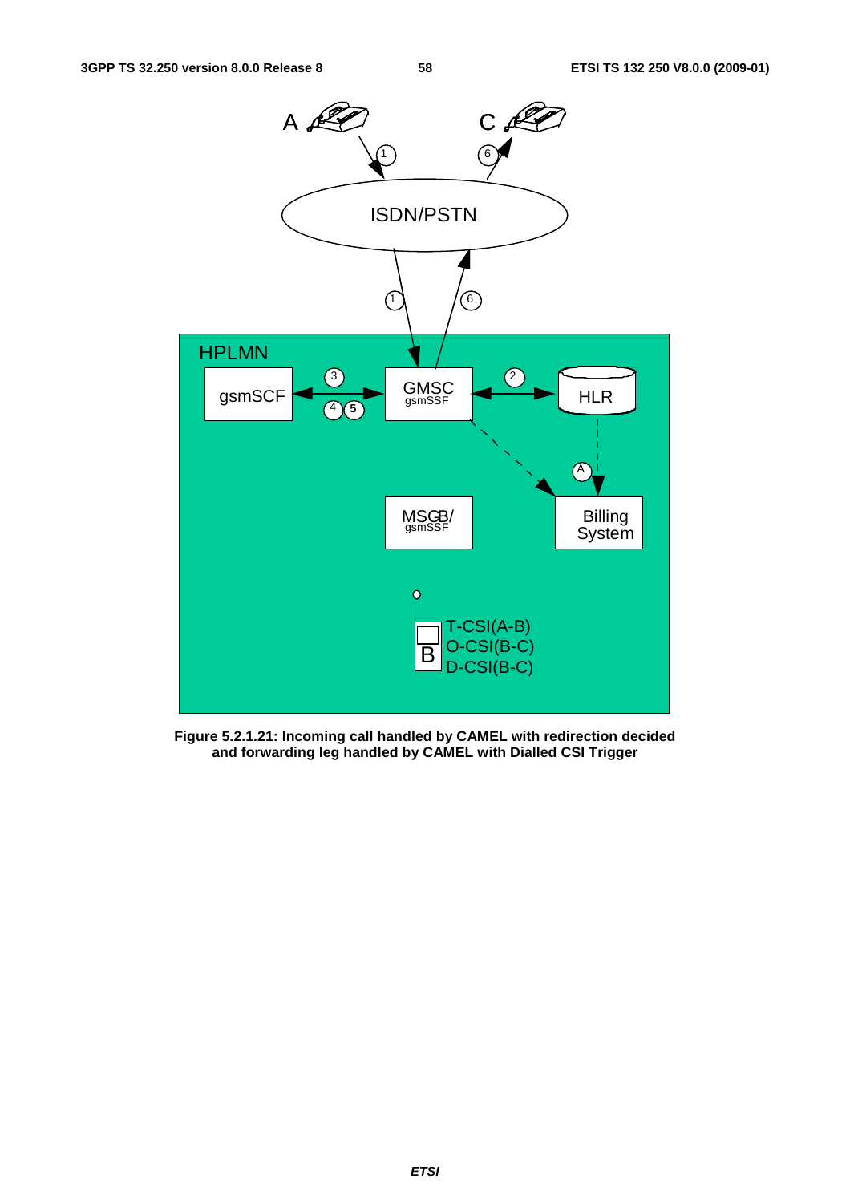**Figure 5.2.1.21: Incoming call handled by CAMEL with redirection decided and forwarding leg handled by CAMEL with Dialled CSI Trigger**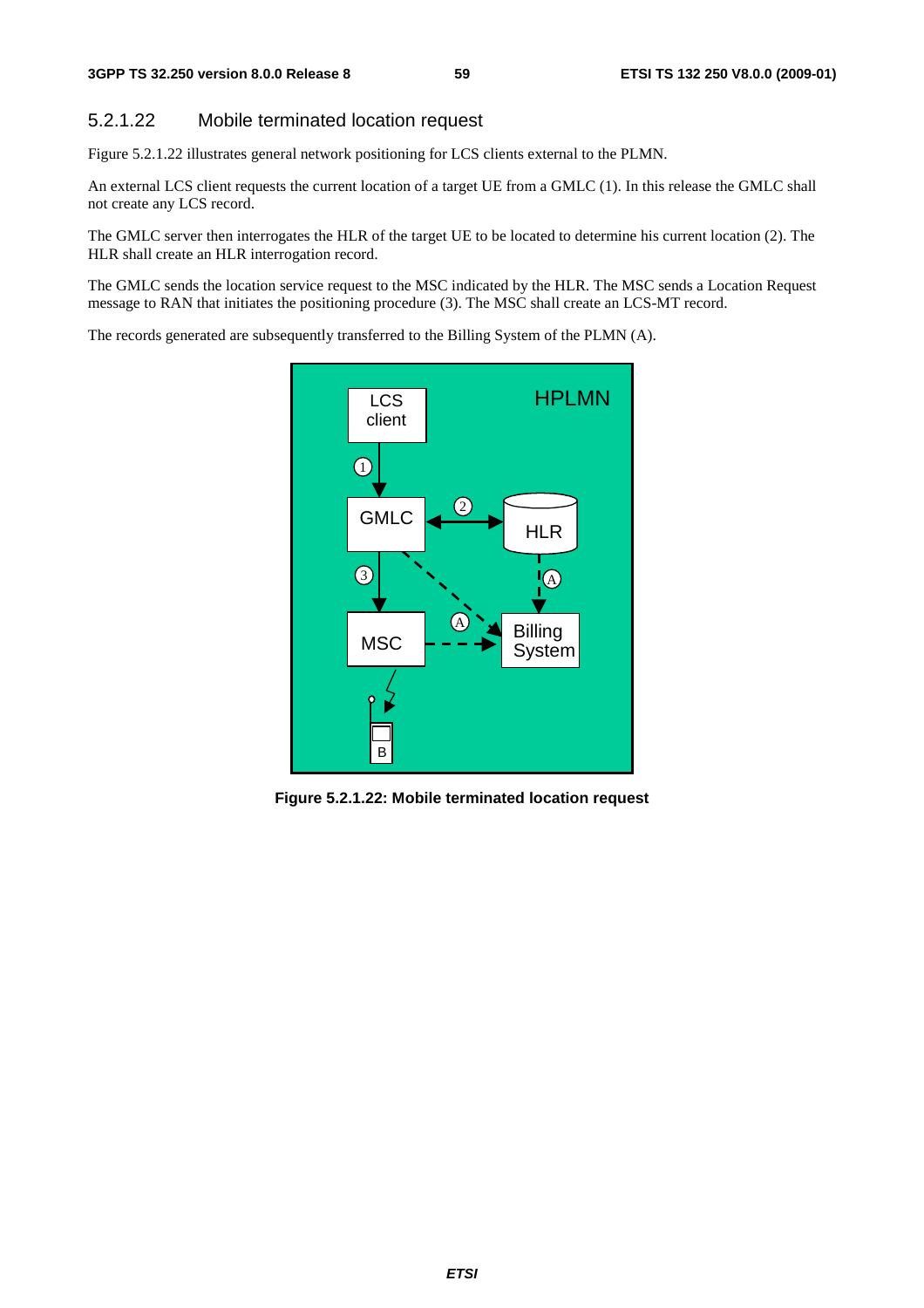### 5.2.1.22 Mobile terminated location request

Figure 5.2.1.22 illustrates general network positioning for LCS clients external to the PLMN.

An external LCS client requests the current location of a target UE from a GMLC (1). In this release the GMLC shall not create any LCS record.

The GMLC server then interrogates the HLR of the target UE to be located to determine his current location (2). The HLR shall create an HLR interrogation record.

The GMLC sends the location service request to the MSC indicated by the HLR. The MSC sends a Location Request message to RAN that initiates the positioning procedure (3). The MSC shall create an LCS-MT record.

The records generated are subsequently transferred to the Billing System of the PLMN (A).

**Figure 5.2.1.22: Mobile terminated location request**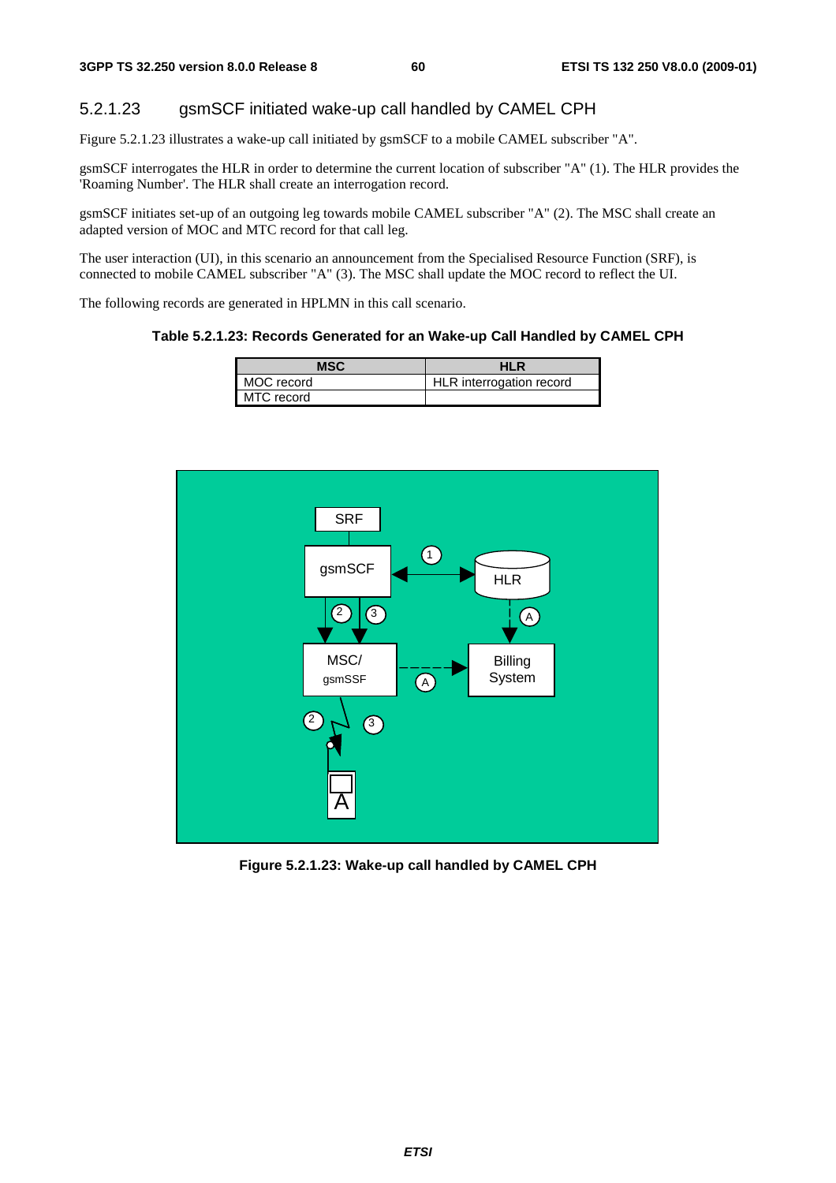### 5.2.1.23 gsmSCF initiated wake-up call handled by CAMEL CPH

Figure 5.2.1.23 illustrates a wake-up call initiated by gsmSCF to a mobile CAMEL subscriber "A".

gsmSCF interrogates the HLR in order to determine the current location of subscriber "A" (1). The HLR provides the 'Roaming Number'. The HLR shall create an interrogation record.

gsmSCF initiates set-up of an outgoing leg towards mobile CAMEL subscriber "A" (2). The MSC shall create an adapted version of MOC and MTC record for that call leg.

The user interaction (UI), in this scenario an announcement from the Specialised Resource Function (SRF), is connected to mobile CAMEL subscriber "A" (3). The MSC shall update the MOC record to reflect the UI.

The following records are generated in HPLMN in this call scenario.

**Table 5.2.1.23: Records Generated for an Wake-up Call Handled by CAMEL CPH**

| MSC | HLR |
|---|---|
| MOC record | HLR interrogation record |
| MTC record | |

**Figure 5.2.1.23: Wake-up call handled by CAMEL CPH**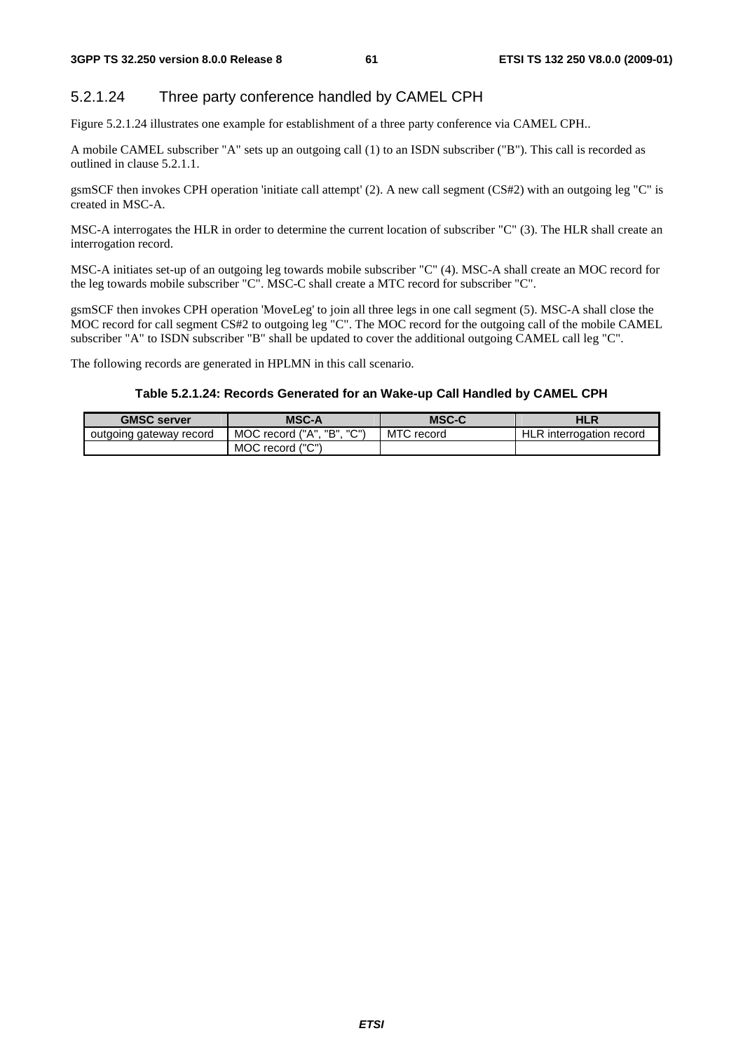#### 5.2.1.24 Three party conference handled by CAMEL CPH

Figure 5.2.1.24 illustrates one example for establishment of a three party conference via CAMEL CPH..

A mobile CAMEL subscriber "A" sets up an outgoing call (1) to an ISDN subscriber ("B"). This call is recorded as outlined in clause 5.2.1.1.

gsmSCF then invokes CPH operation 'initiate call attempt' (2). A new call segment (CS#2) with an outgoing leg "C" is created in MSC-A.

MSC-A interrogates the HLR in order to determine the current location of subscriber "C" (3). The HLR shall create an interrogation record.

MSC-A initiates set-up of an outgoing leg towards mobile subscriber "C" (4). MSC-A shall create an MOC record for the leg towards mobile subscriber "C". MSC-C shall create a MTC record for subscriber "C".

gsmSCF then invokes CPH operation 'MoveLeg' to join all three legs in one call segment (5). MSC-A shall close the MOC record for call segment CS#2 to outgoing leg "C". The MOC record for the outgoing call of the mobile CAMEL subscriber "A" to ISDN subscriber "B" shall be updated to cover the additional outgoing CAMEL call leg "C".

The following records are generated in HPLMN in this call scenario.

**Table 5.2.1.24: Records Generated for an Wake-up Call Handled by CAMEL CPH**

| GMSC server | MSC-A | MSC-C | HLR |
|---|---|---|---|
| outgoing gateway record | MOC record ("A", "B", "C") | MTC record | HLR interrogation record |
| | MOC record ("C") | | |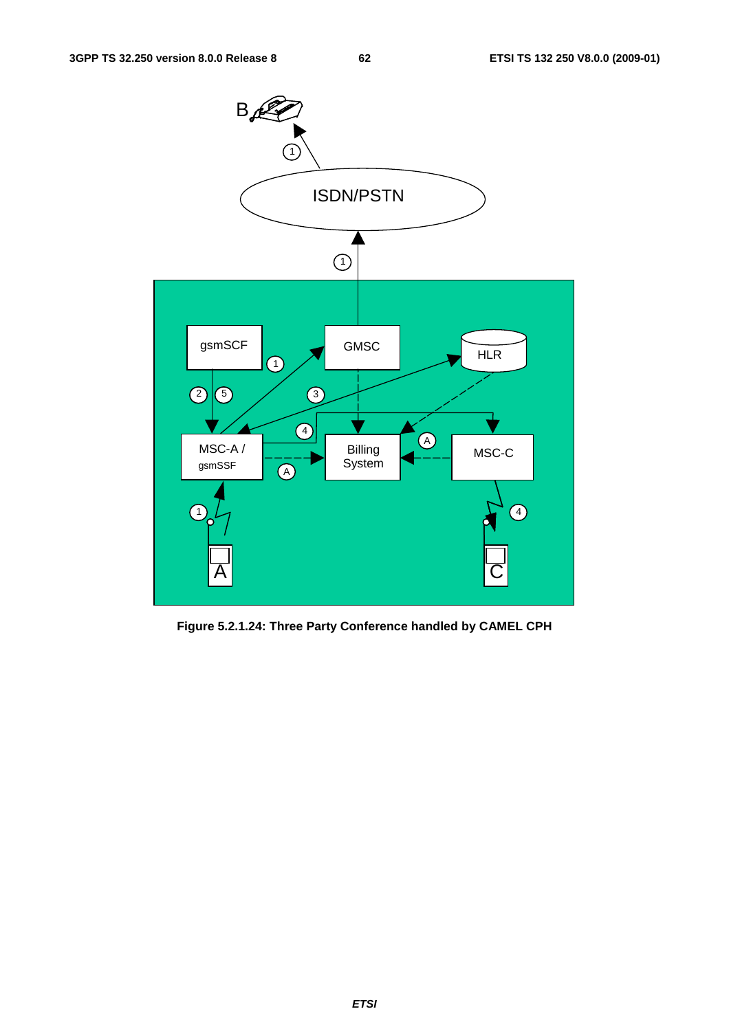**Figure 5.2.1.24: Three Party Conference handled by CAMEL CPH**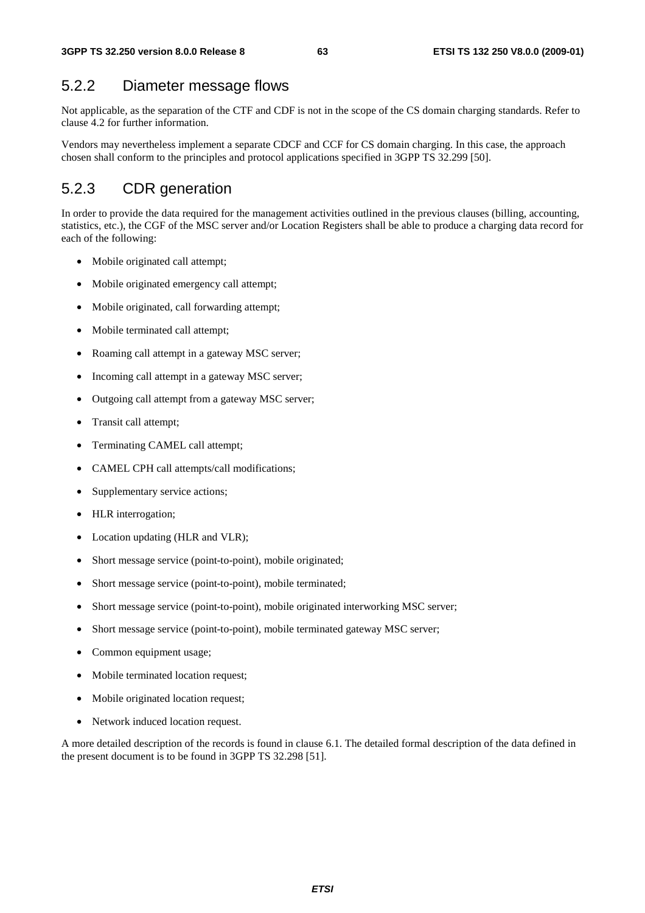### 5.2.2 Diameter message flows

Not applicable, as the separation of the CTF and CDF is not in the scope of the CS domain charging standards. Refer to clause 4.2 for further information.

Vendors may nevertheless implement a separate CDCF and CCF for CS domain charging. In this case, the approach chosen shall conform to the principles and protocol applications specified in 3GPP TS 32.299 [50].

### 5.2.3 CDR generation

In order to provide the data required for the management activities outlined in the previous clauses (billing, accounting, statistics, etc.), the CGF of the MSC server and/or Location Registers shall be able to produce a charging data record for each of the following:

- Mobile originated call attempt;
- Mobile originated emergency call attempt;
- Mobile originated, call forwarding attempt;
- Mobile terminated call attempt;
- Roaming call attempt in a gateway MSC server;
- Incoming call attempt in a gateway MSC server;
- Outgoing call attempt from a gateway MSC server;
- Transit call attempt;
- Terminating CAMEL call attempt;
- CAMEL CPH call attempts/call modifications;
- Supplementary service actions;
- HLR interrogation;
- Location updating (HLR and VLR);
- Short message service (point-to-point), mobile originated;
- Short message service (point-to-point), mobile terminated;
- Short message service (point-to-point), mobile originated interworking MSC server;
- Short message service (point-to-point), mobile terminated gateway MSC server;
- Common equipment usage;
- Mobile terminated location request;
- Mobile originated location request;
- Network induced location request.

A more detailed description of the records is found in clause 6.1. The detailed formal description of the data defined in the present document is to be found in 3GPP TS 32.298 [51].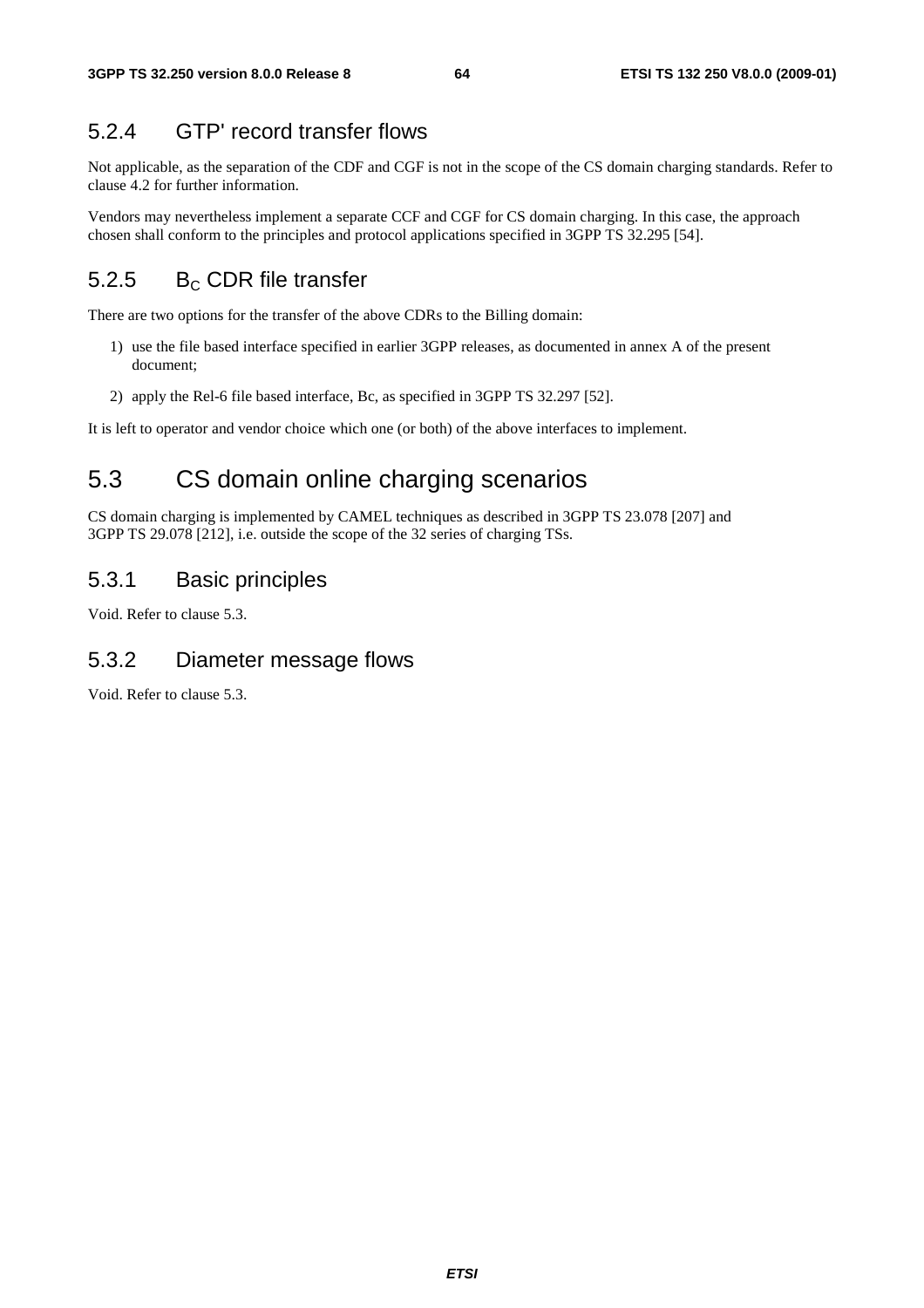### 5.2.4 GTP' record transfer flows

Not applicable, as the separation of the CDF and CGF is not in the scope of the CS domain charging standards. Refer to clause 4.2 for further information.

Vendors may nevertheless implement a separate CCF and CGF for CS domain charging. In this case, the approach chosen shall conform to the principles and protocol applications specified in 3GPP TS 32.295 [54].

### 5.2.5 $B_C$ CDR file transfer

There are two options for the transfer of the above CDRs to the Billing domain:

1) use the file based interface specified in earlier 3GPP releases, as documented in annex A of the present document;

2) apply the Rel-6 file based interface, Bc, as specified in 3GPP TS 32.297 [52].

It is left to operator and vendor choice which one (or both) of the above interfaces to implement.

## 5.3 CS domain online charging scenarios

CS domain charging is implemented by CAMEL techniques as described in 3GPP TS 23.078 [207] and 3GPP TS 29.078 [212], i.e. outside the scope of the 32 series of charging TSs.

### 5.3.1 Basic principles

Void. Refer to clause 5.3.

### 5.3.2 Diameter message flows

Void. Refer to clause 5.3.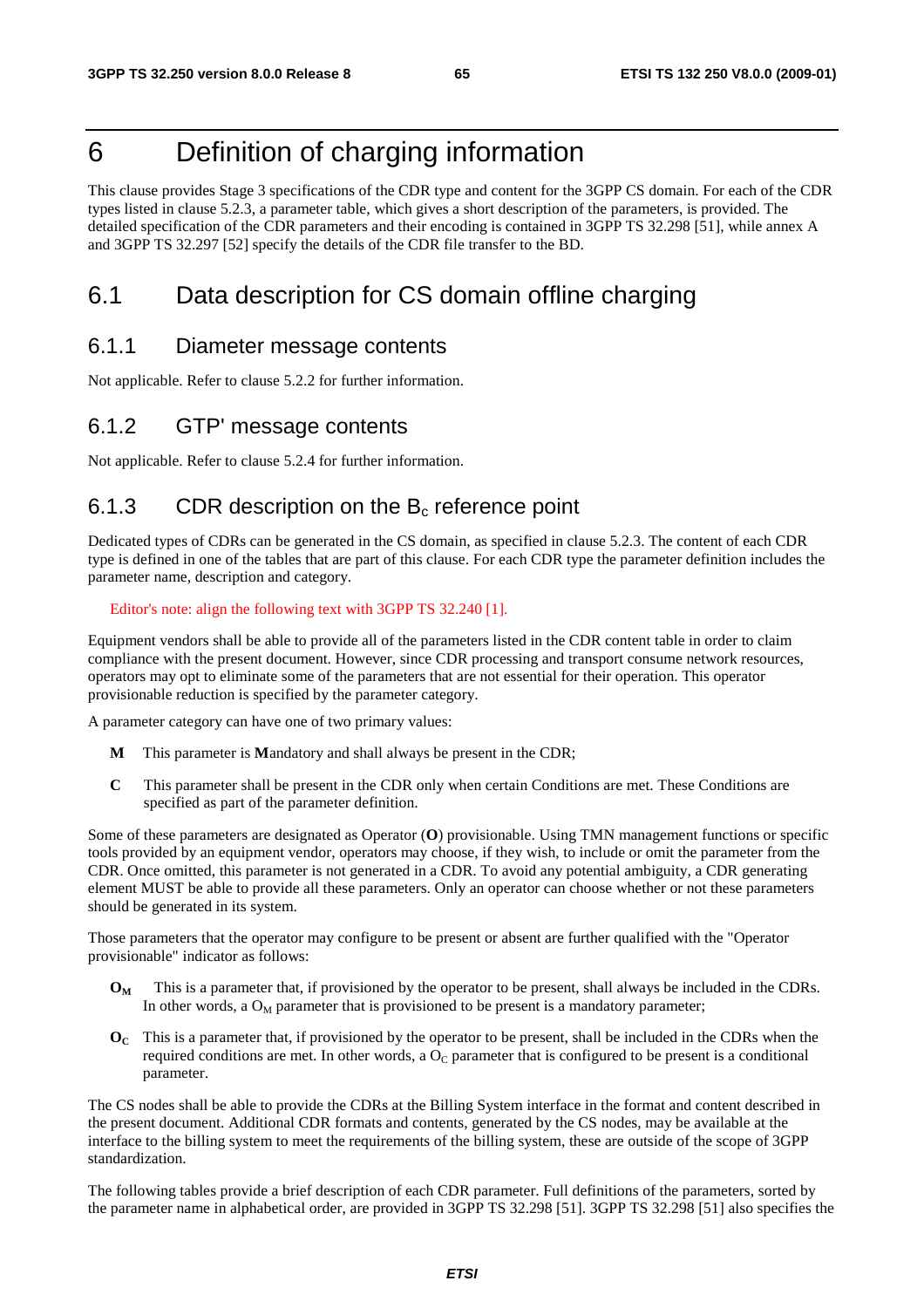# 6 Definition of charging information

This clause provides Stage 3 specifications of the CDR type and content for the 3GPP CS domain. For each of the CDR types listed in clause 5.2.3, a parameter table, which gives a short description of the parameters, is provided. The detailed specification of the CDR parameters and their encoding is contained in 3GPP TS 32.298 [51], while annex A and 3GPP TS 32.297 [52] specify the details of the CDR file transfer to the BD.

## 6.1 Data description for CS domain offline charging

### 6.1.1 Diameter message contents

Not applicable. Refer to clause 5.2.2 for further information.

### 6.1.2 GTP' message contents

Not applicable. Refer to clause 5.2.4 for further information.

### 6.1.3 CDR description on the $B_c$ reference point

Dedicated types of CDRs can be generated in the CS domain, as specified in clause 5.2.3. The content of each CDR type is defined in one of the tables that are part of this clause. For each CDR type the parameter definition includes the parameter name, description and category.

Editor's note: align the following text with 3GPP TS 32.240 [1].

Equipment vendors shall be able to provide all of the parameters listed in the CDR content table in order to claim compliance with the present document. However, since CDR processing and transport consume network resources, operators may opt to eliminate some of the parameters that are not essential for their operation. This operator provisionable reduction is specified by the parameter category.

A parameter category can have one of two primary values:

- **M** This parameter is **M**andatory and shall always be present in the CDR;
- **C** This parameter shall be present in the CDR only when certain Conditions are met. These Conditions are specified as part of the parameter definition.

Some of these parameters are designated as Operator (**O**) provisionable. Using TMN management functions or specific tools provided by an equipment vendor, operators may choose, if they wish, to include or omit the parameter from the CDR. Once omitted, this parameter is not generated in a CDR. To avoid any potential ambiguity, a CDR generating element MUST be able to provide all these parameters. Only an operator can choose whether or not these parameters should be generated in its system.

Those parameters that the operator may configure to be present or absent are further qualified with the "Operator provisionable" indicator as follows:

- $\mathbf{O_M}$ This is a parameter that, if provisioned by the operator to be present, shall always be included in the CDRs. In other words, a $O_M$ parameter that is provisioned to be present is a mandatory parameter;
- $\mathbf{O_C}$ This is a parameter that, if provisioned by the operator to be present, shall be included in the CDRs when the required conditions are met. In other words, a $O_C$ parameter that is configured to be present is a conditional parameter.

The CS nodes shall be able to provide the CDRs at the Billing System interface in the format and content described in the present document. Additional CDR formats and contents, generated by the CS nodes, may be available at the interface to the billing system to meet the requirements of the billing system, these are outside of the scope of 3GPP standardization.

The following tables provide a brief description of each CDR parameter. Full definitions of the parameters, sorted by the parameter name in alphabetical order, are provided in 3GPP TS 32.298 [51]. 3GPP TS 32.298 [51] also specifies the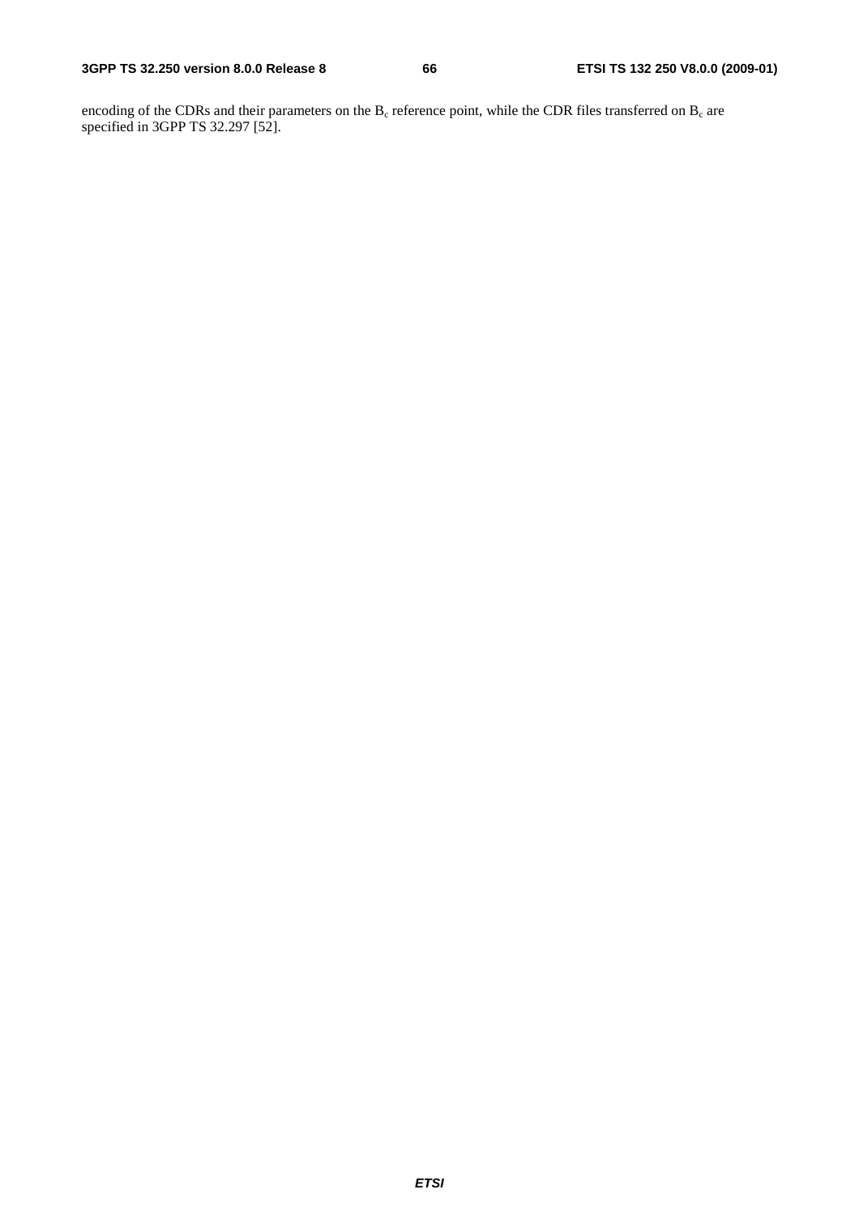encoding of the CDRs and their parameters on the $B_c$ reference point, while the CDR files transferred on $B_c$ are specified in 3GPP TS 32.297 [52].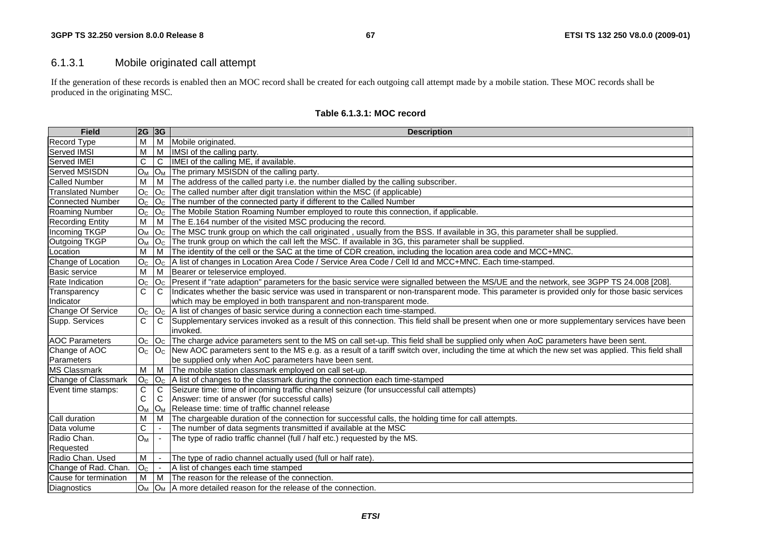### 6.1.3.1 Mobile originated call attempt

If the generation of these records is enabled then an MOC record shall be created for each outgoing call attempt made by a mobile station. These MOC records shall be produced in the originating MSC.

**Table 6.1.3.1: MOC record**

| Field | 2G | 3G | Description |
|---|---|---|---|
| Record Type | M | M | Mobile originated. |
| Served IMSI | M | M | IMSI of the calling party. |
| Served IMEI | C | C | IMEI of the calling ME, if available. |
| Served MSISDN | $O_M$ | $O_M$ | The primary MSISDN of the calling party. |
| Called Number | M | M | The address of the called party i.e. the number dialled by the calling subscriber. |
| Translated Number | $O_C$ | $O_C$ | The called number after digit translation within the MSC (if applicable) |
| Connected Number | $O_C$ | $O_C$ | The number of the connected party if different to the Called Number |
| Roaming Number | $O_C$ | $O_C$ | The Mobile Station Roaming Number employed to route this connection, if applicable. |
| Recording Entity | M | M | The E.164 number of the visited MSC producing the record. |
| Incoming TKGP | $O_M$ | $O_C$ | The MSC trunk group on which the call originated , usually from the BSS. If available in 3G, this parameter shall be supplied. |
| Outgoing TKGP | $O_M$ | $O_C$ | The trunk group on which the call left the MSC. If available in 3G, this parameter shall be supplied. |
| Location | M | M | The identity of the cell or the SAC at the time of CDR creation, including the location area code and MCC+MNC. |
| Change of Location | $O_C$ | $O_C$ | A list of changes in Location Area Code / Service Area Code / Cell Id and MCC+MNC. Each time-stamped. |
| Basic service | M | M | Bearer or teleservice employed. |
| Rate Indication | $O_C$ | $O_C$ | Present if "rate adaption" parameters for the basic service were signalled between the MS/UE and the network, see 3GPP TS 24.008 [208]. |
| Transparency Indicator | C | C | Indicates whether the basic service was used in transparent or non-transparent mode. This parameter is provided only for those basic services which may be employed in both transparent and non-transparent mode. |
| Change Of Service | $O_C$ | $O_C$ | A list of changes of basic service during a connection each time-stamped. |
| Supp. Services | C | C | Supplementary services invoked as a result of this connection. This field shall be present when one or more supplementary services have been invoked. |
| AOC Parameters | $O_C$ | $O_C$ | The charge advice parameters sent to the MS on call set-up. This field shall be supplied only when AoC parameters have been sent. |
| Change of AOC Parameters | $O_C$ | $O_C$ | New AOC parameters sent to the MS e.g. as a result of a tariff switch over, including the time at which the new set was applied. This field shall be supplied only when AoC parameters have been sent. |
| MS Classmark | M | M | The mobile station classmark employed on call set-up. |
| Change of Classmark | $O_C$ | $O_C$ | A list of changes to the classmark during the connection each time-stamped |
| Event time stamps: | C<br>C<br>$O_M$ | C<br>C<br>$O_M$ | Seizure time: time of incoming traffic channel seizure (for unsuccessful call attempts)<br>Answer: time of answer (for successful calls)<br>Release time: time of traffic channel release |
| Call duration | M | M | The chargeable duration of the connection for successful calls, the holding time for call attempts. |
| Data volume | C | - | The number of data segments transmitted if available at the MSC |
| Radio Chan. Requested | $O_M$ | - | The type of radio traffic channel (full / half etc.) requested by the MS. |
| Radio Chan. Used | M | - | The type of radio channel actually used (full or half rate). |
| Change of Rad. Chan. | $O_C$ | - | A list of changes each time stamped |
| Cause for termination | M | M | The reason for the release of the connection. |
| Diagnostics | $O_M$ | $O_M$ | A more detailed reason for the release of the connection. |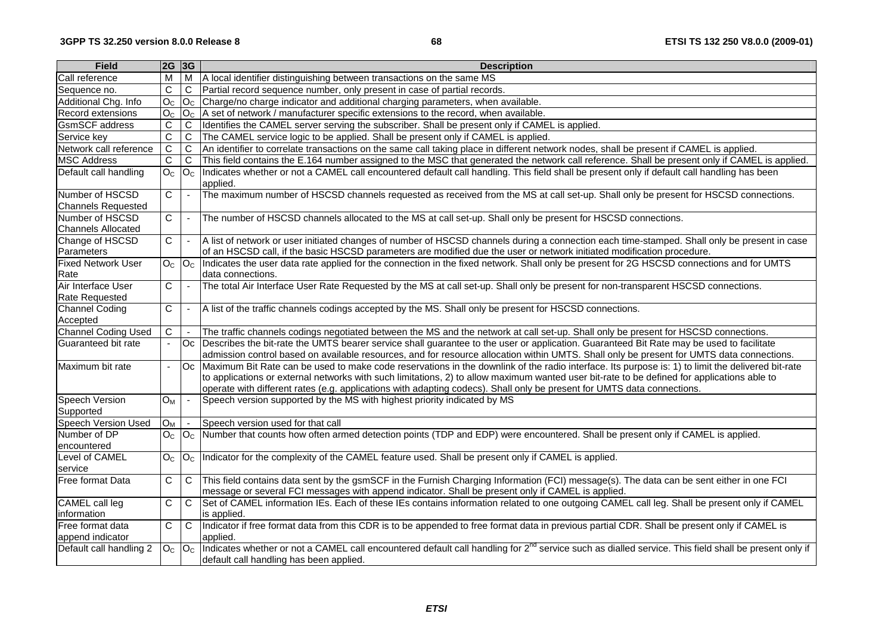| Field | 2G | 3G | Description |
|---|---|---|---|
| Call reference | M | M | A local identifier distinguishing between transactions on the same MS |
| Sequence no. | C | C | Partial record sequence number, only present in case of partial records. |
| Additional Chg. Info | $O_C$ | $O_C$ | Charge/no charge indicator and additional charging parameters, when available. |
| Record extensions | $O_C$ | $O_C$ | A set of network / manufacturer specific extensions to the record, when available. |
| GsmSCF address | C | C | Identifies the CAMEL server serving the subscriber. Shall be present only if CAMEL is applied. |
| Service key | C | C | The CAMEL service logic to be applied. Shall be present only if CAMEL is applied. |
| Network call reference | C | C | An identifier to correlate transactions on the same call taking place in different network nodes, shall be present if CAMEL is applied. |
| MSC Address | C | C | This field contains the E.164 number assigned to the MSC that generated the network call reference. Shall be present only if CAMEL is applied. |
| Default call handling | $O_C$ | $O_C$ | Indicates whether or not a CAMEL call encountered default call handling. This field shall be present only if default call handling has been applied. |
| Number of HSCSD Channels Requested | C | - | The maximum number of HSCSD channels requested as received from the MS at call set-up. Shall only be present for HSCSD connections. |
| Number of HSCSD Channels Allocated | C | - | The number of HSCSD channels allocated to the MS at call set-up. Shall only be present for HSCSD connections. |
| Change of HSCSD Parameters | C | - | A list of network or user initiated changes of number of HSCSD channels during a connection each time-stamped. Shall only be present in case of an HSCSD call, if the basic HSCSD parameters are modified due the user or network initiated modification procedure. |
| Fixed Network User Rate | $O_C$ | $O_C$ | Indicates the user data rate applied for the connection in the fixed network. Shall only be present for 2G HSCSD connections and for UMTS data connections. |
| Air Interface User Rate Requested | C | - | The total Air Interface User Rate Requested by the MS at call set-up. Shall only be present for non-transparent HSCSD connections. |
| Channel Coding Accepted | C | - | A list of the traffic channels codings accepted by the MS. Shall only be present for HSCSD connections. |
| Channel Coding Used | C | - | The traffic channels codings negotiated between the MS and the network at call set-up. Shall only be present for HSCSD connections. |
| Guaranteed bit rate | - | Oc | Describes the bit-rate the UMTS bearer service shall guarantee to the user or application. Guaranteed Bit Rate may be used to facilitate admission control based on available resources, and for resource allocation within UMTS. Shall only be present for UMTS data connections. |
| Maximum bit rate | - | Oc | Maximum Bit Rate can be used to make code reservations in the downlink of the radio interface. Its purpose is: 1) to limit the delivered bit-rate to applications or external networks with such limitations, 2) to allow maximum wanted user bit-rate to be defined for applications able to operate with different rates (e.g. applications with adapting codecs). Shall only be present for UMTS data connections. |
| Speech Version Supported | $O_M$ | - | Speech version supported by the MS with highest priority indicated by MS |
| Speech Version Used | $O_M$ | - | Speech version used for that call |
| Number of DP encountered | $O_C$ | $O_C$ | Number that counts how often armed detection points (TDP and EDP) were encountered. Shall be present only if CAMEL is applied. |
| Level of CAMEL service | $O_C$ | $O_C$ | Indicator for the complexity of the CAMEL feature used. Shall be present only if CAMEL is applied. |
| Free format Data | C | C | This field contains data sent by the gsmSCF in the Furnish Charging Information (FCI) message(s). The data can be sent either in one FCI message or several FCI messages with append indicator. Shall be present only if CAMEL is applied. |
| CAMEL call leg information | C | C | Set of CAMEL information IEs. Each of these IEs contains information related to one outgoing CAMEL call leg. Shall be present only if CAMEL is applied. |
| Free format data append indicator | C | C | Indicator if free format data from this CDR is to be appended to free format data in previous partial CDR. Shall be present only if CAMEL is applied. |
| Default call handling 2 | $O_C$ | $O_C$ | Indicates whether or not a CAMEL call encountered default call handling for 2nd service such as dialled service. This field shall be present only if default call handling has been applied. |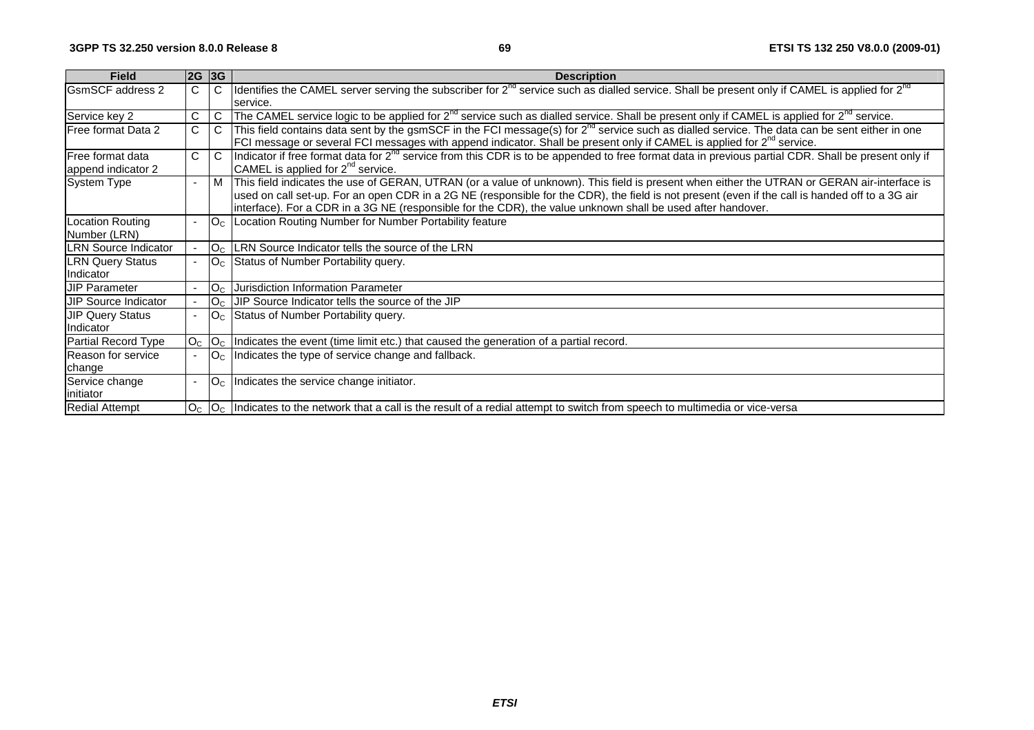| Field | 2G | 3G | Description |
|---|---|---|---|
| GsmSCF address 2 | C | C | Identifies the CAMEL server serving the subscriber for 2nd service such as dialled service. Shall be present only if CAMEL is applied for 2nd service. |
| Service key 2 | C | C | The CAMEL service logic to be applied for 2nd service such as dialled service. Shall be present only if CAMEL is applied for 2nd service. |
| Free format Data 2 | C | C | This field contains data sent by the gsmSCF in the FCI message(s) for 2nd service such as dialled service. The data can be sent either in one FCI message or several FCI messages with append indicator. Shall be present only if CAMEL is applied for 2nd service. |
| Free format data append indicator 2 | C | C | Indicator if free format data for 2nd service from this CDR is to be appended to free format data in previous partial CDR. Shall be present only if CAMEL is applied for 2nd service. |
| System Type | - | M | This field indicates the use of GERAN, UTRAN (or a value of unknown). This field is present when either the UTRAN or GERAN air-interface is used on call set-up. For an open CDR in a 2G NE (responsible for the CDR), the field is not present (even if the call is handed off to a 3G air interface). For a CDR in a 3G NE (responsible for the CDR), the value unknown shall be used after handover. |
| Location Routing Number (LRN) | - | $O_C$ | Location Routing Number for Number Portability feature |
| LRN Source Indicator | - | $O_C$ | LRN Source Indicator tells the source of the LRN |
| LRN Query Status Indicator | - | $O_C$ | Status of Number Portability query. |
| JIP Parameter | - | $O_C$ | Jurisdiction Information Parameter |
| JIP Source Indicator | - | $O_C$ | JIP Source Indicator tells the source of the JIP |
| JIP Query Status Indicator | - | $O_C$ | Status of Number Portability query. |
| Partial Record Type | $O_C$ | $O_C$ | Indicates the event (time limit etc.) that caused the generation of a partial record. |
| Reason for service change | - | $O_C$ | Indicates the type of service change and fallback. |
| Service change initiator | - | $O_C$ | Indicates the service change initiator. |
| Redial Attempt | $O_C$ | $O_C$ | Indicates to the network that a call is the result of a redial attempt to switch from speech to multimedia or vice-versa |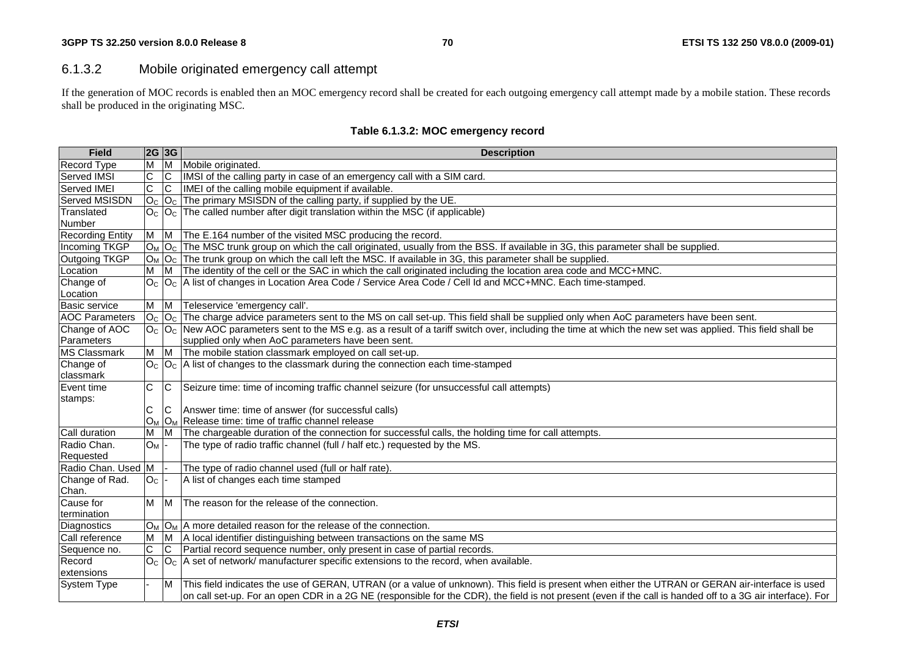### 6.1.3.2 Mobile originated emergency call attempt

If the generation of MOC records is enabled then an MOC emergency record shall be created for each outgoing emergency call attempt made by a mobile station. These records shall be produced in the originating MSC.

**Table 6.1.3.2: MOC emergency record**

| Field | 2G | 3G | Description |
|---|---|---|---|
| Record Type | M | M | Mobile originated. |
| Served IMSI | C | C | IMSI of the calling party in case of an emergency call with a SIM card. |
| Served IMEI | C | C | IMEI of the calling mobile equipment if available. |
| Served MSISDN | $O_C$ | $O_C$ | The primary MSISDN of the calling party, if supplied by the UE. |
| Translated Number | $O_C$ | $O_C$ | The called number after digit translation within the MSC (if applicable) |
| Recording Entity | M | M | The E.164 number of the visited MSC producing the record. |
| Incoming TKGP | $O_M$ | $O_C$ | The MSC trunk group on which the call originated, usually from the BSS. If available in 3G, this parameter shall be supplied. |
| Outgoing TKGP | $O_M$ | $O_C$ | The trunk group on which the call left the MSC. If available in 3G, this parameter shall be supplied. |
| Location | M | M | The identity of the cell or the SAC in which the call originated including the location area code and MCC+MNC. |
| Change of Location | $O_C$ | $O_C$ | A list of changes in Location Area Code / Service Area Code / Cell Id and MCC+MNC. Each time-stamped. |
| Basic service | M | M | Teleservice 'emergency call'. |
| AOC Parameters | $O_C$ | $O_C$ | The charge advice parameters sent to the MS on call set-up. This field shall be supplied only when AoC parameters have been sent. |
| Change of AOC Parameters | $O_C$ | $O_C$ | New AOC parameters sent to the MS e.g. as a result of a tariff switch over, including the time at which the new set was applied. This field shall be supplied only when AoC parameters have been sent. |
| MS Classmark | M | M | The mobile station classmark employed on call set-up. |
| Change of classmark | $O_C$ | $O_C$ | A list of changes to the classmark during the connection each time-stamped |
| Event time stamps: | C | C | Seizure time: time of incoming traffic channel seizure (for unsuccessful call attempts) |
| | C | C | Answer time: time of answer (for successful calls) |
| | $O_M$ | $O_M$ | Release time: time of traffic channel release |
| Call duration | M | M | The chargeable duration of the connection for successful calls, the holding time for call attempts. |
| Radio Chan. Requested | $O_M$ | - | The type of radio traffic channel (full / half etc.) requested by the MS. |
| Radio Chan. Used | M | - | The type of radio channel used (full or half rate). |
| Change of Rad. Chan. | $O_C$ | - | A list of changes each time stamped |
| Cause for termination | M | M | The reason for the release of the connection. |
| Diagnostics | $O_M$ | $O_M$ | A more detailed reason for the release of the connection. |
| Call reference | M | M | A local identifier distinguishing between transactions on the same MS |
| Sequence no. | C | C | Partial record sequence number, only present in case of partial records. |
| Record extensions | $O_C$ | $O_C$ | A set of network/ manufacturer specific extensions to the record, when available. |
| System Type | - | M | This field indicates the use of GERAN, UTRAN (or a value of unknown). This field is present when either the UTRAN or GERAN air-interface is used on call set-up. For an open CDR in a 2G NE (responsible for the CDR), the field is not present (even if the call is handed off to a 3G air interface). For |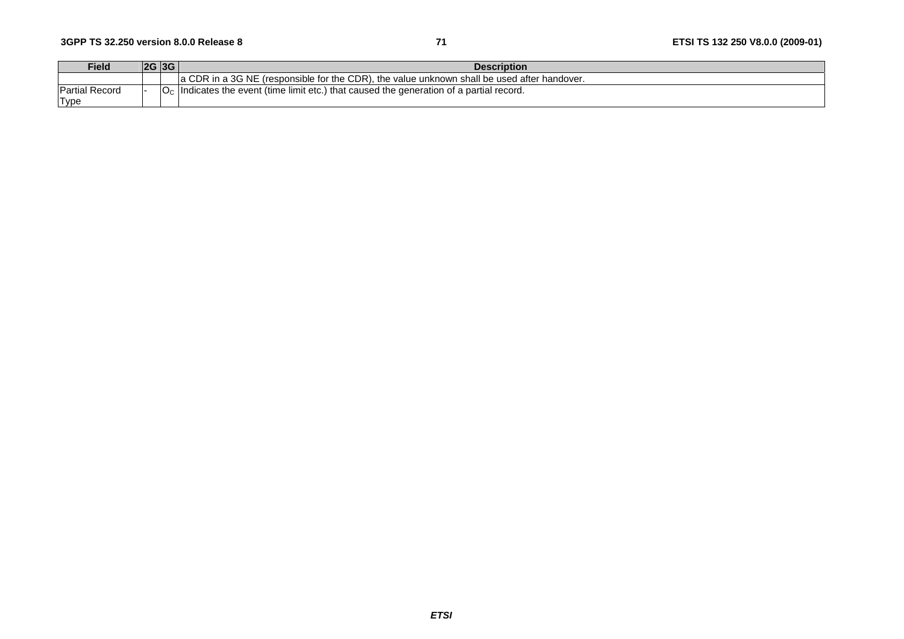| Field | 2G | 3G | Description |
|---|---|---|---|
| | | | a CDR in a 3G NE (responsible for the CDR), the value unknown shall be used after handover. |
| Partial Record Type | - | $O_C$ | Indicates the event (time limit etc.) that caused the generation of a partial record. |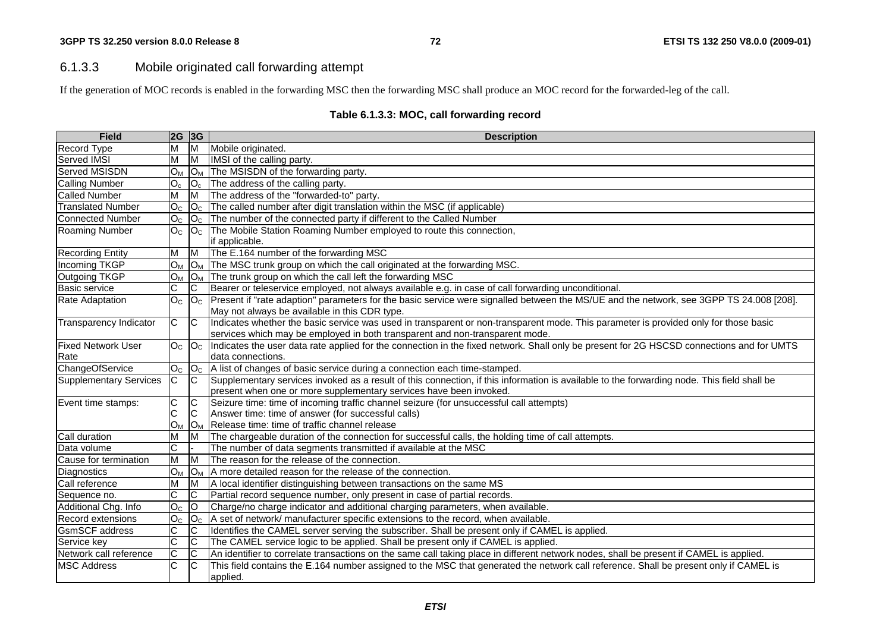### 6.1.3.3 Mobile originated call forwarding attempt

If the generation of MOC records is enabled in the forwarding MSC then the forwarding MSC shall produce an MOC record for the forwarded-leg of the call.

**Table 6.1.3.3: MOC, call forwarding record**

| Field | 2G | 3G | Description |
|---|---|---|---|
| Record Type | M | M | Mobile originated. |
| Served IMSI | M | M | IMSI of the calling party. |
| Served MSISDN | $O_M$ | $O_M$ | The MSISDN of the forwarding party. |
| Calling Number | $O_c$ | $O_c$ | The address of the calling party. |
| Called Number | M | M | The address of the "forwarded-to" party. |
| Translated Number | $O_C$ | $O_C$ | The called number after digit translation within the MSC (if applicable) |
| Connected Number | $O_C$ | $O_C$ | The number of the connected party if different to the Called Number |
| Roaming Number | $O_C$ | $O_C$ | The Mobile Station Roaming Number employed to route this connection, if applicable. |
| Recording Entity | M | M | The E.164 number of the forwarding MSC |
| Incoming TKGP | $O_M$ | $O_M$ | The MSC trunk group on which the call originated at the forwarding MSC. |
| Outgoing TKGP | $O_M$ | $O_M$ | The trunk group on which the call left the forwarding MSC |
| Basic service | C | C | Bearer or teleservice employed, not always available e.g. in case of call forwarding unconditional. |
| Rate Adaptation | $O_C$ | $O_C$ | Present if "rate adaption" parameters for the basic service were signalled between the MS/UE and the network, see 3GPP TS 24.008 [208]. May not always be available in this CDR type. |
| Transparency Indicator | C | C | Indicates whether the basic service was used in transparent or non-transparent mode. This parameter is provided only for those basic services which may be employed in both transparent and non-transparent mode. |
| Fixed Network User Rate | $O_C$ | $O_C$ | Indicates the user data rate applied for the connection in the fixed network. Shall only be present for 2G HSCSD connections and for UMTS data connections. |
| ChangeOfService | $O_C$ | $O_C$ | A list of changes of basic service during a connection each time-stamped. |
| Supplementary Services | C | C | Supplementary services invoked as a result of this connection, if this information is available to the forwarding node. This field shall be present when one or more supplementary services have been invoked. |
| Event time stamps: | C<br>C<br>$O_M$ | C<br>C<br>$O_M$ | Seizure time: time of incoming traffic channel seizure (for unsuccessful call attempts)<br>Answer time: time of answer (for successful calls)<br>Release time: time of traffic channel release |
| Call duration | M | M | The chargeable duration of the connection for successful calls, the holding time of call attempts. |
| Data volume | C | - | The number of data segments transmitted if available at the MSC |
| Cause for termination | M | M | The reason for the release of the connection. |
| Diagnostics | $O_M$ | $O_M$ | A more detailed reason for the release of the connection. |
| Call reference | M | M | A local identifier distinguishing between transactions on the same MS |
| Sequence no. | C | C | Partial record sequence number, only present in case of partial records. |
| Additional Chg. Info | $O_C$ | O | Charge/no charge indicator and additional charging parameters, when available. |
| Record extensions | $O_C$ | $O_C$ | A set of network/ manufacturer specific extensions to the record, when available. |
| GsmSCF address | C | C | Identifies the CAMEL server serving the subscriber. Shall be present only if CAMEL is applied. |
| Service key | C | C | The CAMEL service logic to be applied. Shall be present only if CAMEL is applied. |
| Network call reference | C | C | An identifier to correlate transactions on the same call taking place in different network nodes, shall be present if CAMEL is applied. |
| MSC Address | C | C | This field contains the E.164 number assigned to the MSC that generated the network call reference. Shall be present only if CAMEL is applied. |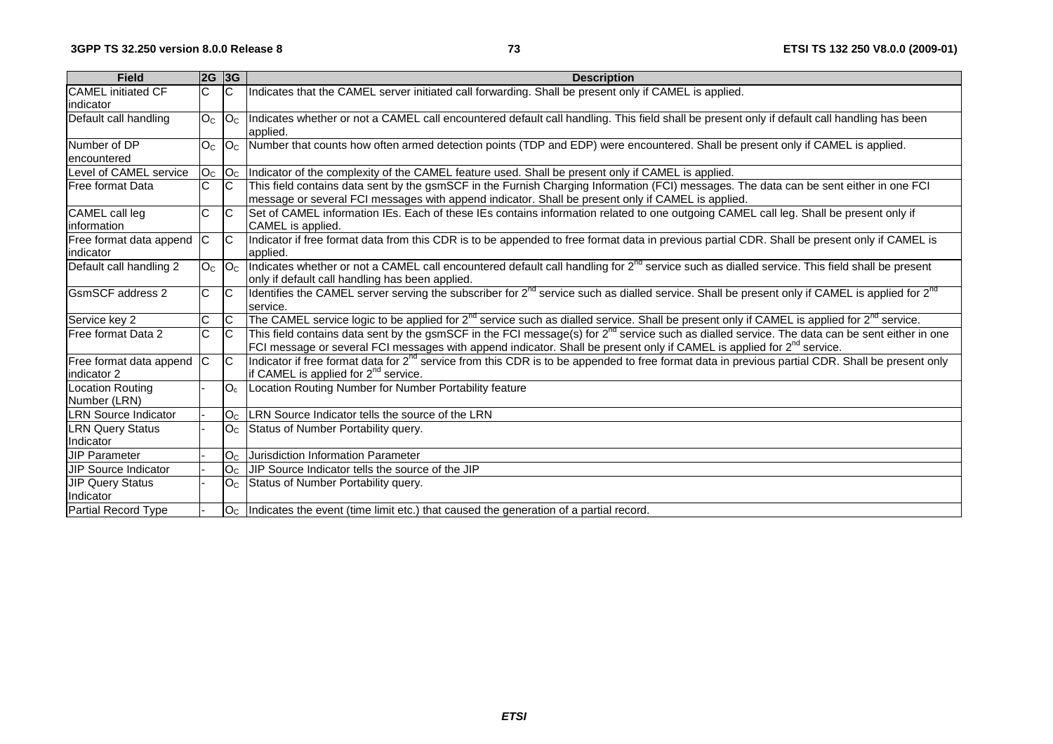| Field | 2G | 3G | Description |
| --- | --- | --- | --- |
| CAMEL initiated CF indicator | C | C | Indicates that the CAMEL server initiated call forwarding. Shall be present only if CAMEL is applied. |
| Default call handling | $O_C$ | $O_C$ | Indicates whether or not a CAMEL call encountered default call handling. This field shall be present only if default call handling has been applied. |
| Number of DP encountered | $O_C$ | $O_C$ | Number that counts how often armed detection points (TDP and EDP) were encountered. Shall be present only if CAMEL is applied. |
| Level of CAMEL service | $O_C$ | $O_C$ | Indicator of the complexity of the CAMEL feature used. Shall be present only if CAMEL is applied. |
| Free format Data | C | C | This field contains data sent by the gsmSCF in the Furnish Charging Information (FCI) messages. The data can be sent either in one FCI message or several FCI messages with append indicator. Shall be present only if CAMEL is applied. |
| CAMEL call leg information | C | C | Set of CAMEL information IEs. Each of these IEs contains information related to one outgoing CAMEL call leg. Shall be present only if CAMEL is applied. |
| Free format data append indicator | C | C | Indicator if free format data from this CDR is to be appended to free format data in previous partial CDR. Shall be present only if CAMEL is applied. |
| Default call handling 2 | $O_C$ | $O_C$ | Indicates whether or not a CAMEL call encountered default call handling for 2nd service such as dialled service. This field shall be present only if default call handling has been applied. |
| GsmSCF address 2 | C | C | Identifies the CAMEL server serving the subscriber for 2nd service such as dialled service. Shall be present only if CAMEL is applied for 2nd service. |
| Service key 2 | C | C | The CAMEL service logic to be applied for 2nd service such as dialled service. Shall be present only if CAMEL is applied for 2nd service. |
| Free format Data 2 | C | C | This field contains data sent by the gsmSCF in the FCI message(s) for 2nd service such as dialled service. The data can be sent either in one FCI message or several FCI messages with append indicator. Shall be present only if CAMEL is applied for 2nd service. |
| Free format data append indicator 2 | C | C | Indicator if free format data for 2nd service from this CDR is to be appended to free format data in previous partial CDR. Shall be present only if CAMEL is applied for 2nd service. |
| Location Routing Number (LRN) | - | $O_C$ | Location Routing Number for Number Portability feature |
| LRN Source Indicator | - | $O_C$ | LRN Source Indicator tells the source of the LRN |
| LRN Query Status Indicator | - | $O_C$ | Status of Number Portability query. |
| JIP Parameter | - | $O_C$ | Jurisdiction Information Parameter |
| JIP Source Indicator | - | $O_C$ | JIP Source Indicator tells the source of the JIP |
| JIP Query Status Indicator | - | $O_C$ | Status of Number Portability query. |
| Partial Record Type | - | $O_C$ | Indicates the event (time limit etc.) that caused the generation of a partial record. |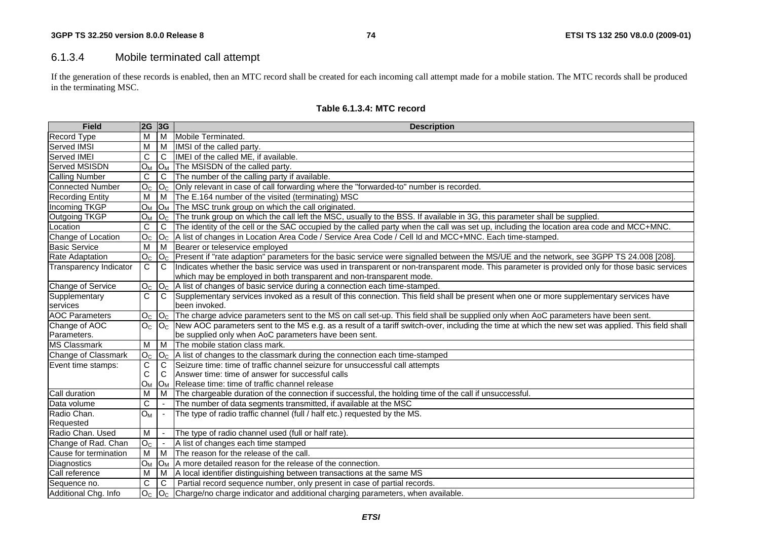### 6.1.3.4 Mobile terminated call attempt

If the generation of these records is enabled, then an MTC record shall be created for each incoming call attempt made for a mobile station. The MTC records shall be produced in the terminating MSC.

**Table 6.1.3.4: MTC record**

| Field | 2G | 3G | Description |
|---|---|---|---|
| Record Type | M | M | Mobile Terminated. |
| Served IMSI | M | M | IMSI of the called party. |
| Served IMEI | C | C | IMEI of the called ME, if available. |
| Served MSISDN | $O_M$ | $O_M$ | The MSISDN of the called party. |
| Calling Number | C | C | The number of the calling party if available. |
| Connected Number | $O_C$ | $O_C$ | Only relevant in case of call forwarding where the "forwarded-to" number is recorded. |
| Recording Entity | M | M | The E.164 number of the visited (terminating) MSC |
| Incoming TKGP | $O_M$ | $O_M$ | The MSC trunk group on which the call originated. |
| Outgoing TKGP | $O_M$ | $O_C$ | The trunk group on which the call left the MSC, usually to the BSS. If available in 3G, this parameter shall be supplied. |
| Location | C | C | The identity of the cell or the SAC occupied by the called party when the call was set up, including the location area code and MCC+MNC. |
| Change of Location | $O_C$ | $O_C$ | A list of changes in Location Area Code / Service Area Code / Cell Id and MCC+MNC. Each time-stamped. |
| Basic Service | M | M | Bearer or teleservice employed |
| Rate Adaptation | $O_C$ | $O_C$ | Present if "rate adaption" parameters for the basic service were signalled between the MS/UE and the network, see 3GPP TS 24.008 [208]. |
| Transparency Indicator | C | C | Indicates whether the basic service was used in transparent or non-transparent mode. This parameter is provided only for those basic services which may be employed in both transparent and non-transparent mode. |
| Change of Service | $O_C$ | $O_C$ | A list of changes of basic service during a connection each time-stamped. |
| Supplementary services | C | C | Supplementary services invoked as a result of this connection. This field shall be present when one or more supplementary services have been invoked. |
| AOC Parameters | $O_C$ | $O_C$ | The charge advice parameters sent to the MS on call set-up. This field shall be supplied only when AoC parameters have been sent. |
| Change of AOC Parameters. | $O_C$ | $O_C$ | New AOC parameters sent to the MS e.g. as a result of a tariff switch-over, including the time at which the new set was applied. This field shall be supplied only when AoC parameters have been sent. |
| MS Classmark | M | M | The mobile station class mark. |
| Change of Classmark | $O_C$ | $O_C$ | A list of changes to the classmark during the connection each time-stamped |
| Event time stamps: | C<br>C<br>$O_M$ | C<br>C<br>$O_M$ | Seizure time: time of traffic channel seizure for unsuccessful call attempts<br>Answer time: time of answer for successful calls<br>Release time: time of traffic channel release |
| Call duration | M | M | The chargeable duration of the connection if successful, the holding time of the call if unsuccessful. |
| Data volume | C | - | The number of data segments transmitted, if available at the MSC |
| Radio Chan. Requested | $O_M$ | - | The type of radio traffic channel (full / half etc.) requested by the MS. |
| Radio Chan. Used | M | - | The type of radio channel used (full or half rate). |
| Change of Rad. Chan | $O_C$ | - | A list of changes each time stamped |
| Cause for termination | M | M | The reason for the release of the call. |
| Diagnostics | $O_M$ | $O_M$ | A more detailed reason for the release of the connection. |
| Call reference | M | M | A local identifier distinguishing between transactions at the same MS |
| Sequence no. | C | C | Partial record sequence number, only present in case of partial records. |
| Additional Chg. Info | $O_C$ | $O_C$ | Charge/no charge indicator and additional charging parameters, when available. |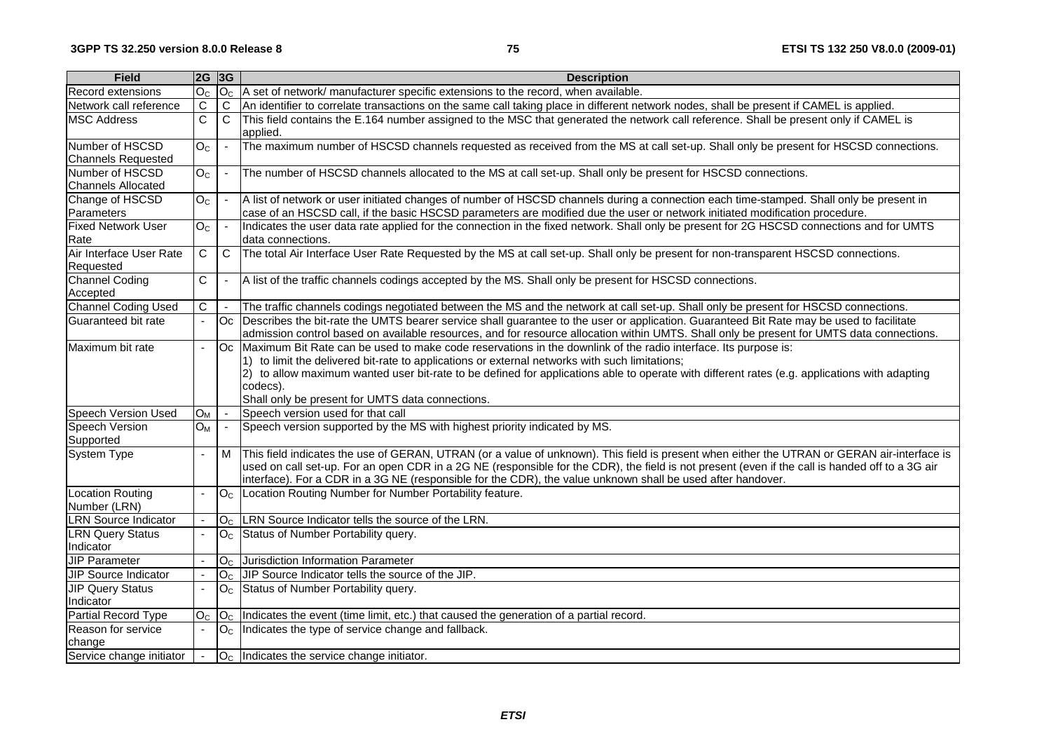| Field | 2G | 3G | Description |
| --- | --- | --- | --- |
| Record extensions | $O_C$ | $O_C$ | A set of network/ manufacturer specific extensions to the record, when available. |
| Network call reference | C | C | An identifier to correlate transactions on the same call taking place in different network nodes, shall be present if CAMEL is applied. |
| MSC Address | C | C | This field contains the E.164 number assigned to the MSC that generated the network call reference. Shall be present only if CAMEL is applied. |
| Number of HSCSD Channels Requested | $O_C$ | - | The maximum number of HSCSD channels requested as received from the MS at call set-up. Shall only be present for HSCSD connections. |
| Number of HSCSD Channels Allocated | $O_C$ | - | The number of HSCSD channels allocated to the MS at call set-up. Shall only be present for HSCSD connections. |
| Change of HSCSD Parameters | $O_C$ | - | A list of network or user initiated changes of number of HSCSD channels during a connection each time-stamped. Shall only be present in case of an HSCSD call, if the basic HSCSD parameters are modified due the user or network initiated modification procedure. |
| Fixed Network User Rate | $O_C$ | - | Indicates the user data rate applied for the connection in the fixed network. Shall only be present for 2G HSCSD connections and for UMTS data connections. |
| Air Interface User Rate Requested | C | C | The total Air Interface User Rate Requested by the MS at call set-up. Shall only be present for non-transparent HSCSD connections. |
| Channel Coding Accepted | C | - | A list of the traffic channels codings accepted by the MS. Shall only be present for HSCSD connections. |
| Channel Coding Used | C | - | The traffic channels codings negotiated between the MS and the network at call set-up. Shall only be present for HSCSD connections. |
| Guaranteed bit rate | - | Oc | Describes the bit-rate the UMTS bearer service shall guarantee to the user or application. Guaranteed Bit Rate may be used to facilitate admission control based on available resources, and for resource allocation within UMTS. Shall only be present for UMTS data connections. |
| Maximum bit rate | - | Oc | Maximum Bit Rate can be used to make code reservations in the downlink of the radio interface. Its purpose is:<br>1) to limit the delivered bit-rate to applications or external networks with such limitations;<br>2) to allow maximum wanted user bit-rate to be defined for applications able to operate with different rates (e.g. applications with adapting codecs).<br>Shall only be present for UMTS data connections. |
| Speech Version Used | $O_M$ | - | Speech version used for that call |
| Speech Version Supported | $O_M$ | - | Speech version supported by the MS with highest priority indicated by MS. |
| System Type | - | M | This field indicates the use of GERAN, UTRAN (or a value of unknown). This field is present when either the UTRAN or GERAN air-interface is used on call set-up. For an open CDR in a 2G NE (responsible for the CDR), the field is not present (even if the call is handed off to a 3G air interface). For a CDR in a 3G NE (responsible for the CDR), the value unknown shall be used after handover. |
| Location Routing Number (LRN) | - | $O_C$ | Location Routing Number for Number Portability feature. |
| LRN Source Indicator | - | $O_C$ | LRN Source Indicator tells the source of the LRN. |
| LRN Query Status Indicator | - | $O_C$ | Status of Number Portability query. |
| JIP Parameter | - | $O_C$ | Jurisdiction Information Parameter |
| JIP Source Indicator | - | $O_C$ | JIP Source Indicator tells the source of the JIP. |
| JIP Query Status Indicator | - | $O_C$ | Status of Number Portability query. |
| Partial Record Type | $O_C$ | $O_C$ | Indicates the event (time limit, etc.) that caused the generation of a partial record. |
| Reason for service change | - | $O_C$ | Indicates the type of service change and fallback. |
| Service change initiator | - | $O_C$ | Indicates the service change initiator. |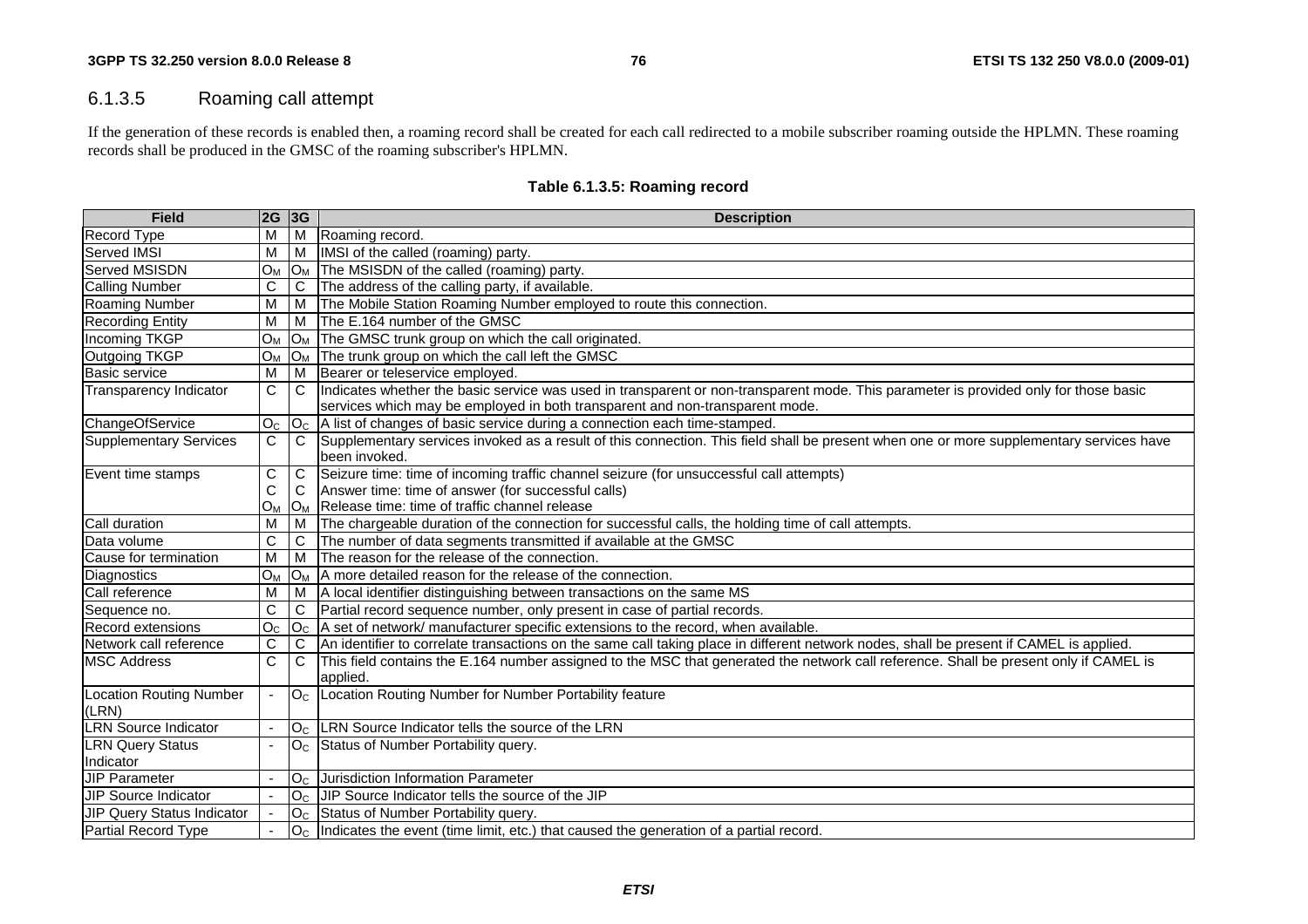### 6.1.3.5 Roaming call attempt

If the generation of these records is enabled then, a roaming record shall be created for each call redirected to a mobile subscriber roaming outside the HPLMN. These roaming records shall be produced in the GMSC of the roaming subscriber's HPLMN.

**Table 6.1.3.5: Roaming record**

| Field | 2G | 3G | Description |
|---|---|---|---|
| Record Type | M | M | Roaming record. |
| Served IMSI | M | M | IMSI of the called (roaming) party. |
| Served MSISDN | $O_M$ | $O_M$ | The MSISDN of the called (roaming) party. |
| Calling Number | C | C | The address of the calling party, if available. |
| Roaming Number | M | M | The Mobile Station Roaming Number employed to route this connection. |
| Recording Entity | M | M | The E.164 number of the GMSC |
| Incoming TKGP | $O_M$ | $O_M$ | The GMSC trunk group on which the call originated. |
| Outgoing TKGP | $O_M$ | $O_M$ | The trunk group on which the call left the GMSC |
| Basic service | M | M | Bearer or teleservice employed. |
| Transparency Indicator | C | C | Indicates whether the basic service was used in transparent or non-transparent mode. This parameter is provided only for those basic services which may be employed in both transparent and non-transparent mode. |
| ChangeOfService | $O_C$ | $O_C$ | A list of changes of basic service during a connection each time-stamped. |
| Supplementary Services | C | C | Supplementary services invoked as a result of this connection. This field shall be present when one or more supplementary services have been invoked. |
| Event time stamps | C<br>C<br>$O_M$ | C<br>C<br>$O_M$ | Seizure time: time of incoming traffic channel seizure (for unsuccessful call attempts)<br>Answer time: time of answer (for successful calls)<br>Release time: time of traffic channel release |
| Call duration | M | M | The chargeable duration of the connection for successful calls, the holding time of call attempts. |
| Data volume | C | C | The number of data segments transmitted if available at the GMSC |
| Cause for termination | M | M | The reason for the release of the connection. |
| Diagnostics | $O_M$ | $O_M$ | A more detailed reason for the release of the connection. |
| Call reference | M | M | A local identifier distinguishing between transactions on the same MS |
| Sequence no. | C | C | Partial record sequence number, only present in case of partial records. |
| Record extensions | $O_C$ | $O_C$ | A set of network/ manufacturer specific extensions to the record, when available. |
| Network call reference | C | C | An identifier to correlate transactions on the same call taking place in different network nodes, shall be present if CAMEL is applied. |
| MSC Address | C | C | This field contains the E.164 number assigned to the MSC that generated the network call reference. Shall be present only if CAMEL is applied. |
| Location Routing Number (LRN) | - | $O_C$ | Location Routing Number for Number Portability feature |
| LRN Source Indicator | - | $O_C$ | LRN Source Indicator tells the source of the LRN |
| LRN Query Status Indicator | - | $O_C$ | Status of Number Portability query. |
| JIP Parameter | - | $O_C$ | Jurisdiction Information Parameter |
| JIP Source Indicator | - | $O_C$ | JIP Source Indicator tells the source of the JIP |
| JIP Query Status Indicator | - | $O_C$ | Status of Number Portability query. |
| Partial Record Type | - | $O_C$ | Indicates the event (time limit, etc.) that caused the generation of a partial record. |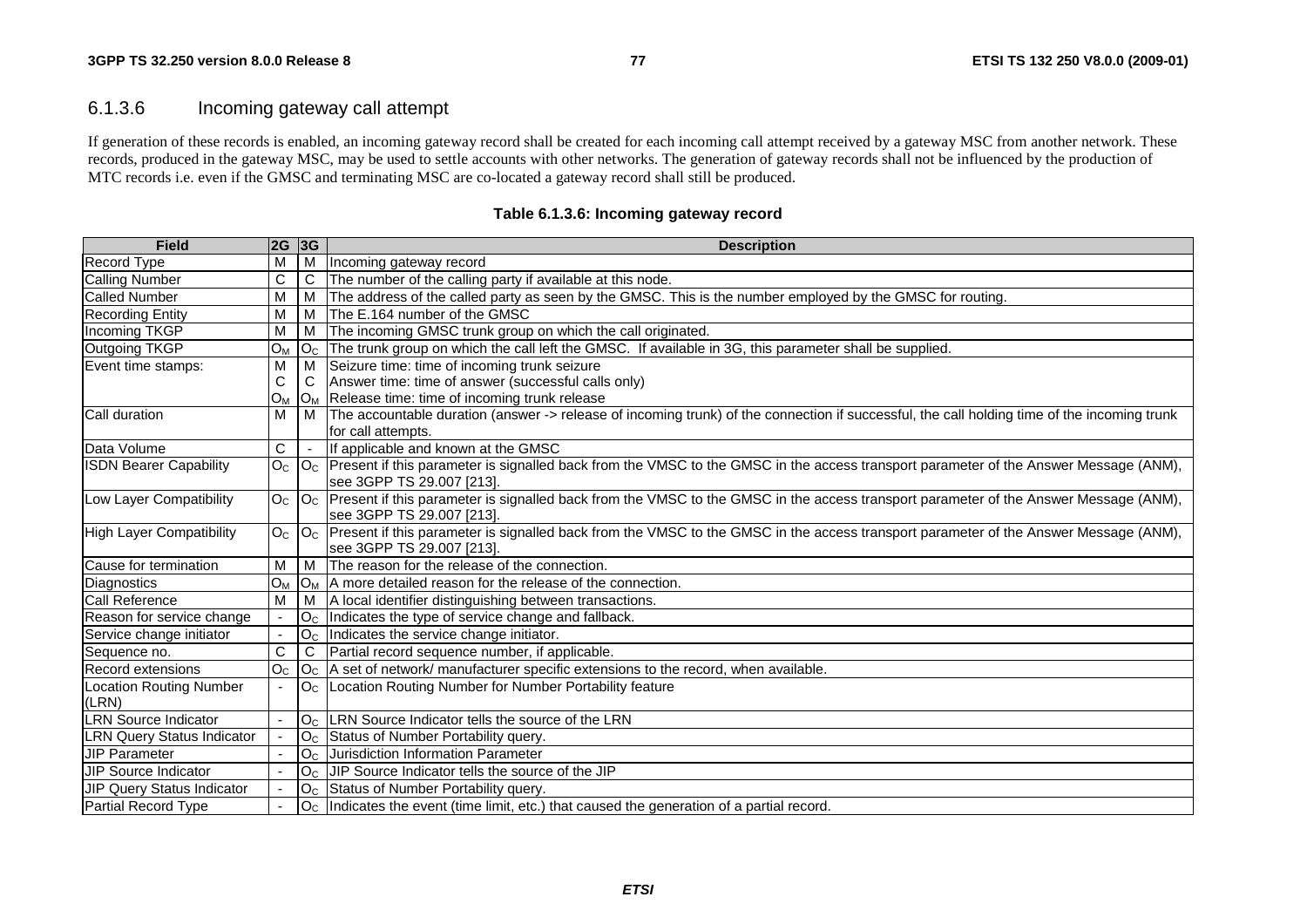### 6.1.3.6 Incoming gateway call attempt

If generation of these records is enabled, an incoming gateway record shall be created for each incoming call attempt received by a gateway MSC from another network. These records, produced in the gateway MSC, may be used to settle accounts with other networks. The generation of gateway records shall not be influenced by the production of MTC records i.e. even if the GMSC and terminating MSC are co-located a gateway record shall still be produced.

**Table 6.1.3.6: Incoming gateway record**

| Field | 2G | 3G | Description |
|---|---|---|---|
| Record Type | M | M | Incoming gateway record |
| Calling Number | C | C | The number of the calling party if available at this node. |
| Called Number | M | M | The address of the called party as seen by the GMSC. This is the number employed by the GMSC for routing. |
| Recording Entity | M | M | The E.164 number of the GMSC |
| Incoming TKGP | M | M | The incoming GMSC trunk group on which the call originated. |
| Outgoing TKGP | $O_M$ | $O_C$ | The trunk group on which the call left the GMSC. If available in 3G, this parameter shall be supplied. |
| Event time stamps: | M<br>C<br>$O_M$ | M<br>C<br>$O_M$ | Seizure time: time of incoming trunk seizure<br>Answer time: time of answer (successful calls only)<br>Release time: time of incoming trunk release |
| Call duration | M | M | The accountable duration (answer -> release of incoming trunk) of the connection if successful, the call holding time of the incoming trunk for call attempts. |
| Data Volume | C | - | If applicable and known at the GMSC |
| ISDN Bearer Capability | $O_C$ | $O_C$ | Present if this parameter is signalled back from the VMSC to the GMSC in the access transport parameter of the Answer Message (ANM), see 3GPP TS 29.007 [213]. |
| Low Layer Compatibility | $O_C$ | $O_C$ | Present if this parameter is signalled back from the VMSC to the GMSC in the access transport parameter of the Answer Message (ANM), see 3GPP TS 29.007 [213]. |
| High Layer Compatibility | $O_C$ | $O_C$ | Present if this parameter is signalled back from the VMSC to the GMSC in the access transport parameter of the Answer Message (ANM), see 3GPP TS 29.007 [213]. |
| Cause for termination | M | M | The reason for the release of the connection. |
| Diagnostics | $O_M$ | $O_M$ | A more detailed reason for the release of the connection. |
| Call Reference | M | M | A local identifier distinguishing between transactions. |
| Reason for service change | - | $O_C$ | Indicates the type of service change and fallback. |
| Service change initiator | - | $O_C$ | Indicates the service change initiator. |
| Sequence no. | C | C | Partial record sequence number, if applicable. |
| Record extensions | $O_C$ | $O_C$ | A set of network/ manufacturer specific extensions to the record, when available. |
| Location Routing Number (LRN) | - | $O_C$ | Location Routing Number for Number Portability feature |
| LRN Source Indicator | - | $O_C$ | LRN Source Indicator tells the source of the LRN |
| LRN Query Status Indicator | - | $O_C$ | Status of Number Portability query. |
| JIP Parameter | - | $O_C$ | Jurisdiction Information Parameter |
| JIP Source Indicator | - | $O_C$ | JIP Source Indicator tells the source of the JIP |
| JIP Query Status Indicator | - | $O_C$ | Status of Number Portability query. |
| Partial Record Type | - | $O_C$ | Indicates the event (time limit, etc.) that caused the generation of a partial record. |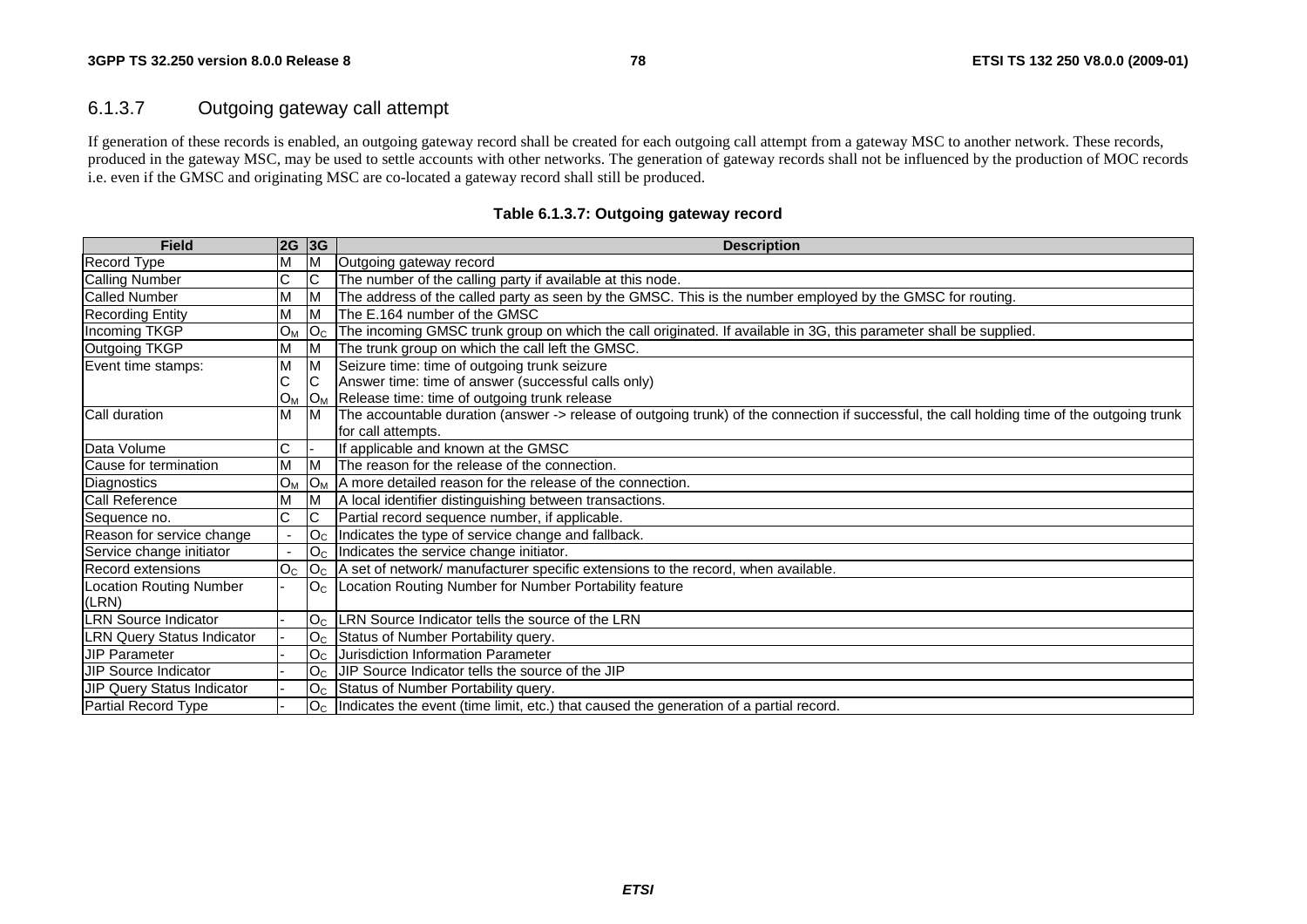### 6.1.3.7 Outgoing gateway call attempt

If generation of these records is enabled, an outgoing gateway record shall be created for each outgoing call attempt from a gateway MSC to another network. These records, produced in the gateway MSC, may be used to settle accounts with other networks. The generation of gateway records shall not be influenced by the production of MOC records i.e. even if the GMSC and originating MSC are co-located a gateway record shall still be produced.

**Table 6.1.3.7: Outgoing gateway record**

| Field | 2G | 3G | Description |
|---|---|---|---|
| Record Type | M | M | Outgoing gateway record |
| Calling Number | C | C | The number of the calling party if available at this node. |
| Called Number | M | M | The address of the called party as seen by the GMSC. This is the number employed by the GMSC for routing. |
| Recording Entity | M | M | The E.164 number of the GMSC |
| Incoming TKGP | $O_M$ | $O_C$ | The incoming GMSC trunk group on which the call originated. If available in 3G, this parameter shall be supplied. |
| Outgoing TKGP | M | M | The trunk group on which the call left the GMSC. |
| Event time stamps: | M<br>C<br>$O_M$ | M<br>C<br>$O_M$ | Seizure time: time of outgoing trunk seizure<br>Answer time: time of answer (successful calls only)<br>Release time: time of outgoing trunk release |
| Call duration | M | M | The accountable duration (answer -> release of outgoing trunk) of the connection if successful, the call holding time of the outgoing trunk for call attempts. |
| Data Volume | C | - | If applicable and known at the GMSC |
| Cause for termination | M | M | The reason for the release of the connection. |
| Diagnostics | $O_M$ | $O_M$ | A more detailed reason for the release of the connection. |
| Call Reference | M | M | A local identifier distinguishing between transactions. |
| Sequence no. | C | C | Partial record sequence number, if applicable. |
| Reason for service change | - | $O_C$ | Indicates the type of service change and fallback. |
| Service change initiator | - | $O_C$ | Indicates the service change initiator. |
| Record extensions | $O_C$ | $O_C$ | A set of network/ manufacturer specific extensions to the record, when available. |
| Location Routing Number (LRN) | - | $O_C$ | Location Routing Number for Number Portability feature |
| LRN Source Indicator | - | $O_C$ | LRN Source Indicator tells the source of the LRN |
| LRN Query Status Indicator | - | $O_C$ | Status of Number Portability query. |
| JIP Parameter | - | $O_C$ | Jurisdiction Information Parameter |
| JIP Source Indicator | - | $O_C$ | JIP Source Indicator tells the source of the JIP |
| JIP Query Status Indicator | - | $O_C$ | Status of Number Portability query. |
| Partial Record Type | - | $O_C$ | Indicates the event (time limit, etc.) that caused the generation of a partial record. |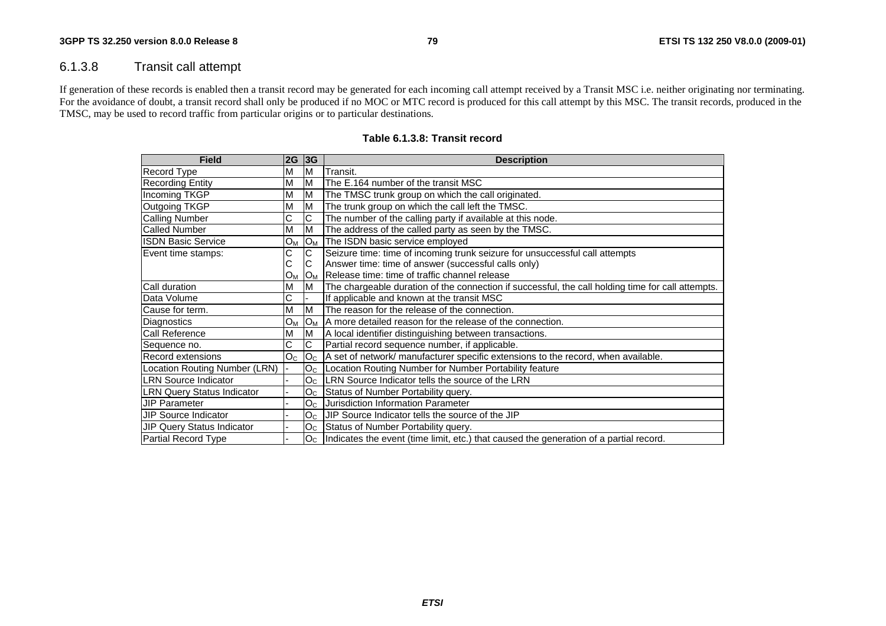### 6.1.3.8 Transit call attempt

If generation of these records is enabled then a transit record may be generated for each incoming call attempt received by a Transit MSC i.e. neither originating nor terminating. For the avoidance of doubt, a transit record shall only be produced if no MOC or MTC record is produced for this call attempt by this MSC. The transit records, produced in the TMSC, may be used to record traffic from particular origins or to particular destinations.

**Table 6.1.3.8: Transit record**

| Field | 2G | 3G | Description |
|---|---|---|---|
| Record Type | M | M | Transit. |
| Recording Entity | M | M | The E.164 number of the transit MSC |
| Incoming TKGP | M | M | The TMSC trunk group on which the call originated. |
| Outgoing TKGP | M | M | The trunk group on which the call left the TMSC. |
| Calling Number | C | C | The number of the calling party if available at this node. |
| Called Number | M | M | The address of the called party as seen by the TMSC. |
| ISDN Basic Service | $O_M$ | $O_M$ | The ISDN basic service employed |
| Event time stamps: | C<br>C<br>$O_M$ | C<br>C<br>$O_M$ | Seizure time: time of incoming trunk seizure for unsuccessful call attempts<br>Answer time: time of answer (successful calls only)<br>Release time: time of traffic channel release |
| Call duration | M | M | The chargeable duration of the connection if successful, the call holding time for call attempts. |
| Data Volume | C | - | If applicable and known at the transit MSC |
| Cause for term. | M | M | The reason for the release of the connection. |
| Diagnostics | $O_M$ | $O_M$ | A more detailed reason for the release of the connection. |
| Call Reference | M | M | A local identifier distinguishing between transactions. |
| Sequence no. | C | C | Partial record sequence number, if applicable. |
| Record extensions | $O_C$ | $O_C$ | A set of network/ manufacturer specific extensions to the record, when available. |
| Location Routing Number (LRN) | - | $O_C$ | Location Routing Number for Number Portability feature |
| LRN Source Indicator | - | $O_C$ | LRN Source Indicator tells the source of the LRN |
| LRN Query Status Indicator | - | $O_C$ | Status of Number Portability query. |
| JIP Parameter | - | $O_C$ | Jurisdiction Information Parameter |
| JIP Source Indicator | - | $O_C$ | JIP Source Indicator tells the source of the JIP |
| JIP Query Status Indicator | - | $O_C$ | Status of Number Portability query. |
| Partial Record Type | - | $O_C$ | Indicates the event (time limit, etc.) that caused the generation of a partial record. |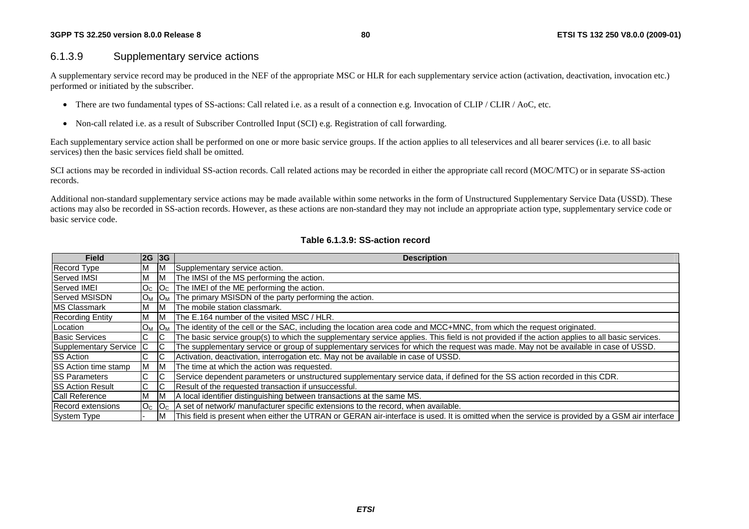### 6.1.3.9 Supplementary service actions

A supplementary service record may be produced in the NEF of the appropriate MSC or HLR for each supplementary service action (activation, deactivation, invocation etc.) performed or initiated by the subscriber.

- There are two fundamental types of SS-actions: Call related i.e. as a result of a connection e.g. Invocation of CLIP / CLIR / AoC, etc.
- Non-call related i.e. as a result of Subscriber Controlled Input (SCI) e.g. Registration of call forwarding.

Each supplementary service action shall be performed on one or more basic service groups. If the action applies to all teleservices and all bearer services (i.e. to all basic services) then the basic services field shall be omitted.

SCI actions may be recorded in individual SS-action records. Call related actions may be recorded in either the appropriate call record (MOC/MTC) or in separate SS-action records.

Additional non-standard supplementary service actions may be made available within some networks in the form of Unstructured Supplementary Service Data (USSD). These actions may also be recorded in SS-action records. However, as these actions are non-standard they may not include an appropriate action type, supplementary service code or basic service code.

**Table 6.1.3.9: SS-action record**

| Field | 2G | 3G | Description |
|---|---|---|---|
| Record Type | M | M | Supplementary service action. |
| Served IMSI | M | M | The IMSI of the MS performing the action. |
| Served IMEI | $O_C$ | $O_C$ | The IMEI of the ME performing the action. |
| Served MSISDN | $O_M$ | $O_M$ | The primary MSISDN of the party performing the action. |
| MS Classmark | M | M | The mobile station classmark. |
| Recording Entity | M | M | The E.164 number of the visited MSC / HLR. |
| Location | $O_M$ | $O_M$ | The identity of the cell or the SAC, including the location area code and MCC+MNC, from which the request originated. |
| Basic Services | C | C | The basic service group(s) to which the supplementary service applies. This field is not provided if the action applies to all basic services. |
| Supplementary Service | C | C | The supplementary service or group of supplementary services for which the request was made. May not be available in case of USSD. |
| SS Action | C | C | Activation, deactivation, interrogation etc. May not be available in case of USSD. |
| SS Action time stamp | M | M | The time at which the action was requested. |
| SS Parameters | C | C | Service dependent parameters or unstructured supplementary service data, if defined for the SS action recorded in this CDR. |
| SS Action Result | C | C | Result of the requested transaction if unsuccessful. |
| Call Reference | M | M | A local identifier distinguishing between transactions at the same MS. |
| Record extensions | $O_C$ | $O_C$ | A set of network/ manufacturer specific extensions to the record, when available. |
| System Type | - | M | This field is present when either the UTRAN or GERAN air-interface is used. It is omitted when the service is provided by a GSM air interface |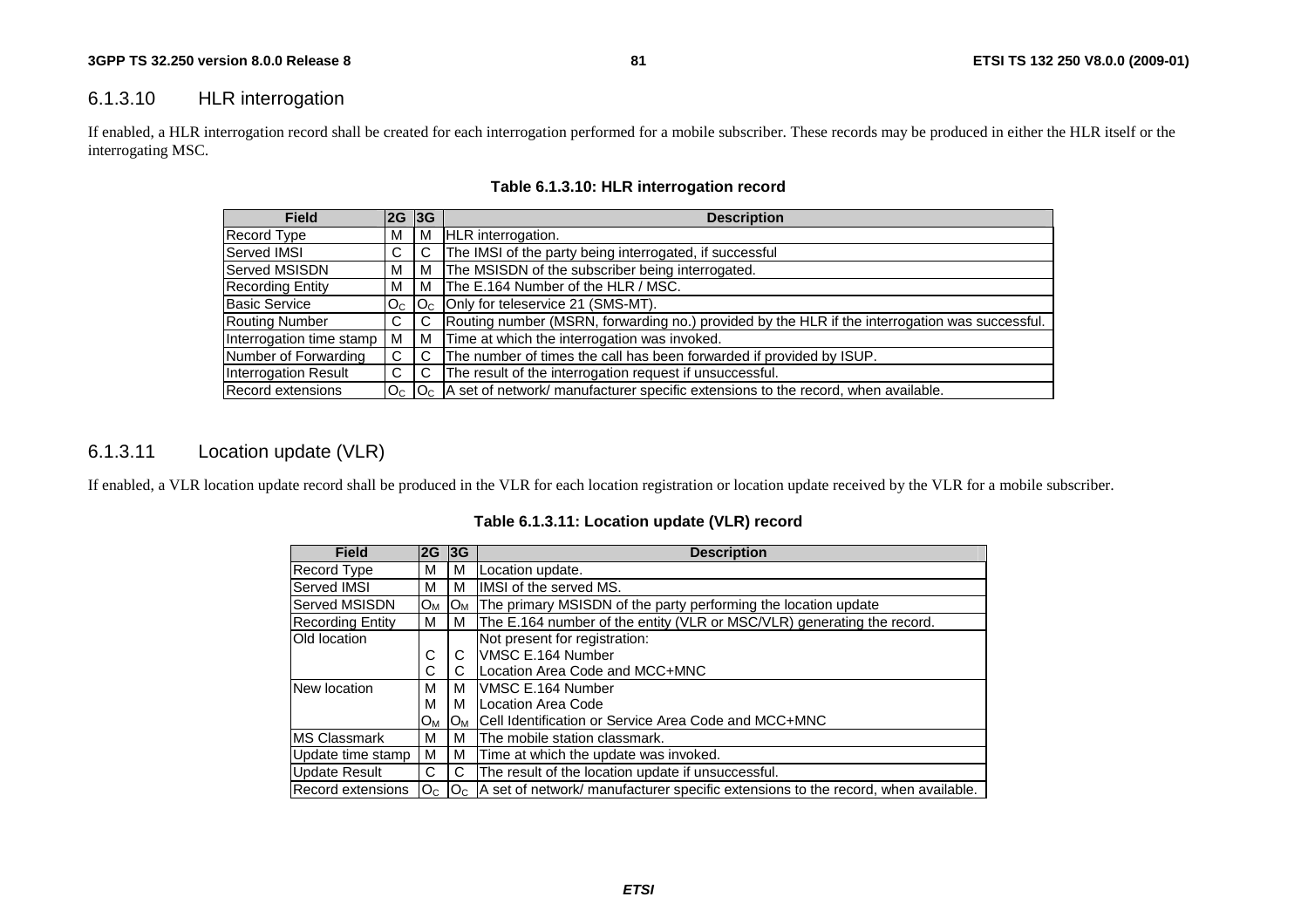### 6.1.3.10 HLR interrogation

If enabled, a HLR interrogation record shall be created for each interrogation performed for a mobile subscriber. These records may be produced in either the HLR itself or the interrogating MSC.

**Table 6.1.3.10: HLR interrogation record**

| Field | 2G | 3G | Description |
|---|---|---|---|
| Record Type | M | M | HLR interrogation. |
| Served IMSI | C | C | The IMSI of the party being interrogated, if successful |
| Served MSISDN | M | M | The MSISDN of the subscriber being interrogated. |
| Recording Entity | M | M | The E.164 Number of the HLR / MSC. |
| Basic Service | $O_C$ | $O_C$ | Only for teleservice 21 (SMS-MT). |
| Routing Number | C | C | Routing number (MSRN, forwarding no.) provided by the HLR if the interrogation was successful. |
| Interrogation time stamp | M | M | Time at which the interrogation was invoked. |
| Number of Forwarding | C | C | The number of times the call has been forwarded if provided by ISUP. |
| Interrogation Result | C | C | The result of the interrogation request if unsuccessful. |
| Record extensions | $O_C$ | $O_C$ | A set of network/ manufacturer specific extensions to the record, when available. |

### 6.1.3.11 Location update (VLR)

If enabled, a VLR location update record shall be produced in the VLR for each location registration or location update received by the VLR for a mobile subscriber.

**Table 6.1.3.11: Location update (VLR) record**

| Field | 2G | 3G | Description |
|---|---|---|---|
| Record Type | M | M | Location update. |
| Served IMSI | M | M | IMSI of the served MS. |
| Served MSISDN | $O_M$ | $O_M$ | The primary MSISDN of the party performing the location update |
| Recording Entity | M | M | The E.164 number of the entity (VLR or MSC/VLR) generating the record. |
| Old location | | | Not present for registration: |
| | C | C | VMSC E.164 Number |
| | C | C | Location Area Code and MCC+MNC |
| New location | M | M | VMSC E.164 Number |
| | M | M | Location Area Code |
| | $O_M$ | $O_M$ | Cell Identification or Service Area Code and MCC+MNC |
| MS Classmark | M | M | The mobile station classmark. |
| Update time stamp | M | M | Time at which the update was invoked. |
| Update Result | C | C | The result of the location update if unsuccessful. |
| Record extensions | $O_C$ | $O_C$ | A set of network/ manufacturer specific extensions to the record, when available. |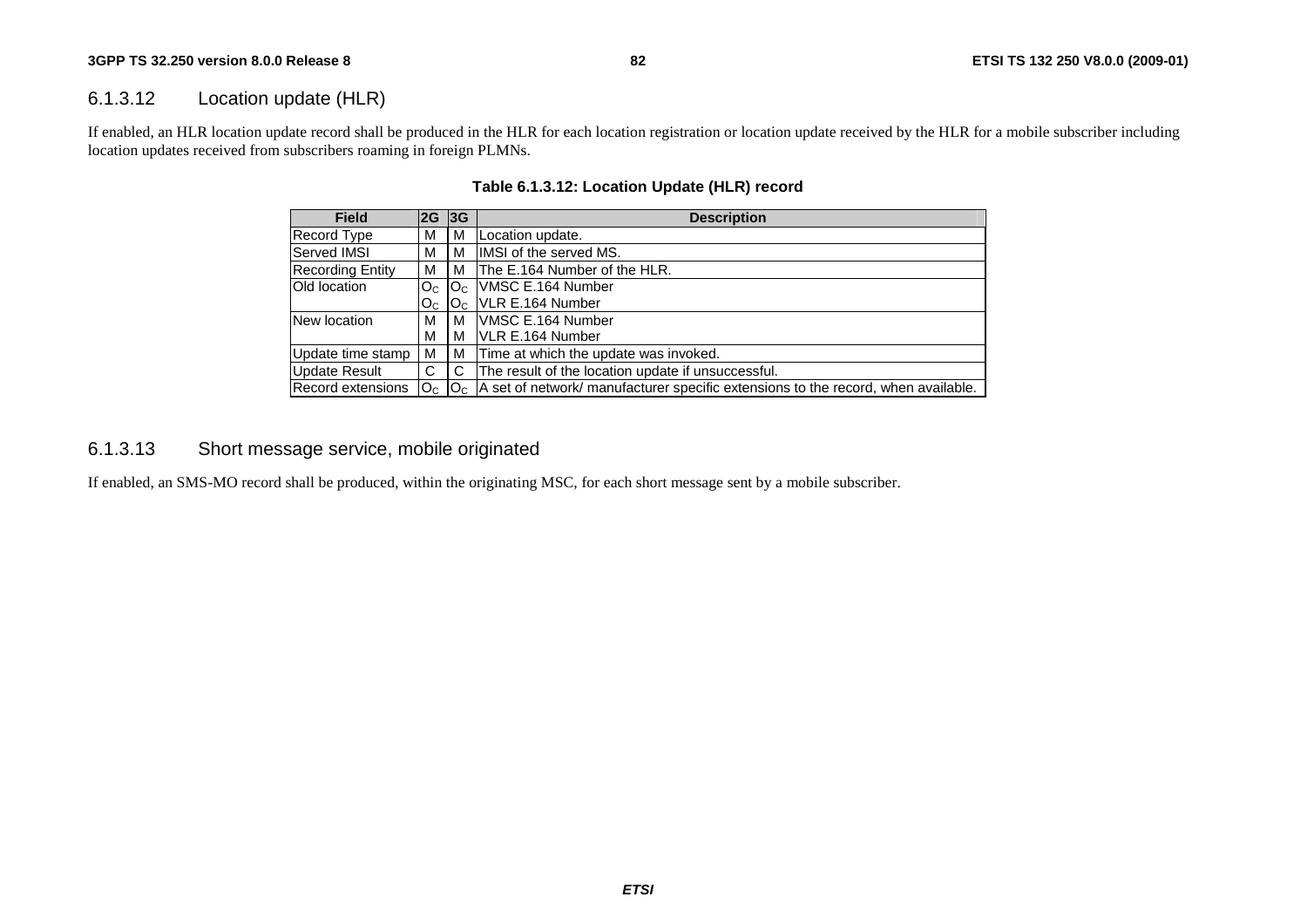### 6.1.3.12 Location update (HLR)

If enabled, an HLR location update record shall be produced in the HLR for each location registration or location update received by the HLR for a mobile subscriber including location updates received from subscribers roaming in foreign PLMNs.

**Table 6.1.3.12: Location Update (HLR) record**

| Field | 2G | 3G | Description |
|---|---|---|---|
| Record Type | M | M | Location update. |
| Served IMSI | M | M | IMSI of the served MS. |
| Recording Entity | M | M | The E.164 Number of the HLR. |
| Old location | $O_C$ | $O_C$ | VMSC E.164 Number |
| | $O_C$ | $O_C$ | VLR E.164 Number |
| New location | M | M | VMSC E.164 Number |
| | M | M | VLR E.164 Number |
| Update time stamp | M | M | Time at which the update was invoked. |
| Update Result | C | C | The result of the location update if unsuccessful. |
| Record extensions | $O_C$ | $O_C$ | A set of network/ manufacturer specific extensions to the record, when available. |

### 6.1.3.13 Short message service, mobile originated

If enabled, an SMS-MO record shall be produced, within the originating MSC, for each short message sent by a mobile subscriber.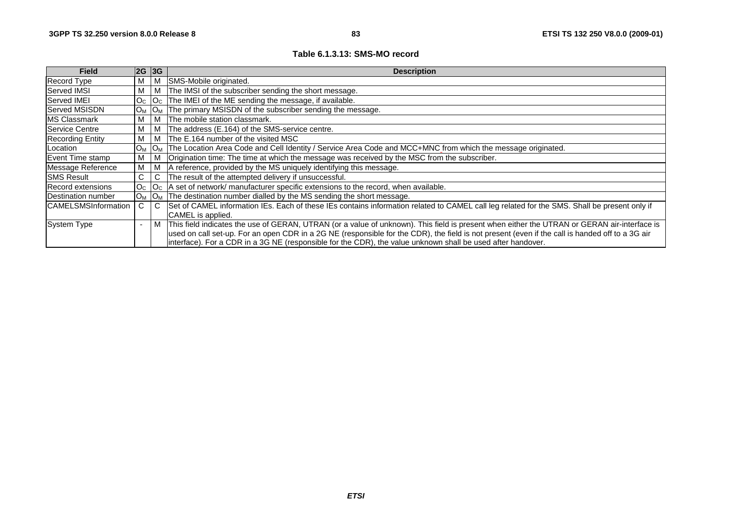**Table 6.1.3.13: SMS-MO record**

| Field | 2G | 3G | Description |
|---|---|---|---|
| Record Type | M | M | SMS-Mobile originated. |
| Served IMSI | M | M | The IMSI of the subscriber sending the short message. |
| Served IMEI | $O_C$ | $O_C$ | The IMEI of the ME sending the message, if available. |
| Served MSISDN | $O_M$ | $O_M$ | The primary MSISDN of the subscriber sending the message. |
| MS Classmark | M | M | The mobile station classmark. |
| Service Centre | M | M | The address (E.164) of the SMS-service centre. |
| Recording Entity | M | M | The E.164 number of the visited MSC |
| Location | $O_M$ | $O_M$ | The Location Area Code and Cell Identity / Service Area Code and MCC+MNC from which the message originated. |
| Event Time stamp | M | M | Origination time: The time at which the message was received by the MSC from the subscriber. |
| Message Reference | M | M | A reference, provided by the MS uniquely identifying this message. |
| SMS Result | C | C | The result of the attempted delivery if unsuccessful. |
| Record extensions | $O_C$ | $O_C$ | A set of network/ manufacturer specific extensions to the record, when available. |
| Destination number | $O_M$ | $O_M$ | The destination number dialled by the MS sending the short message. |
| CAMELSMSInformation | C | C | Set of CAMEL information IEs. Each of these IEs contains information related to CAMEL call leg related for the SMS. Shall be present only if CAMEL is applied. |
| System Type | - | M | This field indicates the use of GERAN, UTRAN (or a value of unknown). This field is present when either the UTRAN or GERAN air-interface is used on call set-up. For an open CDR in a 2G NE (responsible for the CDR), the field is not present (even if the call is handed off to a 3G air interface). For a CDR in a 3G NE (responsible for the CDR), the value unknown shall be used after handover. |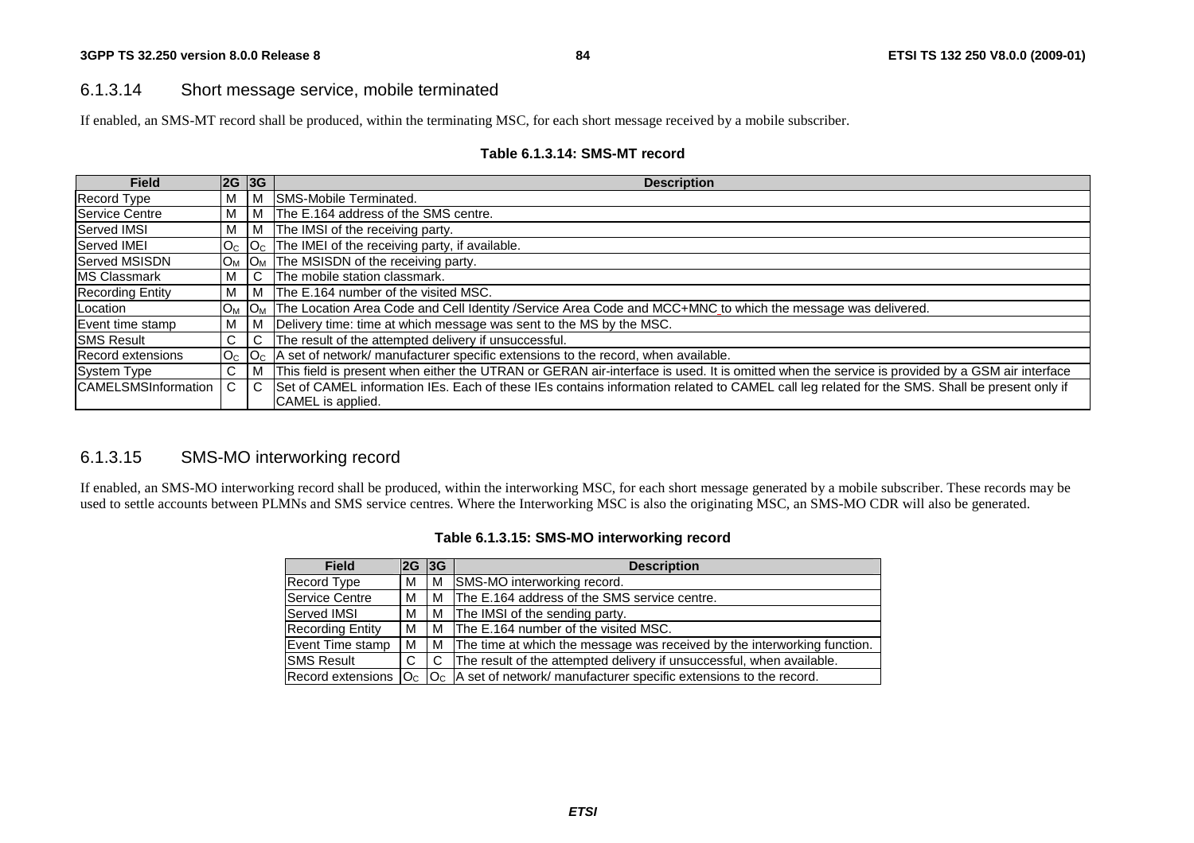### 6.1.3.14 Short message service, mobile terminated

If enabled, an SMS-MT record shall be produced, within the terminating MSC, for each short message received by a mobile subscriber.

**Table 6.1.3.14: SMS-MT record**

| Field | 2G | 3G | Description |
|---|---|---|---|
| Record Type | M | M | SMS-Mobile Terminated. |
| Service Centre | M | M | The E.164 address of the SMS centre. |
| Served IMSI | M | M | The IMSI of the receiving party. |
| Served IMEI | $O_C$ | $O_C$ | The IMEI of the receiving party, if available. |
| Served MSISDN | $O_M$ | $O_M$ | The MSISDN of the receiving party. |
| MS Classmark | M | C | The mobile station classmark. |
| Recording Entity | M | M | The E.164 number of the visited MSC. |
| Location | $O_M$ | $O_M$ | The Location Area Code and Cell Identity /Service Area Code and MCC+MNC to which the message was delivered. |
| Event time stamp | M | M | Delivery time: time at which message was sent to the MS by the MSC. |
| SMS Result | C | C | The result of the attempted delivery if unsuccessful. |
| Record extensions | $O_C$ | $O_C$ | A set of network/ manufacturer specific extensions to the record, when available. |
| System Type | C | M | This field is present when either the UTRAN or GERAN air-interface is used. It is omitted when the service is provided by a GSM air interface |
| CAMELSMSInformation | C | C | Set of CAMEL information IEs. Each of these IEs contains information related to CAMEL call leg related for the SMS. Shall be present only if CAMEL is applied. |

### 6.1.3.15 SMS-MO interworking record

If enabled, an SMS-MO interworking record shall be produced, within the interworking MSC, for each short message generated by a mobile subscriber. These records may be used to settle accounts between PLMNs and SMS service centres. Where the Interworking MSC is also the originating MSC, an SMS-MO CDR will also be generated.

**Table 6.1.3.15: SMS-MO interworking record**

| Field | 2G | 3G | Description |
|---|---|---|---|
| Record Type | M | M | SMS-MO interworking record. |
| Service Centre | M | M | The E.164 address of the SMS service centre. |
| Served IMSI | M | M | The IMSI of the sending party. |
| Recording Entity | M | M | The E.164 number of the visited MSC. |
| Event Time stamp | M | M | The time at which the message was received by the interworking function. |
| SMS Result | C | C | The result of the attempted delivery if unsuccessful, when available. |
| Record extensions | $O_C$ | $O_C$ | A set of network/ manufacturer specific extensions to the record. |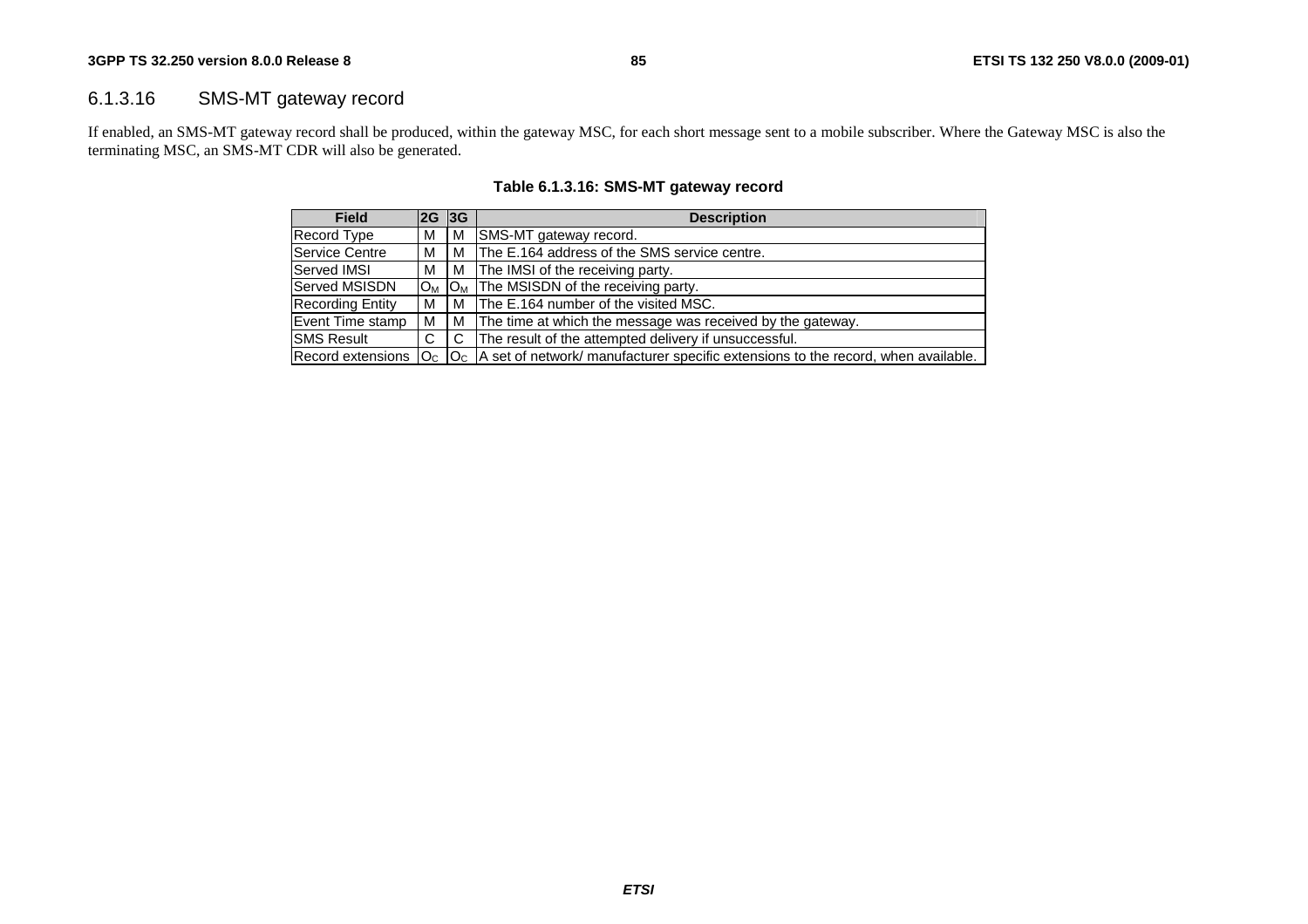### 6.1.3.16 SMS-MT gateway record

If enabled, an SMS-MT gateway record shall be produced, within the gateway MSC, for each short message sent to a mobile subscriber. Where the Gateway MSC is also the terminating MSC, an SMS-MT CDR will also be generated.

**Table 6.1.3.16: SMS-MT gateway record**

| Field | 2G | 3G | Description |
|---|---|---|---|
| Record Type | M | M | SMS-MT gateway record. |
| Service Centre | M | M | The E.164 address of the SMS service centre. |
| Served IMSI | M | M | The IMSI of the receiving party. |
| Served MSISDN | $O_M$ | $O_M$ | The MSISDN of the receiving party. |
| Recording Entity | M | M | The E.164 number of the visited MSC. |
| Event Time stamp | M | M | The time at which the message was received by the gateway. |
| SMS Result | C | C | The result of the attempted delivery if unsuccessful. |
| Record extensions | $O_C$ | $O_C$ | A set of network/ manufacturer specific extensions to the record, when available. |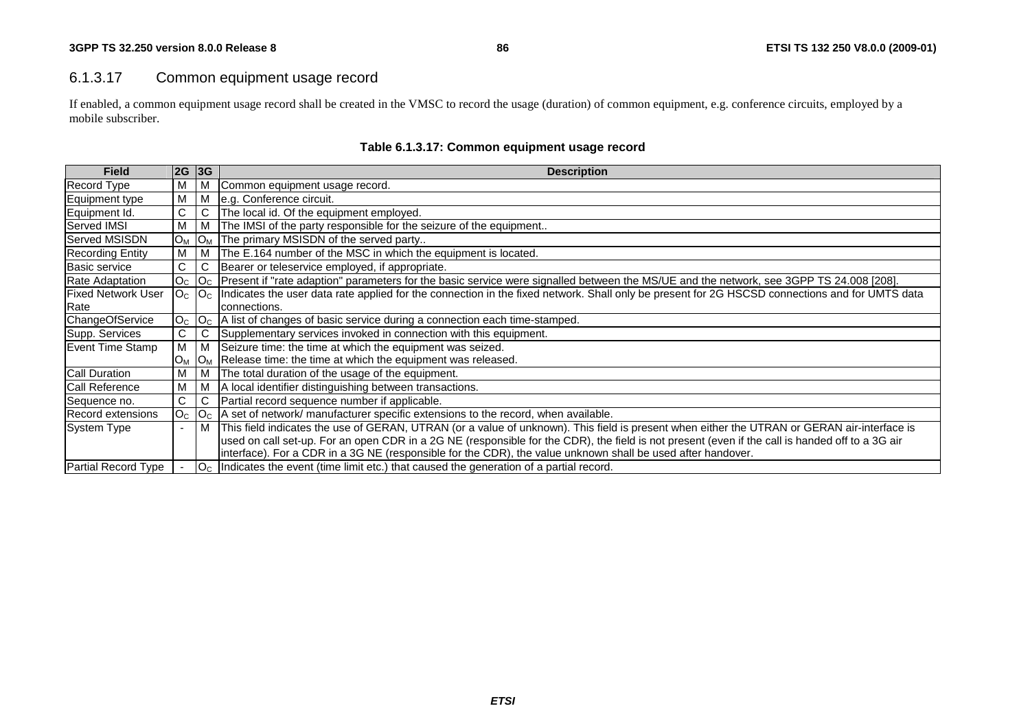### 6.1.3.17 Common equipment usage record

If enabled, a common equipment usage record shall be created in the VMSC to record the usage (duration) of common equipment, e.g. conference circuits, employed by a mobile subscriber.

**Table 6.1.3.17: Common equipment usage record**

| Field | 2G | 3G | Description |
|---|---|---|---|
| Record Type | M | M | Common equipment usage record. |
| Equipment type | M | M | e.g. Conference circuit. |
| Equipment Id. | C | C | The local id. Of the equipment employed. |
| Served IMSI | M | M | The IMSI of the party responsible for the seizure of the equipment.. |
| Served MSISDN | $O_M$ | $O_M$ | The primary MSISDN of the served party.. |
| Recording Entity | M | M | The E.164 number of the MSC in which the equipment is located. |
| Basic service | C | C | Bearer or teleservice employed, if appropriate. |
| Rate Adaptation | $O_C$ | $O_C$ | Present if "rate adaption" parameters for the basic service were signalled between the MS/UE and the network, see 3GPP TS 24.008 [208]. |
| Fixed Network User Rate | $O_C$ | $O_C$ | Indicates the user data rate applied for the connection in the fixed network. Shall only be present for 2G HSCSD connections and for UMTS data connections. |
| ChangeOfService | $O_C$ | $O_C$ | A list of changes of basic service during a connection each time-stamped. |
| Supp. Services | C | C | Supplementary services invoked in connection with this equipment. |
| Event Time Stamp | M | M | Seizure time: the time at which the equipment was seized. |
| | $O_M$ | $O_M$ | Release time: the time at which the equipment was released. |
| Call Duration | M | M | The total duration of the usage of the equipment. |
| Call Reference | M | M | A local identifier distinguishing between transactions. |
| Sequence no. | C | C | Partial record sequence number if applicable. |
| Record extensions | $O_C$ | $O_C$ | A set of network/ manufacturer specific extensions to the record, when available. |
| System Type | - | M | This field indicates the use of GERAN, UTRAN (or a value of unknown). This field is present when either the UTRAN or GERAN air-interface is used on call set-up. For an open CDR in a 2G NE (responsible for the CDR), the field is not present (even if the call is handed off to a 3G air interface). For a CDR in a 3G NE (responsible for the CDR), the value unknown shall be used after handover. |
| Partial Record Type | - | $O_C$ | Indicates the event (time limit etc.) that caused the generation of a partial record. |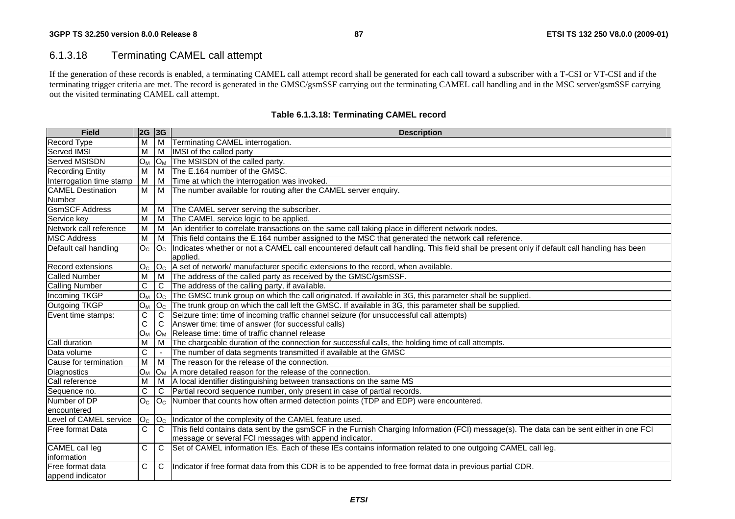### 6.1.3.18 Terminating CAMEL call attempt

If the generation of these records is enabled, a terminating CAMEL call attempt record shall be generated for each call toward a subscriber with a T-CSI or VT-CSI and if the terminating trigger criteria are met. The record is generated in the GMSC/gsmSSF carrying out the terminating CAMEL call handling and in the MSC server/gsmSSF carrying out the visited terminating CAMEL call attempt.

**Table 6.1.3.18: Terminating CAMEL record**

| Field | 2G | 3G | Description |
|---|---|---|---|
| Record Type | M | M | Terminating CAMEL interrogation. |
| Served IMSI | M | M | IMSI of the called party |
| Served MSISDN | $O_M$ | $O_M$ | The MSISDN of the called party. |
| Recording Entity | M | M | The E.164 number of the GMSC. |
| Interrogation time stamp | M | M | Time at which the interrogation was invoked. |
| CAMEL Destination Number | M | M | The number available for routing after the CAMEL server enquiry. |
| GsmSCF Address | M | M | The CAMEL server serving the subscriber. |
| Service key | M | M | The CAMEL service logic to be applied. |
| Network call reference | M | M | An identifier to correlate transactions on the same call taking place in different network nodes. |
| MSC Address | M | M | This field contains the E.164 number assigned to the MSC that generated the network call reference. |
| Default call handling | $O_C$ | $O_C$ | Indicates whether or not a CAMEL call encountered default call handling. This field shall be present only if default call handling has been applied. |
| Record extensions | $O_C$ | $O_C$ | A set of network/ manufacturer specific extensions to the record, when available. |
| Called Number | M | M | The address of the called party as received by the GMSC/gsmSSF. |
| Calling Number | C | C | The address of the calling party, if available. |
| Incoming TKGP | $O_M$ | $O_C$ | The GMSC trunk group on which the call originated. If available in 3G, this parameter shall be supplied. |
| Outgoing TKGP | $O_M$ | $O_C$ | The trunk group on which the call left the GMSC. If available in 3G, this parameter shall be supplied. |
| Event time stamps: | C<br>C<br>$O_M$ | C<br>C<br>$O_M$ | Seizure time: time of incoming traffic channel seizure (for unsuccessful call attempts)<br>Answer time: time of answer (for successful calls)<br>Release time: time of traffic channel release |
| Call duration | M | M | The chargeable duration of the connection for successful calls, the holding time of call attempts. |
| Data volume | C | - | The number of data segments transmitted if available at the GMSC |
| Cause for termination | M | M | The reason for the release of the connection. |
| Diagnostics | $O_M$ | $O_M$ | A more detailed reason for the release of the connection. |
| Call reference | M | M | A local identifier distinguishing between transactions on the same MS |
| Sequence no. | C | C | Partial record sequence number, only present in case of partial records. |
| Number of DP encountered | $O_C$ | $O_C$ | Number that counts how often armed detection points (TDP and EDP) were encountered. |
| Level of CAMEL service | $O_C$ | $O_C$ | Indicator of the complexity of the CAMEL feature used. |
| Free format Data | C | C | This field contains data sent by the gsmSCF in the Furnish Charging Information (FCI) message(s). The data can be sent either in one FCI message or several FCI messages with append indicator. |
| CAMEL call leg information | C | C | Set of CAMEL information IEs. Each of these IEs contains information related to one outgoing CAMEL call leg. |
| Free format data append indicator | C | C | Indicator if free format data from this CDR is to be appended to free format data in previous partial CDR. |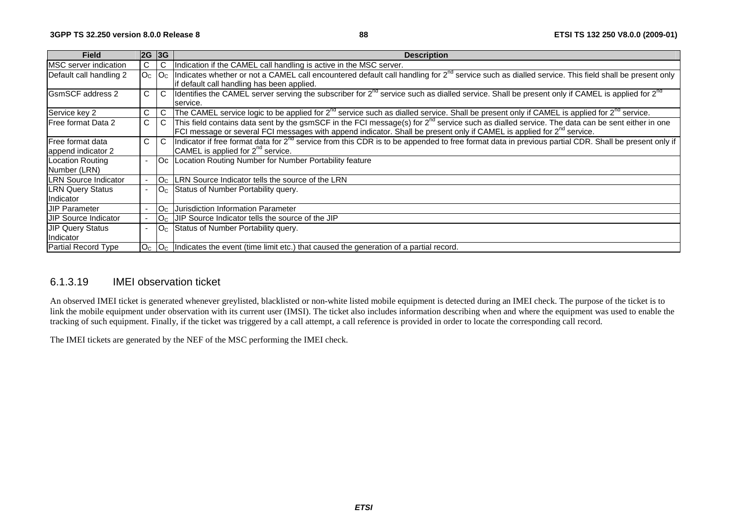| Field | 2G | 3G | Description |
|---|---|---|---|
| MSC server indication | C | C | Indication if the CAMEL call handling is active in the MSC server. |
| Default call handling 2 | $O_C$ | $O_C$ | Indicates whether or not a CAMEL call encountered default call handling for 2nd service such as dialled service. This field shall be present only if default call handling has been applied. |
| GsmSCF address 2 | C | C | Identifies the CAMEL server serving the subscriber for 2nd service such as dialled service. Shall be present only if CAMEL is applied for 2nd service. |
| Service key 2 | C | C | The CAMEL service logic to be applied for 2nd service such as dialled service. Shall be present only if CAMEL is applied for 2nd service. |
| Free format Data 2 | C | C | This field contains data sent by the gsmSCF in the FCI message(s) for 2nd service such as dialled service. The data can be sent either in one FCI message or several FCI messages with append indicator. Shall be present only if CAMEL is applied for 2nd service. |
| Free format data append indicator 2 | C | C | Indicator if free format data for 2nd service from this CDR is to be appended to free format data in previous partial CDR. Shall be present only if CAMEL is applied for 2nd service. |
| Location Routing Number (LRN) | - | Oc | Location Routing Number for Number Portability feature |
| LRN Source Indicator | - | $O_C$ | LRN Source Indicator tells the source of the LRN |
| LRN Query Status Indicator | - | $O_C$ | Status of Number Portability query. |
| JIP Parameter | - | $O_C$ | Jurisdiction Information Parameter |
| JIP Source Indicator | - | $O_C$ | JIP Source Indicator tells the source of the JIP |
| JIP Query Status Indicator | - | $O_C$ | Status of Number Portability query. |
| Partial Record Type | $O_C$ | $O_C$ | Indicates the event (time limit etc.) that caused the generation of a partial record. |

#### 6.1.3.19 IMEI observation ticket

An observed IMEI ticket is generated whenever greylisted, blacklisted or non-white listed mobile equipment is detected during an IMEI check. The purpose of the ticket is to link the mobile equipment under observation with its current user (IMSI). The ticket also includes information describing when and where the equipment was used to enable the tracking of such equipment. Finally, if the ticket was triggered by a call attempt, a call reference is provided in order to locate the corresponding call record.

The IMEI tickets are generated by the NEF of the MSC performing the IMEI check.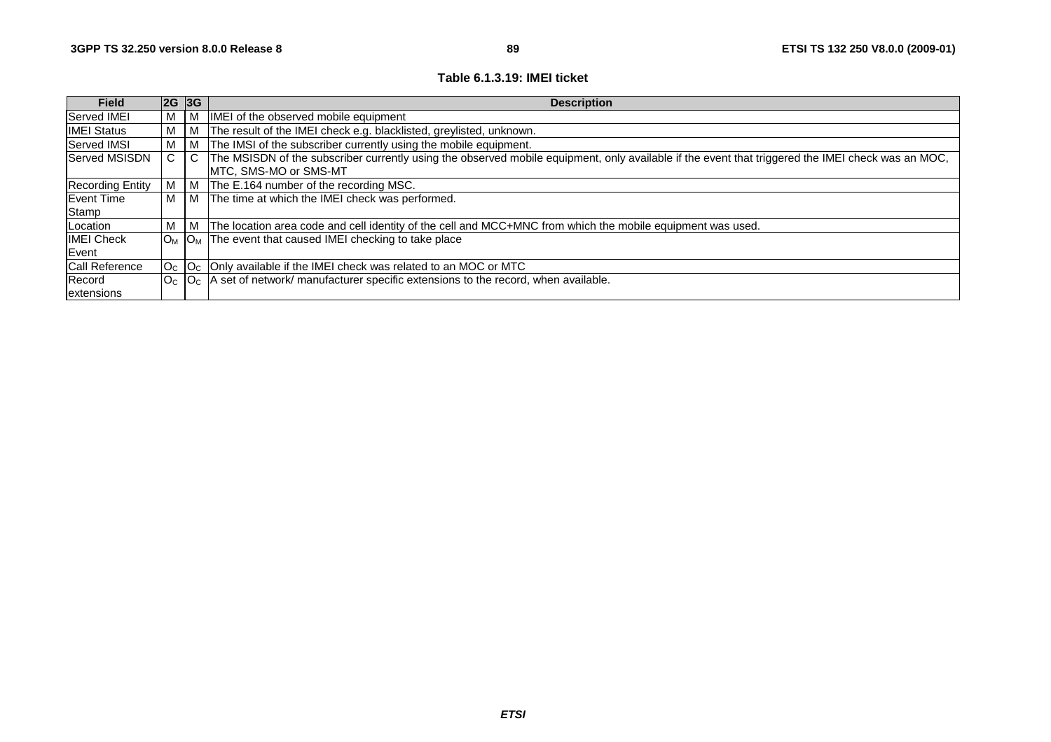**Table 6.1.3.19: IMEI ticket**

| Field | 2G | 3G | Description |
|---|---|---|---|
| Served IMEI | M | M | IMEI of the observed mobile equipment |
| IMEI Status | M | M | The result of the IMEI check e.g. blacklisted, greylisted, unknown. |
| Served IMSI | M | M | The IMSI of the subscriber currently using the mobile equipment. |
| Served MSISDN | C | C | The MSISDN of the subscriber currently using the observed mobile equipment, only available if the event that triggered the IMEI check was an MOC, MTC, SMS-MO or SMS-MT |
| Recording Entity | M | M | The E.164 number of the recording MSC. |
| Event Time Stamp | M | M | The time at which the IMEI check was performed. |
| Location | M | M | The location area code and cell identity of the cell and MCC+MNC from which the mobile equipment was used. |
| IMEI Check Event | $O_M$ | $O_M$ | The event that caused IMEI checking to take place |
| Call Reference | $O_C$ | $O_C$ | Only available if the IMEI check was related to an MOC or MTC |
| Record extensions | $O_C$ | $O_C$ | A set of network/ manufacturer specific extensions to the record, when available. |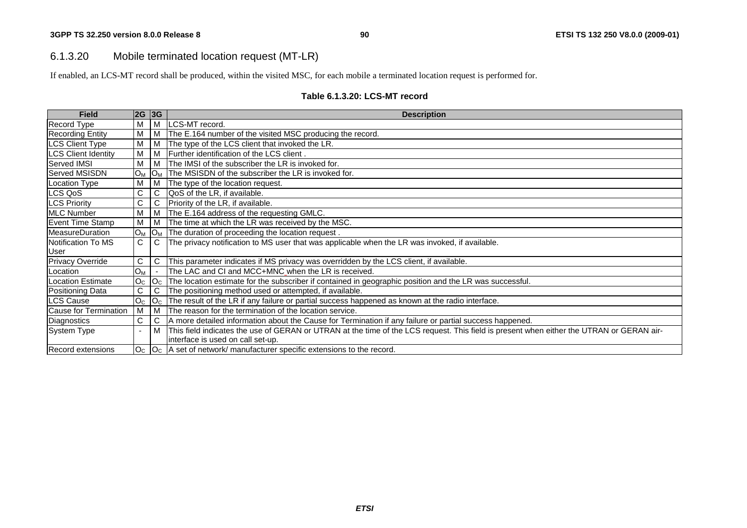### 6.1.3.20 Mobile terminated location request (MT-LR)

If enabled, an LCS-MT record shall be produced, within the visited MSC, for each mobile a terminated location request is performed for.

**Table 6.1.3.20: LCS-MT record**

| Field | 2G | 3G | Description |
|---|---|---|---|
| Record Type | M | M | LCS-MT record. |
| Recording Entity | M | M | The E.164 number of the visited MSC producing the record. |
| LCS Client Type | M | M | The type of the LCS client that invoked the LR. |
| LCS Client Identity | M | M | Further identification of the LCS client . |
| Served IMSI | M | M | The IMSI of the subscriber the LR is invoked for. |
| Served MSISDN | $O_M$ | $O_M$ | The MSISDN of the subscriber the LR is invoked for. |
| Location Type | M | M | The type of the location request. |
| LCS QoS | C | C | QoS of the LR, if available. |
| LCS Priority | C | C | Priority of the LR, if available. |
| MLC Number | M | M | The E.164 address of the requesting GMLC. |
| Event Time Stamp | M | M | The time at which the LR was received by the MSC. |
| MeasureDuration | $O_M$ | $O_M$ | The duration of proceeding the location request . |
| Notification To MS User | C | C | The privacy notification to MS user that was applicable when the LR was invoked, if available. |
| Privacy Override | C | C | This parameter indicates if MS privacy was overridden by the LCS client, if available. |
| Location | $O_M$ | - | The LAC and CI and MCC+MNC when the LR is received. |
| Location Estimate | $O_C$ | $O_C$ | The location estimate for the subscriber if contained in geographic position and the LR was successful. |
| Positioning Data | C | C | The positioning method used or attempted, if available. |
| LCS Cause | $O_C$ | $O_C$ | The result of the LR if any failure or partial success happened as known at the radio interface. |
| Cause for Termination | M | M | The reason for the termination of the location service. |
| Diagnostics | C | C | A more detailed information about the Cause for Termination if any failure or partial success happened. |
| System Type | - | M | This field indicates the use of GERAN or UTRAN at the time of the LCS request. This field is present when either the UTRAN or GERAN air-interface is used on call set-up. |
| Record extensions | $O_C$ | $O_C$ | A set of network/ manufacturer specific extensions to the record. |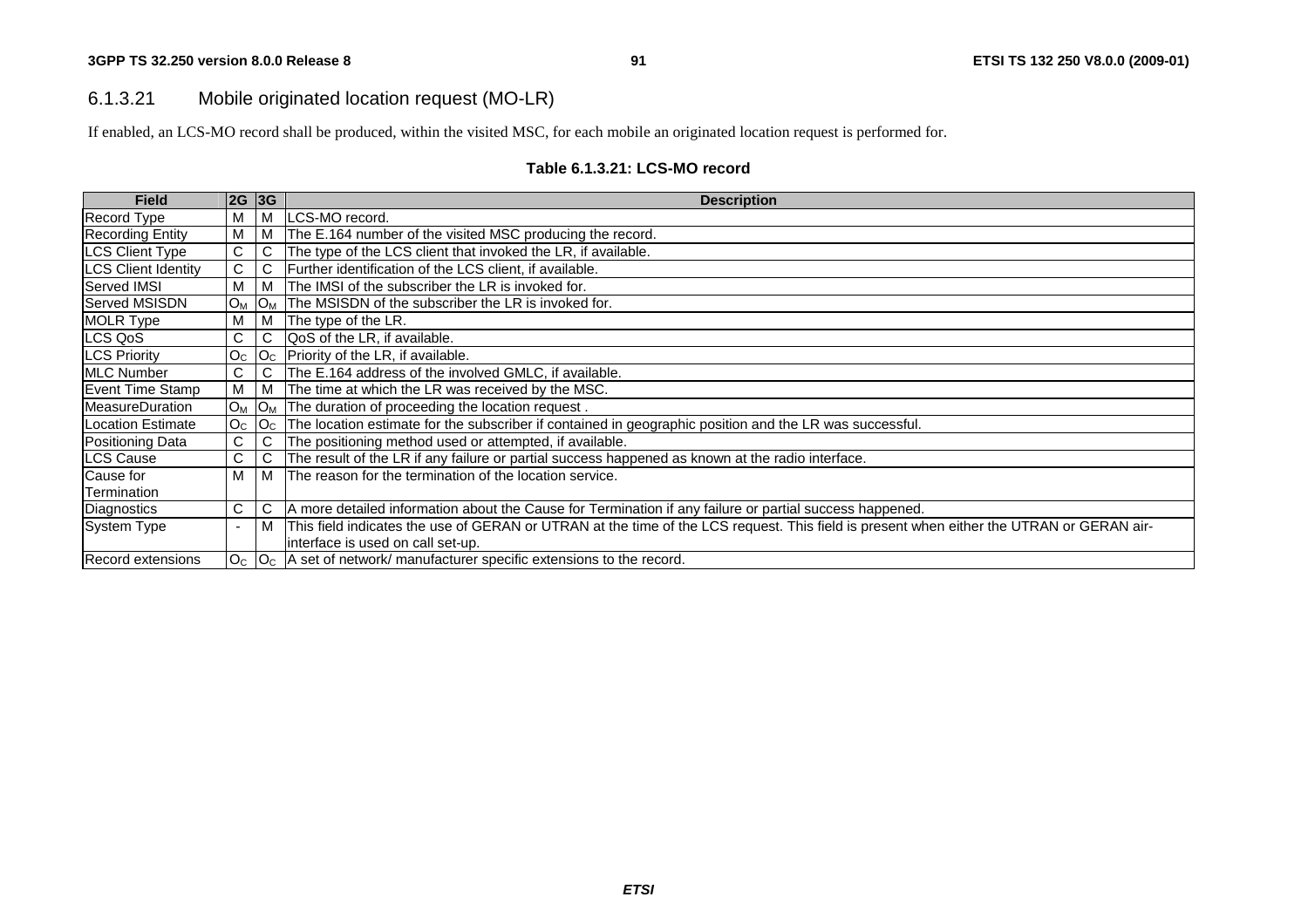### 6.1.3.21 Mobile originated location request (MO-LR)

If enabled, an LCS-MO record shall be produced, within the visited MSC, for each mobile an originated location request is performed for.

**Table 6.1.3.21: LCS-MO record**

| Field | 2G | 3G | Description |
|---|---|---|---|
| Record Type | M | M | LCS-MO record. |
| Recording Entity | M | M | The E.164 number of the visited MSC producing the record. |
| LCS Client Type | C | C | The type of the LCS client that invoked the LR, if available. |
| LCS Client Identity | C | C | Further identification of the LCS client, if available. |
| Served IMSI | M | M | The IMSI of the subscriber the LR is invoked for. |
| Served MSISDN | $O_M$ | $O_M$ | The MSISDN of the subscriber the LR is invoked for. |
| MOLR Type | M | M | The type of the LR. |
| LCS QoS | C | C | QoS of the LR, if available. |
| LCS Priority | $O_C$ | $O_C$ | Priority of the LR, if available. |
| MLC Number | C | C | The E.164 address of the involved GMLC, if available. |
| Event Time Stamp | M | M | The time at which the LR was received by the MSC. |
| MeasureDuration | $O_M$ | $O_M$ | The duration of proceeding the location request . |
| Location Estimate | $O_C$ | $O_C$ | The location estimate for the subscriber if contained in geographic position and the LR was successful. |
| Positioning Data | C | C | The positioning method used or attempted, if available. |
| LCS Cause | C | C | The result of the LR if any failure or partial success happened as known at the radio interface. |
| Cause for Termination | M | M | The reason for the termination of the location service. |
| Diagnostics | C | C | A more detailed information about the Cause for Termination if any failure or partial success happened. |
| System Type | - | M | This field indicates the use of GERAN or UTRAN at the time of the LCS request. This field is present when either the UTRAN or GERAN air-interface is used on call set-up. |
| Record extensions | $O_C$ | $O_C$ | A set of network/ manufacturer specific extensions to the record. |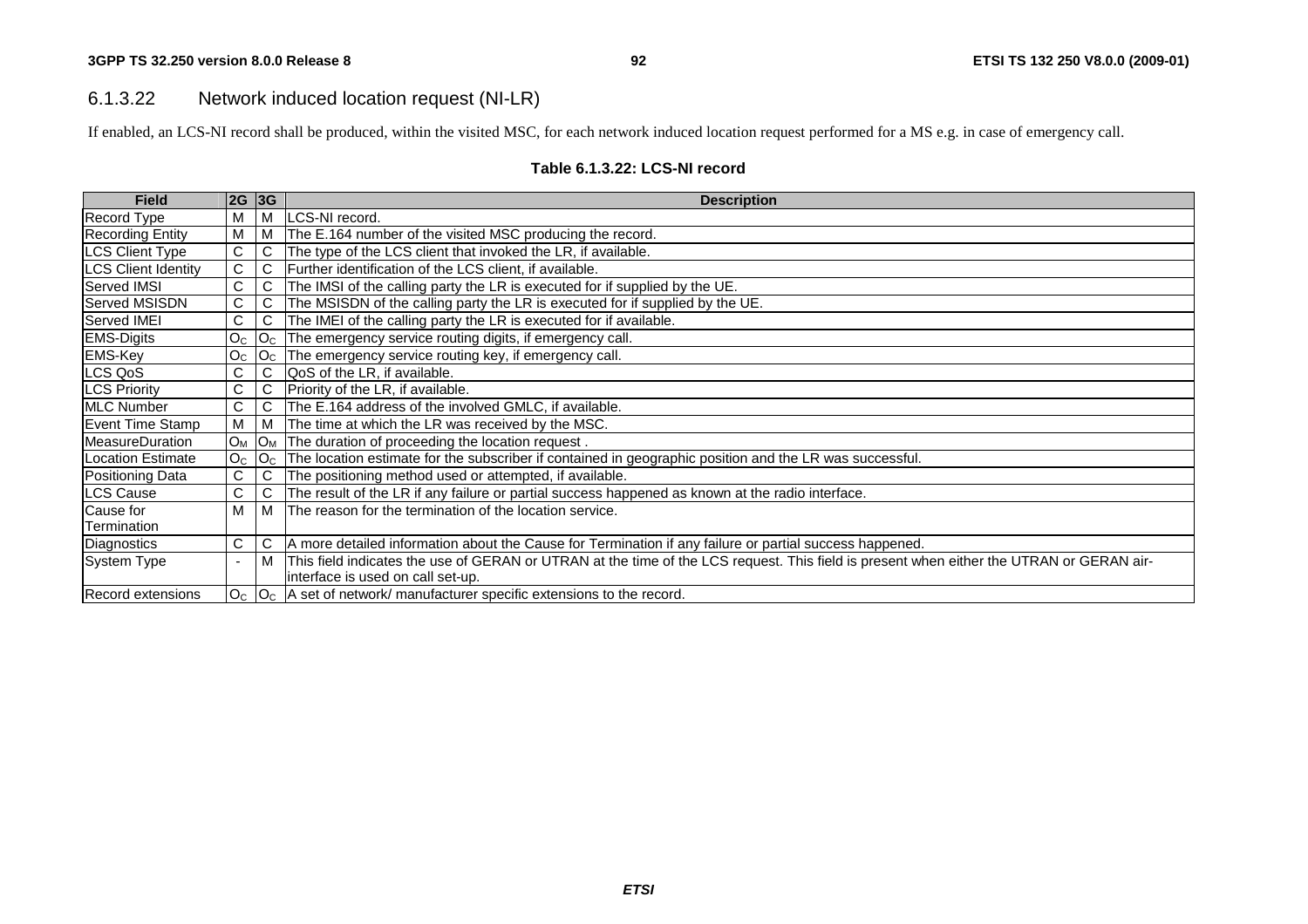### 6.1.3.22 Network induced location request (NI-LR)

If enabled, an LCS-NI record shall be produced, within the visited MSC, for each network induced location request performed for a MS e.g. in case of emergency call.

**Table 6.1.3.22: LCS-NI record**

| Field | 2G | 3G | Description |
|---|---|---|---|
| Record Type | M | M | LCS-NI record. |
| Recording Entity | M | M | The E.164 number of the visited MSC producing the record. |
| LCS Client Type | C | C | The type of the LCS client that invoked the LR, if available. |
| LCS Client Identity | C | C | Further identification of the LCS client, if available. |
| Served IMSI | C | C | The IMSI of the calling party the LR is executed for if supplied by the UE. |
| Served MSISDN | C | C | The MSISDN of the calling party the LR is executed for if supplied by the UE. |
| Served IMEI | C | C | The IMEI of the calling party the LR is executed for if available. |
| EMS-Digits | $O_C$ | $O_C$ | The emergency service routing digits, if emergency call. |
| EMS-Key | $O_C$ | $O_C$ | The emergency service routing key, if emergency call. |
| LCS QoS | C | C | QoS of the LR, if available. |
| LCS Priority | C | C | Priority of the LR, if available. |
| MLC Number | C | C | The E.164 address of the involved GMLC, if available. |
| Event Time Stamp | M | M | The time at which the LR was received by the MSC. |
| MeasureDuration | $O_M$ | $O_M$ | The duration of proceeding the location request . |
| Location Estimate | $O_C$ | $O_C$ | The location estimate for the subscriber if contained in geographic position and the LR was successful. |
| Positioning Data | C | C | The positioning method used or attempted, if available. |
| LCS Cause | C | C | The result of the LR if any failure or partial success happened as known at the radio interface. |
| Cause for Termination | M | M | The reason for the termination of the location service. |
| Diagnostics | C | C | A more detailed information about the Cause for Termination if any failure or partial success happened. |
| System Type | - | M | This field indicates the use of GERAN or UTRAN at the time of the LCS request. This field is present when either the UTRAN or GERAN air-interface is used on call set-up. |
| Record extensions | $O_C$ | $O_C$ | A set of network/ manufacturer specific extensions to the record. |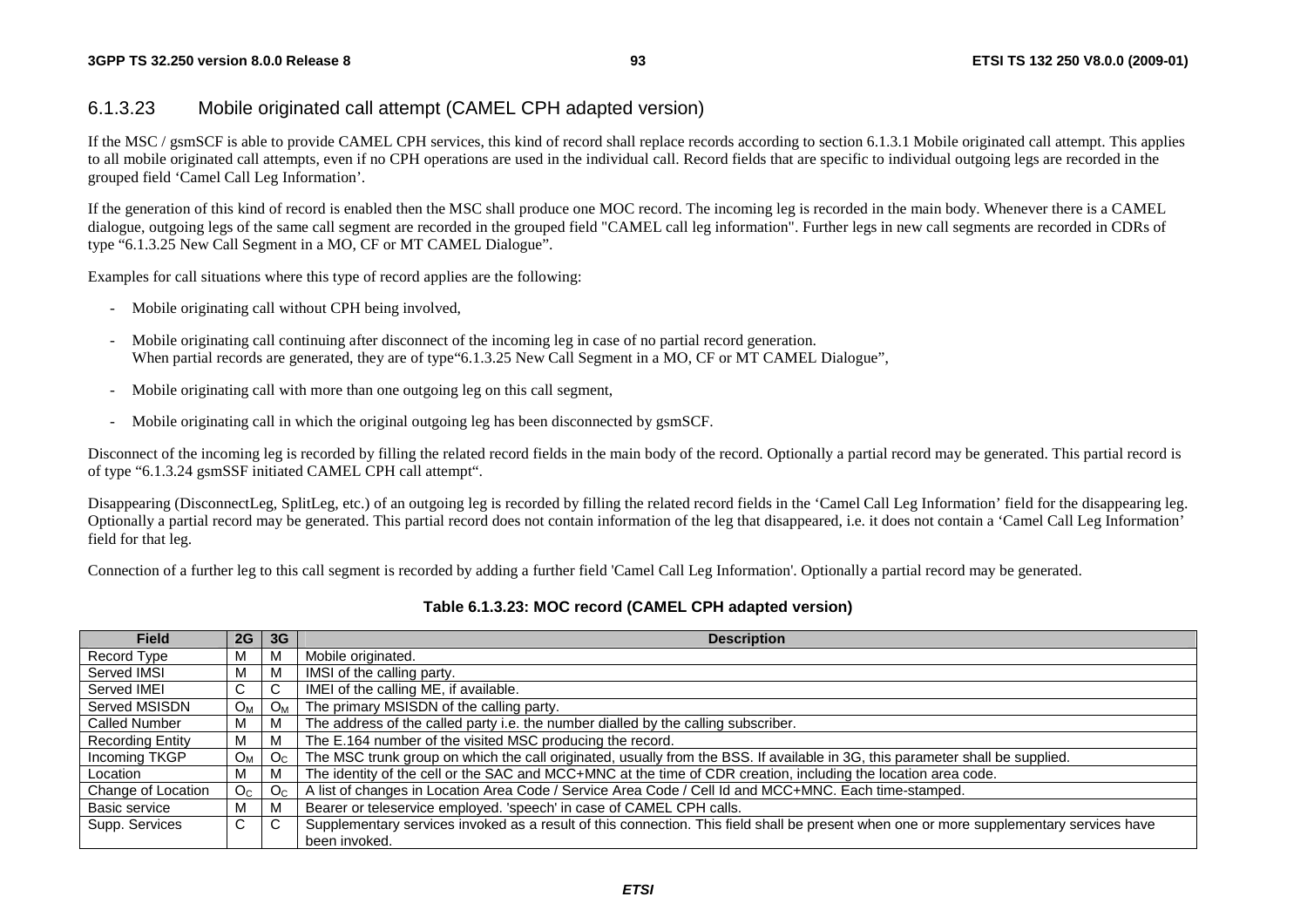### 6.1.3.23 Mobile originated call attempt (CAMEL CPH adapted version)

If the MSC / gsmSCF is able to provide CAMEL CPH services, this kind of record shall replace records according to section 6.1.3.1 Mobile originated call attempt. This applies to all mobile originated call attempts, even if no CPH operations are used in the individual call. Record fields that are specific to individual outgoing legs are recorded in the grouped field 'Camel Call Leg Information'.

If the generation of this kind of record is enabled then the MSC shall produce one MOC record. The incoming leg is recorded in the main body. Whenever there is a CAMEL dialogue, outgoing legs of the same call segment are recorded in the grouped field "CAMEL call leg information". Further legs in new call segments are recorded in CDRs of type "6.1.3.25 New Call Segment in a MO, CF or MT CAMEL Dialogue".

Examples for call situations where this type of record applies are the following:

- Mobile originating call without CPH being involved,
- Mobile originating call continuing after disconnect of the incoming leg in case of no partial record generation. When partial records are generated, they are of type"6.1.3.25 New Call Segment in a MO, CF or MT CAMEL Dialogue",
- Mobile originating call with more than one outgoing leg on this call segment,
- Mobile originating call in which the original outgoing leg has been disconnected by gsmSCF.

Disconnect of the incoming leg is recorded by filling the related record fields in the main body of the record. Optionally a partial record may be generated. This partial record is of type "6.1.3.24 gsmSSF initiated CAMEL CPH call attempt".

Disappearing (DisconnectLeg, SplitLeg, etc.) of an outgoing leg is recorded by filling the related record fields in the 'Camel Call Leg Information' field for the disappearing leg. Optionally a partial record may be generated. This partial record does not contain information of the leg that disappeared, i.e. it does not contain a 'Camel Call Leg Information' field for that leg.

Connection of a further leg to this call segment is recorded by adding a further field 'Camel Call Leg Information'. Optionally a partial record may be generated.

**Table 6.1.3.23: MOC record (CAMEL CPH adapted version)**

| Field | 2G | 3G | Description |
|---|---|---|---|
| Record Type | M | M | Mobile originated. |
| Served IMSI | M | M | IMSI of the calling party. |
| Served IMEI | C | C | IMEI of the calling ME, if available. |
| Served MSISDN | $O_M$ | $O_M$ | The primary MSISDN of the calling party. |
| Called Number | M | M | The address of the called party i.e. the number dialled by the calling subscriber. |
| Recording Entity | M | M | The E.164 number of the visited MSC producing the record. |
| Incoming TKGP | $O_M$ | $O_C$ | The MSC trunk group on which the call originated, usually from the BSS. If available in 3G, this parameter shall be supplied. |
| Location | M | M | The identity of the cell or the SAC and MCC+MNC at the time of CDR creation, including the location area code. |
| Change of Location | $O_C$ | $O_C$ | A list of changes in Location Area Code / Service Area Code / Cell Id and MCC+MNC. Each time-stamped. |
| Basic service | M | M | Bearer or teleservice employed. 'speech' in case of CAMEL CPH calls. |
| Supp. Services | C | C | Supplementary services invoked as a result of this connection. This field shall be present when one or more supplementary services have been invoked. |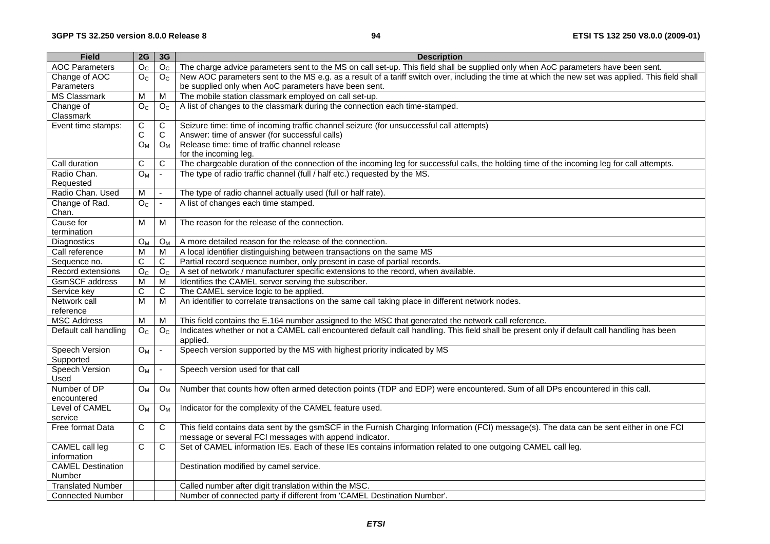| Field | 2G | 3G | Description |
|---|---|---|---|
| AOC Parameters | $O_C$ | $O_C$ | The charge advice parameters sent to the MS on call set-up. This field shall be supplied only when AoC parameters have been sent. |
| Change of AOC Parameters | $O_C$ | $O_C$ | New AOC parameters sent to the MS e.g. as a result of a tariff switch over, including the time at which the new set was applied. This field shall be supplied only when AoC parameters have been sent. |
| MS Classmark | M | M | The mobile station classmark employed on call set-up. |
| Change of Classmark | $O_C$ | $O_C$ | A list of changes to the classmark during the connection each time-stamped. |
| Event time stamps: | C<br>C<br>$O_M$ | C<br>C<br>$O_M$ | Seizure time: time of incoming traffic channel seizure (for unsuccessful call attempts)<br>Answer: time of answer (for successful calls)<br>Release time: time of traffic channel release<br>for the incoming leg. |
| Call duration | C | C | The chargeable duration of the connection of the incoming leg for successful calls, the holding time of the incoming leg for call attempts. |
| Radio Chan. Requested | $O_M$ | - | The type of radio traffic channel (full / half etc.) requested by the MS. |
| Radio Chan. Used | M | - | The type of radio channel actually used (full or half rate). |
| Change of Rad. Chan. | $O_C$ | - | A list of changes each time stamped. |
| Cause for termination | M | M | The reason for the release of the connection. |
| Diagnostics | $O_M$ | $O_M$ | A more detailed reason for the release of the connection. |
| Call reference | M | M | A local identifier distinguishing between transactions on the same MS |
| Sequence no. | C | C | Partial record sequence number, only present in case of partial records. |
| Record extensions | $O_C$ | $O_C$ | A set of network / manufacturer specific extensions to the record, when available. |
| GsmSCF address | M | M | Identifies the CAMEL server serving the subscriber. |
| Service key | C | C | The CAMEL service logic to be applied. |
| Network call reference | M | M | An identifier to correlate transactions on the same call taking place in different network nodes. |
| MSC Address | M | M | This field contains the E.164 number assigned to the MSC that generated the network call reference. |
| Default call handling | $O_C$ | $O_C$ | Indicates whether or not a CAMEL call encountered default call handling. This field shall be present only if default call handling has been applied. |
| Speech Version Supported | $O_M$ | - | Speech version supported by the MS with highest priority indicated by MS |
| Speech Version Used | $O_M$ | - | Speech version used for that call |
| Number of DP encountered | $O_M$ | $O_M$ | Number that counts how often armed detection points (TDP and EDP) were encountered. Sum of all DPs encountered in this call. |
| Level of CAMEL service | $O_M$ | $O_M$ | Indicator for the complexity of the CAMEL feature used. |
| Free format Data | C | C | This field contains data sent by the gsmSCF in the Furnish Charging Information (FCI) message(s). The data can be sent either in one FCI message or several FCI messages with append indicator. |
| CAMEL call leg information | C | C | Set of CAMEL information IEs. Each of these IEs contains information related to one outgoing CAMEL call leg. |
| CAMEL Destination Number | | | Destination modified by camel service. |
| Translated Number | | | Called number after digit translation within the MSC. |
| Connected Number | | | Number of connected party if different from 'CAMEL Destination Number'. |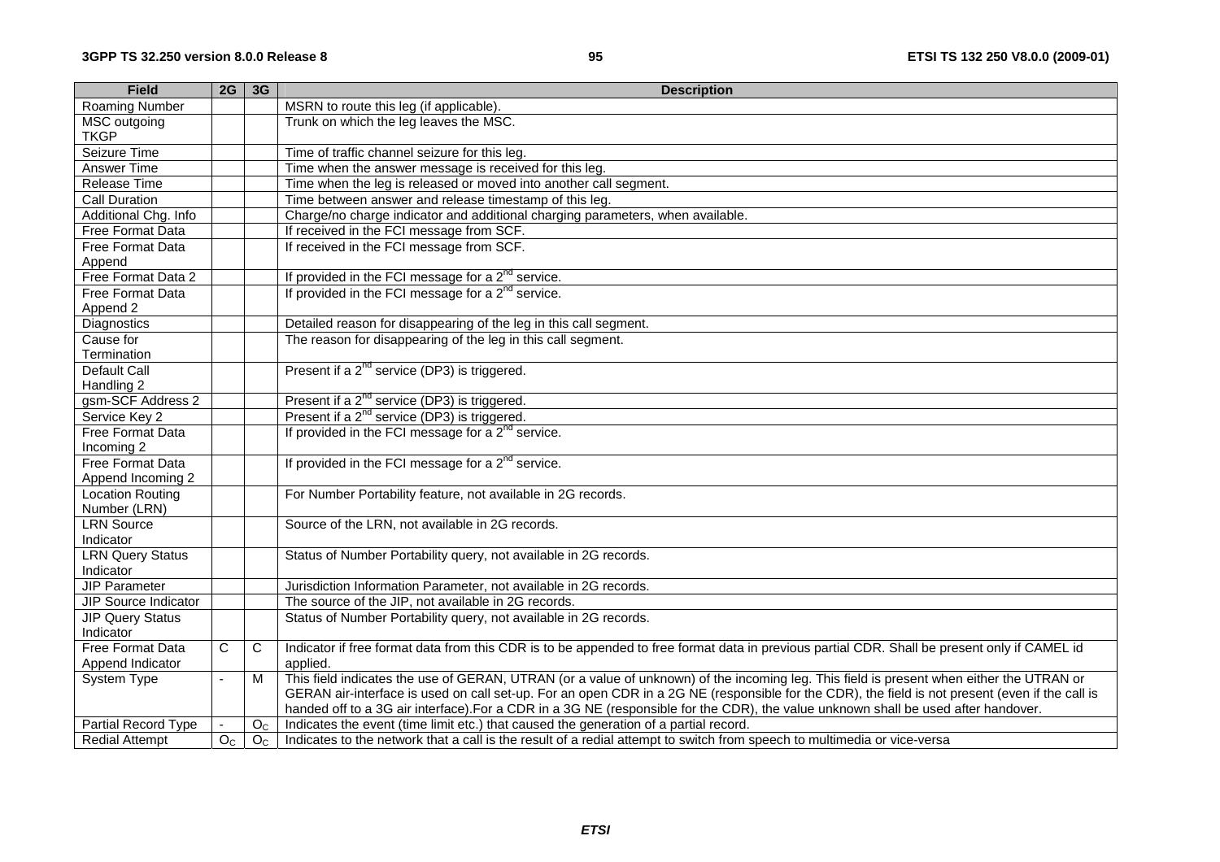| Field | 2G | 3G | Description |
|---|---|---|---|
| Roaming Number | | | MSRN to route this leg (if applicable). |
| MSC outgoing TKGP | | | Trunk on which the leg leaves the MSC. |
| Seizure Time | | | Time of traffic channel seizure for this leg. |
| Answer Time | | | Time when the answer message is received for this leg. |
| Release Time | | | Time when the leg is released or moved into another call segment. |
| Call Duration | | | Time between answer and release timestamp of this leg. |
| Additional Chg. Info | | | Charge/no charge indicator and additional charging parameters, when available. |
| Free Format Data | | | If received in the FCI message from SCF. |
| Free Format Data Append | | | If received in the FCI message from SCF. |
| Free Format Data 2 | | | If provided in the FCI message for a 2[nd] service. |
| Free Format Data Append 2 | | | If provided in the FCI message for a 2[nd] service. |
| Diagnostics | | | Detailed reason for disappearing of the leg in this call segment. |
| Cause for Termination | | | The reason for disappearing of the leg in this call segment. |
| Default Call Handling 2 | | | Present if a 2[nd] service (DP3) is triggered. |
| gsm-SCF Address 2 | | | Present if a 2[nd] service (DP3) is triggered. |
| Service Key 2 | | | Present if a 2[nd] service (DP3) is triggered. |
| Free Format Data Incoming 2 | | | If provided in the FCI message for a 2[nd] service. |
| Free Format Data Append Incoming 2 | | | If provided in the FCI message for a 2[nd] service. |
| Location Routing Number (LRN) | | | For Number Portability feature, not available in 2G records. |
| LRN Source Indicator | | | Source of the LRN, not available in 2G records. |
| LRN Query Status Indicator | | | Status of Number Portability query, not available in 2G records. |
| JIP Parameter | | | Jurisdiction Information Parameter, not available in 2G records. |
| JIP Source Indicator | | | The source of the JIP, not available in 2G records. |
| JIP Query Status Indicator | | | Status of Number Portability query, not available in 2G records. |
| Free Format Data Append Indicator | C | C | Indicator if free format data from this CDR is to be appended to free format data in previous partial CDR. Shall be present only if CAMEL id applied. |
| System Type | - | M | This field indicates the use of GERAN, UTRAN (or a value of unknown) of the incoming leg. This field is present when either the UTRAN or GERAN air-interface is used on call set-up. For an open CDR in a 2G NE (responsible for the CDR), the field is not present (even if the call is handed off to a 3G air interface).For a CDR in a 3G NE (responsible for the CDR), the value unknown shall be used after handover. |
| Partial Record Type | - | $O_C$ | Indicates the event (time limit etc.) that caused the generation of a partial record. |
| Redial Attempt | $O_C$ | $O_C$ | Indicates to the network that a call is the result of a redial attempt to switch from speech to multimedia or vice-versa |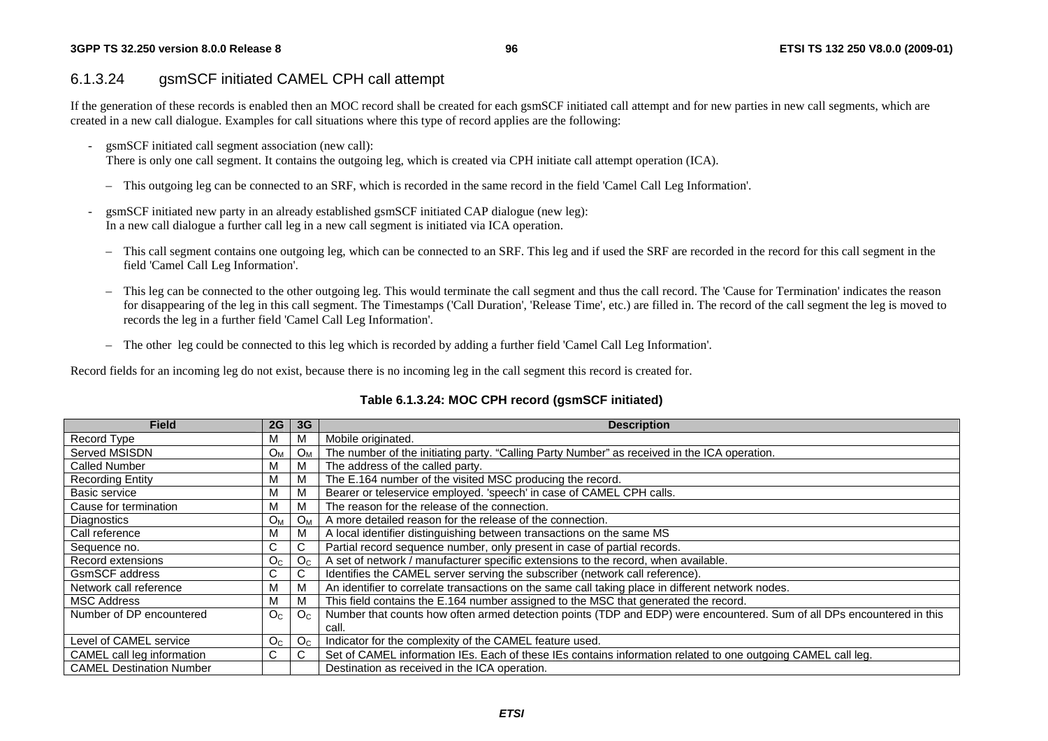### 6.1.3.24 gsmSCF initiated CAMEL CPH call attempt

If the generation of these records is enabled then an MOC record shall be created for each gsmSCF initiated call attempt and for new parties in new call segments, which are created in a new call dialogue. Examples for call situations where this type of record applies are the following:

- gsmSCF initiated call segment association (new call):
  There is only one call segment. It contains the outgoing leg, which is created via CPH initiate call attempt operation (ICA).
  - This outgoing leg can be connected to an SRF, which is recorded in the same record in the field 'Camel Call Leg Information'.
- gsmSCF initiated new party in an already established gsmSCF initiated CAP dialogue (new leg):
  In a new call dialogue a further call leg in a new call segment is initiated via ICA operation.
  - This call segment contains one outgoing leg, which can be connected to an SRF. This leg and if used the SRF are recorded in the record for this call segment in the field 'Camel Call Leg Information'.
  - This leg can be connected to the other outgoing leg. This would terminate the call segment and thus the call record. The 'Cause for Termination' indicates the reason for disappearing of the leg in this call segment. The Timestamps ('Call Duration', 'Release Time', etc.) are filled in. The record of the call segment the leg is moved to records the leg in a further field 'Camel Call Leg Information'.
  - The other  leg could be connected to this leg which is recorded by adding a further field 'Camel Call Leg Information'.

Record fields for an incoming leg do not exist, because there is no incoming leg in the call segment this record is created for.

**Table 6.1.3.24: MOC CPH record (gsmSCF initiated)**

| Field | 2G | 3G | Description |
|---|---|---|---|
| Record Type | M | M | Mobile originated. |
| Served MSISDN | $O_M$ | $O_M$ | The number of the initiating party. "Calling Party Number" as received in the ICA operation. |
| Called Number | M | M | The address of the called party. |
| Recording Entity | M | M | The E.164 number of the visited MSC producing the record. |
| Basic service | M | M | Bearer or teleservice employed. 'speech' in case of CAMEL CPH calls. |
| Cause for termination | M | M | The reason for the release of the connection. |
| Diagnostics | $O_M$ | $O_M$ | A more detailed reason for the release of the connection. |
| Call reference | M | M | A local identifier distinguishing between transactions on the same MS |
| Sequence no. | C | C | Partial record sequence number, only present in case of partial records. |
| Record extensions | $O_C$ | $O_C$ | A set of network / manufacturer specific extensions to the record, when available. |
| GsmSCF address | C | C | Identifies the CAMEL server serving the subscriber (network call reference). |
| Network call reference | M | M | An identifier to correlate transactions on the same call taking place in different network nodes. |
| MSC Address | M | M | This field contains the E.164 number assigned to the MSC that generated the record. |
| Number of DP encountered | $O_C$ | $O_C$ | Number that counts how often armed detection points (TDP and EDP) were encountered. Sum of all DPs encountered in this call. |
| Level of CAMEL service | $O_C$ | $O_C$ | Indicator for the complexity of the CAMEL feature used. |
| CAMEL call leg information | C | C | Set of CAMEL information IEs. Each of these IEs contains information related to one outgoing CAMEL call leg. |
| CAMEL Destination Number | | | Destination as received in the ICA operation. |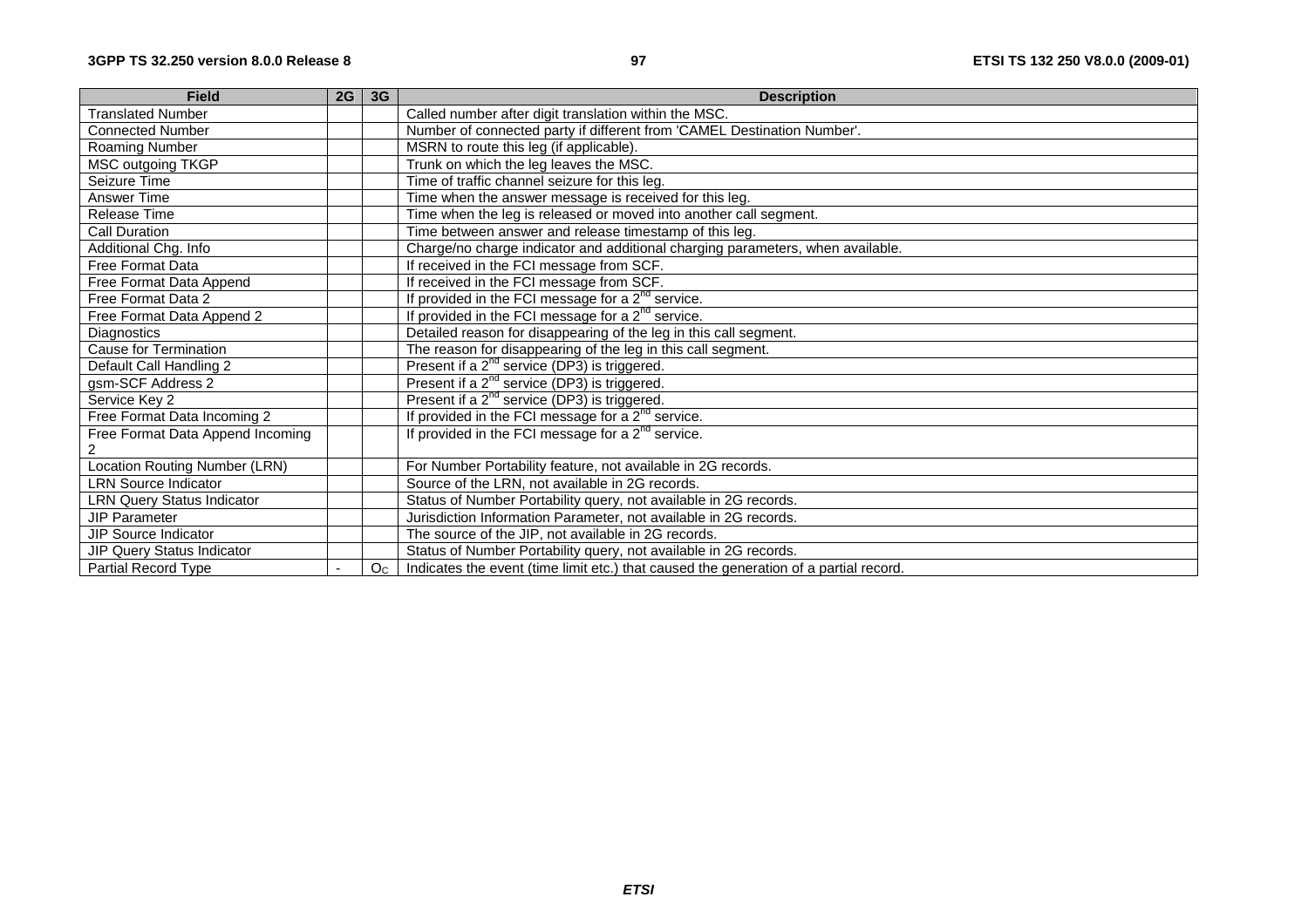| Field | 2G | 3G | Description |
|---|---|---|---|
| Translated Number | | | Called number after digit translation within the MSC. |
| Connected Number | | | Number of connected party if different from 'CAMEL Destination Number'. |
| Roaming Number | | | MSRN to route this leg (if applicable). |
| MSC outgoing TKGP | | | Trunk on which the leg leaves the MSC. |
| Seizure Time | | | Time of traffic channel seizure for this leg. |
| Answer Time | | | Time when the answer message is received for this leg. |
| Release Time | | | Time when the leg is released or moved into another call segment. |
| Call Duration | | | Time between answer and release timestamp of this leg. |
| Additional Chg. Info | | | Charge/no charge indicator and additional charging parameters, when available. |
| Free Format Data | | | If received in the FCI message from SCF. |
| Free Format Data Append | | | If received in the FCI message from SCF. |
| Free Format Data 2 | | | If provided in the FCI message for a 2nd service. |
| Free Format Data Append 2 | | | If provided in the FCI message for a 2nd service. |
| Diagnostics | | | Detailed reason for disappearing of the leg in this call segment. |
| Cause for Termination | | | The reason for disappearing of the leg in this call segment. |
| Default Call Handling 2 | | | Present if a 2nd service (DP3) is triggered. |
| gsm-SCF Address 2 | | | Present if a 2nd service (DP3) is triggered. |
| Service Key 2 | | | Present if a 2nd service (DP3) is triggered. |
| Free Format Data Incoming 2 | | | If provided in the FCI message for a 2nd service. |
| Free Format Data Append Incoming 2 | | | If provided in the FCI message for a 2nd service. |
| Location Routing Number (LRN) | | | For Number Portability feature, not available in 2G records. |
| LRN Source Indicator | | | Source of the LRN, not available in 2G records. |
| LRN Query Status Indicator | | | Status of Number Portability query, not available in 2G records. |
| JIP Parameter | | | Jurisdiction Information Parameter, not available in 2G records. |
| JIP Source Indicator | | | The source of the JIP, not available in 2G records. |
| JIP Query Status Indicator | | | Status of Number Portability query, not available in 2G records. |
| Partial Record Type | - | $O_C$ | Indicates the event (time limit etc.) that caused the generation of a partial record. |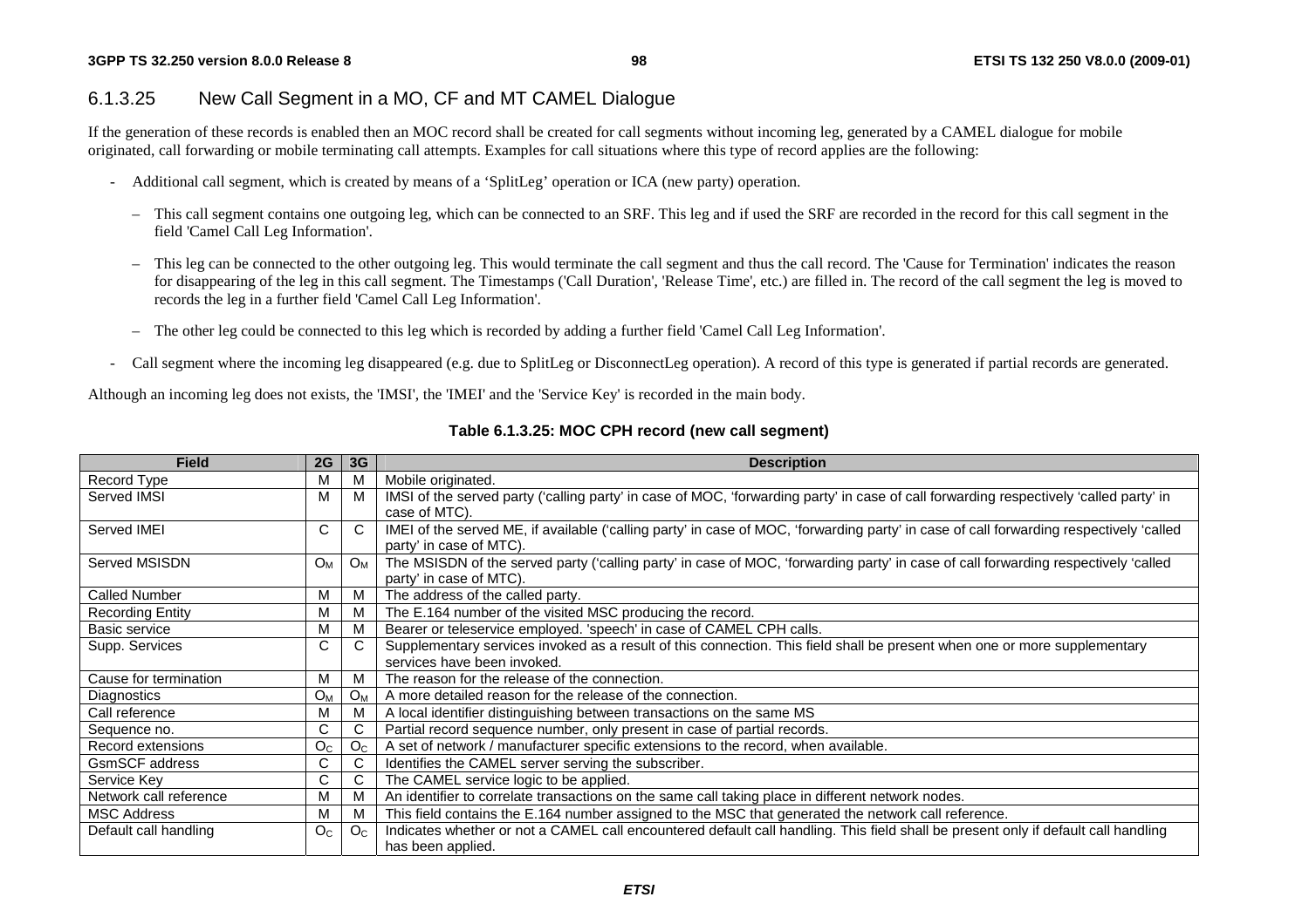### 6.1.3.25 New Call Segment in a MO, CF and MT CAMEL Dialogue

If the generation of these records is enabled then an MOC record shall be created for call segments without incoming leg, generated by a CAMEL dialogue for mobile originated, call forwarding or mobile terminating call attempts. Examples for call situations where this type of record applies are the following:

- Additional call segment, which is created by means of a 'SplitLeg' operation or ICA (new party) operation.
  - This call segment contains one outgoing leg, which can be connected to an SRF. This leg and if used the SRF are recorded in the record for this call segment in the field 'Camel Call Leg Information'.
  - This leg can be connected to the other outgoing leg. This would terminate the call segment and thus the call record. The 'Cause for Termination' indicates the reason for disappearing of the leg in this call segment. The Timestamps ('Call Duration', 'Release Time', etc.) are filled in. The record of the call segment the leg is moved to records the leg in a further field 'Camel Call Leg Information'.
  - The other leg could be connected to this leg which is recorded by adding a further field 'Camel Call Leg Information'.
- Call segment where the incoming leg disappeared (e.g. due to SplitLeg or DisconnectLeg operation). A record of this type is generated if partial records are generated.

Although an incoming leg does not exists, the 'IMSI', the 'IMEI' and the 'Service Key' is recorded in the main body.

**Table 6.1.3.25: MOC CPH record (new call segment)**

| Field | 2G | 3G | Description |
|---|---|---|---|
| Record Type | M | M | Mobile originated. |
| Served IMSI | M | M | IMSI of the served party ('calling party' in case of MOC, 'forwarding party' in case of call forwarding respectively 'called party' in case of MTC). |
| Served IMEI | C | C | IMEI of the served ME, if available ('calling party' in case of MOC, 'forwarding party' in case of call forwarding respectively 'called party' in case of MTC). |
| Served MSISDN | $O_M$ | $O_M$ | The MSISDN of the served party ('calling party' in case of MOC, 'forwarding party' in case of call forwarding respectively 'called party' in case of MTC). |
| Called Number | M | M | The address of the called party. |
| Recording Entity | M | M | The E.164 number of the visited MSC producing the record. |
| Basic service | M | M | Bearer or teleservice employed. 'speech' in case of CAMEL CPH calls. |
| Supp. Services | C | C | Supplementary services invoked as a result of this connection. This field shall be present when one or more supplementary services have been invoked. |
| Cause for termination | M | M | The reason for the release of the connection. |
| Diagnostics | $O_M$ | $O_M$ | A more detailed reason for the release of the connection. |
| Call reference | M | M | A local identifier distinguishing between transactions on the same MS |
| Sequence no. | C | C | Partial record sequence number, only present in case of partial records. |
| Record extensions | $O_C$ | $O_C$ | A set of network / manufacturer specific extensions to the record, when available. |
| GsmSCF address | C | C | Identifies the CAMEL server serving the subscriber. |
| Service Key | C | C | The CAMEL service logic to be applied. |
| Network call reference | M | M | An identifier to correlate transactions on the same call taking place in different network nodes. |
| MSC Address | M | M | This field contains the E.164 number assigned to the MSC that generated the network call reference. |
| Default call handling | $O_C$ | $O_C$ | Indicates whether or not a CAMEL call encountered default call handling. This field shall be present only if default call handling has been applied. |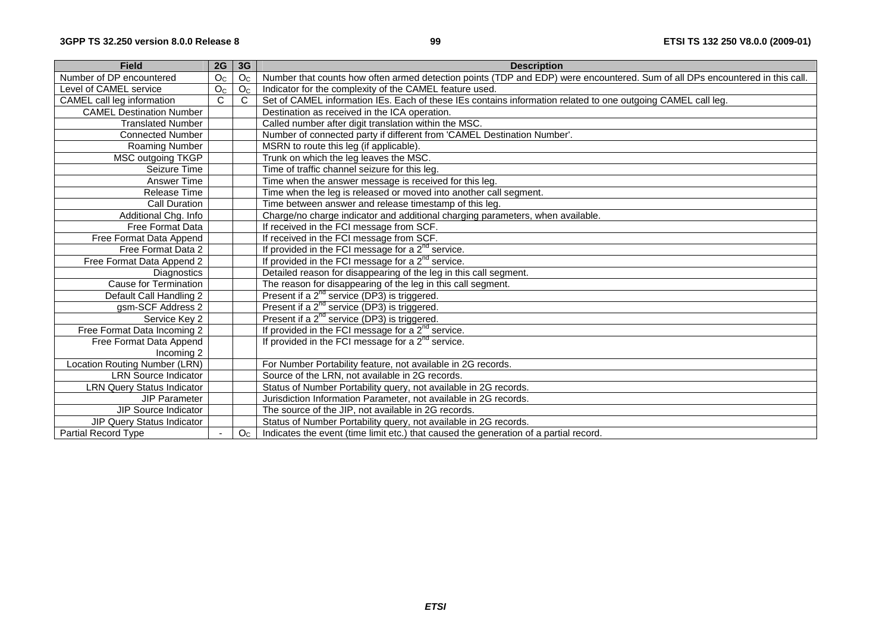| Field | 2G | 3G | Description |
| --- | --- | --- | --- |
| Number of DP encountered | $O_C$ | $O_C$ | Number that counts how often armed detection points (TDP and EDP) were encountered. Sum of all DPs encountered in this call. |
| Level of CAMEL service | $O_C$ | $O_C$ | Indicator for the complexity of the CAMEL feature used. |
| CAMEL call leg information | C | C | Set of CAMEL information IEs. Each of these IEs contains information related to one outgoing CAMEL call leg. |
| CAMEL Destination Number | | | Destination as received in the ICA operation. |
| Translated Number | | | Called number after digit translation within the MSC. |
| Connected Number | | | Number of connected party if different from 'CAMEL Destination Number'. |
| Roaming Number | | | MSRN to route this leg (if applicable). |
| MSC outgoing TKGP | | | Trunk on which the leg leaves the MSC. |
| Seizure Time | | | Time of traffic channel seizure for this leg. |
| Answer Time | | | Time when the answer message is received for this leg. |
| Release Time | | | Time when the leg is released or moved into another call segment. |
| Call Duration | | | Time between answer and release timestamp of this leg. |
| Additional Chg. Info | | | Charge/no charge indicator and additional charging parameters, when available. |
| Free Format Data | | | If received in the FCI message from SCF. |
| Free Format Data Append | | | If received in the FCI message from SCF. |
| Free Format Data 2 | | | If provided in the FCI message for a 2nd service. |
| Free Format Data Append 2 | | | If provided in the FCI message for a 2nd service. |
| Diagnostics | | | Detailed reason for disappearing of the leg in this call segment. |
| Cause for Termination | | | The reason for disappearing of the leg in this call segment. |
| Default Call Handling 2 | | | Present if a 2nd service (DP3) is triggered. |
| gsm-SCF Address 2 | | | Present if a 2nd service (DP3) is triggered. |
| Service Key 2 | | | Present if a 2nd service (DP3) is triggered. |
| Free Format Data Incoming 2 | | | If provided in the FCI message for a 2nd service. |
| Free Format Data Append Incoming 2 | | | If provided in the FCI message for a 2nd service. |
| Location Routing Number (LRN) | | | For Number Portability feature, not available in 2G records. |
| LRN Source Indicator | | | Source of the LRN, not available in 2G records. |
| LRN Query Status Indicator | | | Status of Number Portability query, not available in 2G records. |
| JIP Parameter | | | Jurisdiction Information Parameter, not available in 2G records. |
| JIP Source Indicator | | | The source of the JIP, not available in 2G records. |
| JIP Query Status Indicator | | | Status of Number Portability query, not available in 2G records. |
| Partial Record Type | - | $O_C$ | Indicates the event (time limit etc.) that caused the generation of a partial record. |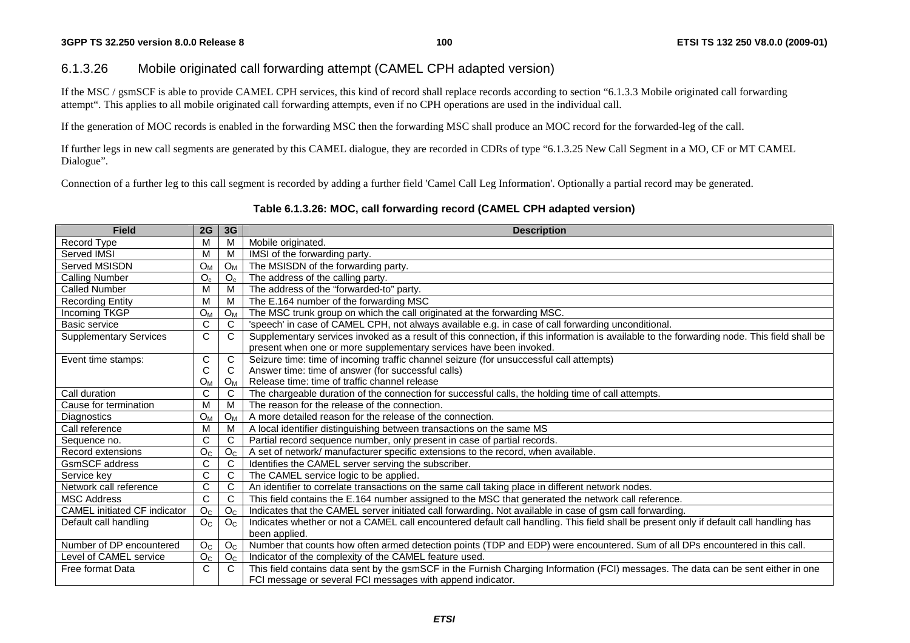### 6.1.3.26 Mobile originated call forwarding attempt (CAMEL CPH adapted version)

If the MSC / gsmSCF is able to provide CAMEL CPH services, this kind of record shall replace records according to section "6.1.3.3 Mobile originated call forwarding attempt". This applies to all mobile originated call forwarding attempts, even if no CPH operations are used in the individual call.

If the generation of MOC records is enabled in the forwarding MSC then the forwarding MSC shall produce an MOC record for the forwarded-leg of the call.

If further legs in new call segments are generated by this CAMEL dialogue, they are recorded in CDRs of type "6.1.3.25 New Call Segment in a MO, CF or MT CAMEL Dialogue".

Connection of a further leg to this call segment is recorded by adding a further field 'Camel Call Leg Information'. Optionally a partial record may be generated.

**Table 6.1.3.26: MOC, call forwarding record (CAMEL CPH adapted version)**

| Field | 2G | 3G | Description |
|---|---|---|---|
| Record Type | M | M | Mobile originated. |
| Served IMSI | M | M | IMSI of the forwarding party. |
| Served MSISDN | $O_M$ | $O_M$ | The MSISDN of the forwarding party. |
| Calling Number | $O_c$ | $O_c$ | The address of the calling party. |
| Called Number | M | M | The address of the "forwarded-to" party. |
| Recording Entity | M | M | The E.164 number of the forwarding MSC |
| Incoming TKGP | $O_M$ | $O_M$ | The MSC trunk group on which the call originated at the forwarding MSC. |
| Basic service | C | C | 'speech' in case of CAMEL CPH, not always available e.g. in case of call forwarding unconditional. |
| Supplementary Services | C | C | Supplementary services invoked as a result of this connection, if this information is available to the forwarding node. This field shall be present when one or more supplementary services have been invoked. |
| Event time stamps: | C<br>C<br>$O_M$ | C<br>C<br>$O_M$ | Seizure time: time of incoming traffic channel seizure (for unsuccessful call attempts)<br>Answer time: time of answer (for successful calls)<br>Release time: time of traffic channel release |
| Call duration | C | C | The chargeable duration of the connection for successful calls, the holding time of call attempts. |
| Cause for termination | M | M | The reason for the release of the connection. |
| Diagnostics | $O_M$ | $O_M$ | A more detailed reason for the release of the connection. |
| Call reference | M | M | A local identifier distinguishing between transactions on the same MS |
| Sequence no. | C | C | Partial record sequence number, only present in case of partial records. |
| Record extensions | $O_C$ | $O_C$ | A set of network/ manufacturer specific extensions to the record, when available. |
| GsmSCF address | C | C | Identifies the CAMEL server serving the subscriber. |
| Service key | C | C | The CAMEL service logic to be applied. |
| Network call reference | C | C | An identifier to correlate transactions on the same call taking place in different network nodes. |
| MSC Address | C | C | This field contains the E.164 number assigned to the MSC that generated the network call reference. |
| CAMEL initiated CF indicator | $O_C$ | $O_C$ | Indicates that the CAMEL server initiated call forwarding. Not available in case of gsm call forwarding. |
| Default call handling | $O_C$ | $O_C$ | Indicates whether or not a CAMEL call encountered default call handling. This field shall be present only if default call handling has been applied. |
| Number of DP encountered | $O_C$ | $O_C$ | Number that counts how often armed detection points (TDP and EDP) were encountered. Sum of all DPs encountered in this call. |
| Level of CAMEL service | $O_C$ | $O_C$ | Indicator of the complexity of the CAMEL feature used. |
| Free format Data | C | C | This field contains data sent by the gsmSCF in the Furnish Charging Information (FCI) messages. The data can be sent either in one FCI message or several FCI messages with append indicator. |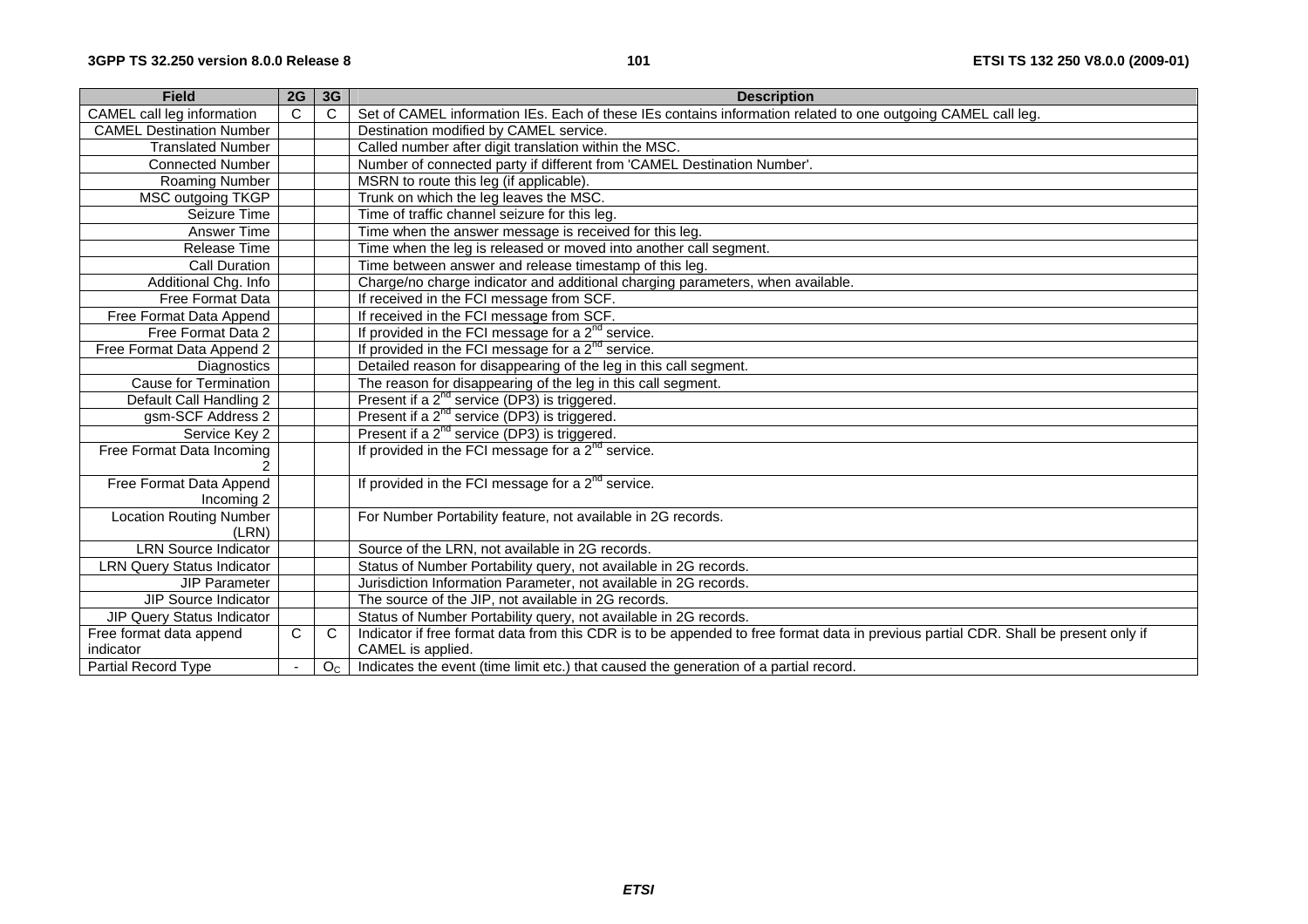| Field | 2G | 3G | Description |
|---|---|---|---|
| CAMEL call leg information | C | C | Set of CAMEL information IEs. Each of these IEs contains information related to one outgoing CAMEL call leg. |
| CAMEL Destination Number | | | Destination modified by CAMEL service. |
| Translated Number | | | Called number after digit translation within the MSC. |
| Connected Number | | | Number of connected party if different from 'CAMEL Destination Number'. |
| Roaming Number | | | MSRN to route this leg (if applicable). |
| MSC outgoing TKGP | | | Trunk on which the leg leaves the MSC. |
| Seizure Time | | | Time of traffic channel seizure for this leg. |
| Answer Time | | | Time when the answer message is received for this leg. |
| Release Time | | | Time when the leg is released or moved into another call segment. |
| Call Duration | | | Time between answer and release timestamp of this leg. |
| Additional Chg. Info | | | Charge/no charge indicator and additional charging parameters, when available. |
| Free Format Data | | | If received in the FCI message from SCF. |
| Free Format Data Append | | | If received in the FCI message from SCF. |
| Free Format Data 2 | | | If provided in the FCI message for a 2nd service. |
| Free Format Data Append 2 | | | If provided in the FCI message for a 2nd service. |
| Diagnostics | | | Detailed reason for disappearing of the leg in this call segment. |
| Cause for Termination | | | The reason for disappearing of the leg in this call segment. |
| Default Call Handling 2 | | | Present if a 2nd service (DP3) is triggered. |
| gsm-SCF Address 2 | | | Present if a 2nd service (DP3) is triggered. |
| Service Key 2 | | | Present if a 2nd service (DP3) is triggered. |
| Free Format Data Incoming 2 | | | If provided in the FCI message for a 2nd service. |
| Free Format Data Append Incoming 2 | | | If provided in the FCI message for a 2nd service. |
| Location Routing Number (LRN) | | | For Number Portability feature, not available in 2G records. |
| LRN Source Indicator | | | Source of the LRN, not available in 2G records. |
| LRN Query Status Indicator | | | Status of Number Portability query, not available in 2G records. |
| JIP Parameter | | | Jurisdiction Information Parameter, not available in 2G records. |
| JIP Source Indicator | | | The source of the JIP, not available in 2G records. |
| JIP Query Status Indicator | | | Status of Number Portability query, not available in 2G records. |
| Free format data append indicator | C | C | Indicator if free format data from this CDR is to be appended to free format data in previous partial CDR. Shall be present only if CAMEL is applied. |
| Partial Record Type | - | $O_C$ | Indicates the event (time limit etc.) that caused the generation of a partial record. |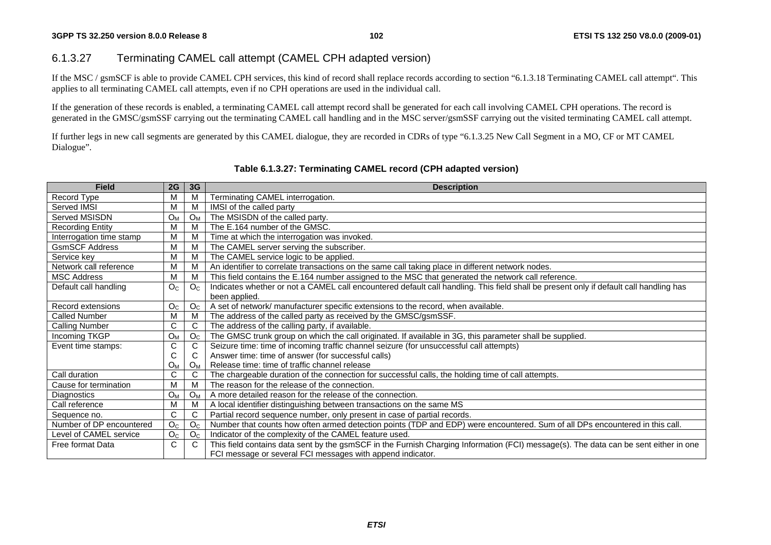### 6.1.3.27 Terminating CAMEL call attempt (CAMEL CPH adapted version)

If the MSC / gsmSCF is able to provide CAMEL CPH services, this kind of record shall replace records according to section "6.1.3.18 Terminating CAMEL call attempt". This applies to all terminating CAMEL call attempts, even if no CPH operations are used in the individual call.

If the generation of these records is enabled, a terminating CAMEL call attempt record shall be generated for each call involving CAMEL CPH operations. The record is generated in the GMSC/gsmSSF carrying out the terminating CAMEL call handling and in the MSC server/gsmSSF carrying out the visited terminating CAMEL call attempt.

If further legs in new call segments are generated by this CAMEL dialogue, they are recorded in CDRs of type "6.1.3.25 New Call Segment in a MO, CF or MT CAMEL Dialogue".

**Table 6.1.3.27: Terminating CAMEL record (CPH adapted version)**

| Field | 2G | 3G | Description |
|---|---|---|---|
| Record Type | M | M | Terminating CAMEL interrogation. |
| Served IMSI | M | M | IMSI of the called party |
| Served MSISDN | $O_M$ | $O_M$ | The MSISDN of the called party. |
| Recording Entity | M | M | The E.164 number of the GMSC. |
| Interrogation time stamp | M | M | Time at which the interrogation was invoked. |
| GsmSCF Address | M | M | The CAMEL server serving the subscriber. |
| Service key | M | M | The CAMEL service logic to be applied. |
| Network call reference | M | M | An identifier to correlate transactions on the same call taking place in different network nodes. |
| MSC Address | M | M | This field contains the E.164 number assigned to the MSC that generated the network call reference. |
| Default call handling | $O_C$ | $O_C$ | Indicates whether or not a CAMEL call encountered default call handling. This field shall be present only if default call handling has been applied. |
| Record extensions | $O_C$ | $O_C$ | A set of network/ manufacturer specific extensions to the record, when available. |
| Called Number | M | M | The address of the called party as received by the GMSC/gsmSSF. |
| Calling Number | C | C | The address of the calling party, if available. |
| Incoming TKGP | $O_M$ | $O_C$ | The GMSC trunk group on which the call originated. If available in 3G, this parameter shall be supplied. |
| Event time stamps: | C<br>C<br>$O_M$ | C<br>C<br>$O_M$ | Seizure time: time of incoming traffic channel seizure (for unsuccessful call attempts)<br>Answer time: time of answer (for successful calls)<br>Release time: time of traffic channel release |
| Call duration | C | C | The chargeable duration of the connection for successful calls, the holding time of call attempts. |
| Cause for termination | M | M | The reason for the release of the connection. |
| Diagnostics | $O_M$ | $O_M$ | A more detailed reason for the release of the connection. |
| Call reference | M | M | A local identifier distinguishing between transactions on the same MS |
| Sequence no. | C | C | Partial record sequence number, only present in case of partial records. |
| Number of DP encountered | $O_C$ | $O_C$ | Number that counts how often armed detection points (TDP and EDP) were encountered. Sum of all DPs encountered in this call. |
| Level of CAMEL service | $O_C$ | $O_C$ | Indicator of the complexity of the CAMEL feature used. |
| Free format Data | C | C | This field contains data sent by the gsmSCF in the Furnish Charging Information (FCI) message(s). The data can be sent either in one FCI message or several FCI messages with append indicator. |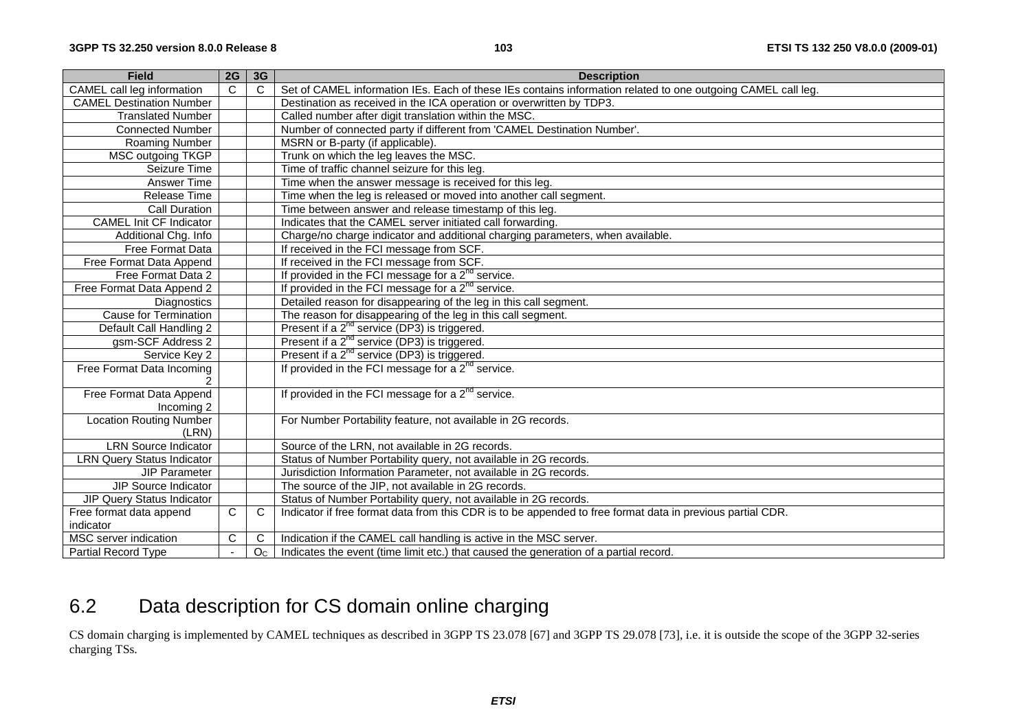| Field | 2G | 3G | Description |
|---|---|---|---|
| CAMEL call leg information | C | C | Set of CAMEL information IEs. Each of these IEs contains information related to one outgoing CAMEL call leg. |
| CAMEL Destination Number | | | Destination as received in the ICA operation or overwritten by TDP3. |
| Translated Number | | | Called number after digit translation within the MSC. |
| Connected Number | | | Number of connected party if different from 'CAMEL Destination Number'. |
| Roaming Number | | | MSRN or B-party (if applicable). |
| MSC outgoing TKGP | | | Trunk on which the leg leaves the MSC. |
| Seizure Time | | | Time of traffic channel seizure for this leg. |
| Answer Time | | | Time when the answer message is received for this leg. |
| Release Time | | | Time when the leg is released or moved into another call segment. |
| Call Duration | | | Time between answer and release timestamp of this leg. |
| CAMEL Init CF Indicator | | | Indicates that the CAMEL server initiated call forwarding. |
| Additional Chg. Info | | | Charge/no charge indicator and additional charging parameters, when available. |
| Free Format Data | | | If received in the FCI message from SCF. |
| Free Format Data Append | | | If received in the FCI message from SCF. |
| Free Format Data 2 | | | If provided in the FCI message for a 2nd service. |
| Free Format Data Append 2 | | | If provided in the FCI message for a 2nd service. |
| Diagnostics | | | Detailed reason for disappearing of the leg in this call segment. |
| Cause for Termination | | | The reason for disappearing of the leg in this call segment. |
| Default Call Handling 2 | | | Present if a 2nd service (DP3) is triggered. |
| gsm-SCF Address 2 | | | Present if a 2nd service (DP3) is triggered. |
| Service Key 2 | | | Present if a 2nd service (DP3) is triggered. |
| Free Format Data Incoming 2 | | | If provided in the FCI message for a 2nd service. |
| Free Format Data Append Incoming 2 | | | If provided in the FCI message for a 2nd service. |
| Location Routing Number (LRN) | | | For Number Portability feature, not available in 2G records. |
| LRN Source Indicator | | | Source of the LRN, not available in 2G records. |
| LRN Query Status Indicator | | | Status of Number Portability query, not available in 2G records. |
| JIP Parameter | | | Jurisdiction Information Parameter, not available in 2G records. |
| JIP Source Indicator | | | The source of the JIP, not available in 2G records. |
| JIP Query Status Indicator | | | Status of Number Portability query, not available in 2G records. |
| Free format data append indicator | C | C | Indicator if free format data from this CDR is to be appended to free format data in previous partial CDR. |
| MSC server indication | C | C | Indication if the CAMEL call handling is active in the MSC server. |
| Partial Record Type | - | $O_C$ | Indicates the event (time limit etc.) that caused the generation of a partial record. |

## 6.2 Data description for CS domain online charging

CS domain charging is implemented by CAMEL techniques as described in 3GPP TS 23.078 [67] and 3GPP TS 29.078 [73], i.e. it is outside the scope of the 3GPP 32-series charging TSs.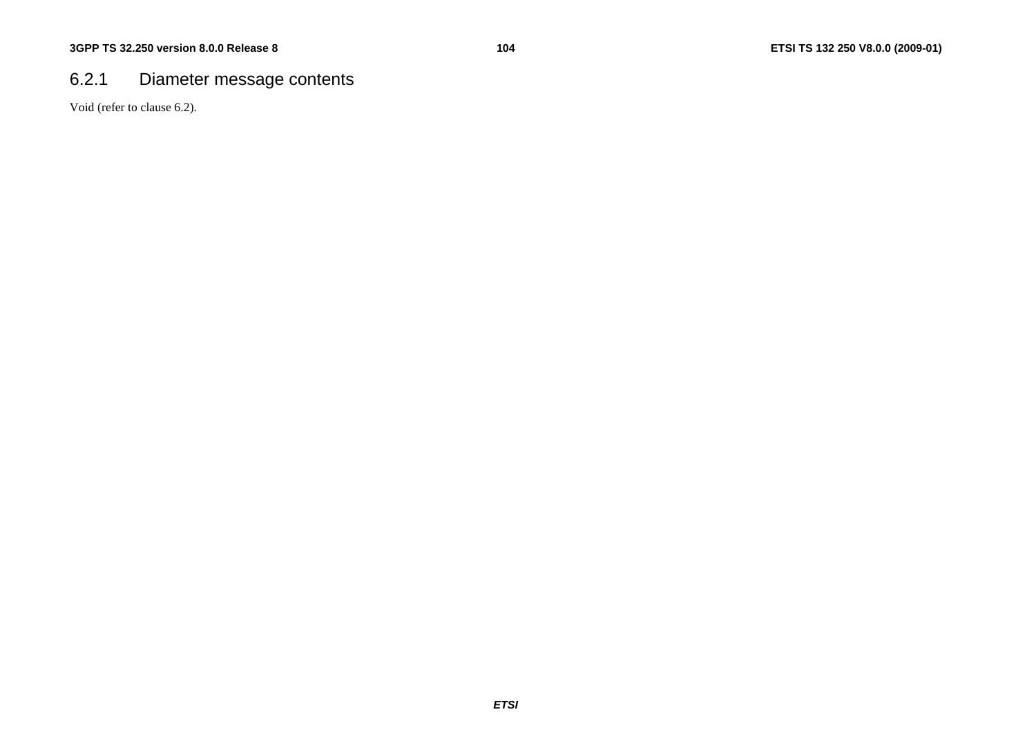### 6.2.1 Diameter message contents

Void (refer to clause 6.2).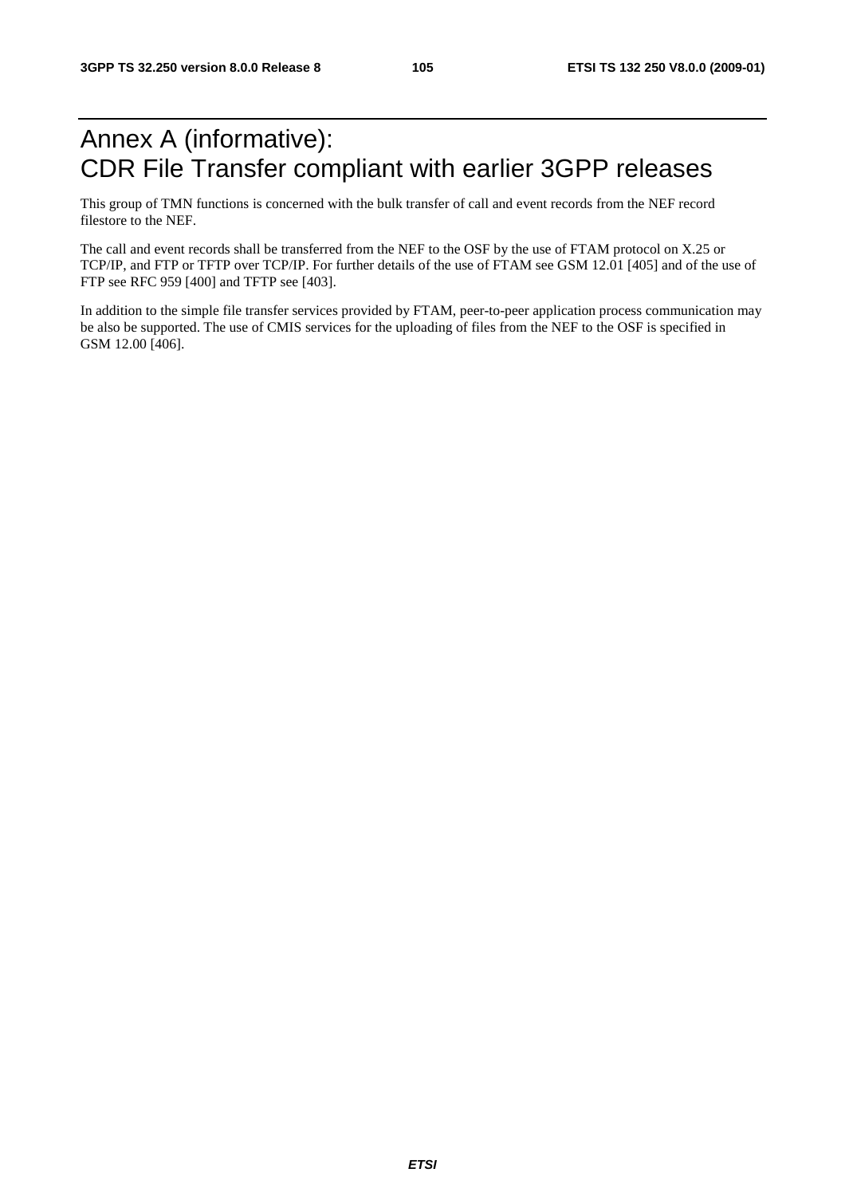# Annex A (informative): CDR File Transfer compliant with earlier 3GPP releases

This group of TMN functions is concerned with the bulk transfer of call and event records from the NEF record filestore to the NEF.

The call and event records shall be transferred from the NEF to the OSF by the use of FTAM protocol on X.25 or TCP/IP, and FTP or TFTP over TCP/IP. For further details of the use of FTAM see GSM 12.01 [405] and of the use of FTP see RFC 959 [400] and TFTP see [403].

In addition to the simple file transfer services provided by FTAM, peer-to-peer application process communication may be also be supported. The use of CMIS services for the uploading of files from the NEF to the OSF is specified in GSM 12.00 [406].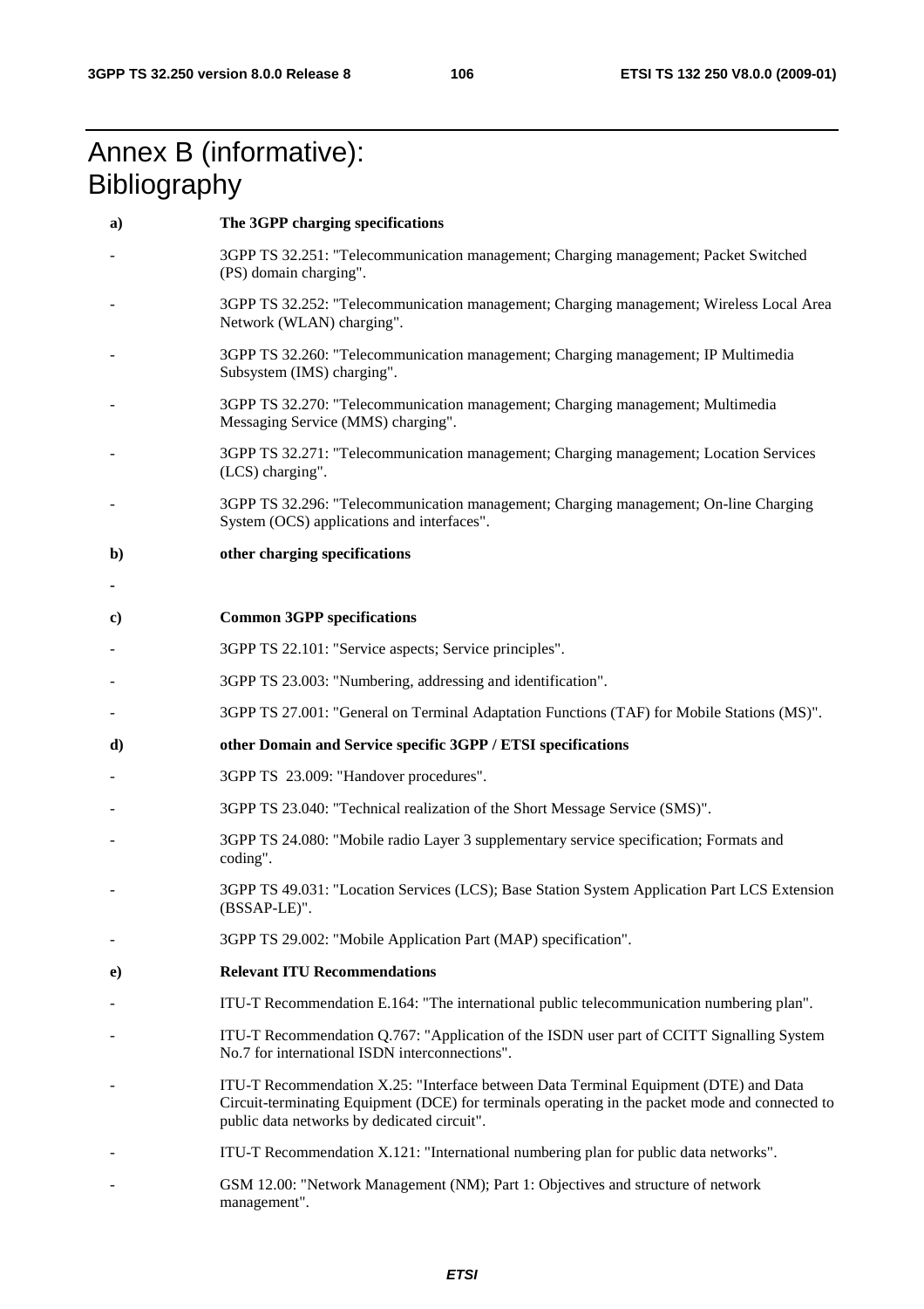# Annex B (informative): Bibliography

**a) The 3GPP charging specifications**

- 3GPP TS 32.251: "Telecommunication management; Charging management; Packet Switched (PS) domain charging".
- 3GPP TS 32.252: "Telecommunication management; Charging management; Wireless Local Area Network (WLAN) charging".
- 3GPP TS 32.260: "Telecommunication management; Charging management; IP Multimedia Subsystem (IMS) charging".
- 3GPP TS 32.270: "Telecommunication management; Charging management; Multimedia Messaging Service (MMS) charging".
- 3GPP TS 32.271: "Telecommunication management; Charging management; Location Services (LCS) charging".
- 3GPP TS 32.296: "Telecommunication management; Charging management; On-line Charging System (OCS) applications and interfaces".

**b) other charging specifications**

-

**c) Common 3GPP specifications**

- 3GPP TS 22.101: "Service aspects; Service principles".
- 3GPP TS 23.003: "Numbering, addressing and identification".
- 3GPP TS 27.001: "General on Terminal Adaptation Functions (TAF) for Mobile Stations (MS)".

**d) other Domain and Service specific 3GPP / ETSI specifications**

- 3GPP TS 23.009: "Handover procedures".
- 3GPP TS 23.040: "Technical realization of the Short Message Service (SMS)".
- 3GPP TS 24.080: "Mobile radio Layer 3 supplementary service specification; Formats and coding".
- 3GPP TS 49.031: "Location Services (LCS); Base Station System Application Part LCS Extension (BSSAP-LE)".
- 3GPP TS 29.002: "Mobile Application Part (MAP) specification".

**e) Relevant ITU Recommendations**

- ITU-T Recommendation E.164: "The international public telecommunication numbering plan".
- ITU-T Recommendation Q.767: "Application of the ISDN user part of CCITT Signalling System No.7 for international ISDN interconnections".
- ITU-T Recommendation X.25: "Interface between Data Terminal Equipment (DTE) and Data Circuit-terminating Equipment (DCE) for terminals operating in the packet mode and connected to public data networks by dedicated circuit".
- ITU-T Recommendation X.121: "International numbering plan for public data networks".
- GSM 12.00: "Network Management (NM); Part 1: Objectives and structure of network management".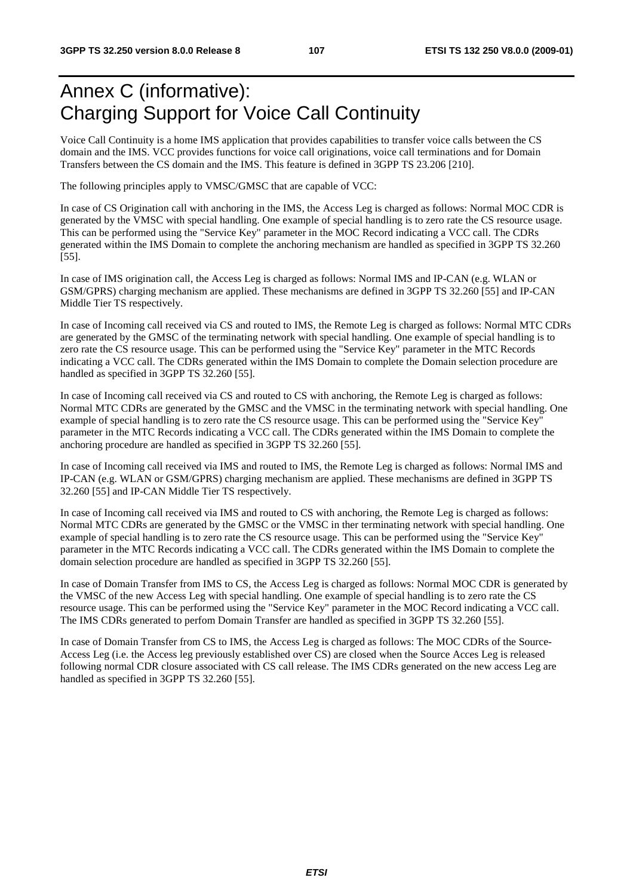# Annex C (informative): Charging Support for Voice Call Continuity

Voice Call Continuity is a home IMS application that provides capabilities to transfer voice calls between the CS domain and the IMS. VCC provides functions for voice call originations, voice call terminations and for Domain Transfers between the CS domain and the IMS. This feature is defined in 3GPP TS 23.206 [210].

The following principles apply to VMSC/GMSC that are capable of VCC:

In case of CS Origination call with anchoring in the IMS, the Access Leg is charged as follows: Normal MOC CDR is generated by the VMSC with special handling. One example of special handling is to zero rate the CS resource usage. This can be performed using the "Service Key" parameter in the MOC Record indicating a VCC call. The CDRs generated within the IMS Domain to complete the anchoring mechanism are handled as specified in 3GPP TS 32.260 [55].

In case of IMS origination call, the Access Leg is charged as follows: Normal IMS and IP-CAN (e.g. WLAN or GSM/GPRS) charging mechanism are applied. These mechanisms are defined in 3GPP TS 32.260 [55] and IP-CAN Middle Tier TS respectively.

In case of Incoming call received via CS and routed to IMS, the Remote Leg is charged as follows: Normal MTC CDRs are generated by the GMSC of the terminating network with special handling. One example of special handling is to zero rate the CS resource usage. This can be performed using the "Service Key" parameter in the MTC Records indicating a VCC call. The CDRs generated within the IMS Domain to complete the Domain selection procedure are handled as specified in 3GPP TS 32.260 [55].

In case of Incoming call received via CS and routed to CS with anchoring, the Remote Leg is charged as follows: Normal MTC CDRs are generated by the GMSC and the VMSC in the terminating network with special handling. One example of special handling is to zero rate the CS resource usage. This can be performed using the "Service Key" parameter in the MTC Records indicating a VCC call. The CDRs generated within the IMS Domain to complete the anchoring procedure are handled as specified in 3GPP TS 32.260 [55].

In case of Incoming call received via IMS and routed to IMS, the Remote Leg is charged as follows: Normal IMS and IP-CAN (e.g. WLAN or GSM/GPRS) charging mechanism are applied. These mechanisms are defined in 3GPP TS 32.260 [55] and IP-CAN Middle Tier TS respectively.

In case of Incoming call received via IMS and routed to CS with anchoring, the Remote Leg is charged as follows: Normal MTC CDRs are generated by the GMSC or the VMSC in ther terminating network with special handling. One example of special handling is to zero rate the CS resource usage. This can be performed using the "Service Key" parameter in the MTC Records indicating a VCC call. The CDRs generated within the IMS Domain to complete the domain selection procedure are handled as specified in 3GPP TS 32.260 [55].

In case of Domain Transfer from IMS to CS, the Access Leg is charged as follows: Normal MOC CDR is generated by the VMSC of the new Access Leg with special handling. One example of special handling is to zero rate the CS resource usage. This can be performed using the "Service Key" parameter in the MOC Record indicating a VCC call. The IMS CDRs generated to perfom Domain Transfer are handled as specified in 3GPP TS 32.260 [55].

In case of Domain Transfer from CS to IMS, the Access Leg is charged as follows: The MOC CDRs of the Source-Access Leg (i.e. the Access leg previously established over CS) are closed when the Source Acces Leg is released following normal CDR closure associated with CS call release. The IMS CDRs generated on the new access Leg are handled as specified in 3GPP TS 32.260 [55].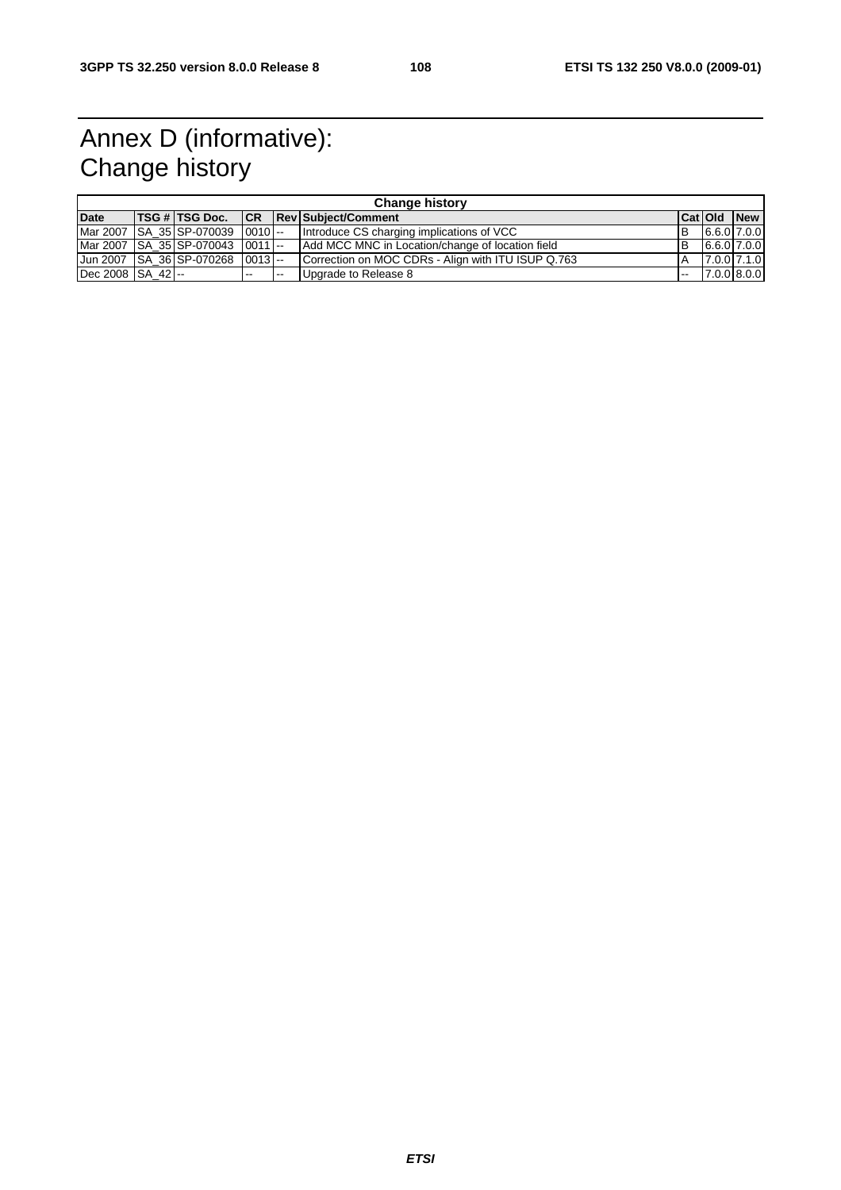# Annex D (informative): Change history

| Change history | | | | | | | | |
|---|---|---|---|---|---|---|---|---|
| **Date** | **TSG #** | **TSG Doc.** | **CR** | **Rev** | **Subject/Comment** | **Cat** | **Old** | **New** |
| Mar 2007 | SA_35 | SP-070039 | 0010 | -- | Introduce CS charging implications of VCC | B | 6.6.0 | 7.0.0 |
| Mar 2007 | SA_35 | SP-070043 | 0011 | -- | Add MCC MNC in Location/change of location field | B | 6.6.0 | 7.0.0 |
| Jun 2007 | SA_36 | SP-070268 | 0013 | -- | Correction on MOC CDRs - Align with ITU ISUP Q.763 | A | 7.0.0 | 7.1.0 |
| Dec 2008 | SA_42 | -- | -- | -- | Upgrade to Release 8 | -- | 7.0.0 | 8.0.0 |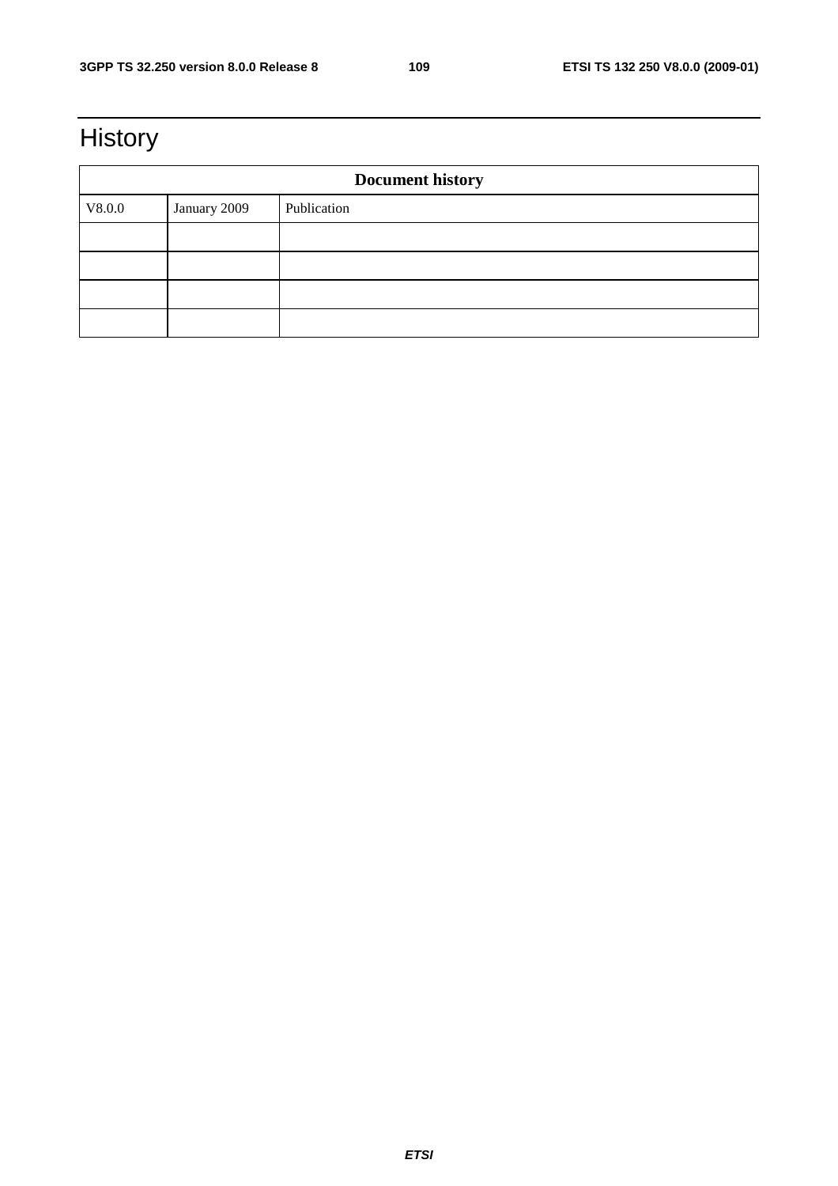# History

| Document history | | |
|---|---|---|
| V8.0.0 | January 2009 | Publication |
| | | |
| | | |
| | | |
| | | |